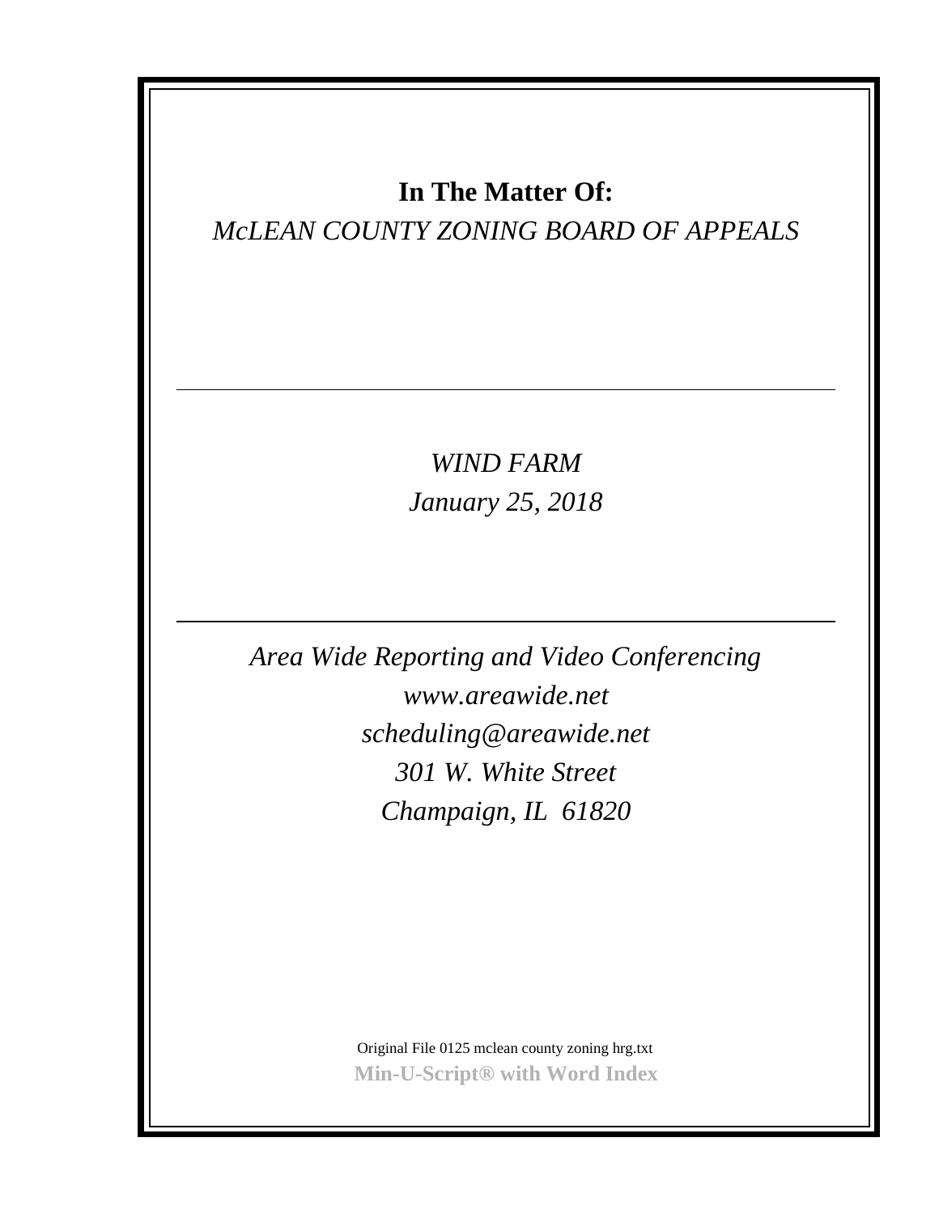**In The Matter Of:**

*McLEAN COUNTY ZONING BOARD OF APPEALS*

---

*WIND FARM*

*January 25, 2018*

---

*Area Wide Reporting and Video Conferencing*

*www.areawide.net*

*scheduling@areawide.net*

*301 W. White Street*

*Champaign, IL 61820*

Original File 0125 mclean county zoning hrg.txt

**Min-U-Script® with Word Index**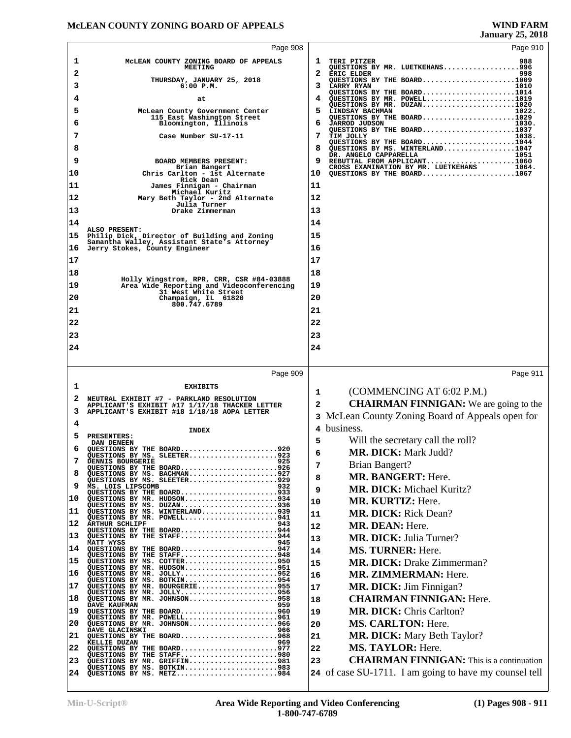## Page 908

McLEAN COUNTY ZONING BOARD OF APPEALS MEETING

THURSDAY, JANUARY 25, 2018
6:00 P.M.

at

McLean County Government Center
115 East Washington Street
Bloomington, Illinois

Case Number SU-17-11

BOARD MEMBERS PRESENT:
Brian Bangert
Chris Carlton - 1st Alternate
Rick Dean
James Finnigan - Chairman
Michael Kuritz
Mary Beth Taylor - 2nd Alternate
Julia Turner
Drake Zimmerman

ALSO PRESENT:
Philip Dick, Director of Building and Zoning
Samantha Walley, Assistant State's Attorney
Jerry Stokes, County Engineer

Holly Wingstrom, RPR, CRR, CSR #84-03888
Area Wide Reporting and Videoconferencing
31 West White Street
Champaign, IL 61820
800.747.6789

## Page 909

EXHIBITS

NEUTRAL EXHIBIT #7 - PARKLAND RESOLUTION
APPLICANT'S EXHIBIT #17 1/17/18 THACKER LETTER
APPLICANT'S EXHIBIT #18 1/18/18 AOPA LETTER

INDEX

PRESENTERS:
DAN DENEEN
QUESTIONS BY THE BOARD....................920
QUESTIONS BY MS. SLEETER..................923
DENNIS BOURGERIE 925
QUESTIONS BY THE BOARD....................926
QUESTIONS BY MS. BACHMAN..................927
QUESTIONS BY MS. SLEETER..................929
MS. LOIS LIPSCOMB 932
QUESTIONS BY THE BOARD....................933
QUESTIONS BY MR. HUDSON...................934
QUESTIONS BY MS. DUZAN....................936
QUESTIONS BY MS. WINTERLAND...............939
QUESTIONS BY MR. POWELL...................941
ARTHUR SCHLIPF 943
QUESTIONS BY THE BOARD....................944
QUESTIONS BY THE STAFF....................944
MATT WYSS 945
QUESTIONS BY THE BOARD....................947
QUESTIONS BY THE STAFF....................948
QUESTIONS BY MS. COTTER...................950
QUESTIONS BY MR. HUDSON...................951
QUESTIONS BY MR. JOLLY....................952
QUESTIONS BY MS. BOTKIN...................954
QUESTIONS BY MR. BOURGERIE................955
QUESTIONS BY MR. JOLLY....................956
QUESTIONS BY MR. JOHNSON..................958
DAVE KAUFMAN 959
QUESTIONS BY THE BOARD....................960
QUESTIONS BY MR. POWELL...................961
QUESTIONS BY MR. JOHNSON..................966
DAVE GLACINSKI 966
QUESTIONS BY THE BOARD....................968
KELLIE DUZAN 969
QUESTIONS BY THE BOARD....................977
QUESTIONS BY THE STAFF....................980
QUESTIONS BY MR. GRIFFIN..................981
QUESTIONS BY MS. BOTKIN...................983
QUESTIONS BY MS. METZ.....................984

## Page 910

TERI PITZER 988
QUESTIONS BY MR. LUETKEHANS................996
ERIC ELDER 998
QUESTIONS BY THE BOARD....................1009
LARRY RYAN 1010
QUESTIONS BY THE BOARD....................1014
QUESTIONS BY MR. POWELL...................1019
QUESTIONS BY MR. DUZAN....................1020
LINDSAY BACHMAN 1022.
QUESTIONS BY THE BOARD....................1029
JARROD JUDSON 1030.
QUESTIONS BY THE BOARD....................1037
TIM JOLLY 1038.
QUESTIONS BY THE BOARD....................1044
QUESTIONS BY MS. WINTERLAND...............1047
DR. ANGELO CAPPARELLA 1051
REBUTTAL FROM APPLICANT...................1060
CROSS EXAMINATION BY MR. LUETKEHANS 1064.
QUESTIONS BY THE BOARD....................1067

## Page 911

(COMMENCING AT 6:02 P.M.)

**CHAIRMAN FINNIGAN:** We are going to the McLean County Zoning Board of Appeals open for business.

Will the secretary call the roll?

**MR. DICK:** Mark Judd?

Brian Bangert?

**MR. BANGERT:** Here.

**MR. DICK:** Michael Kuritz?

**MR. KURTIZ:** Here.

**MR. DICK:** Rick Dean?

**MR. DEAN:** Here.

**MR. DICK:** Julia Turner?

**MS. TURNER:** Here.

**MR. DICK:** Drake Zimmerman?

**MR. ZIMMERMAN:** Here.

**MR. DICK:** Jim Finnigan?

**CHAIRMAN FINNIGAN:** Here.

**MR. DICK:** Chris Carlton?

**MS. CARLTON:** Here.

**MR. DICK:** Mary Beth Taylor?

**MS. TAYLOR:** Here.

**CHAIRMAN FINNIGAN:** This is a continuation of case SU-1711. I am going to have my counsel tell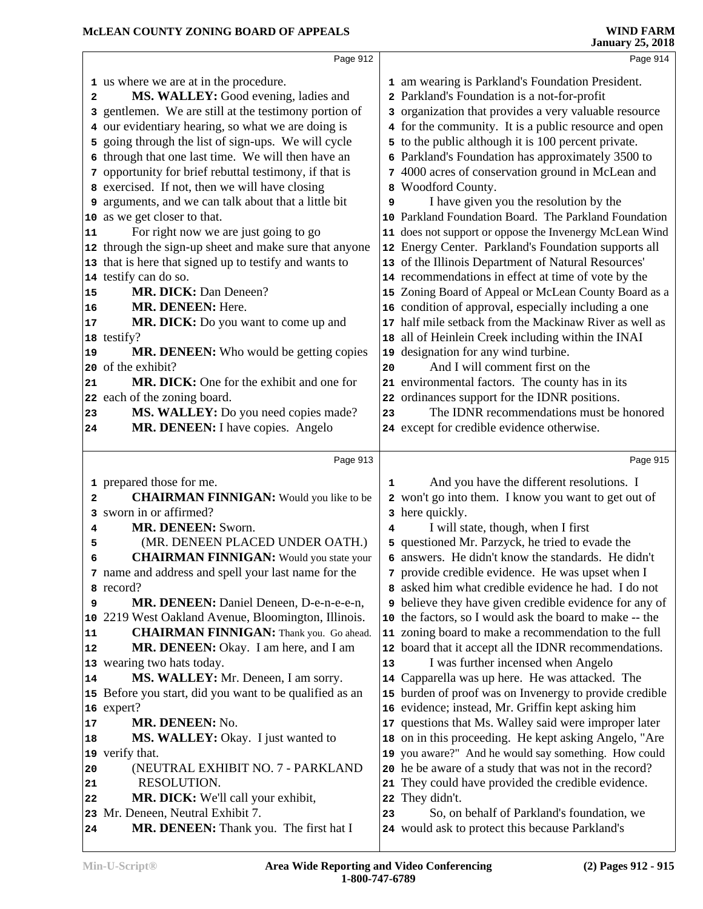us where we are at in the procedure.

**MS. WALLEY:** Good evening, ladies and gentlemen. We are still at the testimony portion of our evidentiary hearing, so what we are doing is going through the list of sign-ups. We will cycle through that one last time. We will then have an opportunity for brief rebuttal testimony, if that is exercised. If not, then we will have closing arguments, and we can talk about that a little bit as we get closer to that.

For right now we are just going to go through the sign-up sheet and make sure that anyone that is here that signed up to testify and wants to testify can do so.

**MR. DICK:** Dan Deneen?

**MR. DENEEN:** Here.

**MR. DICK:** Do you want to come up and testify?

**MR. DENEEN:** Who would be getting copies of the exhibit?

**MR. DICK:** One for the exhibit and one for each of the zoning board.

**MS. WALLEY:** Do you need copies made?

**MR. DENEEN:** I have copies. Angelo prepared those for me.

**CHAIRMAN FINNIGAN:** Would you like to be sworn in or affirmed?

**MR. DENEEN:** Sworn.

(MR. DENEEN PLACED UNDER OATH.)

**CHAIRMAN FINNIGAN:** Would you state your name and address and spell your last name for the record?

**MR. DENEEN:** Daniel Deneen, D-e-n-e-e-n, 2219 West Oakland Avenue, Bloomington, Illinois.

**CHAIRMAN FINNIGAN:** Thank you. Go ahead.

**MR. DENEEN:** Okay. I am here, and I am wearing two hats today.

**MS. WALLEY:** Mr. Deneen, I am sorry. Before you start, did you want to be qualified as an expert?

**MR. DENEEN:** No.

**MS. WALLEY:** Okay. I just wanted to verify that.

(NEUTRAL EXHIBIT NO. 7 - PARKLAND RESOLUTION.

**MR. DICK:** We'll call your exhibit, Mr. Deneen, Neutral Exhibit 7.

**MR. DENEEN:** Thank you. The first hat I am wearing is Parkland's Foundation President. Parkland's Foundation is a not-for-profit organization that provides a very valuable resource for the community. It is a public resource and open to the public although it is 100 percent private. Parkland's Foundation has approximately 3500 to 4000 acres of conservation ground in McLean and Woodford County.

I have given you the resolution by the Parkland Foundation Board. The Parkland Foundation does not support or oppose the Invenergy McLean Wind Energy Center. Parkland's Foundation supports all of the Illinois Department of Natural Resources' recommendations in effect at time of vote by the Zoning Board of Appeal or McLean County Board as a condition of approval, especially including a one half mile setback from the Mackinaw River as well as all of Heinlein Creek including within the INAI designation for any wind turbine.

And I will comment first on the environmental factors. The county has in its ordinances support for the IDNR positions.

The IDNR recommendations must be honored except for credible evidence otherwise.

And you have the different resolutions. I won't go into them. I know you want to get out of here quickly.

I will state, though, when I first questioned Mr. Parzyck, he tried to evade the answers. He didn't know the standards. He didn't provide credible evidence. He was upset when I asked him what credible evidence he had. I do not believe they have given credible evidence for any of the factors, so I would ask the board to make -- the zoning board to make a recommendation to the full board that it accept all the IDNR recommendations.

I was further incensed when Angelo Capparella was up here. He was attacked. The burden of proof was on Invenergy to provide credible evidence; instead, Mr. Griffin kept asking him questions that Ms. Walley said were improper later on in this proceeding. He kept asking Angelo, "Are you aware?" And he would say something. How could he be aware of a study that was not in the record? They could have provided the credible evidence. They didn't.

So, on behalf of Parkland's foundation, we would ask to protect this because Parkland's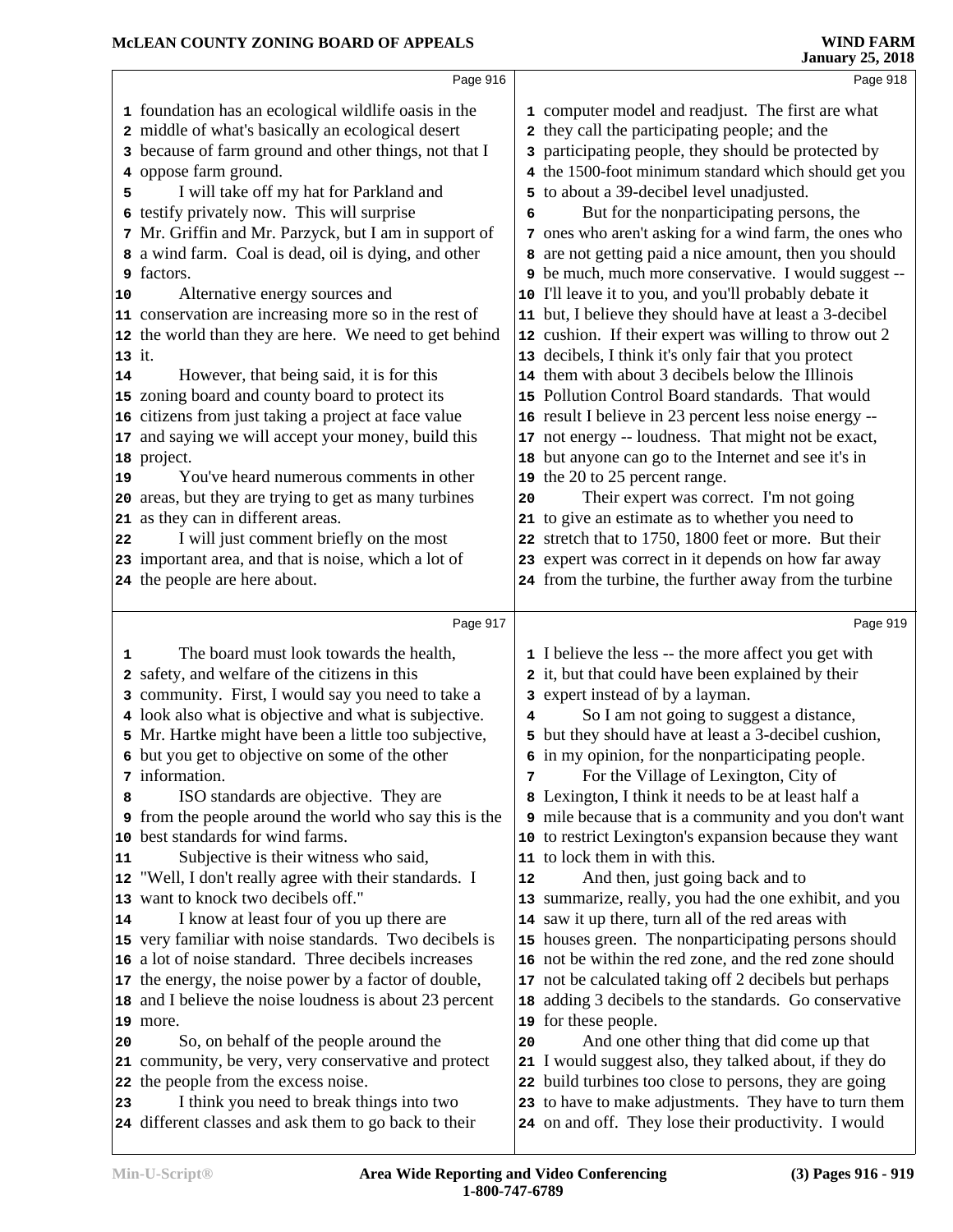Page 916

1 foundation has an ecological wildlife oasis in the
2 middle of what's basically an ecological desert
3 because of farm ground and other things, not that I
4 oppose farm ground.
5 I will take off my hat for Parkland and
6 testify privately now. This will surprise
7 Mr. Griffin and Mr. Parzyck, but I am in support of
8 a wind farm. Coal is dead, oil is dying, and other
9 factors.
10 Alternative energy sources and
11 conservation are increasing more so in the rest of
12 the world than they are here. We need to get behind
13 it.
14 However, that being said, it is for this
15 zoning board and county board to protect its
16 citizens from just taking a project at face value
17 and saying we will accept your money, build this
18 project.
19 You've heard numerous comments in other
20 areas, but they are trying to get as many turbines
21 as they can in different areas.
22 I will just comment briefly on the most
23 important area, and that is noise, which a lot of
24 the people are here about.

Page 917

1 The board must look towards the health,
2 safety, and welfare of the citizens in this
3 community. First, I would say you need to take a
4 look also what is objective and what is subjective.
5 Mr. Hartke might have been a little too subjective,
6 but you get to objective on some of the other
7 information.
8 ISO standards are objective. They are
9 from the people around the world who say this is the
10 best standards for wind farms.
11 Subjective is their witness who said,
12 "Well, I don't really agree with their standards. I
13 want to knock two decibels off."
14 I know at least four of you up there are
15 very familiar with noise standards. Two decibels is
16 a lot of noise standard. Three decibels increases
17 the energy, the noise power by a factor of double,
18 and I believe the noise loudness is about 23 percent
19 more.
20 So, on behalf of the people around the
21 community, be very, very conservative and protect
22 the people from the excess noise.
23 I think you need to break things into two
24 different classes and ask them to go back to their

Page 918

1 computer model and readjust. The first are what
2 they call the participating people; and the
3 participating people, they should be protected by
4 the 1500-foot minimum standard which should get you
5 to about a 39-decibel level unadjusted.
6 But for the nonparticipating persons, the
7 ones who aren't asking for a wind farm, the ones who
8 are not getting paid a nice amount, then you should
9 be much, much more conservative. I would suggest --
10 I'll leave it to you, and you'll probably debate it
11 but, I believe they should have at least a 3-decibel
12 cushion. If their expert was willing to throw out 2
13 decibels, I think it's only fair that you protect
14 them with about 3 decibels below the Illinois
15 Pollution Control Board standards. That would
16 result I believe in 23 percent less noise energy --
17 not energy -- loudness. That might not be exact,
18 but anyone can go to the Internet and see it's in
19 the 20 to 25 percent range.
20 Their expert was correct. I'm not going
21 to give an estimate as to whether you need to
22 stretch that to 1750, 1800 feet or more. But their
23 expert was correct in it depends on how far away
24 from the turbine, the further away from the turbine

Page 919

1 I believe the less -- the more affect you get with
2 it, but that could have been explained by their
3 expert instead of by a layman.
4 So I am not going to suggest a distance,
5 but they should have at least a 3-decibel cushion,
6 in my opinion, for the nonparticipating people.
7 For the Village of Lexington, City of
8 Lexington, I think it needs to be at least half a
9 mile because that is a community and you don't want
10 to restrict Lexington's expansion because they want
11 to lock them in with this.
12 And then, just going back and to
13 summarize, really, you had the one exhibit, and you
14 saw it up there, turn all of the red areas with
15 houses green. The nonparticipating persons should
16 not be within the red zone, and the red zone should
17 not be calculated taking off 2 decibels but perhaps
18 adding 3 decibels to the standards. Go conservative
19 for these people.
20 And one other thing that did come up that
21 I would suggest also, they talked about, if they do
22 build turbines too close to persons, they are going
23 to have to make adjustments. They have to turn them
24 on and off. They lose their productivity. I would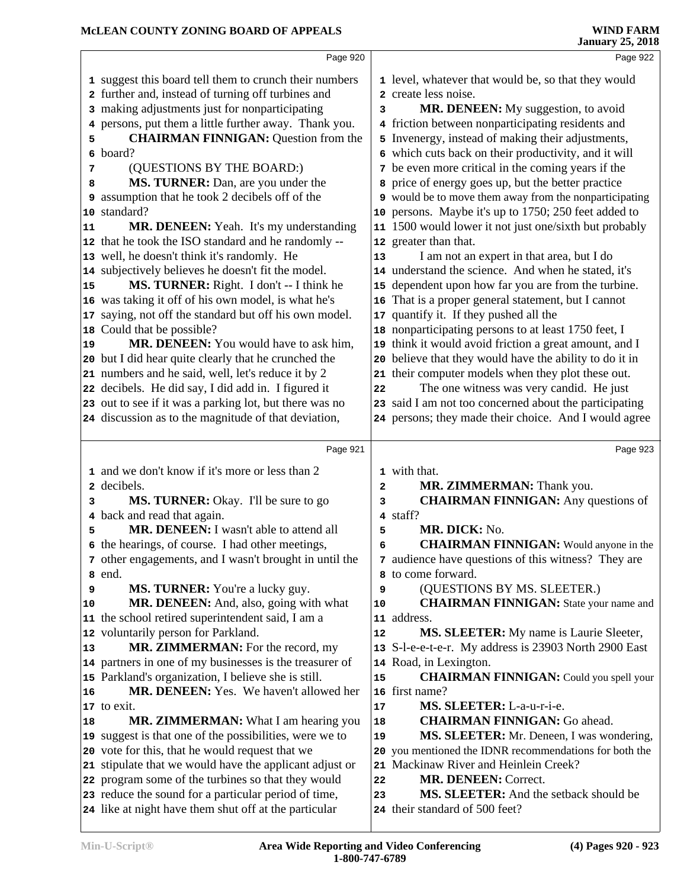suggest this board tell them to crunch their numbers further and, instead of turning off turbines and making adjustments just for nonparticipating persons, put them a little further away. Thank you.

**CHAIRMAN FINNIGAN:** Question from the board?

(QUESTIONS BY THE BOARD:)

**MS. TURNER:** Dan, are you under the assumption that he took 2 decibels off of the standard?

**MR. DENEEN:** Yeah. It's my understanding that he took the ISO standard and he randomly -- well, he doesn't think it's randomly. He subjectively believes he doesn't fit the model.

**MS. TURNER:** Right. I don't -- I think he was taking it off of his own model, is what he's saying, not off the standard but off his own model. Could that be possible?

**MR. DENEEN:** You would have to ask him, but I did hear quite clearly that he crunched the numbers and he said, well, let's reduce it by 2 decibels. He did say, I did add in. I figured it out to see if it was a parking lot, but there was no discussion as to the magnitude of that deviation, and we don't know if it's more or less than 2 decibels.

**MS. TURNER:** Okay. I'll be sure to go back and read that again.

**MR. DENEEN:** I wasn't able to attend all the hearings, of course. I had other meetings, other engagements, and I wasn't brought in until the end.

**MS. TURNER:** You're a lucky guy.

**MR. DENEEN:** And, also, going with what the school retired superintendent said, I am a voluntarily person for Parkland.

**MR. ZIMMERMAN:** For the record, my partners in one of my businesses is the treasurer of Parkland's organization, I believe she is still.

**MR. DENEEN:** Yes. We haven't allowed her to exit.

**MR. ZIMMERMAN:** What I am hearing you suggest is that one of the possibilities, were we to vote for this, that he would request that we stipulate that we would have the applicant adjust or program some of the turbines so that they would reduce the sound for a particular period of time, like at night have them shut off at the particular level, whatever that would be, so that they would create less noise.

**MR. DENEEN:** My suggestion, to avoid friction between nonparticipating residents and Invenergy, instead of making their adjustments, which cuts back on their productivity, and it will be even more critical in the coming years if the price of energy goes up, but the better practice would be to move them away from the nonparticipating persons. Maybe it's up to 1750; 250 feet added to 1500 would lower it not just one/sixth but probably greater than that.

I am not an expert in that area, but I do understand the science. And when he stated, it's dependent upon how far you are from the turbine. That is a proper general statement, but I cannot quantify it. If they pushed all the nonparticipating persons to at least 1750 feet, I think it would avoid friction a great amount, and I believe that they would have the ability to do it in their computer models when they plot these out.

The one witness was very candid. He just said I am not too concerned about the participating persons; they made their choice. And I would agree with that.

**MR. ZIMMERMAN:** Thank you.

**CHAIRMAN FINNIGAN:** Any questions of staff?

**MR. DICK:** No.

**CHAIRMAN FINNIGAN:** Would anyone in the audience have questions of this witness? They are to come forward.

(QUESTIONS BY MS. SLEETER.)

**CHAIRMAN FINNIGAN:** State your name and address.

**MS. SLEETER:** My name is Laurie Sleeter, S-l-e-e-t-e-r. My address is 23903 North 2900 East Road, in Lexington.

**CHAIRMAN FINNIGAN:** Could you spell your first name?

**MS. SLEETER:** L-a-u-r-i-e.

**CHAIRMAN FINNIGAN:** Go ahead.

**MS. SLEETER:** Mr. Deneen, I was wondering, you mentioned the IDNR recommendations for both the Mackinaw River and Heinlein Creek?

**MR. DENEEN:** Correct.

**MS. SLEETER:** And the setback should be their standard of 500 feet?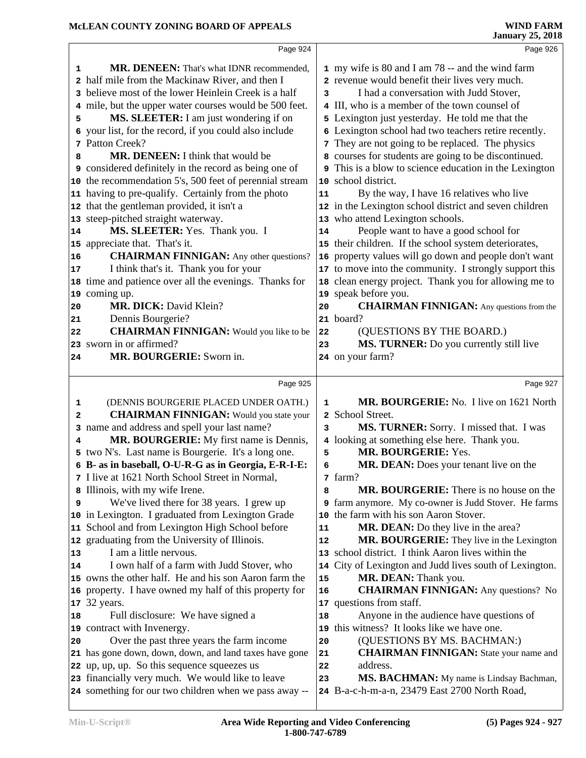Page 924

MR. DENEEN: That's what IDNR recommended, half mile from the Mackinaw River, and then I believe most of the lower Heinlein Creek is a half mile, but the upper water courses would be 500 feet.

MS. SLEETER: I am just wondering if on your list, for the record, if you could also include Patton Creek?

MR. DENEEN: I think that would be considered definitely in the record as being one of the recommendation 5's, 500 feet of perennial stream having to pre-qualify. Certainly from the photo that the gentleman provided, it isn't a steep-pitched straight waterway.

MS. SLEETER: Yes. Thank you. I appreciate that. That's it.

CHAIRMAN FINNIGAN: Any other questions? I think that's it. Thank you for your time and patience over all the evenings. Thanks for coming up.

MR. DICK: David Klein?

Dennis Bourgerie?

CHAIRMAN FINNIGAN: Would you like to be sworn in or affirmed?

MR. BOURGERIE: Sworn in.

Page 925

(DENNIS BOURGERIE PLACED UNDER OATH.)

CHAIRMAN FINNIGAN: Would you state your name and address and spell your last name?

MR. BOURGERIE: My first name is Dennis, two N's. Last name is Bourgerie. It's a long one. **B- as in baseball, O-U-R-G as in Georgia, E-R-I-E:** I live at 1621 North School Street in Normal, Illinois, with my wife Irene.

We've lived there for 38 years. I grew up in Lexington. I graduated from Lexington Grade School and from Lexington High School before graduating from the University of Illinois.

I am a little nervous.

I own half of a farm with Judd Stover, who owns the other half. He and his son Aaron farm the property. I have owned my half of this property for 32 years.

Full disclosure: We have signed a contract with Invenergy.

Over the past three years the farm income has gone down, down, down, and land taxes have gone up, up, up. So this sequence squeezes us financially very much. We would like to leave something for our two children when we pass away --

Page 926

my wife is 80 and I am 78 -- and the wind farm revenue would benefit their lives very much.

I had a conversation with Judd Stover, III, who is a member of the town counsel of Lexington just yesterday. He told me that the Lexington school had two teachers retire recently. They are not going to be replaced. The physics courses for students are going to be discontinued. This is a blow to science education in the Lexington school district.

By the way, I have 16 relatives who live in the Lexington school district and seven children who attend Lexington schools.

People want to have a good school for their children. If the school system deteriorates, property values will go down and people don't want to move into the community. I strongly support this clean energy project. Thank you for allowing me to speak before you.

CHAIRMAN FINNIGAN: Any questions from the board?

(QUESTIONS BY THE BOARD.)

MS. TURNER: Do you currently still live on your farm?

Page 927

MR. BOURGERIE: No. I live on 1621 North School Street.

MS. TURNER: Sorry. I missed that. I was looking at something else here. Thank you.

MR. BOURGERIE: Yes.

MR. DEAN: Does your tenant live on the farm?

MR. BOURGERIE: There is no house on the farm anymore. My co-owner is Judd Stover. He farms the farm with his son Aaron Stover.

MR. DEAN: Do they live in the area?

MR. BOURGERIE: They live in the Lexington school district. I think Aaron lives within the City of Lexington and Judd lives south of Lexington.

MR. DEAN: Thank you.

CHAIRMAN FINNIGAN: Any questions? No questions from staff.

Anyone in the audience have questions of this witness? It looks like we have one.

(QUESTIONS BY MS. BACHMAN:)

CHAIRMAN FINNIGAN: State your name and address.

MS. BACHMAN: My name is Lindsay Bachman, B-a-c-h-m-a-n, 23479 East 2700 North Road,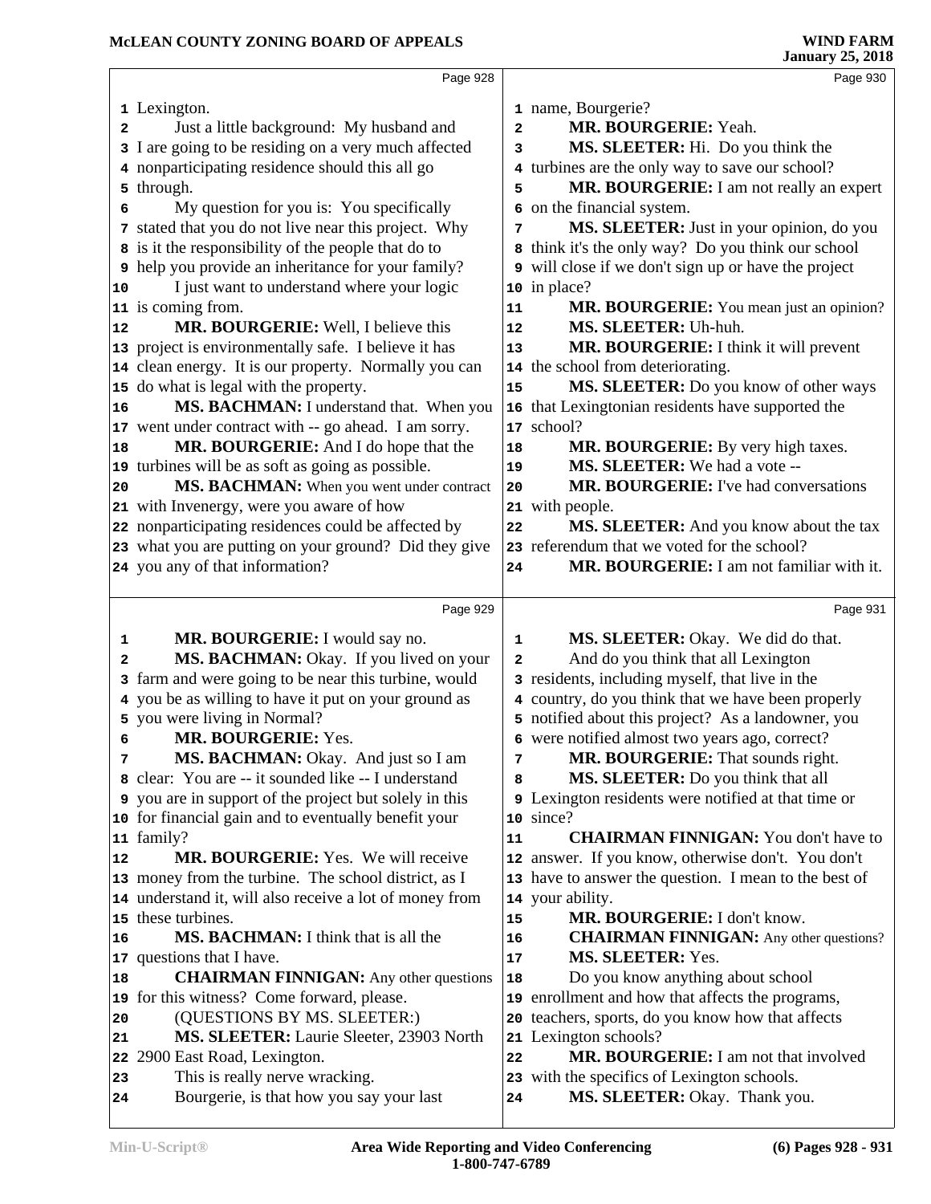Page 928

1 Lexington.
2 Just a little background: My husband and
3 I are going to be residing on a very much affected
4 nonparticipating residence should this all go
5 through.
6 My question for you is: You specifically
7 stated that you do not live near this project. Why
8 is it the responsibility of the people that do to
9 help you provide an inheritance for your family?
10 I just want to understand where your logic
11 is coming from.
12 **MR. BOURGERIE:** Well, I believe this
13 project is environmentally safe. I believe it has
14 clean energy. It is our property. Normally you can
15 do what is legal with the property.
16 **MS. BACHMAN:** I understand that. When you
17 went under contract with -- go ahead. I am sorry.
18 **MR. BOURGERIE:** And I do hope that the
19 turbines will be as soft as going as possible.
20 **MS. BACHMAN:** When you went under contract
21 with Invenergy, were you aware of how
22 nonparticipating residences could be affected by
23 what you are putting on your ground? Did they give
24 you any of that information?

Page 929

1 **MR. BOURGERIE:** I would say no.
2 **MS. BACHMAN:** Okay. If you lived on your
3 farm and were going to be near this turbine, would
4 you be as willing to have it put on your ground as
5 you were living in Normal?
6 **MR. BOURGERIE:** Yes.
7 **MS. BACHMAN:** Okay. And just so I am
8 clear: You are -- it sounded like -- I understand
9 you are in support of the project but solely in this
10 for financial gain and to eventually benefit your
11 family?
12 **MR. BOURGERIE:** Yes. We will receive
13 money from the turbine. The school district, as I
14 understand it, will also receive a lot of money from
15 these turbines.
16 **MS. BACHMAN:** I think that is all the
17 questions that I have.
18 **CHAIRMAN FINNIGAN:** Any other questions
19 for this witness? Come forward, please.
20 (QUESTIONS BY MS. SLEETER:)
21 **MS. SLEETER:** Laurie Sleeter, 23903 North
22 2900 East Road, Lexington.
23 This is really nerve wracking.
24 Bourgerie, is that how you say your last

Page 930

1 name, Bourgerie?
2 **MR. BOURGERIE:** Yeah.
3 **MS. SLEETER:** Hi. Do you think the
4 turbines are the only way to save our school?
5 **MR. BOURGERIE:** I am not really an expert
6 on the financial system.
7 **MS. SLEETER:** Just in your opinion, do you
8 think it's the only way? Do you think our school
9 will close if we don't sign up or have the project
10 in place?
11 **MR. BOURGERIE:** You mean just an opinion?
12 **MS. SLEETER:** Uh-huh.
13 **MR. BOURGERIE:** I think it will prevent
14 the school from deteriorating.
15 **MS. SLEETER:** Do you know of other ways
16 that Lexingtonian residents have supported the
17 school?
18 **MR. BOURGERIE:** By very high taxes.
19 **MS. SLEETER:** We had a vote --
20 **MR. BOURGERIE:** I've had conversations
21 with people.
22 **MS. SLEETER:** And you know about the tax
23 referendum that we voted for the school?
24 **MR. BOURGERIE:** I am not familiar with it.

Page 931

1 **MS. SLEETER:** Okay. We did do that.
2 And do you think that all Lexington
3 residents, including myself, that live in the
4 country, do you think that we have been properly
5 notified about this project? As a landowner, you
6 were notified almost two years ago, correct?
7 **MR. BOURGERIE:** That sounds right.
8 **MS. SLEETER:** Do you think that all
9 Lexington residents were notified at that time or
10 since?
11 **CHAIRMAN FINNIGAN:** You don't have to
12 answer. If you know, otherwise don't. You don't
13 have to answer the question. I mean to the best of
14 your ability.
15 **MR. BOURGERIE:** I don't know.
16 **CHAIRMAN FINNIGAN:** Any other questions?
17 **MS. SLEETER:** Yes.
18 Do you know anything about school
19 enrollment and how that affects the programs,
20 teachers, sports, do you know how that affects
21 Lexington schools?
22 **MR. BOURGERIE:** I am not that involved
23 with the specifics of Lexington schools.
24 **MS. SLEETER:** Okay. Thank you.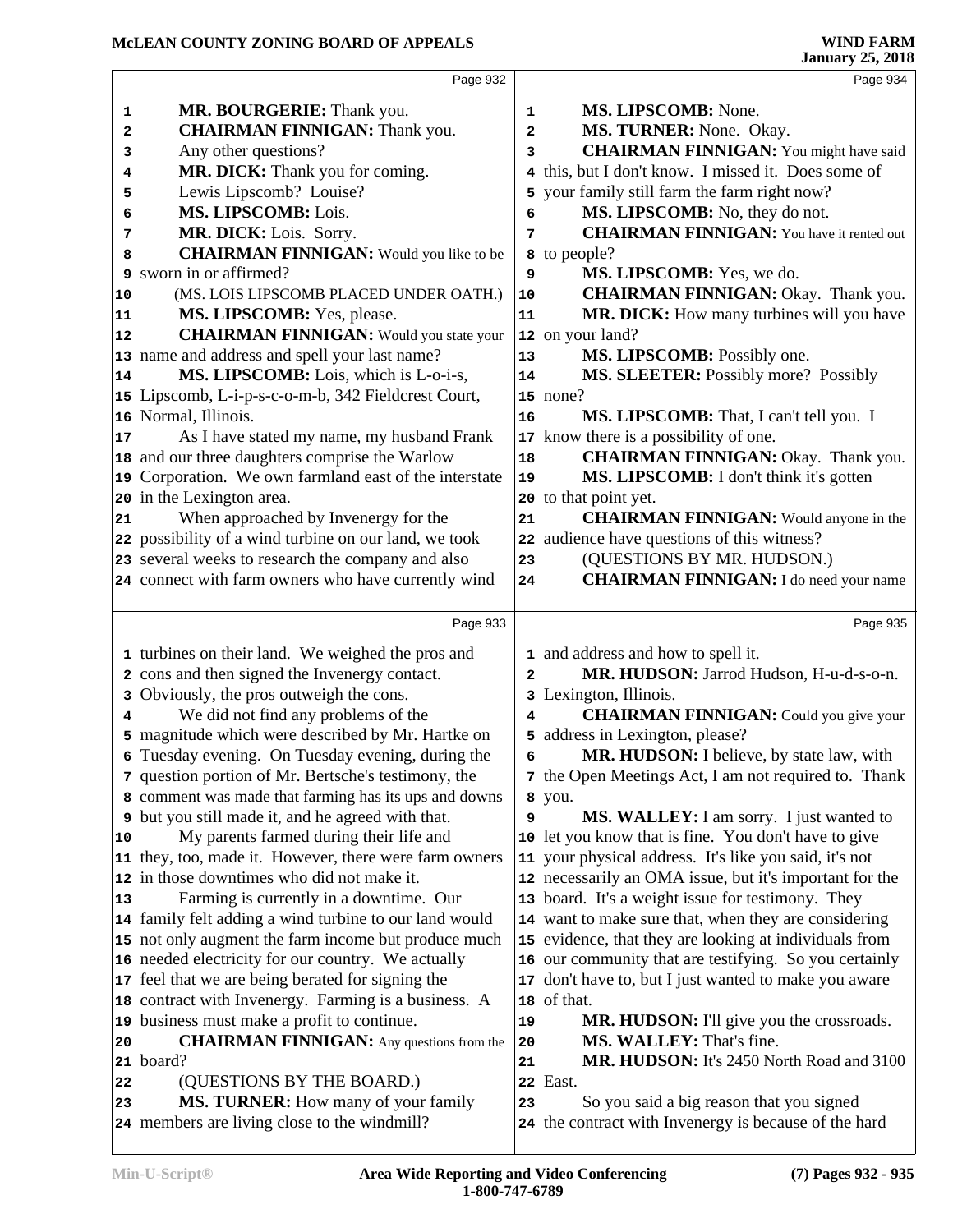MR. BOURGERIE: Thank you.

CHAIRMAN FINNIGAN: Thank you.

Any other questions?

MR. DICK: Thank you for coming.

Lewis Lipscomb? Louise?

MS. LIPSCOMB: Lois.

MR. DICK: Lois. Sorry.

CHAIRMAN FINNIGAN: Would you like to be sworn in or affirmed?

(MS. LOIS LIPSCOMB PLACED UNDER OATH.)

MS. LIPSCOMB: Yes, please.

CHAIRMAN FINNIGAN: Would you state your name and address and spell your last name?

MS. LIPSCOMB: Lois, which is L-o-i-s, Lipscomb, L-i-p-s-c-o-m-b, 342 Fieldcrest Court, Normal, Illinois.

As I have stated my name, my husband Frank and our three daughters comprise the Warlow Corporation. We own farmland east of the interstate in the Lexington area.

When approached by Invenergy for the possibility of a wind turbine on our land, we took several weeks to research the company and also connect with farm owners who have currently wind turbines on their land. We weighed the pros and cons and then signed the Invenergy contact. Obviously, the pros outweigh the cons.

We did not find any problems of the magnitude which were described by Mr. Hartke on Tuesday evening. On Tuesday evening, during the question portion of Mr. Bertsche's testimony, the comment was made that farming has its ups and downs but you still made it, and he agreed with that.

My parents farmed during their life and they, too, made it. However, there were farm owners in those downtimes who did not make it.

Farming is currently in a downtime. Our family felt adding a wind turbine to our land would not only augment the farm income but produce much needed electricity for our country. We actually feel that we are being berated for signing the contract with Invenergy. Farming is a business. A business must make a profit to continue.

CHAIRMAN FINNIGAN: Any questions from the board?

(QUESTIONS BY THE BOARD.)

MS. TURNER: How many of your family members are living close to the windmill?

MS. LIPSCOMB: None.

MS. TURNER: None. Okay.

CHAIRMAN FINNIGAN: You might have said this, but I don't know. I missed it. Does some of your family still farm the farm right now?

MS. LIPSCOMB: No, they do not.

CHAIRMAN FINNIGAN: You have it rented out to people?

MS. LIPSCOMB: Yes, we do.

CHAIRMAN FINNIGAN: Okay. Thank you.

MR. DICK: How many turbines will you have on your land?

MS. LIPSCOMB: Possibly one.

MS. SLEETER: Possibly more? Possibly none?

MS. LIPSCOMB: That, I can't tell you. I know there is a possibility of one.

CHAIRMAN FINNIGAN: Okay. Thank you.

MS. LIPSCOMB: I don't think it's gotten to that point yet.

CHAIRMAN FINNIGAN: Would anyone in the audience have questions of this witness?

(QUESTIONS BY MR. HUDSON.)

CHAIRMAN FINNIGAN: I do need your name and address and how to spell it.

MR. HUDSON: Jarrod Hudson, H-u-d-s-o-n. Lexington, Illinois.

CHAIRMAN FINNIGAN: Could you give your address in Lexington, please?

MR. HUDSON: I believe, by state law, with the Open Meetings Act, I am not required to. Thank you.

MS. WALLEY: I am sorry. I just wanted to let you know that is fine. You don't have to give your physical address. It's like you said, it's not necessarily an OMA issue, but it's important for the board. It's a weight issue for testimony. They want to make sure that, when they are considering evidence, that they are looking at individuals from our community that are testifying. So you certainly don't have to, but I just wanted to make you aware of that.

MR. HUDSON: I'll give you the crossroads.

MS. WALLEY: That's fine.

MR. HUDSON: It's 2450 North Road and 3100 East.

So you said a big reason that you signed the contract with Invenergy is because of the hard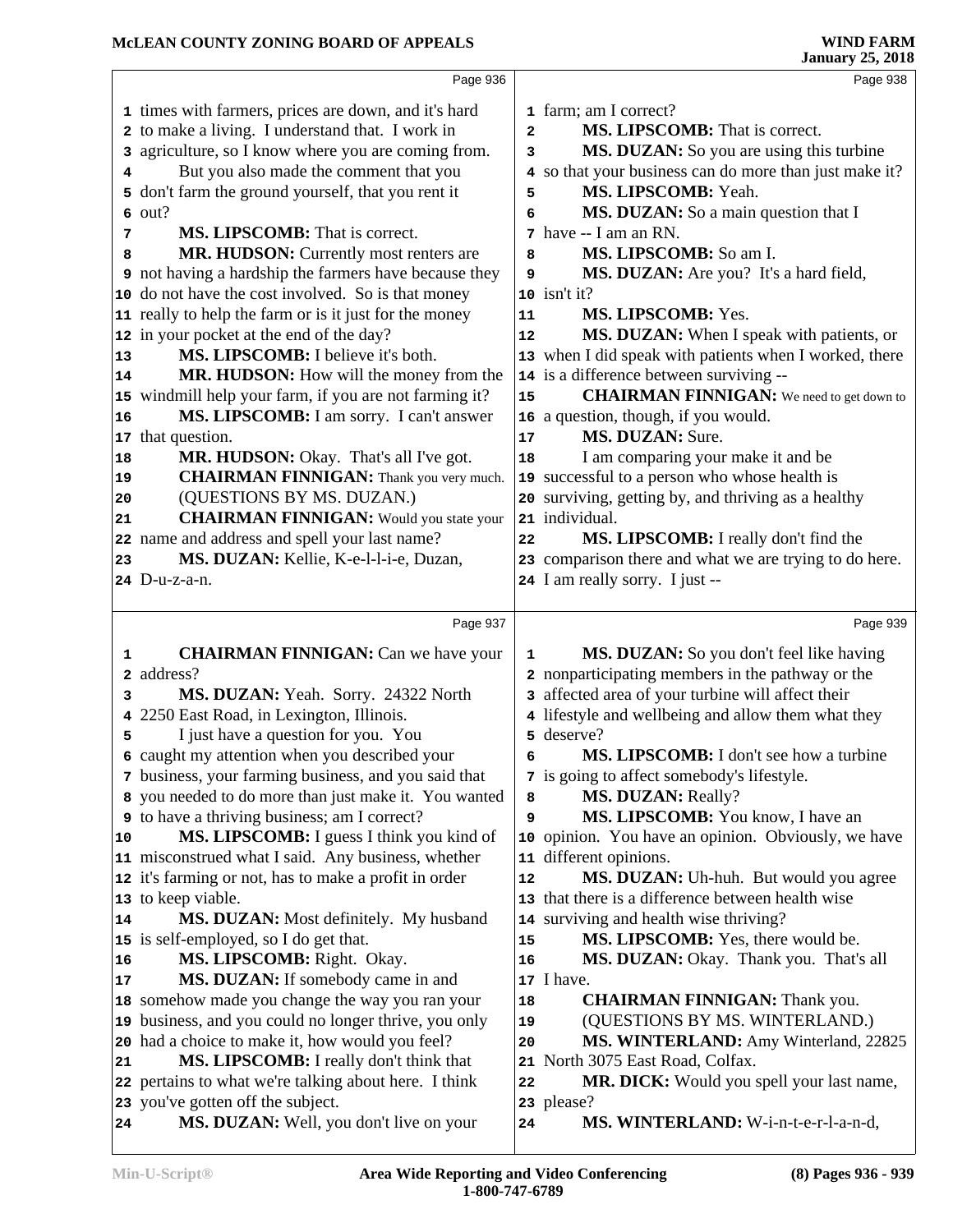times with farmers, prices are down, and it's hard to make a living. I understand that. I work in agriculture, so I know where you are coming from.

But you also made the comment that you don't farm the ground yourself, that you rent it out?

**MS. LIPSCOMB:** That is correct.

**MR. HUDSON:** Currently most renters are not having a hardship the farmers have because they do not have the cost involved. So is that money really to help the farm or is it just for the money in your pocket at the end of the day?

**MS. LIPSCOMB:** I believe it's both.

**MR. HUDSON:** How will the money from the windmill help your farm, if you are not farming it?

**MS. LIPSCOMB:** I am sorry. I can't answer that question.

**MR. HUDSON:** Okay. That's all I've got.

**CHAIRMAN FINNIGAN:** Thank you very much.

(QUESTIONS BY MS. DUZAN.)

**CHAIRMAN FINNIGAN:** Would you state your name and address and spell your last name?

**MS. DUZAN:** Kellie, K-e-l-l-i-e, Duzan, D-u-z-a-n.

**CHAIRMAN FINNIGAN:** Can we have your address?

**MS. DUZAN:** Yeah. Sorry. 24322 North 2250 East Road, in Lexington, Illinois.

I just have a question for you. You caught my attention when you described your business, your farming business, and you said that you needed to do more than just make it. You wanted to have a thriving business; am I correct?

**MS. LIPSCOMB:** I guess I think you kind of misconstrued what I said. Any business, whether it's farming or not, has to make a profit in order to keep viable.

**MS. DUZAN:** Most definitely. My husband is self-employed, so I do get that.

**MS. LIPSCOMB:** Right. Okay.

**MS. DUZAN:** If somebody came in and somehow made you change the way you ran your business, and you could no longer thrive, you only had a choice to make it, how would you feel?

**MS. LIPSCOMB:** I really don't think that pertains to what we're talking about here. I think you've gotten off the subject.

**MS. DUZAN:** Well, you don't live on your farm; am I correct?

**MS. LIPSCOMB:** That is correct.

**MS. DUZAN:** So you are using this turbine so that your business can do more than just make it?

**MS. LIPSCOMB:** Yeah.

**MS. DUZAN:** So a main question that I have -- I am an RN.

**MS. LIPSCOMB:** So am I.

**MS. DUZAN:** Are you? It's a hard field, isn't it?

**MS. LIPSCOMB:** Yes.

**MS. DUZAN:** When I speak with patients, or when I did speak with patients when I worked, there is a difference between surviving --

**CHAIRMAN FINNIGAN:** We need to get down to a question, though, if you would.

**MS. DUZAN:** Sure.

I am comparing your make it and be successful to a person who whose health is surviving, getting by, and thriving as a healthy individual.

**MS. LIPSCOMB:** I really don't find the comparison there and what we are trying to do here. I am really sorry. I just --

**MS. DUZAN:** So you don't feel like having nonparticipating members in the pathway or the affected area of your turbine will affect their lifestyle and wellbeing and allow them what they deserve?

**MS. LIPSCOMB:** I don't see how a turbine is going to affect somebody's lifestyle.

**MS. DUZAN:** Really?

**MS. LIPSCOMB:** You know, I have an opinion. You have an opinion. Obviously, we have different opinions.

**MS. DUZAN:** Uh-huh. But would you agree that there is a difference between health wise surviving and health wise thriving?

**MS. LIPSCOMB:** Yes, there would be.

**MS. DUZAN:** Okay. Thank you. That's all I have.

**CHAIRMAN FINNIGAN:** Thank you.

(QUESTIONS BY MS. WINTERLAND.)

**MS. WINTERLAND:** Amy Winterland, 22825 North 3075 East Road, Colfax.

**MR. DICK:** Would you spell your last name, please?

**MS. WINTERLAND:** W-i-n-t-e-r-l-a-n-d,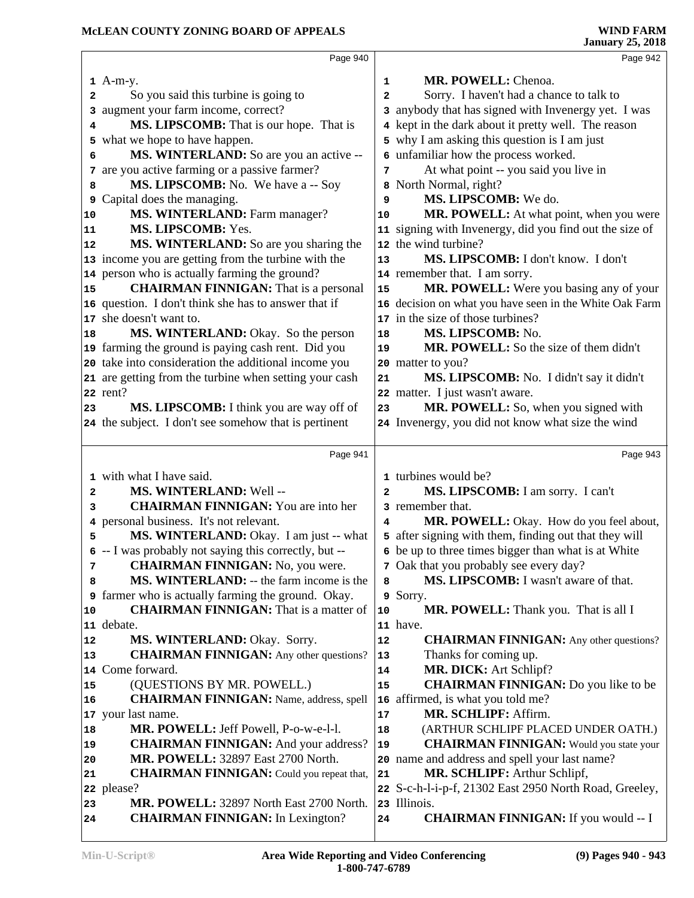Page 940

1 A-m-y.
2 So you said this turbine is going to
3 augment your farm income, correct?
4 **MS. LIPSCOMB:** That is our hope. That is
5 what we hope to have happen.
6 **MS. WINTERLAND:** So are you an active --
7 are you active farming or a passive farmer?
8 **MS. LIPSCOMB:** No. We have a -- Soy
9 Capital does the managing.
10 **MS. WINTERLAND:** Farm manager?
11 **MS. LIPSCOMB:** Yes.
12 **MS. WINTERLAND:** So are you sharing the
13 income you are getting from the turbine with the
14 person who is actually farming the ground?
15 **CHAIRMAN FINNIGAN:** That is a personal
16 question. I don't think she has to answer that if
17 she doesn't want to.
18 **MS. WINTERLAND:** Okay. So the person
19 farming the ground is paying cash rent. Did you
20 take into consideration the additional income you
21 are getting from the turbine when setting your cash
22 rent?
23 **MS. LIPSCOMB:** I think you are way off of
24 the subject. I don't see somehow that is pertinent

Page 941

1 with what I have said.
2 **MS. WINTERLAND:** Well --
3 **CHAIRMAN FINNIGAN:** You are into her
4 personal business. It's not relevant.
5 **MS. WINTERLAND:** Okay. I am just -- what
6 -- I was probably not saying this correctly, but --
7 **CHAIRMAN FINNIGAN:** No, you were.
8 **MS. WINTERLAND:** -- the farm income is the
9 farmer who is actually farming the ground. Okay.
10 **CHAIRMAN FINNIGAN:** That is a matter of
11 debate.
12 **MS. WINTERLAND:** Okay. Sorry.
13 **CHAIRMAN FINNIGAN:** Any other questions?
14 Come forward.
15 (QUESTIONS BY MR. POWELL.)
16 **CHAIRMAN FINNIGAN:** Name, address, spell
17 your last name.
18 **MR. POWELL:** Jeff Powell, P-o-w-e-l-l.
19 **CHAIRMAN FINNIGAN:** And your address?
20 **MR. POWELL:** 32897 East 2700 North.
21 **CHAIRMAN FINNIGAN:** Could you repeat that,
22 please?
23 **MR. POWELL:** 32897 North East 2700 North.
24 **CHAIRMAN FINNIGAN:** In Lexington?

Page 942

1 **MR. POWELL:** Chenoa.
2 Sorry. I haven't had a chance to talk to
3 anybody that has signed with Invenergy yet. I was
4 kept in the dark about it pretty well. The reason
5 why I am asking this question is I am just
6 unfamiliar how the process worked.
7 At what point -- you said you live in
8 North Normal, right?
9 **MS. LIPSCOMB:** We do.
10 **MR. POWELL:** At what point, when you were
11 signing with Invenergy, did you find out the size of
12 the wind turbine?
13 **MS. LIPSCOMB:** I don't know. I don't
14 remember that. I am sorry.
15 **MR. POWELL:** Were you basing any of your
16 decision on what you have seen in the White Oak Farm
17 in the size of those turbines?
18 **MS. LIPSCOMB:** No.
19 **MR. POWELL:** So the size of them didn't
20 matter to you?
21 **MS. LIPSCOMB:** No. I didn't say it didn't
22 matter. I just wasn't aware.
23 **MR. POWELL:** So, when you signed with
24 Invenergy, you did not know what size the wind

Page 943

1 turbines would be?
2 **MS. LIPSCOMB:** I am sorry. I can't
3 remember that.
4 **MR. POWELL:** Okay. How do you feel about,
5 after signing with them, finding out that they will
6 be up to three times bigger than what is at White
7 Oak that you probably see every day?
8 **MS. LIPSCOMB:** I wasn't aware of that.
9 Sorry.
10 **MR. POWELL:** Thank you. That is all I
11 have.
12 **CHAIRMAN FINNIGAN:** Any other questions?
13 Thanks for coming up.
14 **MR. DICK:** Art Schlipf?
15 **CHAIRMAN FINNIGAN:** Do you like to be
16 affirmed, is what you told me?
17 **MR. SCHLIPF:** Affirm.
18 (ARTHUR SCHLIPF PLACED UNDER OATH.)
19 **CHAIRMAN FINNIGAN:** Would you state your
20 name and address and spell your last name?
21 **MR. SCHLIPF:** Arthur Schlipf,
22 S-c-h-l-i-p-f, 21302 East 2950 North Road, Greeley,
23 Illinois.
24 **CHAIRMAN FINNIGAN:** If you would -- I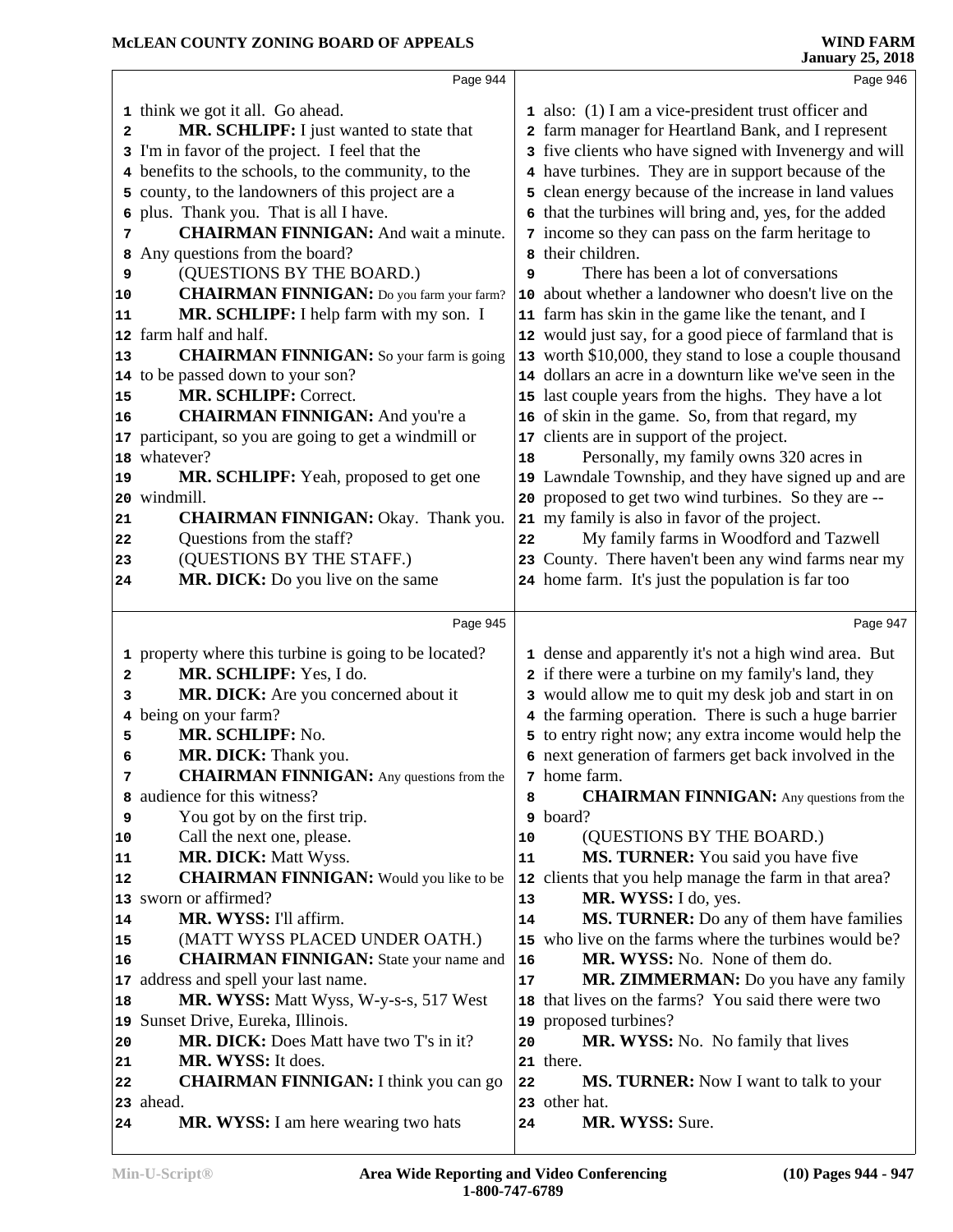Page 944

1 think we got it all. Go ahead.
2 **MR. SCHLIPF:** I just wanted to state that
3 I'm in favor of the project. I feel that the
4 benefits to the schools, to the community, to the
5 county, to the landowners of this project are a
6 plus. Thank you. That is all I have.
7 **CHAIRMAN FINNIGAN:** And wait a minute.
8 Any questions from the board?
9 (QUESTIONS BY THE BOARD.)
10 **CHAIRMAN FINNIGAN:** Do you farm your farm?
11 **MR. SCHLIPF:** I help farm with my son. I
12 farm half and half.
13 **CHAIRMAN FINNIGAN:** So your farm is going
14 to be passed down to your son?
15 **MR. SCHLIPF:** Correct.
16 **CHAIRMAN FINNIGAN:** And you're a
17 participant, so you are going to get a windmill or
18 whatever?
19 **MR. SCHLIPF:** Yeah, proposed to get one
20 windmill.
21 **CHAIRMAN FINNIGAN:** Okay. Thank you.
22 Questions from the staff?
23 (QUESTIONS BY THE STAFF.)
24 **MR. DICK:** Do you live on the same

Page 945

1 property where this turbine is going to be located?
2 **MR. SCHLIPF:** Yes, I do.
3 **MR. DICK:** Are you concerned about it
4 being on your farm?
5 **MR. SCHLIPF:** No.
6 **MR. DICK:** Thank you.
7 **CHAIRMAN FINNIGAN:** Any questions from the
8 audience for this witness?
9 You got by on the first trip.
10 Call the next one, please.
11 **MR. DICK:** Matt Wyss.
12 **CHAIRMAN FINNIGAN:** Would you like to be
13 sworn or affirmed?
14 **MR. WYSS:** I'll affirm.
15 (MATT WYSS PLACED UNDER OATH.)
16 **CHAIRMAN FINNIGAN:** State your name and
17 address and spell your last name.
18 **MR. WYSS:** Matt Wyss, W-y-s-s, 517 West
19 Sunset Drive, Eureka, Illinois.
20 **MR. DICK:** Does Matt have two T's in it?
21 **MR. WYSS:** It does.
22 **CHAIRMAN FINNIGAN:** I think you can go
23 ahead.
24 **MR. WYSS:** I am here wearing two hats

Page 946

1 also: (1) I am a vice-president trust officer and
2 farm manager for Heartland Bank, and I represent
3 five clients who have signed with Invenergy and will
4 have turbines. They are in support because of the
5 clean energy because of the increase in land values
6 that the turbines will bring and, yes, for the added
7 income so they can pass on the farm heritage to
8 their children.
9 There has been a lot of conversations
10 about whether a landowner who doesn't live on the
11 farm has skin in the game like the tenant, and I
12 would just say, for a good piece of farmland that is
13 worth $10,000, they stand to lose a couple thousand
14 dollars an acre in a downturn like we've seen in the
15 last couple years from the highs. They have a lot
16 of skin in the game. So, from that regard, my
17 clients are in support of the project.
18 Personally, my family owns 320 acres in
19 Lawndale Township, and they have signed up and are
20 proposed to get two wind turbines. So they are --
21 my family is also in favor of the project.
22 My family farms in Woodford and Tazwell
23 County. There haven't been any wind farms near my
24 home farm. It's just the population is far too

Page 947

1 dense and apparently it's not a high wind area. But
2 if there were a turbine on my family's land, they
3 would allow me to quit my desk job and start in on
4 the farming operation. There is such a huge barrier
5 to entry right now; any extra income would help the
6 next generation of farmers get back involved in the
7 home farm.
8 **CHAIRMAN FINNIGAN:** Any questions from the
9 board?
10 (QUESTIONS BY THE BOARD.)
11 **MS. TURNER:** You said you have five
12 clients that you help manage the farm in that area?
13 **MR. WYSS:** I do, yes.
14 **MS. TURNER:** Do any of them have families
15 who live on the farms where the turbines would be?
16 **MR. WYSS:** No. None of them do.
17 **MR. ZIMMERMAN:** Do you have any family
18 that lives on the farms? You said there were two
19 proposed turbines?
20 **MR. WYSS:** No. No family that lives
21 there.
22 **MS. TURNER:** Now I want to talk to your
23 other hat.
24 **MR. WYSS:** Sure.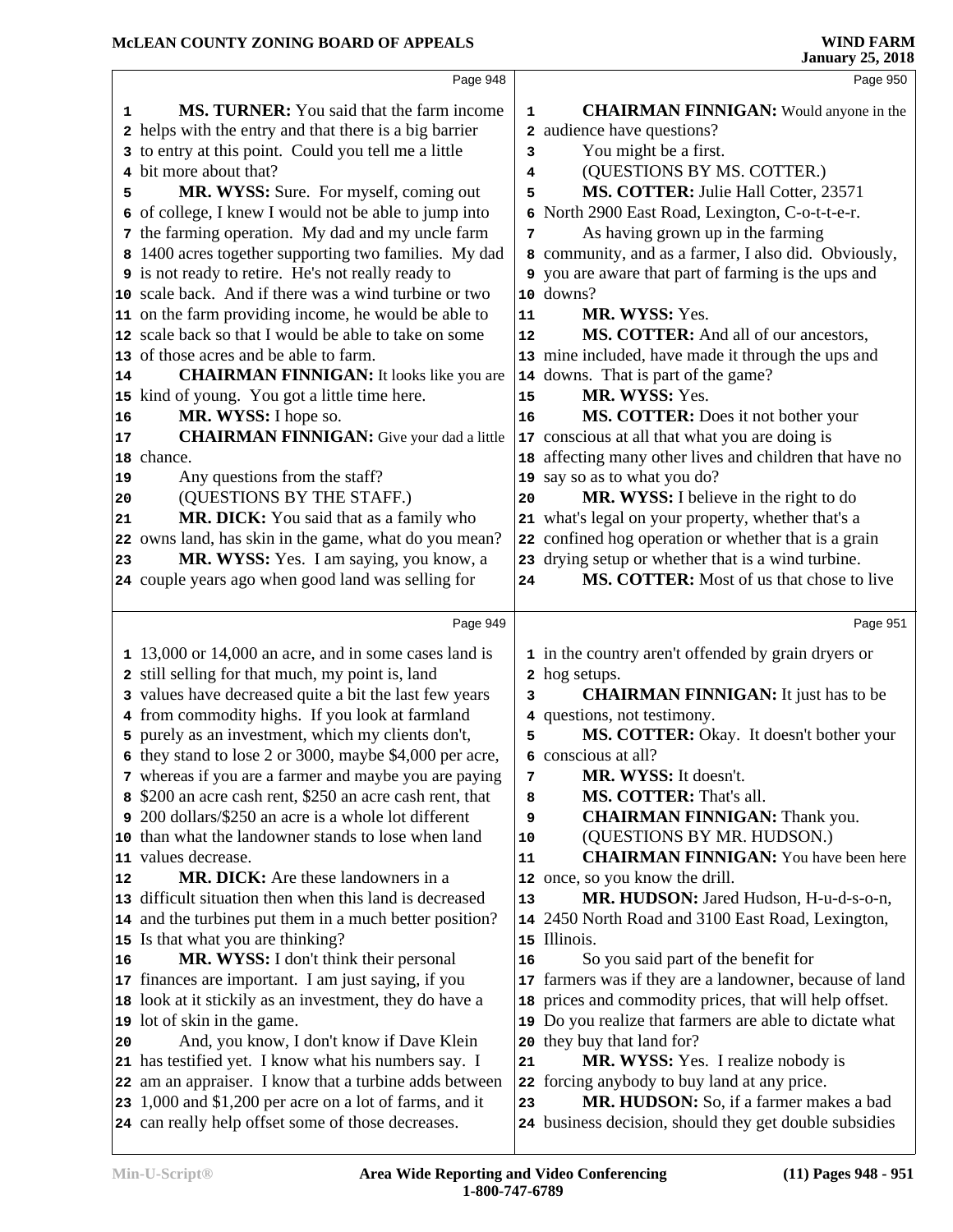**MS. TURNER:** You said that the farm income helps with the entry and that there is a big barrier to entry at this point. Could you tell me a little bit more about that?

**MR. WYSS:** Sure. For myself, coming out of college, I knew I would not be able to jump into the farming operation. My dad and my uncle farm 1400 acres together supporting two families. My dad is not ready to retire. He's not really ready to scale back. And if there was a wind turbine or two on the farm providing income, he would be able to scale back so that I would be able to take on some of those acres and be able to farm.

**CHAIRMAN FINNIGAN:** It looks like you are kind of young. You got a little time here.

**MR. WYSS:** I hope so.

**CHAIRMAN FINNIGAN:** Give your dad a little chance.

Any questions from the staff?

(QUESTIONS BY THE STAFF.)

**MR. DICK:** You said that as a family who owns land, has skin in the game, what do you mean?

**MR. WYSS:** Yes. I am saying, you know, a couple years ago when good land was selling for 13,000 or 14,000 an acre, and in some cases land is still selling for that much, my point is, land values have decreased quite a bit the last few years from commodity highs. If you look at farmland purely as an investment, which my clients don't, they stand to lose 2 or 3000, maybe $4,000 per acre, whereas if you are a farmer and maybe you are paying $200 an acre cash rent, $250 an acre cash rent, that 200 dollars/$250 an acre is a whole lot different than what the landowner stands to lose when land values decrease.

**MR. DICK:** Are these landowners in a difficult situation then when this land is decreased and the turbines put them in a much better position? Is that what you are thinking?

**MR. WYSS:** I don't think their personal finances are important. I am just saying, if you look at it stickily as an investment, they do have a lot of skin in the game.

And, you know, I don't know if Dave Klein has testified yet. I know what his numbers say. I am an appraiser. I know that a turbine adds between 1,000 and $1,200 per acre on a lot of farms, and it can really help offset some of those decreases.

**CHAIRMAN FINNIGAN:** Would anyone in the audience have questions?

You might be a first.

(QUESTIONS BY MS. COTTER.)

**MS. COTTER:** Julie Hall Cotter, 23571 North 2900 East Road, Lexington, C-o-t-t-e-r.

As having grown up in the farming community, and as a farmer, I also did. Obviously, you are aware that part of farming is the ups and downs?

**MR. WYSS:** Yes.

**MS. COTTER:** And all of our ancestors, mine included, have made it through the ups and downs. That is part of the game?

**MR. WYSS:** Yes.

**MS. COTTER:** Does it not bother your conscious at all that what you are doing is affecting many other lives and children that have no say so as to what you do?

**MR. WYSS:** I believe in the right to do what's legal on your property, whether that's a confined hog operation or whether that is a grain drying setup or whether that is a wind turbine.

**MS. COTTER:** Most of us that chose to live in the country aren't offended by grain dryers or hog setups.

**CHAIRMAN FINNIGAN:** It just has to be questions, not testimony.

**MS. COTTER:** Okay. It doesn't bother your conscious at all?

**MR. WYSS:** It doesn't.

**MS. COTTER:** That's all.

**CHAIRMAN FINNIGAN:** Thank you.

(QUESTIONS BY MR. HUDSON.)

**CHAIRMAN FINNIGAN:** You have been here once, so you know the drill.

**MR. HUDSON:** Jared Hudson, H-u-d-s-o-n, 2450 North Road and 3100 East Road, Lexington, Illinois.

So you said part of the benefit for farmers was if they are a landowner, because of land prices and commodity prices, that will help offset. Do you realize that farmers are able to dictate what they buy that land for?

**MR. WYSS:** Yes. I realize nobody is forcing anybody to buy land at any price.

**MR. HUDSON:** So, if a farmer makes a bad business decision, should they get double subsidies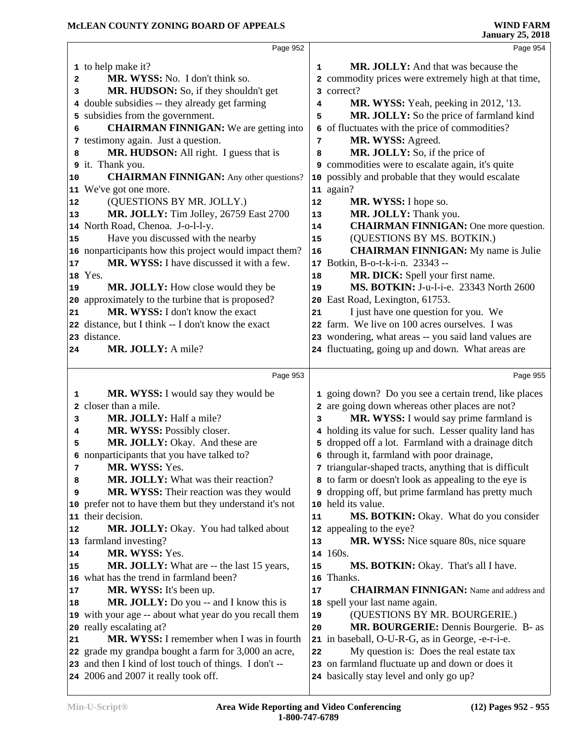to help make it?

**MR. WYSS:** No. I don't think so.

**MR. HUDSON:** So, if they shouldn't get double subsidies -- they already get farming subsidies from the government.

**CHAIRMAN FINNIGAN:** We are getting into testimony again. Just a question.

**MR. HUDSON:** All right. I guess that is it. Thank you.

**CHAIRMAN FINNIGAN:** Any other questions? We've got one more.

(QUESTIONS BY MR. JOLLY.)

**MR. JOLLY:** Tim Jolley, 26759 East 2700 North Road, Chenoa. J-o-l-l-y.

Have you discussed with the nearby nonparticipants how this project would impact them?

**MR. WYSS:** I have discussed it with a few. Yes.

**MR. JOLLY:** How close would they be approximately to the turbine that is proposed?

**MR. WYSS:** I don't know the exact distance, but I think -- I don't know the exact distance.

**MR. JOLLY:** A mile?

**MR. WYSS:** I would say they would be closer than a mile.

**MR. JOLLY:** Half a mile?

**MR. WYSS:** Possibly closer.

**MR. JOLLY:** Okay. And these are nonparticipants that you have talked to?

**MR. WYSS:** Yes.

**MR. JOLLY:** What was their reaction?

**MR. WYSS:** Their reaction was they would prefer not to have them but they understand it's not their decision.

**MR. JOLLY:** Okay. You had talked about farmland investing?

**MR. WYSS:** Yes.

**MR. JOLLY:** What are -- the last 15 years, what has the trend in farmland been?

**MR. WYSS:** It's been up.

**MR. JOLLY:** Do you -- and I know this is with your age -- about what year do you recall them really escalating at?

**MR. WYSS:** I remember when I was in fourth grade my grandpa bought a farm for 3,000 an acre, and then I kind of lost touch of things. I don't -- 2006 and 2007 it really took off.

**MR. JOLLY:** And that was because the commodity prices were extremely high at that time, correct?

**MR. WYSS:** Yeah, peeking in 2012, '13.

**MR. JOLLY:** So the price of farmland kind of fluctuates with the price of commodities?

**MR. WYSS:** Agreed.

**MR. JOLLY:** So, if the price of commodities were to escalate again, it's quite possibly and probable that they would escalate again?

**MR. WYSS:** I hope so.

**MR. JOLLY:** Thank you.

**CHAIRMAN FINNIGAN:** One more question.

(QUESTIONS BY MS. BOTKIN.)

**CHAIRMAN FINNIGAN:** My name is Julie Botkin, B-o-t-k-i-n. 23343 --

**MR. DICK:** Spell your first name.

**MS. BOTKIN:** J-u-l-i-e. 23343 North 2600 East Road, Lexington, 61753.

I just have one question for you. We farm. We live on 100 acres ourselves. I was wondering, what areas -- you said land values are fluctuating, going up and down. What areas are going down? Do you see a certain trend, like places are going down whereas other places are not?

**MR. WYSS:** I would say prime farmland is holding its value for such. Lesser quality land has dropped off a lot. Farmland with a drainage ditch through it, farmland with poor drainage, triangular-shaped tracts, anything that is difficult to farm or doesn't look as appealing to the eye is dropping off, but prime farmland has pretty much held its value.

**MS. BOTKIN:** Okay. What do you consider appealing to the eye?

**MR. WYSS:** Nice square 80s, nice square 160s.

**MS. BOTKIN:** Okay. That's all I have. Thanks.

**CHAIRMAN FINNIGAN:** Name and address and spell your last name again.

(QUESTIONS BY MR. BOURGERIE.)

**MR. BOURGERIE:** Dennis Bourgerie. B- as in baseball, O-U-R-G, as in George, -e-r-i-e.

My question is: Does the real estate tax on farmland fluctuate up and down or does it basically stay level and only go up?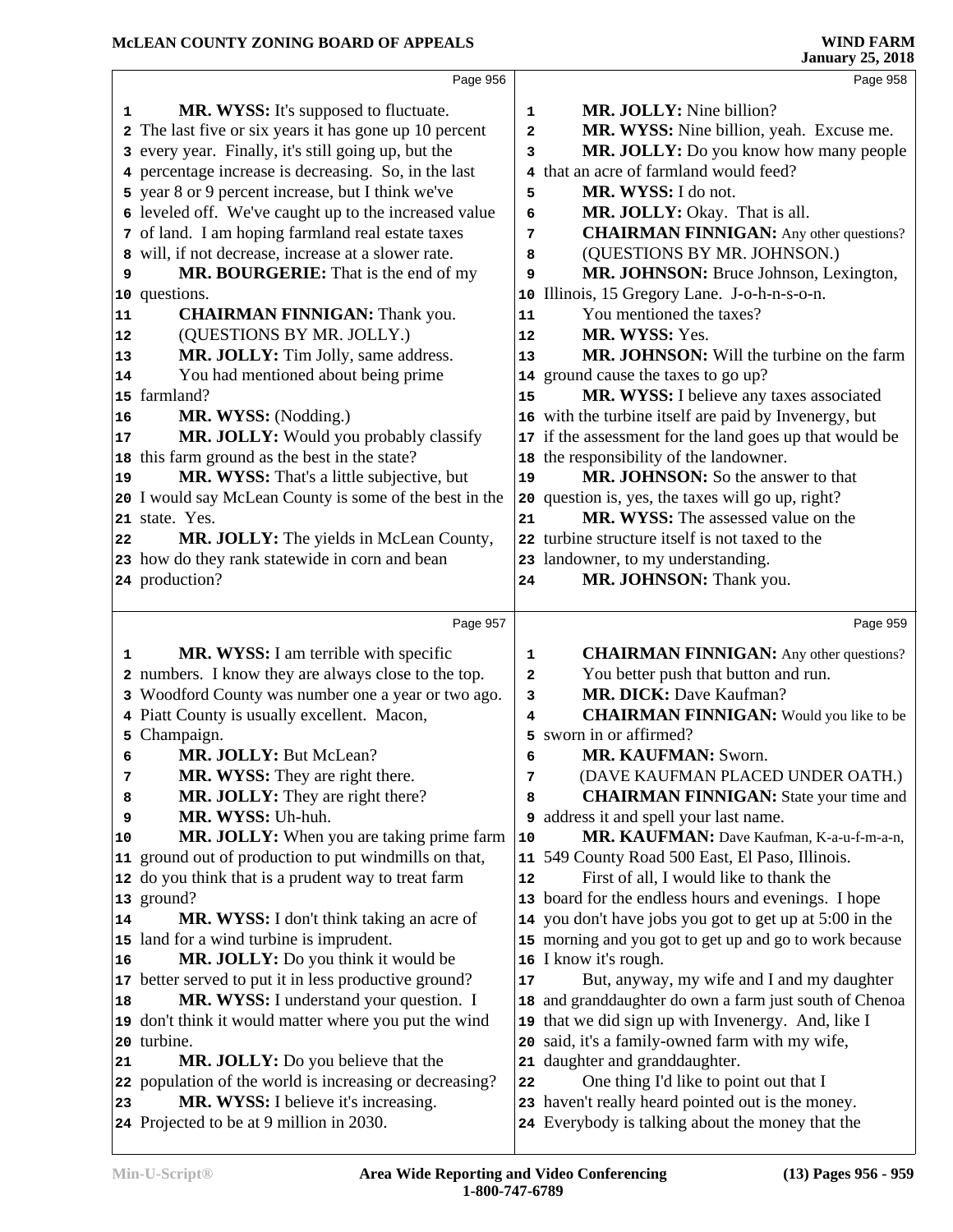**MR. WYSS:** It's supposed to fluctuate. The last five or six years it has gone up 10 percent every year. Finally, it's still going up, but the percentage increase is decreasing. So, in the last year 8 or 9 percent increase, but I think we've leveled off. We've caught up to the increased value of land. I am hoping farmland real estate taxes will, if not decrease, increase at a slower rate.

**MR. BOURGERIE:** That is the end of my questions.

**CHAIRMAN FINNIGAN:** Thank you.

(QUESTIONS BY MR. JOLLY.)

**MR. JOLLY:** Tim Jolly, same address.

You had mentioned about being prime farmland?

**MR. WYSS:** (Nodding.)

**MR. JOLLY:** Would you probably classify this farm ground as the best in the state?

**MR. WYSS:** That's a little subjective, but I would say McLean County is some of the best in the state. Yes.

**MR. JOLLY:** The yields in McLean County, how do they rank statewide in corn and bean production?

**MR. WYSS:** I am terrible with specific numbers. I know they are always close to the top. Woodford County was number one a year or two ago. Piatt County is usually excellent. Macon, Champaign.

**MR. JOLLY:** But McLean?

**MR. WYSS:** They are right there.

**MR. JOLLY:** They are right there?

**MR. WYSS:** Uh-huh.

**MR. JOLLY:** When you are taking prime farm ground out of production to put windmills on that, do you think that is a prudent way to treat farm ground?

**MR. WYSS:** I don't think taking an acre of land for a wind turbine is imprudent.

**MR. JOLLY:** Do you think it would be better served to put it in less productive ground?

**MR. WYSS:** I understand your question. I don't think it would matter where you put the wind turbine.

**MR. JOLLY:** Do you believe that the population of the world is increasing or decreasing?

**MR. WYSS:** I believe it's increasing. Projected to be at 9 million in 2030.

**MR. JOLLY:** Nine billion?

**MR. WYSS:** Nine billion, yeah. Excuse me.

**MR. JOLLY:** Do you know how many people that an acre of farmland would feed?

**MR. WYSS:** I do not.

**MR. JOLLY:** Okay. That is all.

**CHAIRMAN FINNIGAN:** Any other questions?

(QUESTIONS BY MR. JOHNSON.)

**MR. JOHNSON:** Bruce Johnson, Lexington, Illinois, 15 Gregory Lane. J-o-h-n-s-o-n.

You mentioned the taxes?

**MR. WYSS:** Yes.

**MR. JOHNSON:** Will the turbine on the farm ground cause the taxes to go up?

**MR. WYSS:** I believe any taxes associated with the turbine itself are paid by Invenergy, but if the assessment for the land goes up that would be the responsibility of the landowner.

**MR. JOHNSON:** So the answer to that question is, yes, the taxes will go up, right?

**MR. WYSS:** The assessed value on the turbine structure itself is not taxed to the landowner, to my understanding.

**MR. JOHNSON:** Thank you.

**CHAIRMAN FINNIGAN:** Any other questions?

You better push that button and run.

**MR. DICK:** Dave Kaufman?

**CHAIRMAN FINNIGAN:** Would you like to be sworn in or affirmed?

**MR. KAUFMAN:** Sworn.

(DAVE KAUFMAN PLACED UNDER OATH.)

**CHAIRMAN FINNIGAN:** State your time and address it and spell your last name.

**MR. KAUFMAN:** Dave Kaufman, K-a-u-f-m-a-n, 549 County Road 500 East, El Paso, Illinois.

First of all, I would like to thank the board for the endless hours and evenings. I hope you don't have jobs you got to get up at 5:00 in the morning and you got to get up and go to work because I know it's rough.

But, anyway, my wife and I and my daughter and granddaughter do own a farm just south of Chenoa that we did sign up with Invenergy. And, like I said, it's a family-owned farm with my wife, daughter and granddaughter.

One thing I'd like to point out that I haven't really heard pointed out is the money. Everybody is talking about the money that the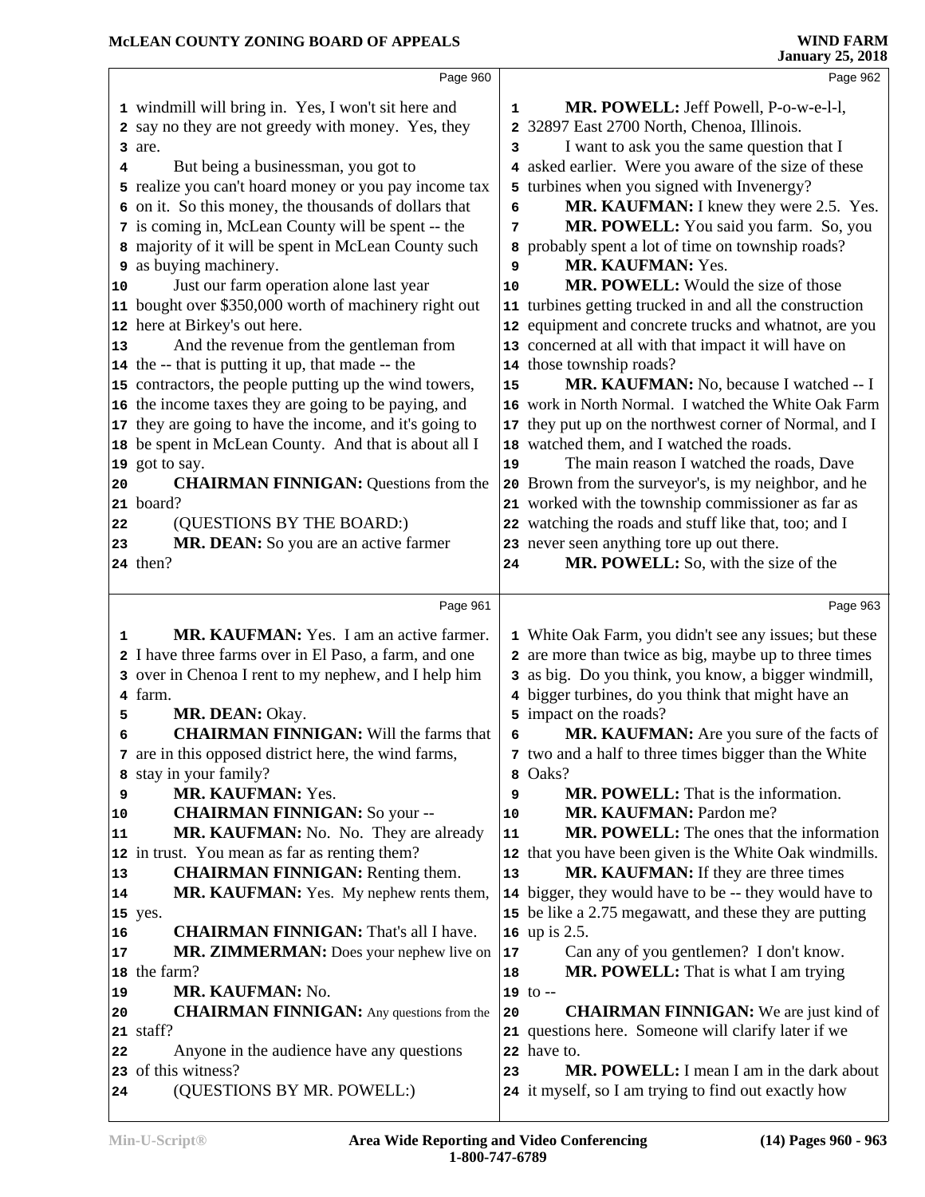windmill will bring in. Yes, I won't sit here and say no they are not greedy with money. Yes, they are.

But being a businessman, you got to realize you can't hoard money or you pay income tax on it. So this money, the thousands of dollars that is coming in, McLean County will be spent -- the majority of it will be spent in McLean County such as buying machinery.

Just our farm operation alone last year bought over $350,000 worth of machinery right out here at Birkey's out here.

And the revenue from the gentleman from the -- that is putting it up, that made -- the contractors, the people putting up the wind towers, the income taxes they are going to be paying, and they are going to have the income, and it's going to be spent in McLean County. And that is about all I got to say.

**CHAIRMAN FINNIGAN:** Questions from the board?

(QUESTIONS BY THE BOARD:)

**MR. DEAN:** So you are an active farmer then?

**MR. KAUFMAN:** Yes. I am an active farmer. I have three farms over in El Paso, a farm, and one over in Chenoa I rent to my nephew, and I help him farm.

**MR. DEAN:** Okay.

**CHAIRMAN FINNIGAN:** Will the farms that are in this opposed district here, the wind farms, stay in your family?

**MR. KAUFMAN:** Yes.

**CHAIRMAN FINNIGAN:** So your --

**MR. KAUFMAN:** No. No. They are already in trust. You mean as far as renting them?

**CHAIRMAN FINNIGAN:** Renting them.

**MR. KAUFMAN:** Yes. My nephew rents them, yes.

**CHAIRMAN FINNIGAN:** That's all I have.

**MR. ZIMMERMAN:** Does your nephew live on the farm?

**MR. KAUFMAN:** No.

**CHAIRMAN FINNIGAN:** Any questions from the staff?

Anyone in the audience have any questions of this witness?

(QUESTIONS BY MR. POWELL:)

**MR. POWELL:** Jeff Powell, P-o-w-e-l-l, 32897 East 2700 North, Chenoa, Illinois.

I want to ask you the same question that I asked earlier. Were you aware of the size of these turbines when you signed with Invenergy?

**MR. KAUFMAN:** I knew they were 2.5. Yes.

**MR. POWELL:** You said you farm. So, you probably spent a lot of time on township roads?

**MR. KAUFMAN:** Yes.

**MR. POWELL:** Would the size of those turbines getting trucked in and all the construction equipment and concrete trucks and whatnot, are you concerned at all with that impact it will have on those township roads?

**MR. KAUFMAN:** No, because I watched -- I work in North Normal. I watched the White Oak Farm they put up on the northwest corner of Normal, and I watched them, and I watched the roads.

The main reason I watched the roads, Dave Brown from the surveyor's, is my neighbor, and he worked with the township commissioner as far as watching the roads and stuff like that, too; and I never seen anything tore up out there.

**MR. POWELL:** So, with the size of the White Oak Farm, you didn't see any issues; but these are more than twice as big, maybe up to three times as big. Do you think, you know, a bigger windmill, bigger turbines, do you think that might have an impact on the roads?

**MR. KAUFMAN:** Are you sure of the facts of two and a half to three times bigger than the White Oaks?

**MR. POWELL:** That is the information.

**MR. KAUFMAN:** Pardon me?

**MR. POWELL:** The ones that the information that you have been given is the White Oak windmills.

**MR. KAUFMAN:** If they are three times bigger, they would have to be -- they would have to be like a 2.75 megawatt, and these they are putting up is 2.5.

Can any of you gentlemen? I don't know.

**MR. POWELL:** That is what I am trying to --

**CHAIRMAN FINNIGAN:** We are just kind of questions here. Someone will clarify later if we have to.

**MR. POWELL:** I mean I am in the dark about it myself, so I am trying to find out exactly how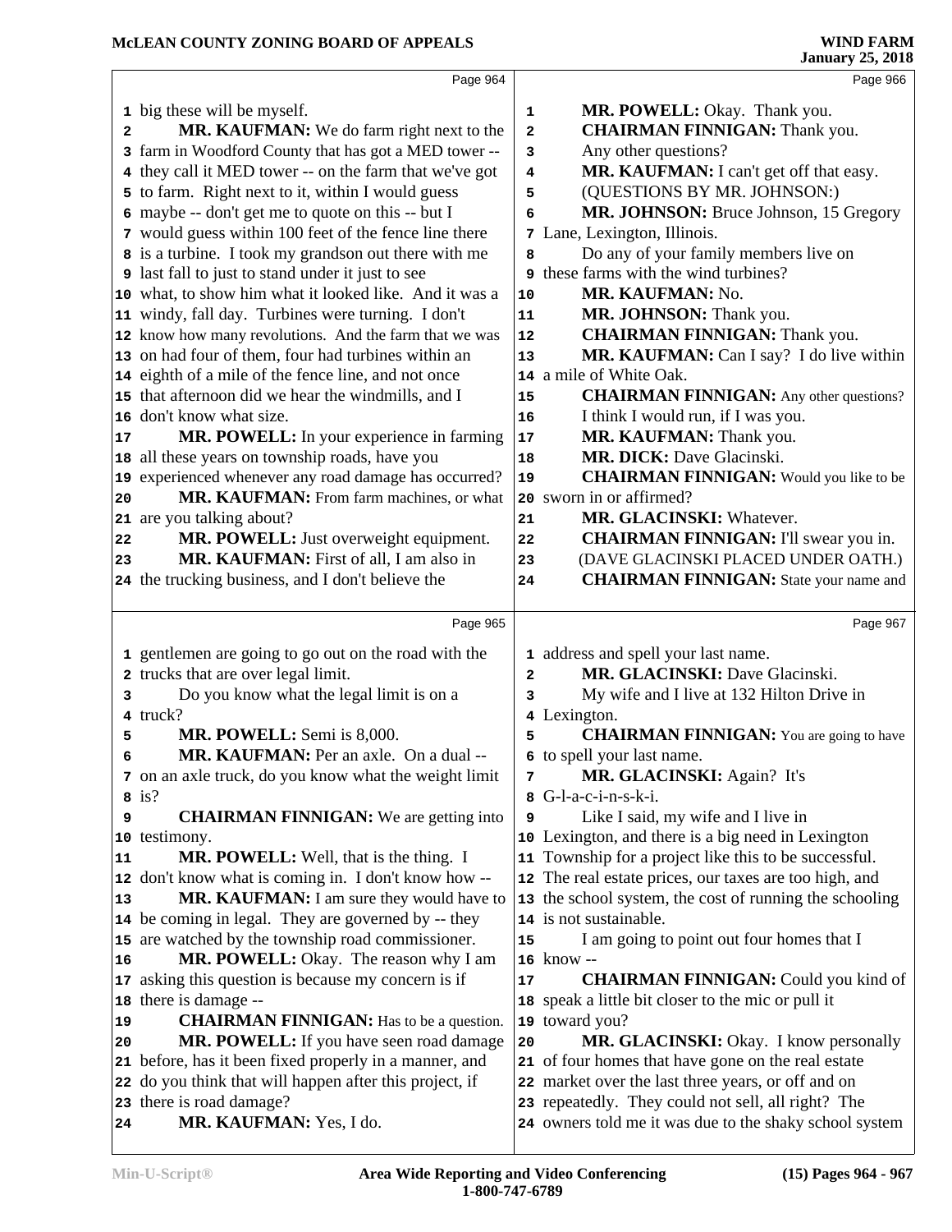big these will be myself.

**MR. KAUFMAN:** We do farm right next to the farm in Woodford County that has got a MED tower -- they call it MED tower -- on the farm that we've got to farm. Right next to it, within I would guess maybe -- don't get me to quote on this -- but I would guess within 100 feet of the fence line there is a turbine. I took my grandson out there with me last fall to just to stand under it just to see what, to show him what it looked like. And it was a windy, fall day. Turbines were turning. I don't know how many revolutions. And the farm that we was on had four of them, four had turbines within an eighth of a mile of the fence line, and not once that afternoon did we hear the windmills, and I don't know what size.

**MR. POWELL:** In your experience in farming all these years on township roads, have you experienced whenever any road damage has occurred?

**MR. KAUFMAN:** From farm machines, or what are you talking about?

**MR. POWELL:** Just overweight equipment.

**MR. KAUFMAN:** First of all, I am also in the trucking business, and I don't believe the gentlemen are going to go out on the road with the trucks that are over legal limit.

Do you know what the legal limit is on a truck?

**MR. POWELL:** Semi is 8,000.

**MR. KAUFMAN:** Per an axle. On a dual -- on an axle truck, do you know what the weight limit is?

**CHAIRMAN FINNIGAN:** We are getting into testimony.

**MR. POWELL:** Well, that is the thing. I don't know what is coming in. I don't know how --

**MR. KAUFMAN:** I am sure they would have to be coming in legal. They are governed by -- they are watched by the township road commissioner.

**MR. POWELL:** Okay. The reason why I am asking this question is because my concern is if there is damage --

**CHAIRMAN FINNIGAN:** Has to be a question.

**MR. POWELL:** If you have seen road damage before, has it been fixed properly in a manner, and do you think that will happen after this project, if there is road damage?

**MR. KAUFMAN:** Yes, I do.

**MR. POWELL:** Okay. Thank you.

**CHAIRMAN FINNIGAN:** Thank you.

Any other questions?

**MR. KAUFMAN:** I can't get off that easy.

(QUESTIONS BY MR. JOHNSON:)

**MR. JOHNSON:** Bruce Johnson, 15 Gregory Lane, Lexington, Illinois.

Do any of your family members live on these farms with the wind turbines?

**MR. KAUFMAN:** No.

**MR. JOHNSON:** Thank you.

**CHAIRMAN FINNIGAN:** Thank you.

**MR. KAUFMAN:** Can I say? I do live within a mile of White Oak.

**CHAIRMAN FINNIGAN:** Any other questions?

I think I would run, if I was you.

**MR. KAUFMAN:** Thank you.

**MR. DICK:** Dave Glacinski.

**CHAIRMAN FINNIGAN:** Would you like to be sworn in or affirmed?

**MR. GLACINSKI:** Whatever.

**CHAIRMAN FINNIGAN:** I'll swear you in.

(DAVE GLACINSKI PLACED UNDER OATH.)

**CHAIRMAN FINNIGAN:** State your name and address and spell your last name.

**MR. GLACINSKI:** Dave Glacinski.

My wife and I live at 132 Hilton Drive in Lexington.

**CHAIRMAN FINNIGAN:** You are going to have to spell your last name.

**MR. GLACINSKI:** Again? It's G-l-a-c-i-n-s-k-i.

Like I said, my wife and I live in Lexington, and there is a big need in Lexington Township for a project like this to be successful. The real estate prices, our taxes are too high, and the school system, the cost of running the schooling is not sustainable.

I am going to point out four homes that I know --

**CHAIRMAN FINNIGAN:** Could you kind of speak a little bit closer to the mic or pull it toward you?

**MR. GLACINSKI:** Okay. I know personally of four homes that have gone on the real estate market over the last three years, or off and on repeatedly. They could not sell, all right? The owners told me it was due to the shaky school system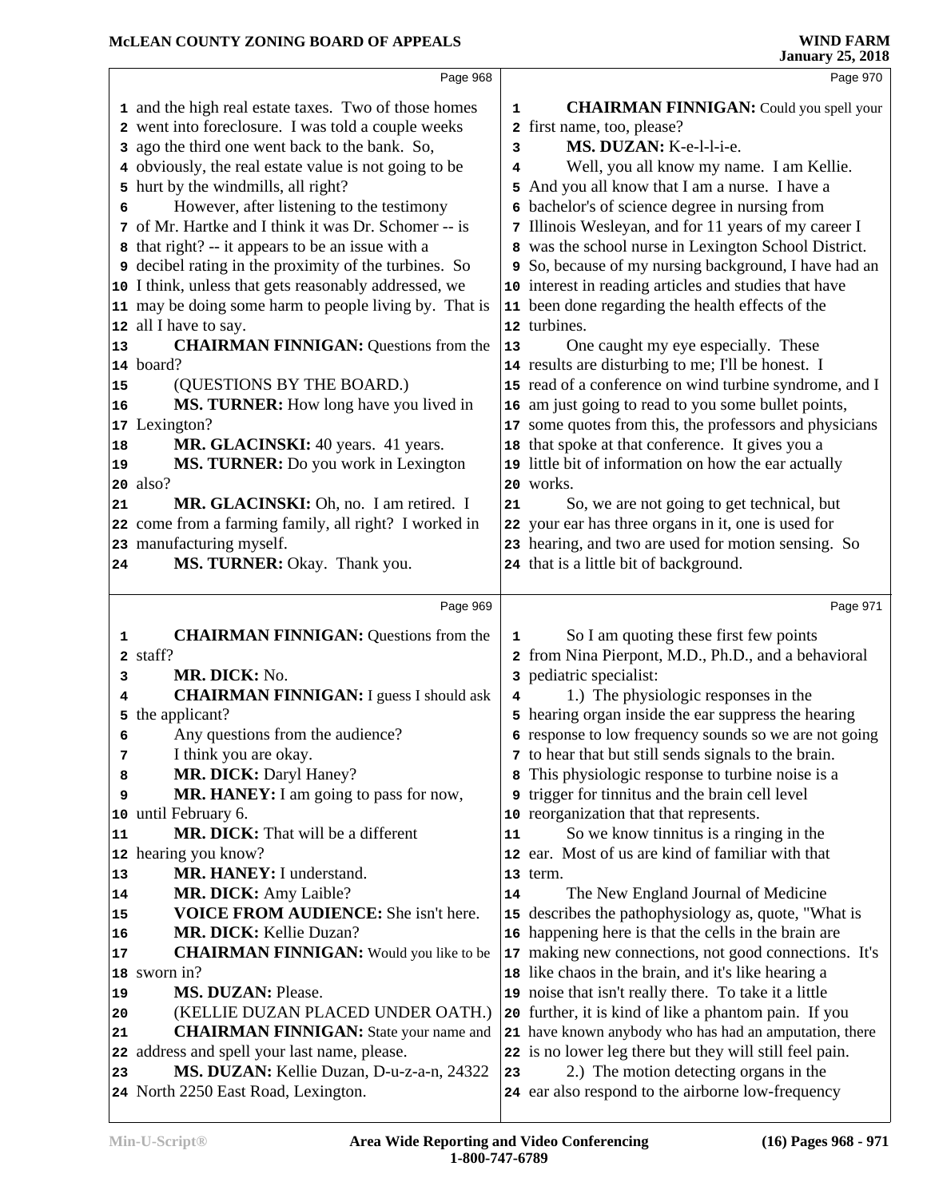Page 968

and the high real estate taxes. Two of those homes went into foreclosure. I was told a couple weeks ago the third one went back to the bank. So, obviously, the real estate value is not going to be hurt by the windmills, all right?

However, after listening to the testimony of Mr. Hartke and I think it was Dr. Schomer -- is that right? -- it appears to be an issue with a decibel rating in the proximity of the turbines. So I think, unless that gets reasonably addressed, we may be doing some harm to people living by. That is all I have to say.

**CHAIRMAN FINNIGAN:** Questions from the board?

(QUESTIONS BY THE BOARD.)

**MS. TURNER:** How long have you lived in Lexington?

**MR. GLACINSKI:** 40 years. 41 years.

**MS. TURNER:** Do you work in Lexington also?

**MR. GLACINSKI:** Oh, no. I am retired. I come from a farming family, all right? I worked in manufacturing myself.

**MS. TURNER:** Okay. Thank you.

Page 969

**CHAIRMAN FINNIGAN:** Questions from the staff?

**MR. DICK:** No.

**CHAIRMAN FINNIGAN:** I guess I should ask the applicant?

Any questions from the audience?

I think you are okay.

**MR. DICK:** Daryl Haney?

**MR. HANEY:** I am going to pass for now, until February 6.

**MR. DICK:** That will be a different hearing you know?

**MR. HANEY:** I understand.

**MR. DICK:** Amy Laible?

**VOICE FROM AUDIENCE:** She isn't here.

**MR. DICK:** Kellie Duzan?

**CHAIRMAN FINNIGAN:** Would you like to be sworn in?

**MS. DUZAN:** Please.

(KELLIE DUZAN PLACED UNDER OATH.)

**CHAIRMAN FINNIGAN:** State your name and address and spell your last name, please.

**MS. DUZAN:** Kellie Duzan, D-u-z-a-n, 24322 North 2250 East Road, Lexington.

Page 970

**CHAIRMAN FINNIGAN:** Could you spell your first name, too, please?

**MS. DUZAN:** K-e-l-l-i-e.

Well, you all know my name. I am Kellie. And you all know that I am a nurse. I have a bachelor's of science degree in nursing from Illinois Wesleyan, and for 11 years of my career I was the school nurse in Lexington School District. So, because of my nursing background, I have had an interest in reading articles and studies that have been done regarding the health effects of the turbines.

One caught my eye especially. These results are disturbing to me; I'll be honest. I read of a conference on wind turbine syndrome, and I am just going to read to you some bullet points, some quotes from this, the professors and physicians that spoke at that conference. It gives you a little bit of information on how the ear actually works.

So, we are not going to get technical, but your ear has three organs in it, one is used for hearing, and two are used for motion sensing. So that is a little bit of background.

Page 971

So I am quoting these first few points from Nina Pierpont, M.D., Ph.D., and a behavioral pediatric specialist:

1.) The physiologic responses in the hearing organ inside the ear suppress the hearing response to low frequency sounds so we are not going to hear that but still sends signals to the brain. This physiologic response to turbine noise is a trigger for tinnitus and the brain cell level reorganization that that represents.

So we know tinnitus is a ringing in the ear. Most of us are kind of familiar with that term.

The New England Journal of Medicine describes the pathophysiology as, quote, "What is happening here is that the cells in the brain are making new connections, not good connections. It's like chaos in the brain, and it's like hearing a noise that isn't really there. To take it a little further, it is kind of like a phantom pain. If you have known anybody who has had an amputation, there is no lower leg there but they will still feel pain.

2.) The motion detecting organs in the ear also respond to the airborne low-frequency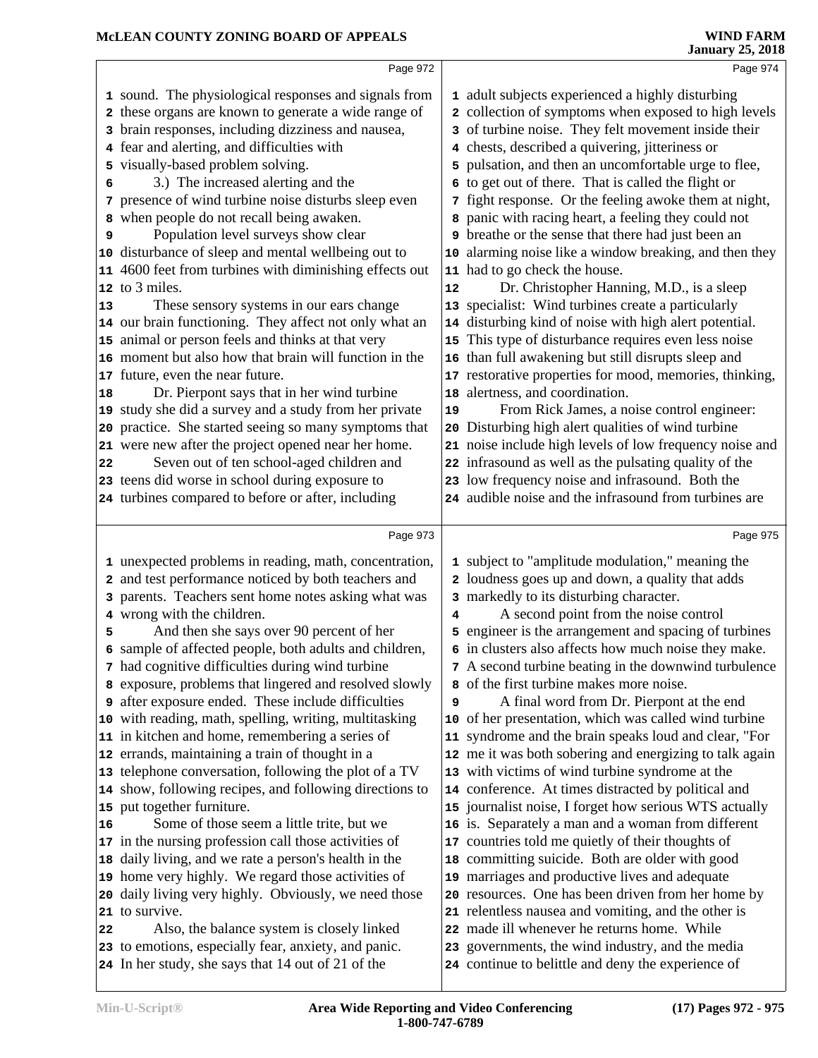sound. The physiological responses and signals from these organs are known to generate a wide range of brain responses, including dizziness and nausea, fear and alerting, and difficulties with visually-based problem solving.

3.) The increased alerting and the presence of wind turbine noise disturbs sleep even when people do not recall being awaken.

Population level surveys show clear disturbance of sleep and mental wellbeing out to 4600 feet from turbines with diminishing effects out to 3 miles.

These sensory systems in our ears change our brain functioning. They affect not only what an animal or person feels and thinks at that very moment but also how that brain will function in the future, even the near future.

Dr. Pierpont says that in her wind turbine study she did a survey and a study from her private practice. She started seeing so many symptoms that were new after the project opened near her home.

Seven out of ten school-aged children and teens did worse in school during exposure to turbines compared to before or after, including unexpected problems in reading, math, concentration, and test performance noticed by both teachers and parents. Teachers sent home notes asking what was wrong with the children.

And then she says over 90 percent of her sample of affected people, both adults and children, had cognitive difficulties during wind turbine exposure, problems that lingered and resolved slowly after exposure ended. These include difficulties with reading, math, spelling, writing, multitasking in kitchen and home, remembering a series of errands, maintaining a train of thought in a telephone conversation, following the plot of a TV show, following recipes, and following directions to put together furniture.

Some of those seem a little trite, but we in the nursing profession call those activities of daily living, and we rate a person's health in the home very highly. We regard those activities of daily living very highly. Obviously, we need those to survive.

Also, the balance system is closely linked to emotions, especially fear, anxiety, and panic. In her study, she says that 14 out of 21 of the adult subjects experienced a highly disturbing collection of symptoms when exposed to high levels of turbine noise. They felt movement inside their chests, described a quivering, jitteriness or pulsation, and then an uncomfortable urge to flee, to get out of there. That is called the flight or fight response. Or the feeling awoke them at night, panic with racing heart, a feeling they could not breathe or the sense that there had just been an alarming noise like a window breaking, and then they had to go check the house.

Dr. Christopher Hanning, M.D., is a sleep specialist: Wind turbines create a particularly disturbing kind of noise with high alert potential. This type of disturbance requires even less noise than full awakening but still disrupts sleep and restorative properties for mood, memories, thinking, alertness, and coordination.

From Rick James, a noise control engineer: Disturbing high alert qualities of wind turbine noise include high levels of low frequency noise and infrasound as well as the pulsating quality of the low frequency noise and infrasound. Both the audible noise and the infrasound from turbines are subject to "amplitude modulation," meaning the loudness goes up and down, a quality that adds markedly to its disturbing character.

A second point from the noise control engineer is the arrangement and spacing of turbines in clusters also affects how much noise they make. A second turbine beating in the downwind turbulence of the first turbine makes more noise.

A final word from Dr. Pierpont at the end of her presentation, which was called wind turbine syndrome and the brain speaks loud and clear, "For me it was both sobering and energizing to talk again with victims of wind turbine syndrome at the conference. At times distracted by political and journalist noise, I forget how serious WTS actually is. Separately a man and a woman from different countries told me quietly of their thoughts of committing suicide. Both are older with good marriages and productive lives and adequate resources. One has been driven from her home by relentless nausea and vomiting, and the other is made ill whenever he returns home. While governments, the wind industry, and the media continue to belittle and deny the experience of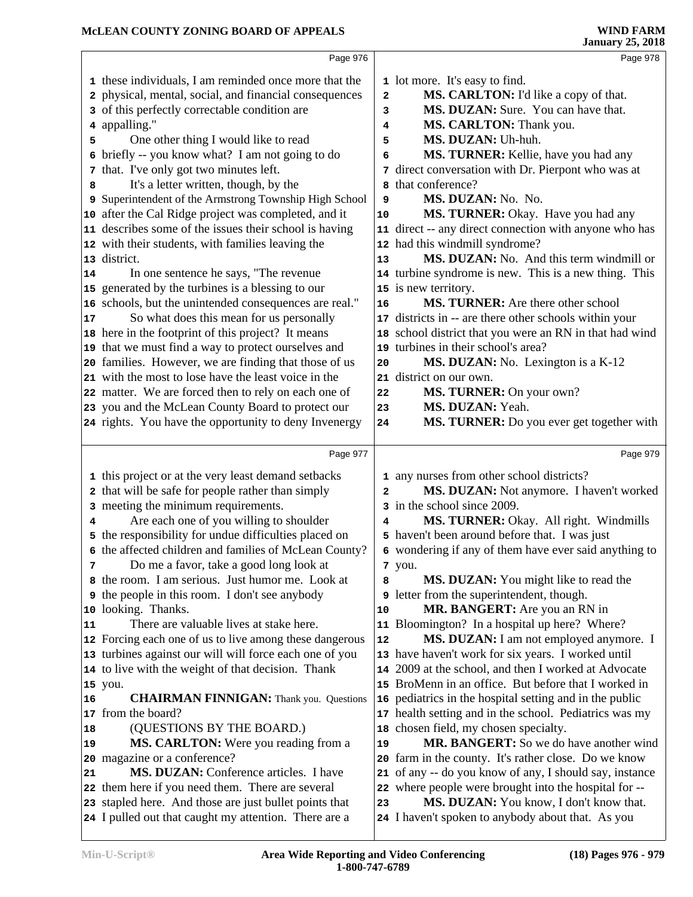these individuals, I am reminded once more that the physical, mental, social, and financial consequences of this perfectly correctable condition are appalling."

One other thing I would like to read briefly -- you know what? I am not going to do that. I've only got two minutes left.

It's a letter written, though, by the Superintendent of the Armstrong Township High School after the Cal Ridge project was completed, and it describes some of the issues their school is having with their students, with families leaving the district.

In one sentence he says, "The revenue generated by the turbines is a blessing to our schools, but the unintended consequences are real."

So what does this mean for us personally here in the footprint of this project? It means that we must find a way to protect ourselves and families. However, we are finding that those of us with the most to lose have the least voice in the matter. We are forced then to rely on each one of you and the McLean County Board to protect our rights. You have the opportunity to deny Invenergy this project or at the very least demand setbacks that will be safe for people rather than simply meeting the minimum requirements.

Are each one of you willing to shoulder the responsibility for undue difficulties placed on the affected children and families of McLean County?

Do me a favor, take a good long look at the room. I am serious. Just humor me. Look at the people in this room. I don't see anybody looking. Thanks.

There are valuable lives at stake here. Forcing each one of us to live among these dangerous turbines against our will will force each one of you to live with the weight of that decision. Thank you.

**CHAIRMAN FINNIGAN:** Thank you. Questions from the board?

(QUESTIONS BY THE BOARD.)

**MS. CARLTON:** Were you reading from a magazine or a conference?

**MS. DUZAN:** Conference articles. I have them here if you need them. There are several stapled here. And those are just bullet points that I pulled out that caught my attention. There are a lot more. It's easy to find.

**MS. CARLTON:** I'd like a copy of that.

**MS. DUZAN:** Sure. You can have that.

**MS. CARLTON:** Thank you.

**MS. DUZAN:** Uh-huh.

**MS. TURNER:** Kellie, have you had any direct conversation with Dr. Pierpont who was at that conference?

**MS. DUZAN:** No. No.

**MS. TURNER:** Okay. Have you had any direct -- any direct connection with anyone who has had this windmill syndrome?

**MS. DUZAN:** No. And this term windmill or turbine syndrome is new. This is a new thing. This is new territory.

**MS. TURNER:** Are there other school districts in -- are there other schools within your school district that you were an RN in that had wind turbines in their school's area?

**MS. DUZAN:** No. Lexington is a K-12 district on our own.

**MS. TURNER:** On your own?

**MS. DUZAN:** Yeah.

**MS. TURNER:** Do you ever get together with any nurses from other school districts?

**MS. DUZAN:** Not anymore. I haven't worked in the school since 2009.

**MS. TURNER:** Okay. All right. Windmills haven't been around before that. I was just wondering if any of them have ever said anything to you.

**MS. DUZAN:** You might like to read the letter from the superintendent, though.

**MR. BANGERT:** Are you an RN in Bloomington? In a hospital up here? Where?

**MS. DUZAN:** I am not employed anymore. I have haven't work for six years. I worked until 2009 at the school, and then I worked at Advocate BroMenn in an office. But before that I worked in pediatrics in the hospital setting and in the public health setting and in the school. Pediatrics was my chosen field, my chosen specialty.

**MR. BANGERT:** So we do have another wind farm in the county. It's rather close. Do we know of any -- do you know of any, I should say, instance where people were brought into the hospital for --

**MS. DUZAN:** You know, I don't know that. I haven't spoken to anybody about that. As you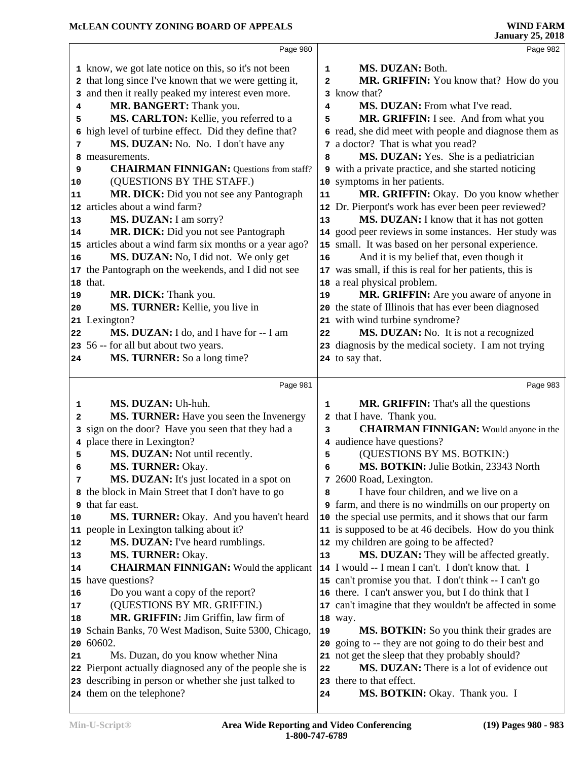know, we got late notice on this, so it's not been that long since I've known that we were getting it, and then it really peaked my interest even more.

**MR. BANGERT:** Thank you.

**MS. CARLTON:** Kellie, you referred to a high level of turbine effect. Did they define that?

**MS. DUZAN:** No. No. I don't have any measurements.

**CHAIRMAN FINNIGAN:** Questions from staff?

(QUESTIONS BY THE STAFF.)

**MR. DICK:** Did you not see any Pantograph articles about a wind farm?

**MS. DUZAN:** I am sorry?

**MR. DICK:** Did you not see Pantograph articles about a wind farm six months or a year ago?

**MS. DUZAN:** No, I did not. We only get the Pantograph on the weekends, and I did not see that.

**MR. DICK:** Thank you.

**MS. TURNER:** Kellie, you live in Lexington?

**MS. DUZAN:** I do, and I have for -- I am 56 -- for all but about two years.

**MS. TURNER:** So a long time?

**MS. DUZAN:** Uh-huh.

**MS. TURNER:** Have you seen the Invenergy sign on the door? Have you seen that they had a place there in Lexington?

**MS. DUZAN:** Not until recently.

**MS. TURNER:** Okay.

**MS. DUZAN:** It's just located in a spot on the block in Main Street that I don't have to go that far east.

**MS. TURNER:** Okay. And you haven't heard people in Lexington talking about it?

**MS. DUZAN:** I've heard rumblings.

**MS. TURNER:** Okay.

**CHAIRMAN FINNIGAN:** Would the applicant have questions?

Do you want a copy of the report?

(QUESTIONS BY MR. GRIFFIN.)

**MR. GRIFFIN:** Jim Griffin, law firm of Schain Banks, 70 West Madison, Suite 5300, Chicago, 60602.

Ms. Duzan, do you know whether Nina Pierpont actually diagnosed any of the people she is describing in person or whether she just talked to them on the telephone?

**MS. DUZAN:** Both.

**MR. GRIFFIN:** You know that? How do you know that?

**MS. DUZAN:** From what I've read.

**MR. GRIFFIN:** I see. And from what you read, she did meet with people and diagnose them as a doctor? That is what you read?

**MS. DUZAN:** Yes. She is a pediatrician with a private practice, and she started noticing symptoms in her patients.

**MR. GRIFFIN:** Okay. Do you know whether Dr. Pierpont's work has ever been peer reviewed?

**MS. DUZAN:** I know that it has not gotten good peer reviews in some instances. Her study was small. It was based on her personal experience.

And it is my belief that, even though it was small, if this is real for her patients, this is a real physical problem.

**MR. GRIFFIN:** Are you aware of anyone in the state of Illinois that has ever been diagnosed with wind turbine syndrome?

**MS. DUZAN:** No. It is not a recognized diagnosis by the medical society. I am not trying to say that.

**MR. GRIFFIN:** That's all the questions that I have. Thank you.

**CHAIRMAN FINNIGAN:** Would anyone in the audience have questions?

(QUESTIONS BY MS. BOTKIN:)

**MS. BOTKIN:** Julie Botkin, 23343 North 2600 Road, Lexington.

I have four children, and we live on a farm, and there is no windmills on our property on the special use permits, and it shows that our farm is supposed to be at 46 decibels. How do you think my children are going to be affected?

**MS. DUZAN:** They will be affected greatly. I would -- I mean I can't. I don't know that. I can't promise you that. I don't think -- I can't go there. I can't answer you, but I do think that I can't imagine that they wouldn't be affected in some way.

**MS. BOTKIN:** So you think their grades are going to -- they are not going to do their best and not get the sleep that they probably should?

**MS. DUZAN:** There is a lot of evidence out there to that effect.

**MS. BOTKIN:** Okay. Thank you. I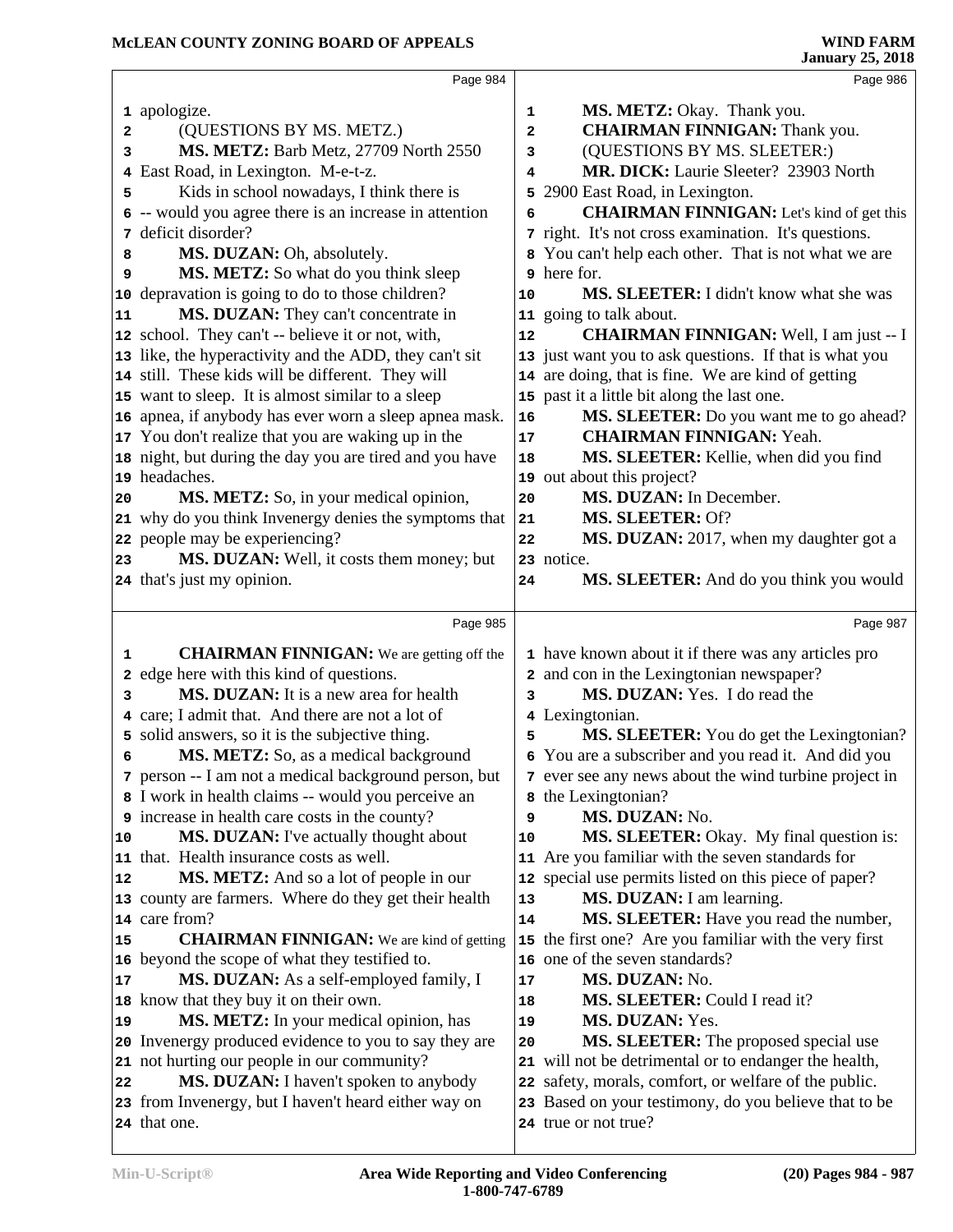apologize.

(QUESTIONS BY MS. METZ.)

**MS. METZ:** Barb Metz, 27709 North 2550 East Road, in Lexington. M-e-t-z.

Kids in school nowadays, I think there is -- would you agree there is an increase in attention deficit disorder?

**MS. DUZAN:** Oh, absolutely.

**MS. METZ:** So what do you think sleep depravation is going to do to those children?

**MS. DUZAN:** They can't concentrate in school. They can't -- believe it or not, with, like, the hyperactivity and the ADD, they can't sit still. These kids will be different. They will want to sleep. It is almost similar to a sleep apnea, if anybody has ever worn a sleep apnea mask. You don't realize that you are waking up in the night, but during the day you are tired and you have headaches.

**MS. METZ:** So, in your medical opinion, why do you think Invenergy denies the symptoms that people may be experiencing?

**MS. DUZAN:** Well, it costs them money; but that's just my opinion.

**CHAIRMAN FINNIGAN:** We are getting off the edge here with this kind of questions.

**MS. DUZAN:** It is a new area for health care; I admit that. And there are not a lot of solid answers, so it is the subjective thing.

**MS. METZ:** So, as a medical background person -- I am not a medical background person, but I work in health claims -- would you perceive an increase in health care costs in the county?

**MS. DUZAN:** I've actually thought about that. Health insurance costs as well.

**MS. METZ:** And so a lot of people in our county are farmers. Where do they get their health care from?

**CHAIRMAN FINNIGAN:** We are kind of getting beyond the scope of what they testified to.

**MS. DUZAN:** As a self-employed family, I know that they buy it on their own.

**MS. METZ:** In your medical opinion, has Invenergy produced evidence to you to say they are not hurting our people in our community?

**MS. DUZAN:** I haven't spoken to anybody from Invenergy, but I haven't heard either way on that one.

**MS. METZ:** Okay. Thank you.

**CHAIRMAN FINNIGAN:** Thank you.

(QUESTIONS BY MS. SLEETER:)

**MR. DICK:** Laurie Sleeter? 23903 North 2900 East Road, in Lexington.

**CHAIRMAN FINNIGAN:** Let's kind of get this right. It's not cross examination. It's questions. You can't help each other. That is not what we are here for.

**MS. SLEETER:** I didn't know what she was going to talk about.

**CHAIRMAN FINNIGAN:** Well, I am just -- I just want you to ask questions. If that is what you are doing, that is fine. We are kind of getting past it a little bit along the last one.

**MS. SLEETER:** Do you want me to go ahead?

**CHAIRMAN FINNIGAN:** Yeah.

**MS. SLEETER:** Kellie, when did you find out about this project?

**MS. DUZAN:** In December.

**MS. SLEETER:** Of?

**MS. DUZAN:** 2017, when my daughter got a notice.

**MS. SLEETER:** And do you think you would have known about it if there was any articles pro and con in the Lexingtonian newspaper?

**MS. DUZAN:** Yes. I do read the Lexingtonian.

**MS. SLEETER:** You do get the Lexingtonian? You are a subscriber and you read it. And did you ever see any news about the wind turbine project in the Lexingtonian?

**MS. DUZAN:** No.

**MS. SLEETER:** Okay. My final question is: Are you familiar with the seven standards for special use permits listed on this piece of paper?

**MS. DUZAN:** I am learning.

**MS. SLEETER:** Have you read the number, the first one? Are you familiar with the very first one of the seven standards?

**MS. DUZAN:** No.

**MS. SLEETER:** Could I read it?

**MS. DUZAN:** Yes.

**MS. SLEETER:** The proposed special use will not be detrimental or to endanger the health, safety, morals, comfort, or welfare of the public. Based on your testimony, do you believe that to be true or not true?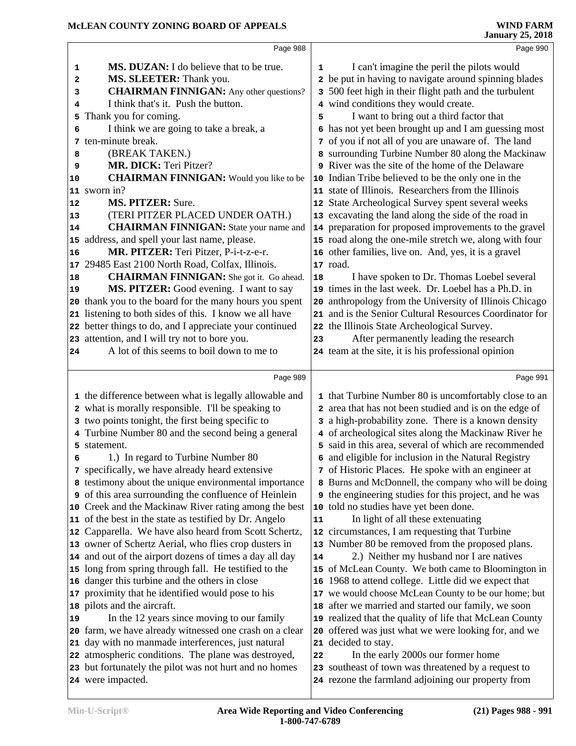**MS. DUZAN:** I do believe that to be true.

**MS. SLEETER:** Thank you.

**CHAIRMAN FINNIGAN:** Any other questions? I think that's it. Push the button. Thank you for coming.

I think we are going to take a break, a ten-minute break.

(BREAK TAKEN.)

**MR. DICK:** Teri Pitzer?

**CHAIRMAN FINNIGAN:** Would you like to be sworn in?

**MS. PITZER:** Sure.

(TERI PITZER PLACED UNDER OATH.)

**CHAIRMAN FINNIGAN:** State your name and address, and spell your last name, please.

**MR. PITZER:** Teri Pitzer, P-i-t-z-e-r. 29485 East 2100 North Road, Colfax, Illinois.

**CHAIRMAN FINNIGAN:** She got it. Go ahead.

**MS. PITZER:** Good evening. I want to say thank you to the board for the many hours you spent listening to both sides of this. I know we all have better things to do, and I appreciate your continued attention, and I will try not to bore you.

A lot of this seems to boil down to me to the difference between what is legally allowable and what is morally responsible. I'll be speaking to two points tonight, the first being specific to Turbine Number 80 and the second being a general statement.

1.) In regard to Turbine Number 80 specifically, we have already heard extensive testimony about the unique environmental importance of this area surrounding the confluence of Heinlein Creek and the Mackinaw River rating among the best of the best in the state as testified by Dr. Angelo Capparella. We have also heard from Scott Schertz, owner of Schertz Aerial, who flies crop dusters in and out of the airport dozens of times a day all day long from spring through fall. He testified to the danger this turbine and the others in close proximity that he identified would pose to his pilots and the aircraft.

In the 12 years since moving to our family farm, we have already witnessed one crash on a clear day with no manmade interferences, just natural atmospheric conditions. The plane was destroyed, but fortunately the pilot was not hurt and no homes were impacted.

I can't imagine the peril the pilots would be put in having to navigate around spinning blades 500 feet high in their flight path and the turbulent wind conditions they would create.

I want to bring out a third factor that has not yet been brought up and I am guessing most of you if not all of you are unaware of. The land surrounding Turbine Number 80 along the Mackinaw River was the site of the home of the Delaware Indian Tribe believed to be the only one in the state of Illinois. Researchers from the Illinois State Archeological Survey spent several weeks excavating the land along the side of the road in preparation for proposed improvements to the gravel road along the one-mile stretch we, along with four other families, live on. And, yes, it is a gravel road.

I have spoken to Dr. Thomas Loebel several times in the last week. Dr. Loebel has a Ph.D. in anthropology from the University of Illinois Chicago and is the Senior Cultural Resources Coordinator for the Illinois State Archeological Survey.

After permanently leading the research team at the site, it is his professional opinion that Turbine Number 80 is uncomfortably close to an area that has not been studied and is on the edge of a high-probability zone. There is a known density of archeological sites along the Mackinaw River he said in this area, several of which are recommended and eligible for inclusion in the Natural Registry of Historic Places. He spoke with an engineer at Burns and McDonnell, the company who will be doing the engineering studies for this project, and he was told no studies have yet been done.

In light of all these extenuating circumstances, I am requesting that Turbine Number 80 be removed from the proposed plans.

2.) Neither my husband nor I are natives of McLean County. We both came to Bloomington in 1968 to attend college. Little did we expect that we would choose McLean County to be our home; but after we married and started our family, we soon realized that the quality of life that McLean County offered was just what we were looking for, and we decided to stay.

In the early 2000s our former home southeast of town was threatened by a request to rezone the farmland adjoining our property from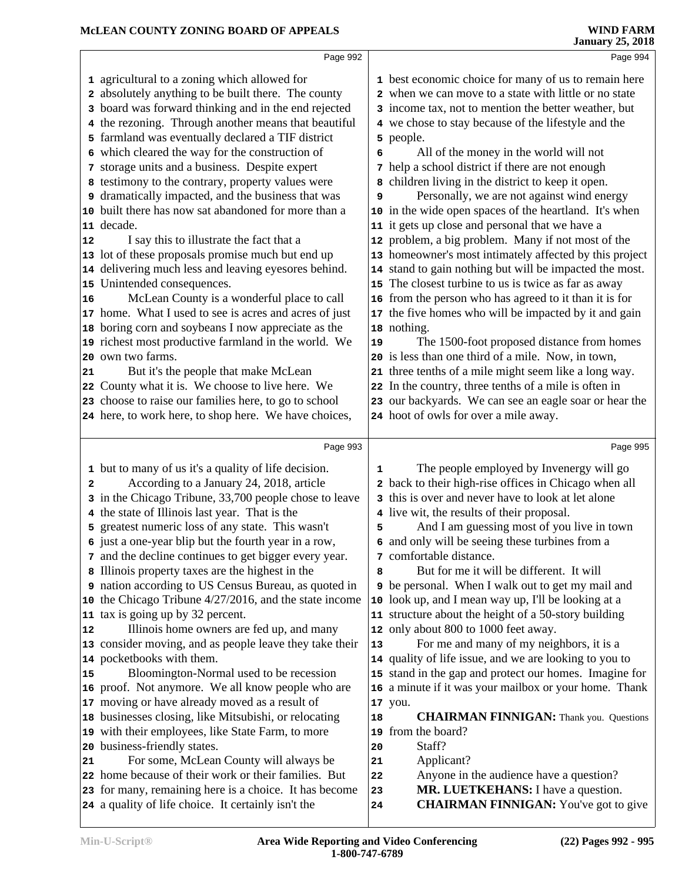Page 992

agricultural to a zoning which allowed for absolutely anything to be built there. The county board was forward thinking and in the end rejected the rezoning. Through another means that beautiful farmland was eventually declared a TIF district which cleared the way for the construction of storage units and a business. Despite expert testimony to the contrary, property values were dramatically impacted, and the business that was built there has now sat abandoned for more than a decade.

I say this to illustrate the fact that a lot of these proposals promise much but end up delivering much less and leaving eyesores behind. Unintended consequences.

McLean County is a wonderful place to call home. What I used to see is acres and acres of just boring corn and soybeans I now appreciate as the richest most productive farmland in the world. We own two farms.

But it's the people that make McLean County what it is. We choose to live here. We choose to raise our families here, to go to school here, to work here, to shop here. We have choices,

Page 993

but to many of us it's a quality of life decision.

According to a January 24, 2018, article in the Chicago Tribune, 33,700 people chose to leave the state of Illinois last year. That is the greatest numeric loss of any state. This wasn't just a one-year blip but the fourth year in a row, and the decline continues to get bigger every year. Illinois property taxes are the highest in the nation according to US Census Bureau, as quoted in the Chicago Tribune 4/27/2016, and the state income tax is going up by 32 percent.

Illinois home owners are fed up, and many consider moving, and as people leave they take their pocketbooks with them.

Bloomington-Normal used to be recession proof. Not anymore. We all know people who are moving or have already moved as a result of businesses closing, like Mitsubishi, or relocating with their employees, like State Farm, to more business-friendly states.

For some, McLean County will always be home because of their work or their families. But for many, remaining here is a choice. It has become a quality of life choice. It certainly isn't the

Page 994

best economic choice for many of us to remain here when we can move to a state with little or no state income tax, not to mention the better weather, but we chose to stay because of the lifestyle and the people.

All of the money in the world will not help a school district if there are not enough children living in the district to keep it open.

Personally, we are not against wind energy in the wide open spaces of the heartland. It's when it gets up close and personal that we have a problem, a big problem. Many if not most of the homeowner's most intimately affected by this project stand to gain nothing but will be impacted the most. The closest turbine to us is twice as far as away from the person who has agreed to it than it is for the five homes who will be impacted by it and gain nothing.

The 1500-foot proposed distance from homes is less than one third of a mile. Now, in town, three tenths of a mile might seem like a long way. In the country, three tenths of a mile is often in our backyards. We can see an eagle soar or hear the hoot of owls for over a mile away.

Page 995

The people employed by Invenergy will go back to their high-rise offices in Chicago when all this is over and never have to look at let alone live wit, the results of their proposal.

And I am guessing most of you live in town and only will be seeing these turbines from a comfortable distance.

But for me it will be different. It will be personal. When I walk out to get my mail and look up, and I mean way up, I'll be looking at a structure about the height of a 50-story building only about 800 to 1000 feet away.

For me and many of my neighbors, it is a quality of life issue, and we are looking to you to stand in the gap and protect our homes. Imagine for a minute if it was your mailbox or your home. Thank you.

**CHAIRMAN FINNIGAN:** Thank you. Questions from the board?

Staff?

Applicant?

Anyone in the audience have a question?

**MR. LUETKEHANS:** I have a question.

**CHAIRMAN FINNIGAN:** You've got to give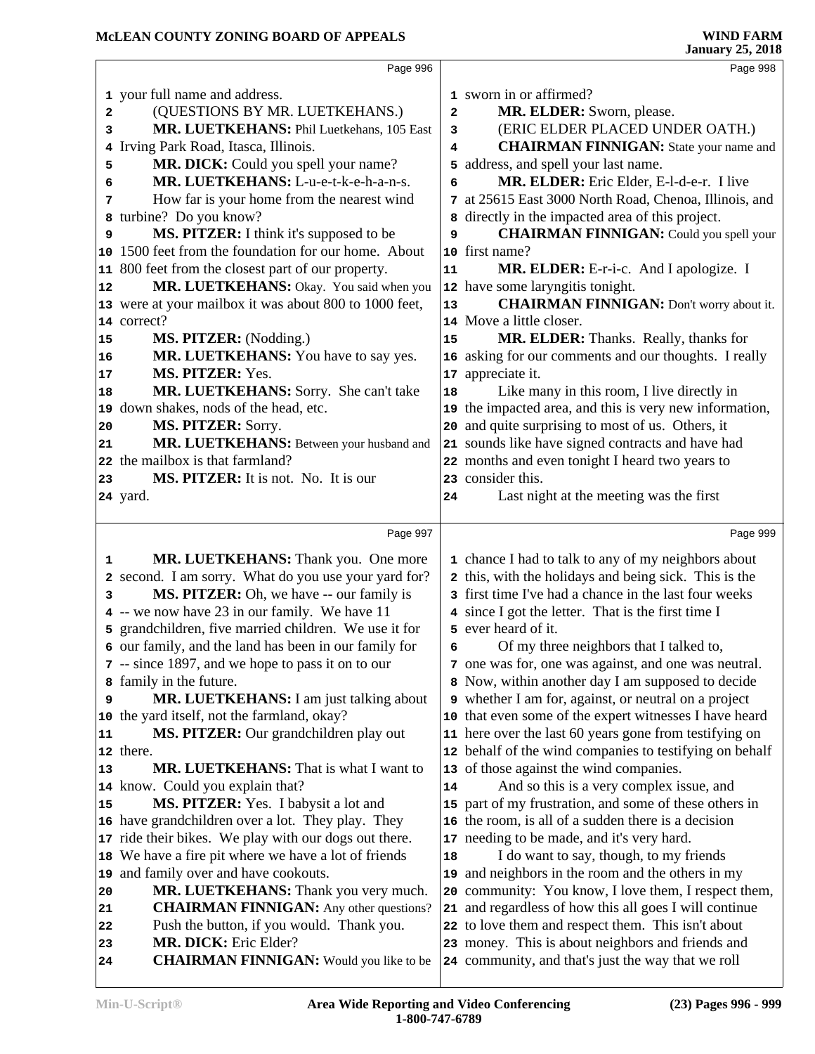your full name and address.

(QUESTIONS BY MR. LUETKEHANS.)

**MR. LUETKEHANS:** Phil Luetkehans, 105 East Irving Park Road, Itasca, Illinois.

**MR. DICK:** Could you spell your name?

**MR. LUETKEHANS:** L-u-e-t-k-e-h-a-n-s.

How far is your home from the nearest wind turbine? Do you know?

**MS. PITZER:** I think it's supposed to be 1500 feet from the foundation for our home. About 800 feet from the closest part of our property.

**MR. LUETKEHANS:** Okay. You said when you were at your mailbox it was about 800 to 1000 feet, correct?

**MS. PITZER:** (Nodding.)

**MR. LUETKEHANS:** You have to say yes.

**MS. PITZER:** Yes.

**MR. LUETKEHANS:** Sorry. She can't take down shakes, nods of the head, etc.

**MS. PITZER:** Sorry.

**MR. LUETKEHANS:** Between your husband and the mailbox is that farmland?

**MS. PITZER:** It is not. No. It is our yard.

**MR. LUETKEHANS:** Thank you. One more second. I am sorry. What do you use your yard for?

**MS. PITZER:** Oh, we have -- our family is -- we now have 23 in our family. We have 11 grandchildren, five married children. We use it for our family, and the land has been in our family for -- since 1897, and we hope to pass it on to our family in the future.

**MR. LUETKEHANS:** I am just talking about the yard itself, not the farmland, okay?

**MS. PITZER:** Our grandchildren play out there.

**MR. LUETKEHANS:** That is what I want to know. Could you explain that?

**MS. PITZER:** Yes. I babysit a lot and have grandchildren over a lot. They play. They ride their bikes. We play with our dogs out there. We have a fire pit where we have a lot of friends and family over and have cookouts.

**MR. LUETKEHANS:** Thank you very much.

**CHAIRMAN FINNIGAN:** Any other questions? Push the button, if you would. Thank you.

**MR. DICK:** Eric Elder?

**CHAIRMAN FINNIGAN:** Would you like to be sworn in or affirmed?

**MR. ELDER:** Sworn, please.

(ERIC ELDER PLACED UNDER OATH.)

**CHAIRMAN FINNIGAN:** State your name and address, and spell your last name.

**MR. ELDER:** Eric Elder, E-l-d-e-r. I live at 25615 East 3000 North Road, Chenoa, Illinois, and directly in the impacted area of this project.

**CHAIRMAN FINNIGAN:** Could you spell your first name?

**MR. ELDER:** E-r-i-c. And I apologize. I have some laryngitis tonight.

**CHAIRMAN FINNIGAN:** Don't worry about it. Move a little closer.

**MR. ELDER:** Thanks. Really, thanks for asking for our comments and our thoughts. I really appreciate it.

Like many in this room, I live directly in the impacted area, and this is very new information, and quite surprising to most of us. Others, it sounds like have signed contracts and have had months and even tonight I heard two years to consider this.

Last night at the meeting was the first chance I had to talk to any of my neighbors about this, with the holidays and being sick. This is the first time I've had a chance in the last four weeks since I got the letter. That is the first time I ever heard of it.

Of my three neighbors that I talked to, one was for, one was against, and one was neutral. Now, within another day I am supposed to decide whether I am for, against, or neutral on a project that even some of the expert witnesses I have heard here over the last 60 years gone from testifying on behalf of the wind companies to testifying on behalf of those against the wind companies.

And so this is a very complex issue, and part of my frustration, and some of these others in the room, is all of a sudden there is a decision needing to be made, and it's very hard.

I do want to say, though, to my friends and neighbors in the room and the others in my community: You know, I love them, I respect them, and regardless of how this all goes I will continue to love them and respect them. This isn't about money. This is about neighbors and friends and community, and that's just the way that we roll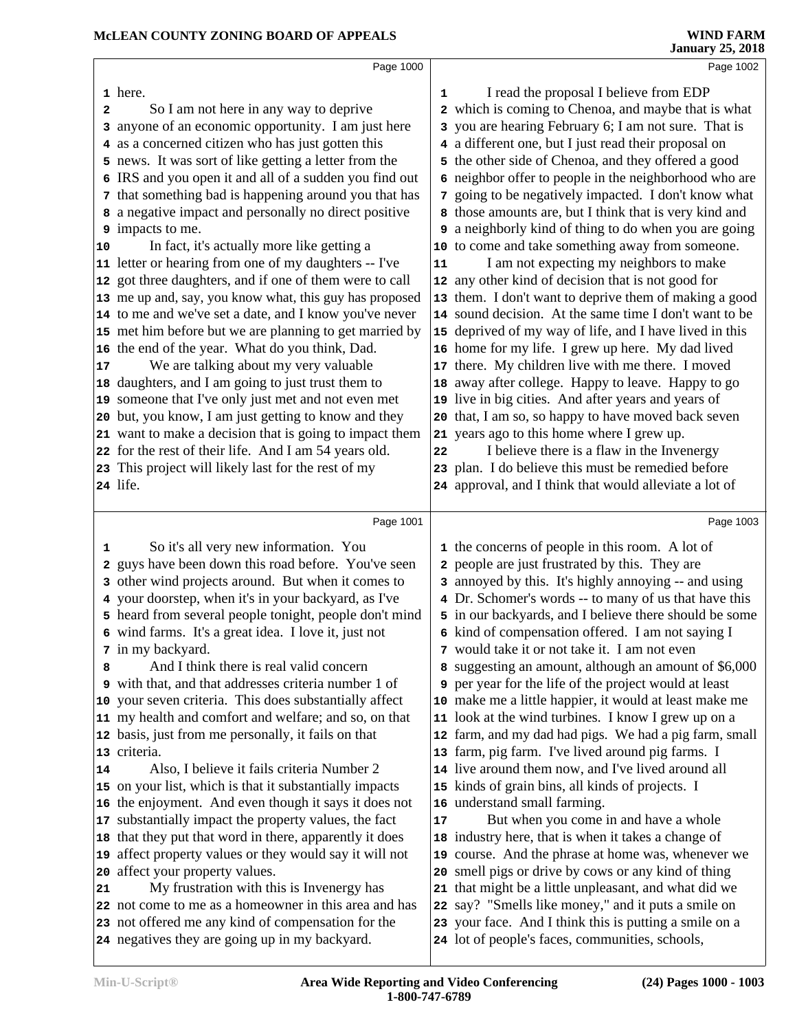here.

So I am not here in any way to deprive anyone of an economic opportunity. I am just here as a concerned citizen who has just gotten this news. It was sort of like getting a letter from the IRS and you open it and all of a sudden you find out that something bad is happening around you that has a negative impact and personally no direct positive impacts to me.

In fact, it's actually more like getting a letter or hearing from one of my daughters -- I've got three daughters, and if one of them were to call me up and, say, you know what, this guy has proposed to me and we've set a date, and I know you've never met him before but we are planning to get married by the end of the year. What do you think, Dad.

We are talking about my very valuable daughters, and I am going to just trust them to someone that I've only just met and not even met but, you know, I am just getting to know and they want to make a decision that is going to impact them for the rest of their life. And I am 54 years old. This project will likely last for the rest of my life.

So it's all very new information. You guys have been down this road before. You've seen other wind projects around. But when it comes to your doorstep, when it's in your backyard, as I've heard from several people tonight, people don't mind wind farms. It's a great idea. I love it, just not in my backyard.

And I think there is real valid concern with that, and that addresses criteria number 1 of your seven criteria. This does substantially affect my health and comfort and welfare; and so, on that basis, just from me personally, it fails on that criteria.

Also, I believe it fails criteria Number 2 on your list, which is that it substantially impacts the enjoyment. And even though it says it does not substantially impact the property values, the fact that they put that word in there, apparently it does affect property values or they would say it will not affect your property values.

My frustration with this is Invenergy has not come to me as a homeowner in this area and has not offered me any kind of compensation for the negatives they are going up in my backyard.

I read the proposal I believe from EDP which is coming to Chenoa, and maybe that is what you are hearing February 6; I am not sure. That is a different one, but I just read their proposal on the other side of Chenoa, and they offered a good neighbor offer to people in the neighborhood who are going to be negatively impacted. I don't know what those amounts are, but I think that is very kind and a neighborly kind of thing to do when you are going to come and take something away from someone.

I am not expecting my neighbors to make any other kind of decision that is not good for them. I don't want to deprive them of making a good sound decision. At the same time I don't want to be deprived of my way of life, and I have lived in this home for my life. I grew up here. My dad lived there. My children live with me there. I moved away after college. Happy to leave. Happy to go live in big cities. And after years and years of that, I am so, so happy to have moved back seven years ago to this home where I grew up.

I believe there is a flaw in the Invenergy plan. I do believe this must be remedied before approval, and I think that would alleviate a lot of the concerns of people in this room. A lot of people are just frustrated by this. They are annoyed by this. It's highly annoying -- and using Dr. Schomer's words -- to many of us that have this in our backyards, and I believe there should be some kind of compensation offered. I am not saying I would take it or not take it. I am not even suggesting an amount, although an amount of $6,000 per year for the life of the project would at least make me a little happier, it would at least make me look at the wind turbines. I know I grew up on a farm, and my dad had pigs. We had a pig farm, small farm, pig farm. I've lived around pig farms. I live around them now, and I've lived around all kinds of grain bins, all kinds of projects. I understand small farming.

But when you come in and have a whole industry here, that is when it takes a change of course. And the phrase at home was, whenever we smell pigs or drive by cows or any kind of thing that might be a little unpleasant, and what did we say? "Smells like money," and it puts a smile on your face. And I think this is putting a smile on a lot of people's faces, communities, schools,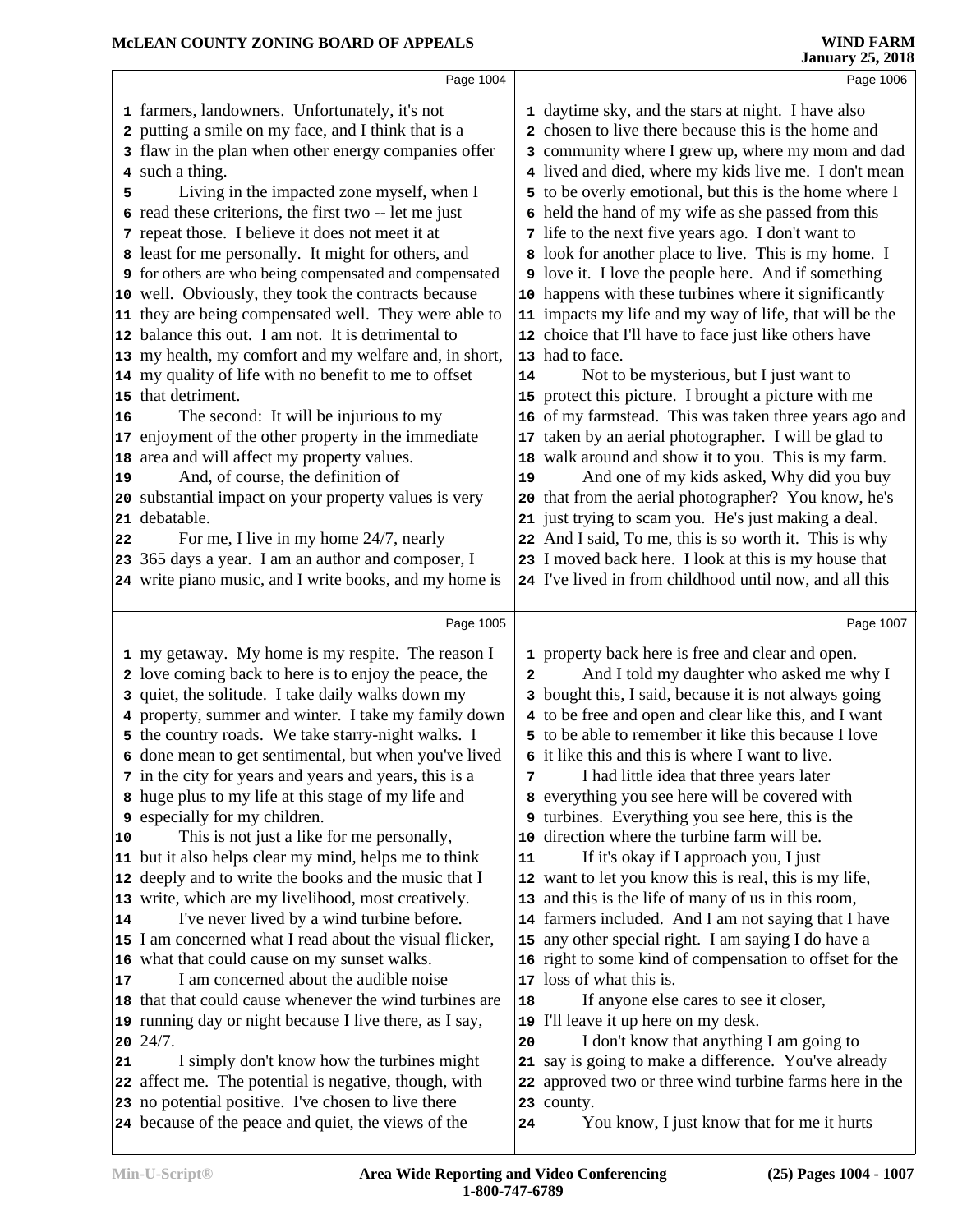Page 1004

1 farmers, landowners. Unfortunately, it's not
2 putting a smile on my face, and I think that is a
3 flaw in the plan when other energy companies offer
4 such a thing.
5 Living in the impacted zone myself, when I
6 read these criterions, the first two -- let me just
7 repeat those. I believe it does not meet it at
8 least for me personally. It might for others, and
9 for others are who being compensated and compensated
10 well. Obviously, they took the contracts because
11 they are being compensated well. They were able to
12 balance this out. I am not. It is detrimental to
13 my health, my comfort and my welfare and, in short,
14 my quality of life with no benefit to me to offset
15 that detriment.
16 The second: It will be injurious to my
17 enjoyment of the other property in the immediate
18 area and will affect my property values.
19 And, of course, the definition of
20 substantial impact on your property values is very
21 debatable.
22 For me, I live in my home 24/7, nearly
23 365 days a year. I am an author and composer, I
24 write piano music, and I write books, and my home is

Page 1005

1 my getaway. My home is my respite. The reason I
2 love coming back to here is to enjoy the peace, the
3 quiet, the solitude. I take daily walks down my
4 property, summer and winter. I take my family down
5 the country roads. We take starry-night walks. I
6 done mean to get sentimental, but when you've lived
7 in the city for years and years and years, this is a
8 huge plus to my life at this stage of my life and
9 especially for my children.
10 This is not just a like for me personally,
11 but it also helps clear my mind, helps me to think
12 deeply and to write the books and the music that I
13 write, which are my livelihood, most creatively.
14 I've never lived by a wind turbine before.
15 I am concerned what I read about the visual flicker,
16 what that could cause on my sunset walks.
17 I am concerned about the audible noise
18 that that could cause whenever the wind turbines are
19 running day or night because I live there, as I say,
20 24/7.
21 I simply don't know how the turbines might
22 affect me. The potential is negative, though, with
23 no potential positive. I've chosen to live there
24 because of the peace and quiet, the views of the

Page 1006

1 daytime sky, and the stars at night. I have also
2 chosen to live there because this is the home and
3 community where I grew up, where my mom and dad
4 lived and died, where my kids live me. I don't mean
5 to be overly emotional, but this is the home where I
6 held the hand of my wife as she passed from this
7 life to the next five years ago. I don't want to
8 look for another place to live. This is my home. I
9 love it. I love the people here. And if something
10 happens with these turbines where it significantly
11 impacts my life and my way of life, that will be the
12 choice that I'll have to face just like others have
13 had to face.
14 Not to be mysterious, but I just want to
15 protect this picture. I brought a picture with me
16 of my farmstead. This was taken three years ago and
17 taken by an aerial photographer. I will be glad to
18 walk around and show it to you. This is my farm.
19 And one of my kids asked, Why did you buy
20 that from the aerial photographer? You know, he's
21 just trying to scam you. He's just making a deal.
22 And I said, To me, this is so worth it. This is why
23 I moved back here. I look at this is my house that
24 I've lived in from childhood until now, and all this

Page 1007

1 property back here is free and clear and open.
2 And I told my daughter who asked me why I
3 bought this, I said, because it is not always going
4 to be free and open and clear like this, and I want
5 to be able to remember it like this because I love
6 it like this and this is where I want to live.
7 I had little idea that three years later
8 everything you see here will be covered with
9 turbines. Everything you see here, this is the
10 direction where the turbine farm will be.
11 If it's okay if I approach you, I just
12 want to let you know this is real, this is my life,
13 and this is the life of many of us in this room,
14 farmers included. And I am not saying that I have
15 any other special right. I am saying I do have a
16 right to some kind of compensation to offset for the
17 loss of what this is.
18 If anyone else cares to see it closer,
19 I'll leave it up here on my desk.
20 I don't know that anything I am going to
21 say is going to make a difference. You've already
22 approved two or three wind turbine farms here in the
23 county.
24 You know, I just know that for me it hurts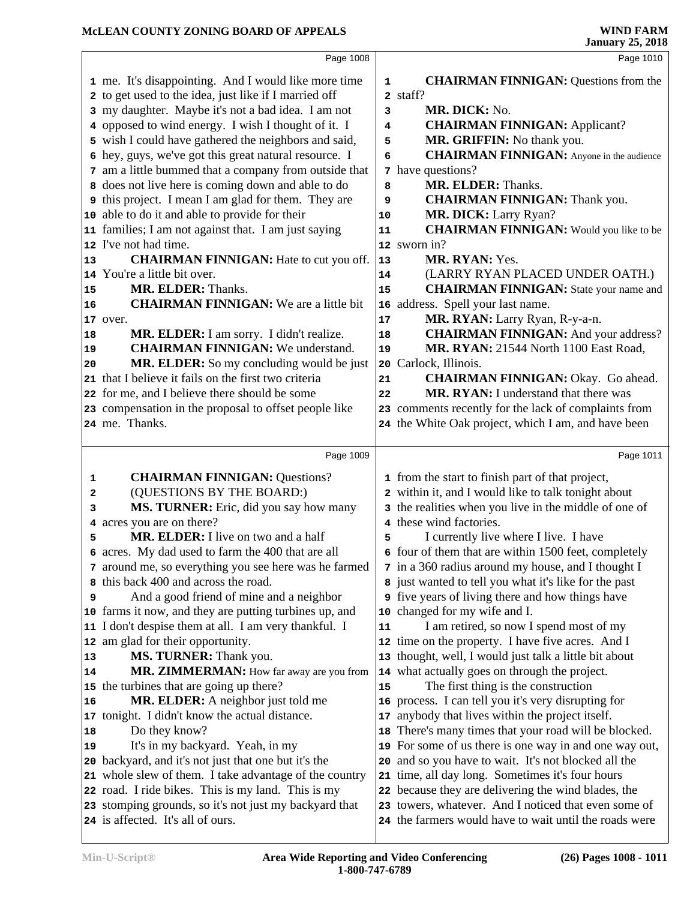me. It's disappointing. And I would like more time to get used to the idea, just like if I married off my daughter. Maybe it's not a bad idea. I am not opposed to wind energy. I wish I thought of it. I wish I could have gathered the neighbors and said, hey, guys, we've got this great natural resource. I am a little bummed that a company from outside that does not live here is coming down and able to do this project. I mean I am glad for them. They are able to do it and able to provide for their families; I am not against that. I am just saying I've not had time.

**CHAIRMAN FINNIGAN:** Hate to cut you off. You're a little bit over.

**MR. ELDER:** Thanks.

**CHAIRMAN FINNIGAN:** We are a little bit over.

**MR. ELDER:** I am sorry. I didn't realize.

**CHAIRMAN FINNIGAN:** We understand.

**MR. ELDER:** So my concluding would be just that I believe it fails on the first two criteria for me, and I believe there should be some compensation in the proposal to offset people like me. Thanks.

**CHAIRMAN FINNIGAN:** Questions?

(QUESTIONS BY THE BOARD:)

**MS. TURNER:** Eric, did you say how many acres you are on there?

**MR. ELDER:** I live on two and a half acres. My dad used to farm the 400 that are all around me, so everything you see here was he farmed this back 400 and across the road.

And a good friend of mine and a neighbor farms it now, and they are putting turbines up, and I don't despise them at all. I am very thankful. I am glad for their opportunity.

**MS. TURNER:** Thank you.

**MR. ZIMMERMAN:** How far away are you from the turbines that are going up there?

**MR. ELDER:** A neighbor just told me tonight. I didn't know the actual distance.

Do they know?

It's in my backyard. Yeah, in my backyard, and it's not just that one but it's the whole slew of them. I take advantage of the country road. I ride bikes. This is my land. This is my stomping grounds, so it's not just my backyard that is affected. It's all of ours.

**CHAIRMAN FINNIGAN:** Questions from the staff?

**MR. DICK:** No.

**CHAIRMAN FINNIGAN:** Applicant?

**MR. GRIFFIN:** No thank you.

**CHAIRMAN FINNIGAN:** Anyone in the audience have questions?

**MR. ELDER:** Thanks.

**CHAIRMAN FINNIGAN:** Thank you.

**MR. DICK:** Larry Ryan?

**CHAIRMAN FINNIGAN:** Would you like to be sworn in?

**MR. RYAN:** Yes.

(LARRY RYAN PLACED UNDER OATH.)

**CHAIRMAN FINNIGAN:** State your name and address. Spell your last name.

**MR. RYAN:** Larry Ryan, R-y-a-n.

**CHAIRMAN FINNIGAN:** And your address?

**MR. RYAN:** 21544 North 1100 East Road, Carlock, Illinois.

**CHAIRMAN FINNIGAN:** Okay. Go ahead.

**MR. RYAN:** I understand that there was comments recently for the lack of complaints from the White Oak project, which I am, and have been from the start to finish part of that project, within it, and I would like to talk tonight about the realities when you live in the middle of one of these wind factories.

I currently live where I live. I have four of them that are within 1500 feet, completely in a 360 radius around my house, and I thought I just wanted to tell you what it's like for the past five years of living there and how things have changed for my wife and I.

I am retired, so now I spend most of my time on the property. I have five acres. And I thought, well, I would just talk a little bit about what actually goes on through the project.

The first thing is the construction process. I can tell you it's very disrupting for anybody that lives within the project itself. There's many times that your road will be blocked. For some of us there is one way in and one way out, and so you have to wait. It's not blocked all the time, all day long. Sometimes it's four hours because they are delivering the wind blades, the towers, whatever. And I noticed that even some of the farmers would have to wait until the roads were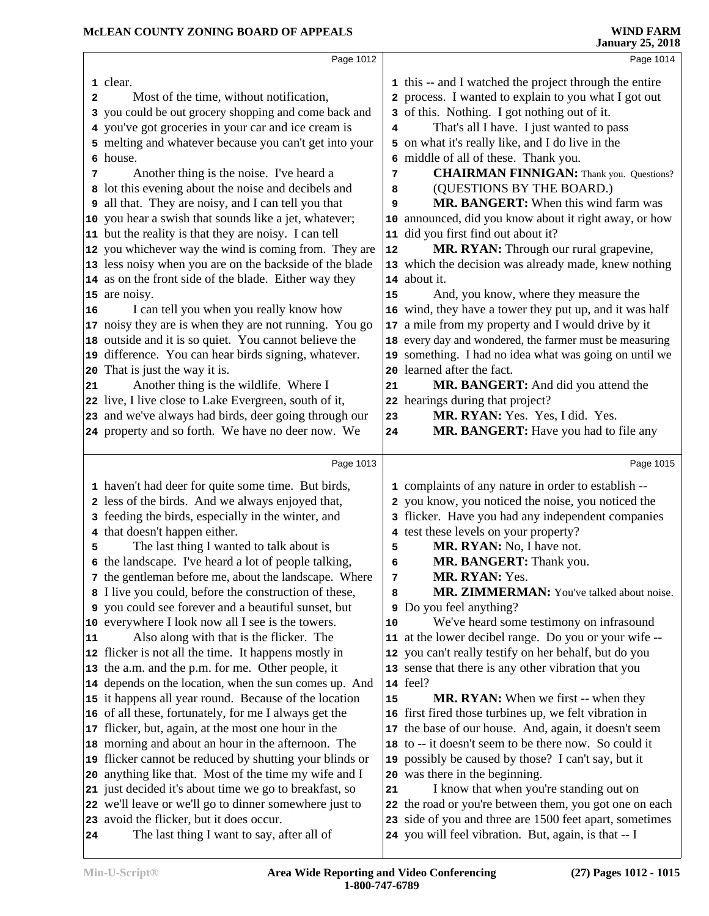clear.

Most of the time, without notification, you could be out grocery shopping and come back and you've got groceries in your car and ice cream is melting and whatever because you can't get into your house.

Another thing is the noise. I've heard a lot this evening about the noise and decibels and all that. They are noisy, and I can tell you that you hear a swish that sounds like a jet, whatever; but the reality is that they are noisy. I can tell you whichever way the wind is coming from. They are less noisy when you are on the backside of the blade as on the front side of the blade. Either way they are noisy.

I can tell you when you really know how noisy they are is when they are not running. You go outside and it is so quiet. You cannot believe the difference. You can hear birds signing, whatever. That is just the way it is.

Another thing is the wildlife. Where I live, I live close to Lake Evergreen, south of it, and we've always had birds, deer going through our property and so forth. We have no deer now. We haven't had deer for quite some time. But birds, less of the birds. And we always enjoyed that, feeding the birds, especially in the winter, and that doesn't happen either.

The last thing I wanted to talk about is the landscape. I've heard a lot of people talking, the gentleman before me, about the landscape. Where I live you could, before the construction of these, you could see forever and a beautiful sunset, but everywhere I look now all I see is the towers.

Also along with that is the flicker. The flicker is not all the time. It happens mostly in the a.m. and the p.m. for me. Other people, it depends on the location, when the sun comes up. And it happens all year round. Because of the location of all these, fortunately, for me I always get the flicker, but, again, at the most one hour in the morning and about an hour in the afternoon. The flicker cannot be reduced by shutting your blinds or anything like that. Most of the time my wife and I just decided it's about time we go to breakfast, so we'll leave or we'll go to dinner somewhere just to avoid the flicker, but it does occur.

The last thing I want to say, after all of this -- and I watched the project through the entire process. I wanted to explain to you what I got out of this. Nothing. I got nothing out of it.

That's all I have. I just wanted to pass on what it's really like, and I do live in the middle of all of these. Thank you.

**CHAIRMAN FINNIGAN:** Thank you. Questions?

(QUESTIONS BY THE BOARD.)

**MR. BANGERT:** When this wind farm was announced, did you know about it right away, or how did you first find out about it?

**MR. RYAN:** Through our rural grapevine, which the decision was already made, knew nothing about it.

And, you know, where they measure the wind, they have a tower they put up, and it was half a mile from my property and I would drive by it every day and wondered, the farmer must be measuring something. I had no idea what was going on until we learned after the fact.

**MR. BANGERT:** And did you attend the hearings during that project?

**MR. RYAN:** Yes. Yes, I did. Yes.

**MR. BANGERT:** Have you had to file any complaints of any nature in order to establish -- you know, you noticed the noise, you noticed the flicker. Have you had any independent companies test these levels on your property?

**MR. RYAN:** No, I have not.

**MR. BANGERT:** Thank you.

**MR. RYAN:** Yes.

**MR. ZIMMERMAN:** You've talked about noise. Do you feel anything?

We've heard some testimony on infrasound at the lower decibel range. Do you or your wife -- you can't really testify on her behalf, but do you sense that there is any other vibration that you feel?

**MR. RYAN:** When we first -- when they first fired those turbines up, we felt vibration in the base of our house. And, again, it doesn't seem to -- it doesn't seem to be there now. So could it possibly be caused by those? I can't say, but it was there in the beginning.

I know that when you're standing out on the road or you're between them, you got one on each side of you and three are 1500 feet apart, sometimes you will feel vibration. But, again, is that -- I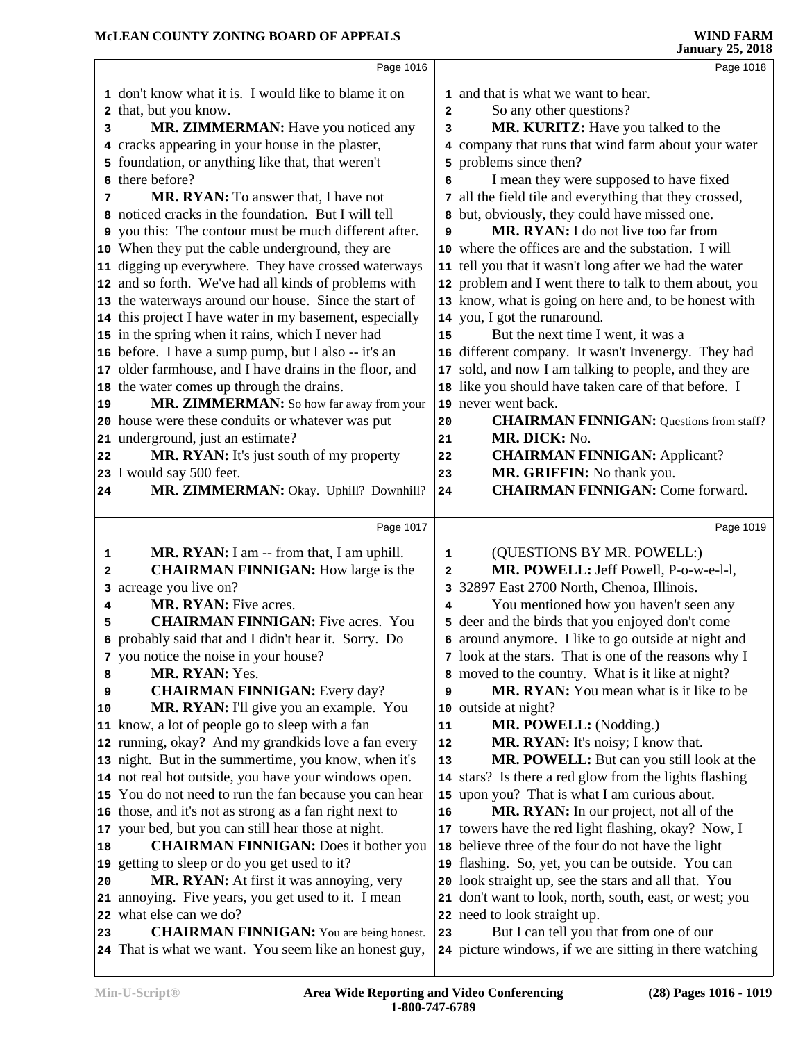don't know what it is. I would like to blame it on that, but you know.

**MR. ZIMMERMAN:** Have you noticed any cracks appearing in your house in the plaster, foundation, or anything like that, that weren't there before?

**MR. RYAN:** To answer that, I have not noticed cracks in the foundation. But I will tell you this: The contour must be much different after. When they put the cable underground, they are digging up everywhere. They have crossed waterways and so forth. We've had all kinds of problems with the waterways around our house. Since the start of this project I have water in my basement, especially in the spring when it rains, which I never had before. I have a sump pump, but I also -- it's an older farmhouse, and I have drains in the floor, and the water comes up through the drains.

**MR. ZIMMERMAN:** So how far away from your house were these conduits or whatever was put underground, just an estimate?

**MR. RYAN:** It's just south of my property I would say 500 feet.

**MR. ZIMMERMAN:** Okay. Uphill? Downhill?

**MR. RYAN:** I am -- from that, I am uphill.

**CHAIRMAN FINNIGAN:** How large is the acreage you live on?

**MR. RYAN:** Five acres.

**CHAIRMAN FINNIGAN:** Five acres. You probably said that and I didn't hear it. Sorry. Do you notice the noise in your house?

**MR. RYAN:** Yes.

**CHAIRMAN FINNIGAN:** Every day?

**MR. RYAN:** I'll give you an example. You know, a lot of people go to sleep with a fan running, okay? And my grandkids love a fan every night. But in the summertime, you know, when it's not real hot outside, you have your windows open. You do not need to run the fan because you can hear those, and it's not as strong as a fan right next to your bed, but you can still hear those at night.

**CHAIRMAN FINNIGAN:** Does it bother you getting to sleep or do you get used to it?

**MR. RYAN:** At first it was annoying, very annoying. Five years, you get used to it. I mean what else can we do?

**CHAIRMAN FINNIGAN:** You are being honest. That is what we want. You seem like an honest guy, and that is what we want to hear.

So any other questions?

**MR. KURITZ:** Have you talked to the company that runs that wind farm about your water problems since then?

I mean they were supposed to have fixed all the field tile and everything that they crossed, but, obviously, they could have missed one.

**MR. RYAN:** I do not live too far from where the offices are and the substation. I will tell you that it wasn't long after we had the water problem and I went there to talk to them about, you know, what is going on here and, to be honest with you, I got the runaround.

But the next time I went, it was a different company. It wasn't Invenergy. They had sold, and now I am talking to people, and they are like you should have taken care of that before. I never went back.

**CHAIRMAN FINNIGAN:** Questions from staff?

**MR. DICK:** No.

**CHAIRMAN FINNIGAN:** Applicant?

**MR. GRIFFIN:** No thank you.

**CHAIRMAN FINNIGAN:** Come forward.

(QUESTIONS BY MR. POWELL:)

**MR. POWELL:** Jeff Powell, P-o-w-e-l-l, 32897 East 2700 North, Chenoa, Illinois.

You mentioned how you haven't seen any deer and the birds that you enjoyed don't come around anymore. I like to go outside at night and look at the stars. That is one of the reasons why I moved to the country. What is it like at night?

**MR. RYAN:** You mean what is it like to be outside at night?

**MR. POWELL:** (Nodding.)

**MR. RYAN:** It's noisy; I know that.

**MR. POWELL:** But can you still look at the stars? Is there a red glow from the lights flashing upon you? That is what I am curious about.

**MR. RYAN:** In our project, not all of the towers have the red light flashing, okay? Now, I believe three of the four do not have the light flashing. So, yet, you can be outside. You can look straight up, see the stars and all that. You don't want to look, north, south, east, or west; you need to look straight up.

But I can tell you that from one of our picture windows, if we are sitting in there watching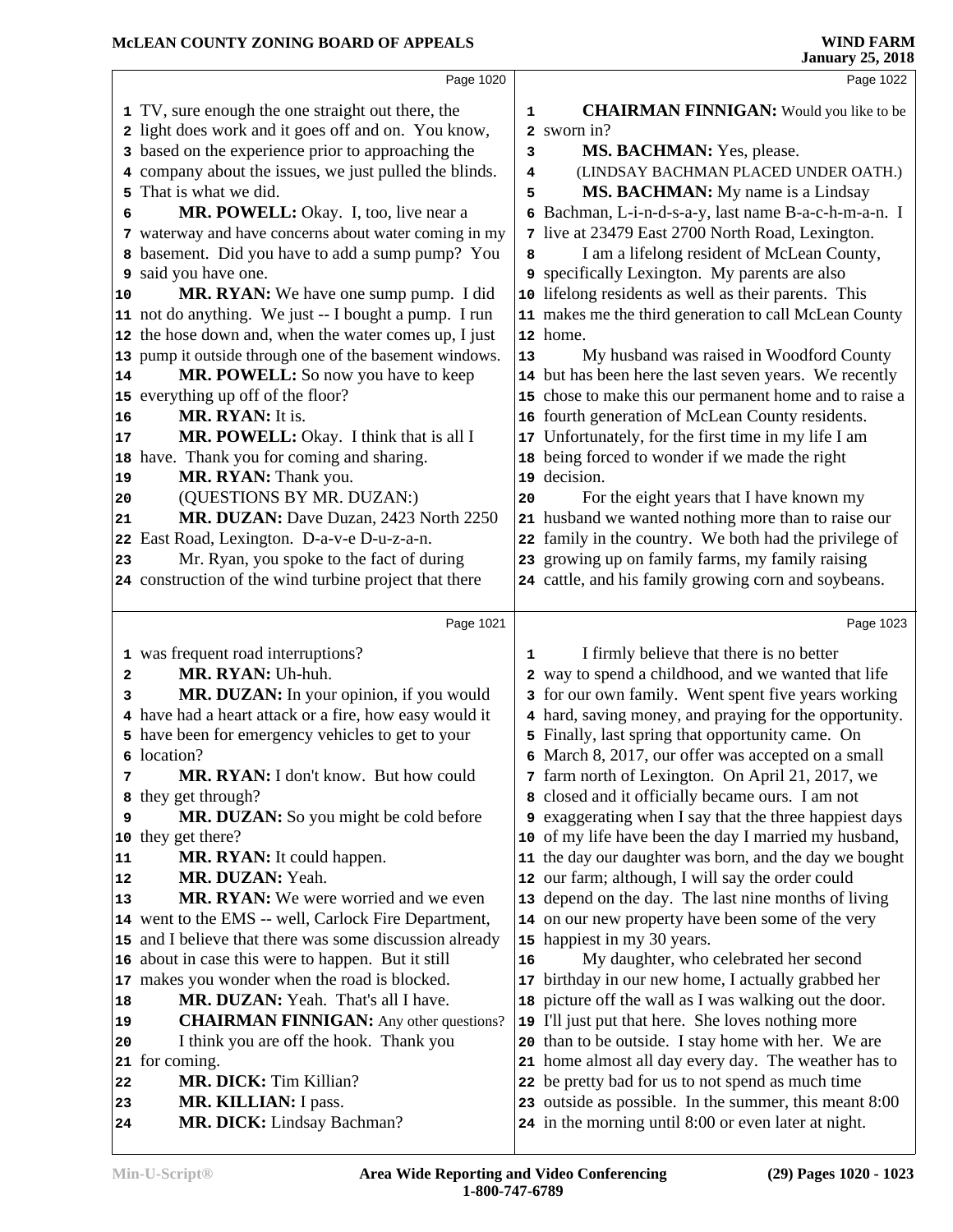TV, sure enough the one straight out there, the light does work and it goes off and on. You know, based on the experience prior to approaching the company about the issues, we just pulled the blinds. That is what we did.

**MR. POWELL:** Okay. I, too, live near a waterway and have concerns about water coming in my basement. Did you have to add a sump pump? You said you have one.

**MR. RYAN:** We have one sump pump. I did not do anything. We just -- I bought a pump. I run the hose down and, when the water comes up, I just pump it outside through one of the basement windows.

**MR. POWELL:** So now you have to keep everything up off of the floor?

**MR. RYAN:** It is.

**MR. POWELL:** Okay. I think that is all I have. Thank you for coming and sharing.

**MR. RYAN:** Thank you.

(QUESTIONS BY MR. DUZAN:)

**MR. DUZAN:** Dave Duzan, 2423 North 2250 East Road, Lexington. D-a-v-e D-u-z-a-n.

Mr. Ryan, you spoke to the fact of during construction of the wind turbine project that there was frequent road interruptions?

**MR. RYAN:** Uh-huh.

**MR. DUZAN:** In your opinion, if you would have had a heart attack or a fire, how easy would it have been for emergency vehicles to get to your location?

**MR. RYAN:** I don't know. But how could they get through?

**MR. DUZAN:** So you might be cold before they get there?

**MR. RYAN:** It could happen.

**MR. DUZAN:** Yeah.

**MR. RYAN:** We were worried and we even went to the EMS -- well, Carlock Fire Department, and I believe that there was some discussion already about in case this were to happen. But it still makes you wonder when the road is blocked.

**MR. DUZAN:** Yeah. That's all I have.

**CHAIRMAN FINNIGAN:** Any other questions? I think you are off the hook. Thank you for coming.

**MR. DICK:** Tim Killian?

**MR. KILLIAN:** I pass.

**MR. DICK:** Lindsay Bachman?

**CHAIRMAN FINNIGAN:** Would you like to be sworn in?

**MS. BACHMAN:** Yes, please.

(LINDSAY BACHMAN PLACED UNDER OATH.)

**MS. BACHMAN:** My name is a Lindsay Bachman, L-i-n-d-s-a-y, last name B-a-c-h-m-a-n. I live at 23479 East 2700 North Road, Lexington.

I am a lifelong resident of McLean County, specifically Lexington. My parents are also lifelong residents as well as their parents. This makes me the third generation to call McLean County home.

My husband was raised in Woodford County but has been here the last seven years. We recently chose to make this our permanent home and to raise a fourth generation of McLean County residents. Unfortunately, for the first time in my life I am being forced to wonder if we made the right decision.

For the eight years that I have known my husband we wanted nothing more than to raise our family in the country. We both had the privilege of growing up on family farms, my family raising cattle, and his family growing corn and soybeans.

I firmly believe that there is no better way to spend a childhood, and we wanted that life for our own family. Went spent five years working hard, saving money, and praying for the opportunity. Finally, last spring that opportunity came. On March 8, 2017, our offer was accepted on a small farm north of Lexington. On April 21, 2017, we closed and it officially became ours. I am not exaggerating when I say that the three happiest days of my life have been the day I married my husband, the day our daughter was born, and the day we bought our farm; although, I will say the order could depend on the day. The last nine months of living on our new property have been some of the very happiest in my 30 years.

My daughter, who celebrated her second birthday in our new home, I actually grabbed her picture off the wall as I was walking out the door. I'll just put that here. She loves nothing more than to be outside. I stay home with her. We are home almost all day every day. The weather has to be pretty bad for us to not spend as much time outside as possible. In the summer, this meant 8:00 in the morning until 8:00 or even later at night.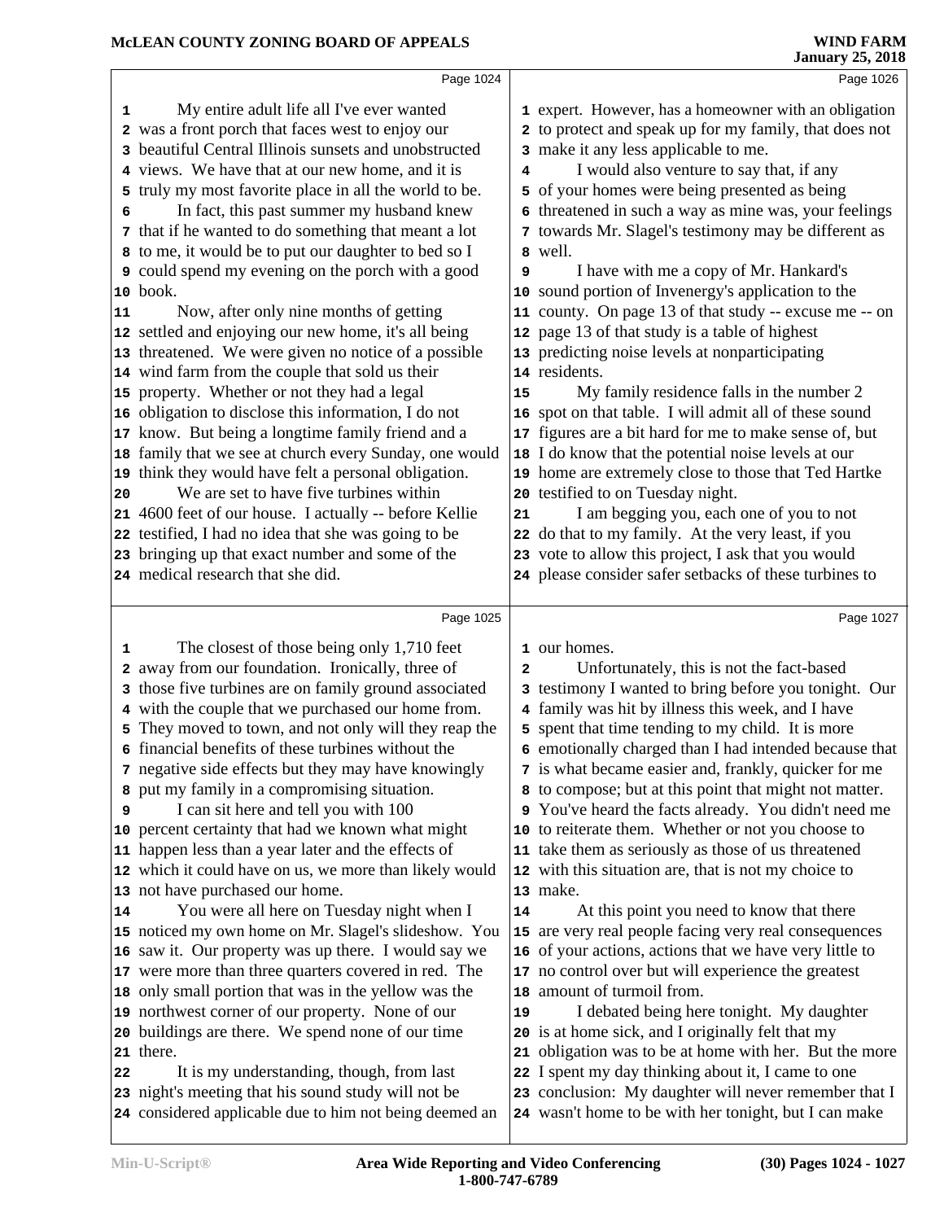My entire adult life all I've ever wanted was a front porch that faces west to enjoy our beautiful Central Illinois sunsets and unobstructed views. We have that at our new home, and it is truly my most favorite place in all the world to be.

In fact, this past summer my husband knew that if he wanted to do something that meant a lot to me, it would be to put our daughter to bed so I could spend my evening on the porch with a good book.

Now, after only nine months of getting settled and enjoying our new home, it's all being threatened. We were given no notice of a possible wind farm from the couple that sold us their property. Whether or not they had a legal obligation to disclose this information, I do not know. But being a longtime family friend and a family that we see at church every Sunday, one would think they would have felt a personal obligation.

We are set to have five turbines within 4600 feet of our house. I actually -- before Kellie testified, I had no idea that she was going to be bringing up that exact number and some of the medical research that she did.

The closest of those being only 1,710 feet away from our foundation. Ironically, three of those five turbines are on family ground associated with the couple that we purchased our home from. They moved to town, and not only will they reap the financial benefits of these turbines without the negative side effects but they may have knowingly put my family in a compromising situation.

I can sit here and tell you with 100 percent certainty that had we known what might happen less than a year later and the effects of which it could have on us, we more than likely would not have purchased our home.

You were all here on Tuesday night when I noticed my own home on Mr. Slagel's slideshow. You saw it. Our property was up there. I would say we were more than three quarters covered in red. The only small portion that was in the yellow was the northwest corner of our property. None of our buildings are there. We spend none of our time there.

It is my understanding, though, from last night's meeting that his sound study will not be considered applicable due to him not being deemed an expert. However, has a homeowner with an obligation to protect and speak up for my family, that does not make it any less applicable to me.

I would also venture to say that, if any of your homes were being presented as being threatened in such a way as mine was, your feelings towards Mr. Slagel's testimony may be different as well.

I have with me a copy of Mr. Hankard's sound portion of Invenergy's application to the county. On page 13 of that study -- excuse me -- on page 13 of that study is a table of highest predicting noise levels at nonparticipating residents.

My family residence falls in the number 2 spot on that table. I will admit all of these sound figures are a bit hard for me to make sense of, but I do know that the potential noise levels at our home are extremely close to those that Ted Hartke testified to on Tuesday night.

I am begging you, each one of you to not do that to my family. At the very least, if you vote to allow this project, I ask that you would please consider safer setbacks of these turbines to our homes.

Unfortunately, this is not the fact-based testimony I wanted to bring before you tonight. Our family was hit by illness this week, and I have spent that time tending to my child. It is more emotionally charged than I had intended because that is what became easier and, frankly, quicker for me to compose; but at this point that might not matter. You've heard the facts already. You didn't need me to reiterate them. Whether or not you choose to take them as seriously as those of us threatened with this situation are, that is not my choice to make.

At this point you need to know that there are very real people facing very real consequences of your actions, actions that we have very little to no control over but will experience the greatest amount of turmoil from.

I debated being here tonight. My daughter is at home sick, and I originally felt that my obligation was to be at home with her. But the more I spent my day thinking about it, I came to one conclusion: My daughter will never remember that I wasn't home to be with her tonight, but I can make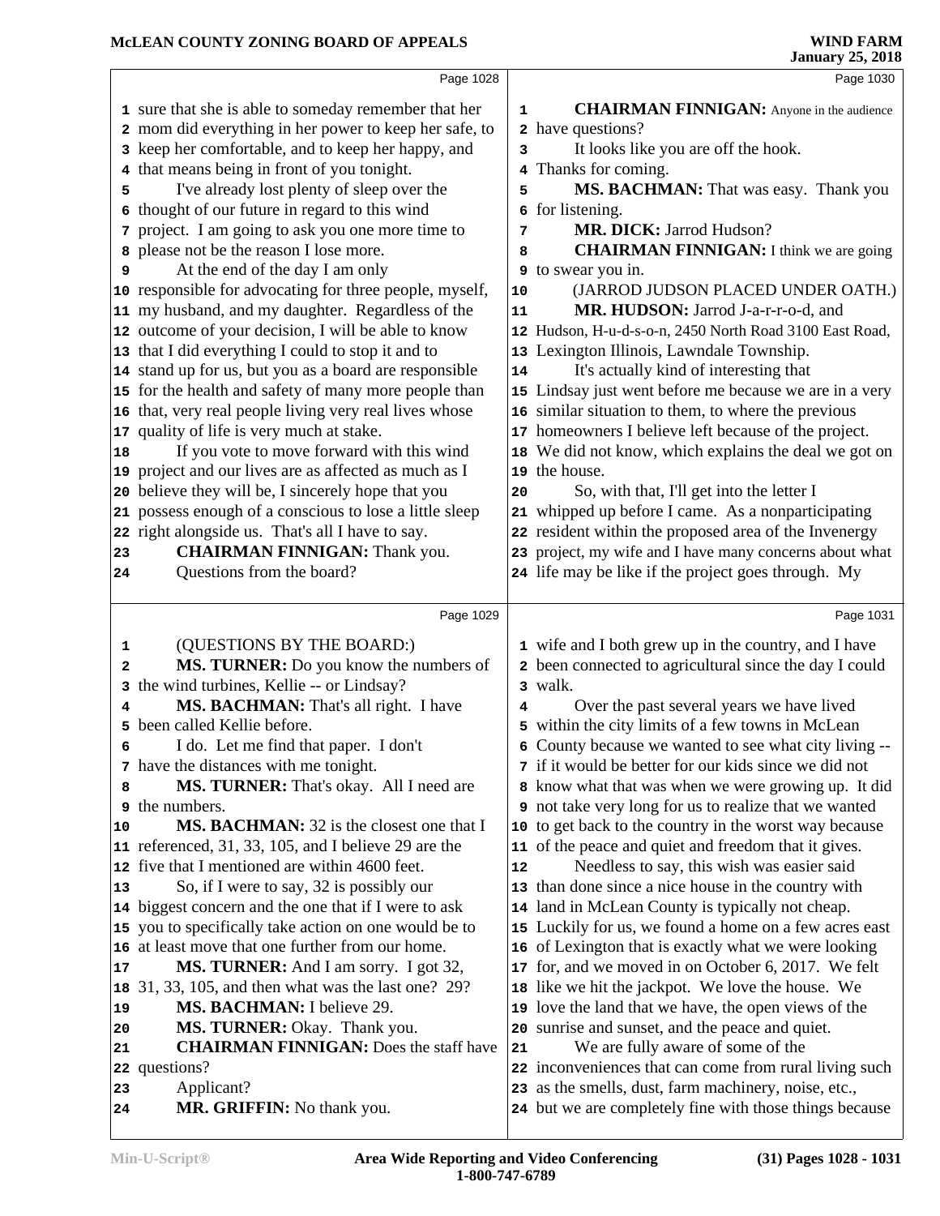sure that she is able to someday remember that her mom did everything in her power to keep her safe, to keep her comfortable, and to keep her happy, and that means being in front of you tonight.

I've already lost plenty of sleep over the thought of our future in regard to this wind project. I am going to ask you one more time to please not be the reason I lose more.

At the end of the day I am only responsible for advocating for three people, myself, my husband, and my daughter. Regardless of the outcome of your decision, I will be able to know that I did everything I could to stop it and to stand up for us, but you as a board are responsible for the health and safety of many more people than that, very real people living very real lives whose quality of life is very much at stake.

If you vote to move forward with this wind project and our lives are as affected as much as I believe they will be, I sincerely hope that you possess enough of a conscious to lose a little sleep right alongside us. That's all I have to say.

**CHAIRMAN FINNIGAN:** Thank you.

Questions from the board?

(QUESTIONS BY THE BOARD:)

**MS. TURNER:** Do you know the numbers of the wind turbines, Kellie -- or Lindsay?

**MS. BACHMAN:** That's all right. I have been called Kellie before.

I do. Let me find that paper. I don't have the distances with me tonight.

**MS. TURNER:** That's okay. All I need are the numbers.

**MS. BACHMAN:** 32 is the closest one that I referenced, 31, 33, 105, and I believe 29 are the five that I mentioned are within 4600 feet.

So, if I were to say, 32 is possibly our biggest concern and the one that if I were to ask you to specifically take action on one would be to at least move that one further from our home.

**MS. TURNER:** And I am sorry. I got 32, 31, 33, 105, and then what was the last one? 29?

**MS. BACHMAN:** I believe 29.

**MS. TURNER:** Okay. Thank you.

**CHAIRMAN FINNIGAN:** Does the staff have questions?

Applicant?

**MR. GRIFFIN:** No thank you.

**CHAIRMAN FINNIGAN:** Anyone in the audience have questions?

It looks like you are off the hook. Thanks for coming.

**MS. BACHMAN:** That was easy. Thank you for listening.

**MR. DICK:** Jarrod Hudson?

**CHAIRMAN FINNIGAN:** I think we are going to swear you in.

(JARROD JUDSON PLACED UNDER OATH.)

**MR. HUDSON:** Jarrod J-a-r-r-o-d, and Hudson, H-u-d-s-o-n, 2450 North Road 3100 East Road, Lexington Illinois, Lawndale Township.

It's actually kind of interesting that Lindsay just went before me because we are in a very similar situation to them, to where the previous homeowners I believe left because of the project. We did not know, which explains the deal we got on the house.

So, with that, I'll get into the letter I whipped up before I came. As a nonparticipating resident within the proposed area of the Invenergy project, my wife and I have many concerns about what life may be like if the project goes through. My wife and I both grew up in the country, and I have been connected to agricultural since the day I could walk.

Over the past several years we have lived within the city limits of a few towns in McLean County because we wanted to see what city living -- if it would be better for our kids since we did not know what that was when we were growing up. It did not take very long for us to realize that we wanted to get back to the country in the worst way because of the peace and quiet and freedom that it gives.

Needless to say, this wish was easier said than done since a nice house in the country with land in McLean County is typically not cheap. Luckily for us, we found a home on a few acres east of Lexington that is exactly what we were looking for, and we moved in on October 6, 2017. We felt like we hit the jackpot. We love the house. We love the land that we have, the open views of the sunrise and sunset, and the peace and quiet.

We are fully aware of some of the inconveniences that can come from rural living such as the smells, dust, farm machinery, noise, etc., but we are completely fine with those things because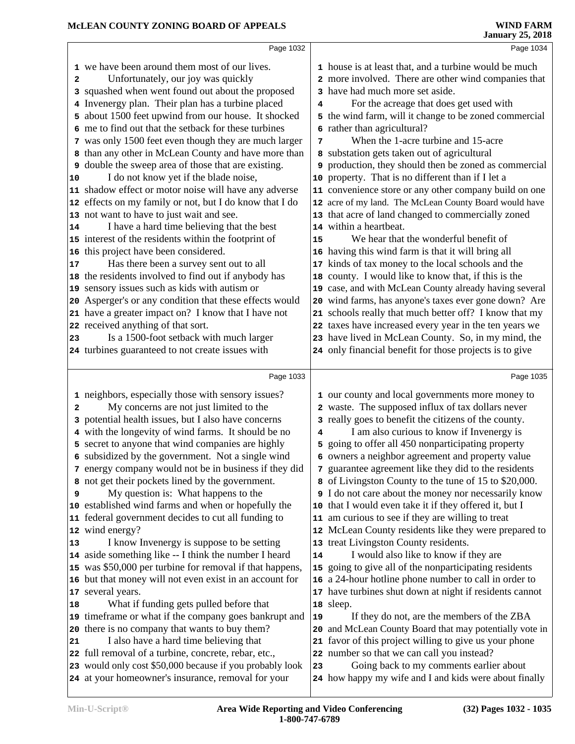Page 1032

we have been around them most of our lives.

Unfortunately, our joy was quickly squashed when went found out about the proposed Invenergy plan. Their plan has a turbine placed about 1500 feet upwind from our house. It shocked me to find out that the setback for these turbines was only 1500 feet even though they are much larger than any other in McLean County and have more than double the sweep area of those that are existing.

I do not know yet if the blade noise, shadow effect or motor noise will have any adverse effects on my family or not, but I do know that I do not want to have to just wait and see.

I have a hard time believing that the best interest of the residents within the footprint of this project have been considered.

Has there been a survey sent out to all the residents involved to find out if anybody has sensory issues such as kids with autism or Asperger's or any condition that these effects would have a greater impact on? I know that I have not received anything of that sort.

Is a 1500-foot setback with much larger turbines guaranteed to not create issues with

Page 1033

neighbors, especially those with sensory issues?

My concerns are not just limited to the potential health issues, but I also have concerns with the longevity of wind farms. It should be no secret to anyone that wind companies are highly subsidized by the government. Not a single wind energy company would not be in business if they did not get their pockets lined by the government.

My question is: What happens to the established wind farms and when or hopefully the federal government decides to cut all funding to wind energy?

I know Invenergy is suppose to be setting aside something like -- I think the number I heard was $50,000 per turbine for removal if that happens, but that money will not even exist in an account for several years.

What if funding gets pulled before that timeframe or what if the company goes bankrupt and there is no company that wants to buy them?

I also have a hard time believing that full removal of a turbine, concrete, rebar, etc., would only cost $50,000 because if you probably look at your homeowner's insurance, removal for your

Page 1034

house is at least that, and a turbine would be much more involved. There are other wind companies that have had much more set aside.

For the acreage that does get used with the wind farm, will it change to be zoned commercial rather than agricultural?

When the 1-acre turbine and 15-acre substation gets taken out of agricultural production, they should then be zoned as commercial property. That is no different than if I let a convenience store or any other company build on one acre of my land. The McLean County Board would have that acre of land changed to commercially zoned within a heartbeat.

We hear that the wonderful benefit of having this wind farm is that it will bring all kinds of tax money to the local schools and the county. I would like to know that, if this is the case, and with McLean County already having several wind farms, has anyone's taxes ever gone down? Are schools really that much better off? I know that my taxes have increased every year in the ten years we have lived in McLean County. So, in my mind, the only financial benefit for those projects is to give

Page 1035

our county and local governments more money to waste. The supposed influx of tax dollars never really goes to benefit the citizens of the county.

I am also curious to know if Invenergy is going to offer all 450 nonparticipating property owners a neighbor agreement and property value guarantee agreement like they did to the residents of Livingston County to the tune of 15 to $20,000. I do not care about the money nor necessarily know that I would even take it if they offered it, but I am curious to see if they are willing to treat McLean County residents like they were prepared to treat Livingston County residents.

I would also like to know if they are going to give all of the nonparticipating residents a 24-hour hotline phone number to call in order to have turbines shut down at night if residents cannot sleep.

If they do not, are the members of the ZBA and McLean County Board that may potentially vote in favor of this project willing to give us your phone number so that we can call you instead?

Going back to my comments earlier about how happy my wife and I and kids were about finally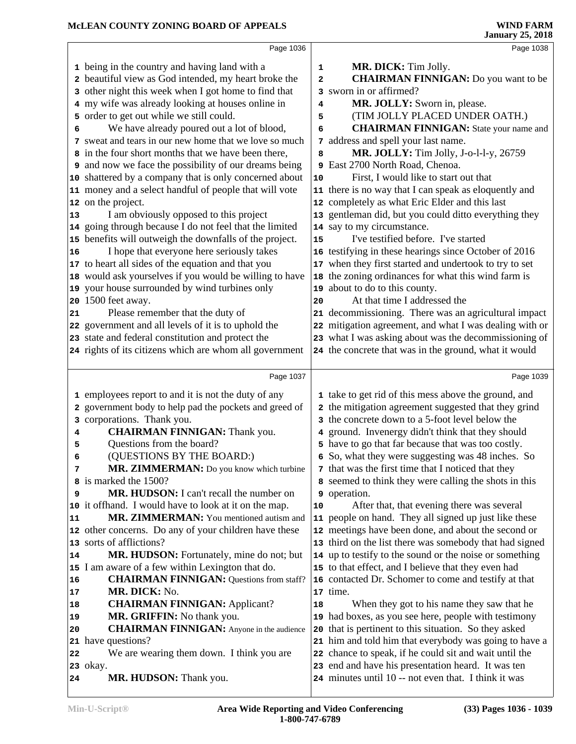being in the country and having land with a beautiful view as God intended, my heart broke the other night this week when I got home to find that my wife was already looking at houses online in order to get out while we still could.

We have already poured out a lot of blood, sweat and tears in our new home that we love so much in the four short months that we have been there, and now we face the possibility of our dreams being shattered by a company that is only concerned about money and a select handful of people that will vote on the project.

I am obviously opposed to this project going through because I do not feel that the limited benefits will outweigh the downfalls of the project.

I hope that everyone here seriously takes to heart all sides of the equation and that you would ask yourselves if you would be willing to have your house surrounded by wind turbines only 1500 feet away.

Please remember that the duty of government and all levels of it is to uphold the state and federal constitution and protect the rights of its citizens which are whom all government employees report to and it is not the duty of any government body to help pad the pockets and greed of corporations. Thank you.

**CHAIRMAN FINNIGAN:** Thank you.

Questions from the board?

(QUESTIONS BY THE BOARD:)

**MR. ZIMMERMAN:** Do you know which turbine is marked the 1500?

**MR. HUDSON:** I can't recall the number on it offhand. I would have to look at it on the map.

**MR. ZIMMERMAN:** You mentioned autism and other concerns. Do any of your children have these sorts of afflictions?

**MR. HUDSON:** Fortunately, mine do not; but I am aware of a few within Lexington that do.

**CHAIRMAN FINNIGAN:** Questions from staff?

**MR. DICK:** No.

**CHAIRMAN FINNIGAN:** Applicant?

**MR. GRIFFIN:** No thank you.

**CHAIRMAN FINNIGAN:** Anyone in the audience have questions?

We are wearing them down. I think you are okay.

**MR. HUDSON:** Thank you.

**MR. DICK:** Tim Jolly.

**CHAIRMAN FINNIGAN:** Do you want to be sworn in or affirmed?

**MR. JOLLY:** Sworn in, please.

(TIM JOLLY PLACED UNDER OATH.)

**CHAIRMAN FINNIGAN:** State your name and address and spell your last name.

**MR. JOLLY:** Tim Jolly, J-o-l-l-y, 26759 East 2700 North Road, Chenoa.

First, I would like to start out that there is no way that I can speak as eloquently and completely as what Eric Elder and this last gentleman did, but you could ditto everything they say to my circumstance.

I've testified before. I've started testifying in these hearings since October of 2016 when they first started and undertook to try to set the zoning ordinances for what this wind farm is about to do to this county.

At that time I addressed the decommissioning. There was an agricultural impact mitigation agreement, and what I was dealing with or what I was asking about was the decommissioning of the concrete that was in the ground, what it would take to get rid of this mess above the ground, and the mitigation agreement suggested that they grind the concrete down to a 5-foot level below the ground. Invenergy didn't think that they should have to go that far because that was too costly. So, what they were suggesting was 48 inches. So that was the first time that I noticed that they seemed to think they were calling the shots in this operation.

After that, that evening there was several people on hand. They all signed up just like these meetings have been done, and about the second or third on the list there was somebody that had signed up to testify to the sound or the noise or something to that effect, and I believe that they even had contacted Dr. Schomer to come and testify at that time.

When they got to his name they saw that he had boxes, as you see here, people with testimony that is pertinent to this situation. So they asked him and told him that everybody was going to have a chance to speak, if he could sit and wait until the end and have his presentation heard. It was ten minutes until 10 -- not even that. I think it was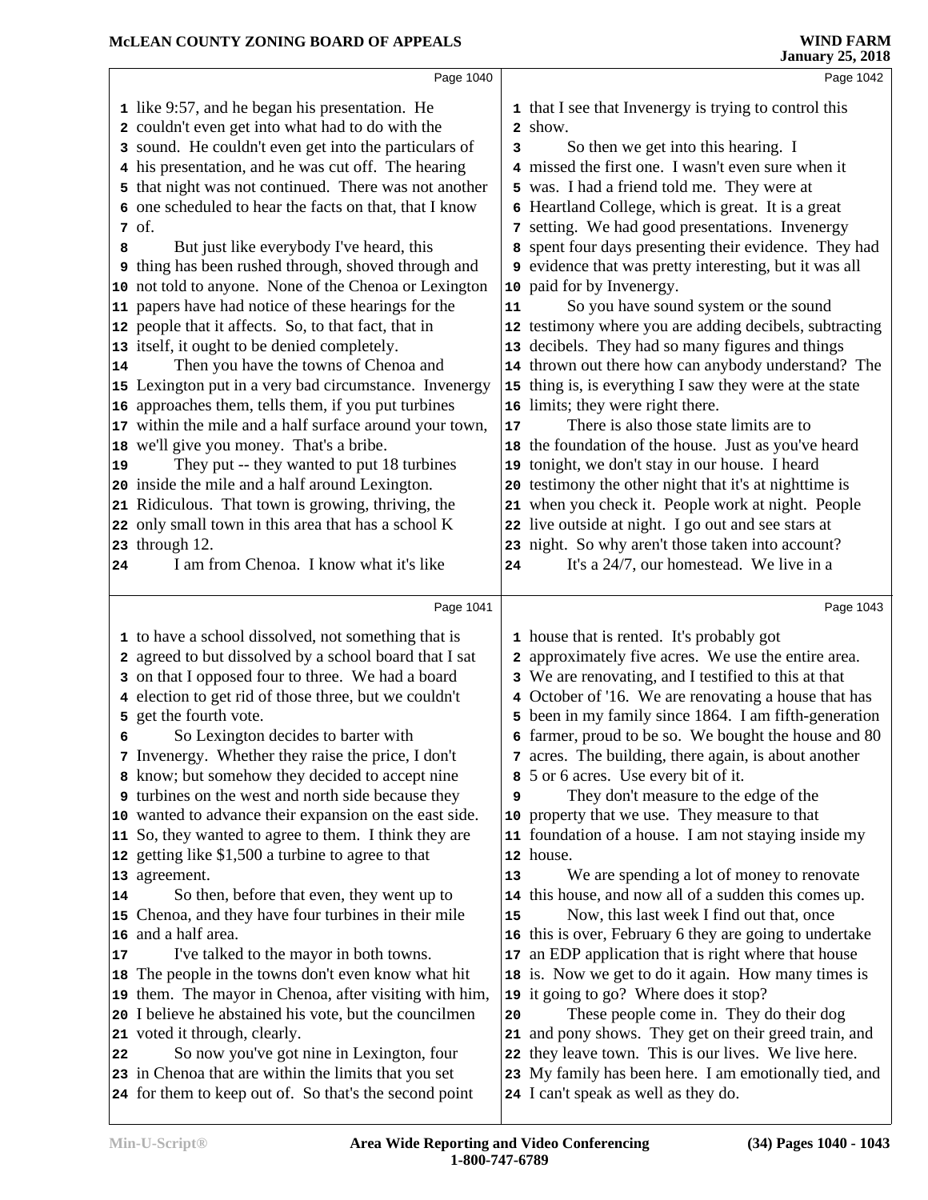Page 1040

like 9:57, and he began his presentation. He couldn't even get into what had to do with the sound. He couldn't even get into the particulars of his presentation, and he was cut off. The hearing that night was not continued. There was not another one scheduled to hear the facts on that, that I know of.

But just like everybody I've heard, this thing has been rushed through, shoved through and not told to anyone. None of the Chenoa or Lexington papers have had notice of these hearings for the people that it affects. So, to that fact, that in itself, it ought to be denied completely.

Then you have the towns of Chenoa and Lexington put in a very bad circumstance. Invenergy approaches them, tells them, if you put turbines within the mile and a half surface around your town, we'll give you money. That's a bribe.

They put -- they wanted to put 18 turbines inside the mile and a half around Lexington. Ridiculous. That town is growing, thriving, the only small town in this area that has a school K through 12.

I am from Chenoa. I know what it's like

Page 1041

to have a school dissolved, not something that is agreed to but dissolved by a school board that I sat on that I opposed four to three. We had a board election to get rid of those three, but we couldn't get the fourth vote.

So Lexington decides to barter with Invenergy. Whether they raise the price, I don't know; but somehow they decided to accept nine turbines on the west and north side because they wanted to advance their expansion on the east side. So, they wanted to agree to them. I think they are getting like $1,500 a turbine to agree to that agreement.

So then, before that even, they went up to Chenoa, and they have four turbines in their mile and a half area.

I've talked to the mayor in both towns. The people in the towns don't even know what hit them. The mayor in Chenoa, after visiting with him, I believe he abstained his vote, but the councilmen voted it through, clearly.

So now you've got nine in Lexington, four in Chenoa that are within the limits that you set for them to keep out of. So that's the second point

Page 1042

that I see that Invenergy is trying to control this show.

So then we get into this hearing. I missed the first one. I wasn't even sure when it was. I had a friend told me. They were at Heartland College, which is great. It is a great setting. We had good presentations. Invenergy spent four days presenting their evidence. They had evidence that was pretty interesting, but it was all paid for by Invenergy.

So you have sound system or the sound testimony where you are adding decibels, subtracting decibels. They had so many figures and things thrown out there how can anybody understand? The thing is, is everything I saw they were at the state limits; they were right there.

There is also those state limits are to the foundation of the house. Just as you've heard tonight, we don't stay in our house. I heard testimony the other night that it's at nighttime is when you check it. People work at night. People live outside at night. I go out and see stars at night. So why aren't those taken into account?

It's a 24/7, our homestead. We live in a

Page 1043

house that is rented. It's probably got approximately five acres. We use the entire area. We are renovating, and I testified to this at that October of '16. We are renovating a house that has been in my family since 1864. I am fifth-generation farmer, proud to be so. We bought the house and 80 acres. The building, there again, is about another 5 or 6 acres. Use every bit of it.

They don't measure to the edge of the property that we use. They measure to that foundation of a house. I am not staying inside my house.

We are spending a lot of money to renovate this house, and now all of a sudden this comes up.

Now, this last week I find out that, once this is over, February 6 they are going to undertake an EDP application that is right where that house is. Now we get to do it again. How many times is it going to go? Where does it stop?

These people come in. They do their dog and pony shows. They get on their greed train, and they leave town. This is our lives. We live here. My family has been here. I am emotionally tied, and I can't speak as well as they do.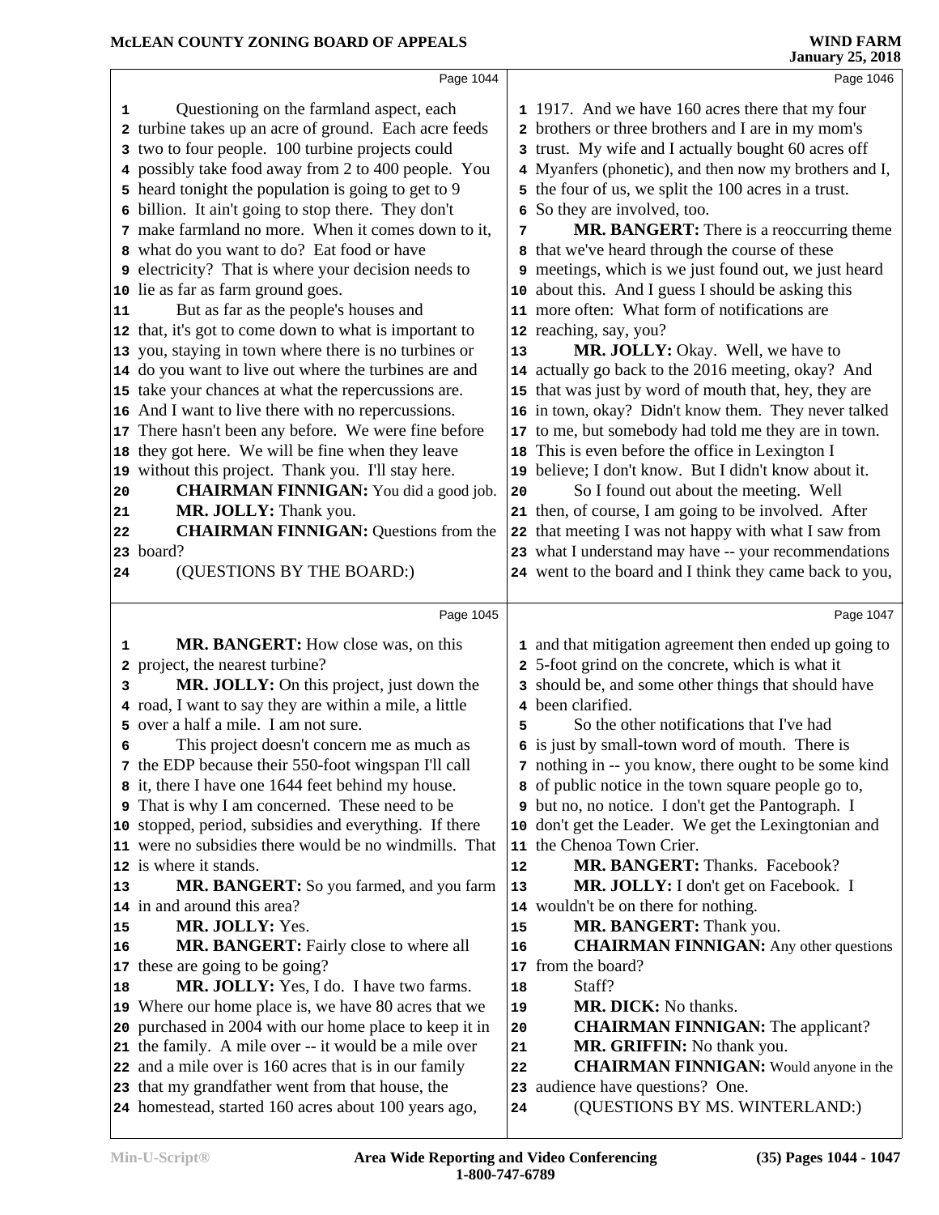Page 1044

Questioning on the farmland aspect, each turbine takes up an acre of ground. Each acre feeds two to four people. 100 turbine projects could possibly take food away from 2 to 400 people. You heard tonight the population is going to get to 9 billion. It ain't going to stop there. They don't make farmland no more. When it comes down to it, what do you want to do? Eat food or have electricity? That is where your decision needs to lie as far as farm ground goes.

But as far as the people's houses and that, it's got to come down to what is important to you, staying in town where there is no turbines or do you want to live out where the turbines are and take your chances at what the repercussions are. And I want to live there with no repercussions. There hasn't been any before. We were fine before they got here. We will be fine when they leave without this project. Thank you. I'll stay here.

**CHAIRMAN FINNIGAN:** You did a good job.

**MR. JOLLY:** Thank you.

**CHAIRMAN FINNIGAN:** Questions from the board?

(QUESTIONS BY THE BOARD:)

Page 1045

**MR. BANGERT:** How close was, on this project, the nearest turbine?

**MR. JOLLY:** On this project, just down the road, I want to say they are within a mile, a little over a half a mile. I am not sure.

This project doesn't concern me as much as the EDP because their 550-foot wingspan I'll call it, there I have one 1644 feet behind my house. That is why I am concerned. These need to be stopped, period, subsidies and everything. If there were no subsidies there would be no windmills. That is where it stands.

**MR. BANGERT:** So you farmed, and you farm in and around this area?

**MR. JOLLY:** Yes.

**MR. BANGERT:** Fairly close to where all these are going to be going?

**MR. JOLLY:** Yes, I do. I have two farms. Where our home place is, we have 80 acres that we purchased in 2004 with our home place to keep it in the family. A mile over -- it would be a mile over and a mile over is 160 acres that is in our family that my grandfather went from that house, the homestead, started 160 acres about 100 years ago,

Page 1046

1917. And we have 160 acres there that my four brothers or three brothers and I are in my mom's trust. My wife and I actually bought 60 acres off Myanfers (phonetic), and then now my brothers and I, the four of us, we split the 100 acres in a trust. So they are involved, too.

**MR. BANGERT:** There is a reoccurring theme that we've heard through the course of these meetings, which is we just found out, we just heard about this. And I guess I should be asking this more often: What form of notifications are reaching, say, you?

**MR. JOLLY:** Okay. Well, we have to actually go back to the 2016 meeting, okay? And that was just by word of mouth that, hey, they are in town, okay? Didn't know them. They never talked to me, but somebody had told me they are in town. This is even before the office in Lexington I believe; I don't know. But I didn't know about it.

So I found out about the meeting. Well then, of course, I am going to be involved. After that meeting I was not happy with what I saw from what I understand may have -- your recommendations went to the board and I think they came back to you,

Page 1047

and that mitigation agreement then ended up going to 5-foot grind on the concrete, which is what it should be, and some other things that should have been clarified.

So the other notifications that I've had is just by small-town word of mouth. There is nothing in -- you know, there ought to be some kind of public notice in the town square people go to, but no, no notice. I don't get the Pantograph. I don't get the Leader. We get the Lexingtonian and the Chenoa Town Crier.

**MR. BANGERT:** Thanks. Facebook?

**MR. JOLLY:** I don't get on Facebook. I wouldn't be on there for nothing.

**MR. BANGERT:** Thank you.

**CHAIRMAN FINNIGAN:** Any other questions from the board?

Staff?

**MR. DICK:** No thanks.

**CHAIRMAN FINNIGAN:** The applicant?

**MR. GRIFFIN:** No thank you.

**CHAIRMAN FINNIGAN:** Would anyone in the audience have questions? One.

(QUESTIONS BY MS. WINTERLAND:)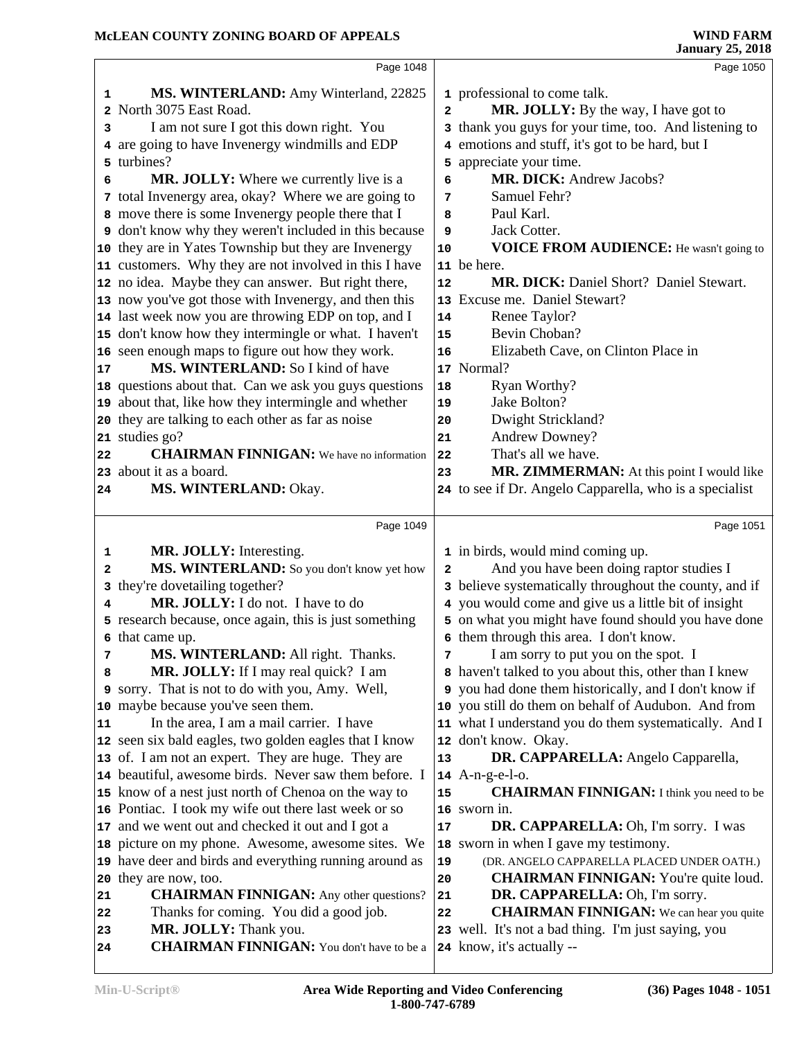**MS. WINTERLAND:** Amy Winterland, 22825 North 3075 East Road.

I am not sure I got this down right. You are going to have Invenergy windmills and EDP turbines?

**MR. JOLLY:** Where we currently live is a total Invenergy area, okay? Where we are going to move there is some Invenergy people there that I don't know why they weren't included in this because they are in Yates Township but they are Invenergy customers. Why they are not involved in this I have no idea. Maybe they can answer. But right there, now you've got those with Invenergy, and then this last week now you are throwing EDP on top, and I don't know how they intermingle or what. I haven't seen enough maps to figure out how they work.

**MS. WINTERLAND:** So I kind of have questions about that. Can we ask you guys questions about that, like how they intermingle and whether they are talking to each other as far as noise studies go?

**CHAIRMAN FINNIGAN:** We have no information about it as a board.

**MS. WINTERLAND:** Okay.

**MR. JOLLY:** Interesting.

**MS. WINTERLAND:** So you don't know yet how they're dovetailing together?

**MR. JOLLY:** I do not. I have to do research because, once again, this is just something that came up.

**MS. WINTERLAND:** All right. Thanks.

**MR. JOLLY:** If I may real quick? I am sorry. That is not to do with you, Amy. Well, maybe because you've seen them.

In the area, I am a mail carrier. I have seen six bald eagles, two golden eagles that I know of. I am not an expert. They are huge. They are beautiful, awesome birds. Never saw them before. I know of a nest just north of Chenoa on the way to Pontiac. I took my wife out there last week or so and we went out and checked it out and I got a picture on my phone. Awesome, awesome sites. We have deer and birds and everything running around as they are now, too.

**CHAIRMAN FINNIGAN:** Any other questions? Thanks for coming. You did a good job.

**MR. JOLLY:** Thank you.

**CHAIRMAN FINNIGAN:** You don't have to be a professional to come talk.

**MR. JOLLY:** By the way, I have got to thank you guys for your time, too. And listening to emotions and stuff, it's got to be hard, but I appreciate your time.

**MR. DICK:** Andrew Jacobs?

Samuel Fehr?

Paul Karl.

Jack Cotter.

**VOICE FROM AUDIENCE:** He wasn't going to be here.

**MR. DICK:** Daniel Short? Daniel Stewart. Excuse me. Daniel Stewart?

Renee Taylor?

Bevin Choban?

Elizabeth Cave, on Clinton Place in Normal?

Ryan Worthy?

Jake Bolton?

Dwight Strickland?

Andrew Downey?

That's all we have.

**MR. ZIMMERMAN:** At this point I would like to see if Dr. Angelo Capparella, who is a specialist in birds, would mind coming up.

And you have been doing raptor studies I believe systematically throughout the county, and if you would come and give us a little bit of insight on what you might have found should you have done them through this area. I don't know.

I am sorry to put you on the spot. I haven't talked to you about this, other than I knew you had done them historically, and I don't know if you still do them on behalf of Audubon. And from what I understand you do them systematically. And I don't know. Okay.

**DR. CAPPARELLA:** Angelo Capparella, A-n-g-e-l-o.

**CHAIRMAN FINNIGAN:** I think you need to be sworn in.

**DR. CAPPARELLA:** Oh, I'm sorry. I was sworn in when I gave my testimony.

(DR. ANGELO CAPPARELLA PLACED UNDER OATH.)

**CHAIRMAN FINNIGAN:** You're quite loud.

**DR. CAPPARELLA:** Oh, I'm sorry.

**CHAIRMAN FINNIGAN:** We can hear you quite well. It's not a bad thing. I'm just saying, you know, it's actually --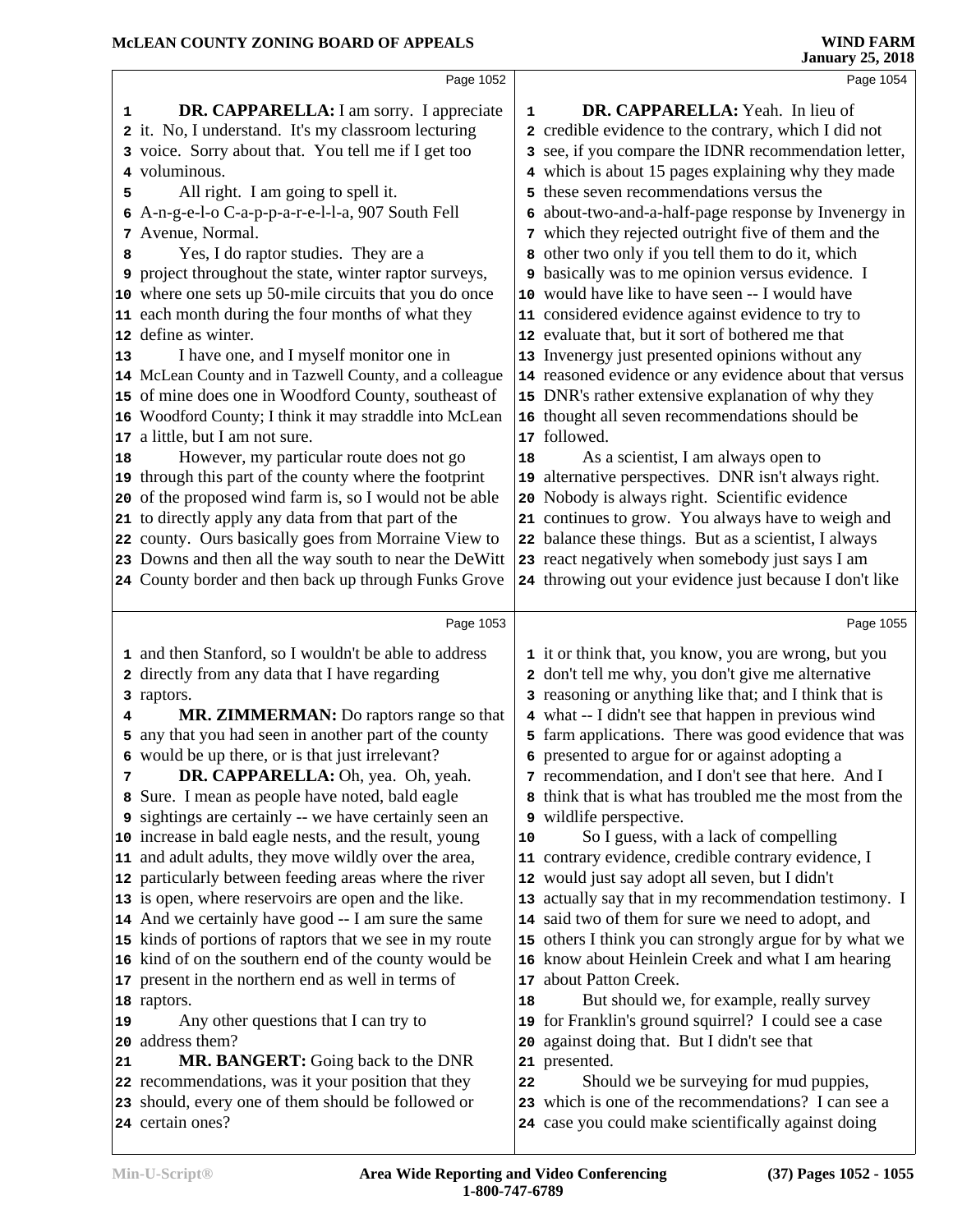**DR. CAPPARELLA:** I am sorry. I appreciate it. No, I understand. It's my classroom lecturing voice. Sorry about that. You tell me if I get too voluminous.

All right. I am going to spell it. A-n-g-e-l-o C-a-p-p-a-r-e-l-l-a, 907 South Fell Avenue, Normal.

Yes, I do raptor studies. They are a project throughout the state, winter raptor surveys, where one sets up 50-mile circuits that you do once each month during the four months of what they define as winter.

I have one, and I myself monitor one in McLean County and in Tazwell County, and a colleague of mine does one in Woodford County, southeast of Woodford County; I think it may straddle into McLean a little, but I am not sure.

However, my particular route does not go through this part of the county where the footprint of the proposed wind farm is, so I would not be able to directly apply any data from that part of the county. Ours basically goes from Morraine View to Downs and then all the way south to near the DeWitt County border and then back up through Funks Grove and then Stanford, so I wouldn't be able to address directly from any data that I have regarding raptors.

**MR. ZIMMERMAN:** Do raptors range so that any that you had seen in another part of the county would be up there, or is that just irrelevant?

**DR. CAPPARELLA:** Oh, yea. Oh, yeah. Sure. I mean as people have noted, bald eagle sightings are certainly -- we have certainly seen an increase in bald eagle nests, and the result, young and adult adults, they move wildly over the area, particularly between feeding areas where the river is open, where reservoirs are open and the like. And we certainly have good -- I am sure the same kinds of portions of raptors that we see in my route kind of on the southern end of the county would be present in the northern end as well in terms of raptors.

Any other questions that I can try to address them?

**MR. BANGERT:** Going back to the DNR recommendations, was it your position that they should, every one of them should be followed or certain ones?

**DR. CAPPARELLA:** Yeah. In lieu of credible evidence to the contrary, which I did not see, if you compare the IDNR recommendation letter, which is about 15 pages explaining why they made these seven recommendations versus the about-two-and-a-half-page response by Invenergy in which they rejected outright five of them and the other two only if you tell them to do it, which basically was to me opinion versus evidence. I would have like to have seen -- I would have considered evidence against evidence to try to evaluate that, but it sort of bothered me that Invenergy just presented opinions without any reasoned evidence or any evidence about that versus DNR's rather extensive explanation of why they thought all seven recommendations should be followed.

As a scientist, I am always open to alternative perspectives. DNR isn't always right. Nobody is always right. Scientific evidence continues to grow. You always have to weigh and balance these things. But as a scientist, I always react negatively when somebody just says I am throwing out your evidence just because I don't like it or think that, you know, you are wrong, but you don't tell me why, you don't give me alternative reasoning or anything like that; and I think that is what -- I didn't see that happen in previous wind farm applications. There was good evidence that was presented to argue for or against adopting a recommendation, and I don't see that here. And I think that is what has troubled me the most from the wildlife perspective.

So I guess, with a lack of compelling contrary evidence, credible contrary evidence, I would just say adopt all seven, but I didn't actually say that in my recommendation testimony. I said two of them for sure we need to adopt, and others I think you can strongly argue for by what we know about Heinlein Creek and what I am hearing about Patton Creek.

But should we, for example, really survey for Franklin's ground squirrel? I could see a case against doing that. But I didn't see that presented.

Should we be surveying for mud puppies, which is one of the recommendations? I can see a case you could make scientifically against doing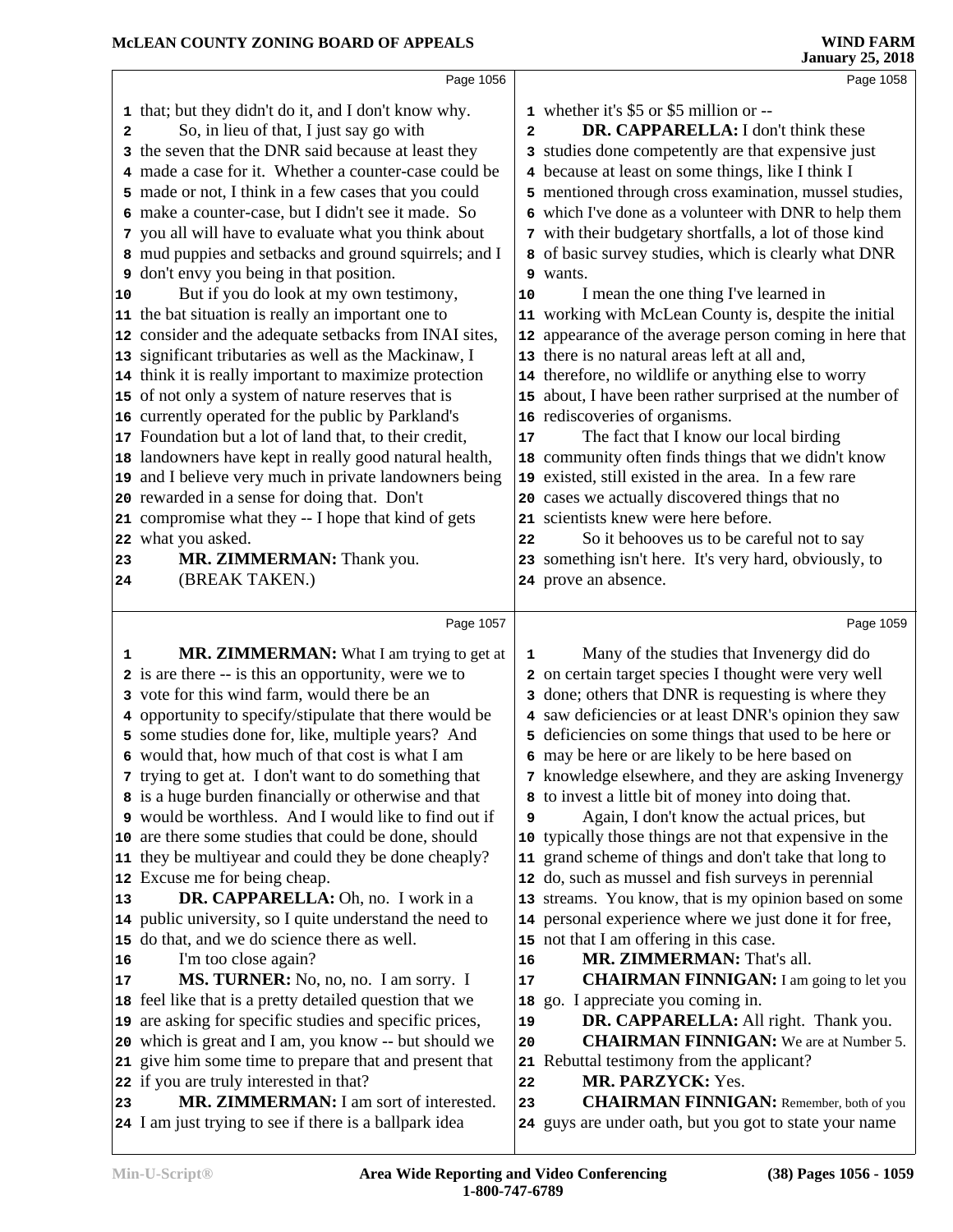that; but they didn't do it, and I don't know why.

So, in lieu of that, I just say go with the seven that the DNR said because at least they made a case for it. Whether a counter-case could be made or not, I think in a few cases that you could make a counter-case, but I didn't see it made. So you all will have to evaluate what you think about mud puppies and setbacks and ground squirrels; and I don't envy you being in that position.

But if you do look at my own testimony, the bat situation is really an important one to consider and the adequate setbacks from INAI sites, significant tributaries as well as the Mackinaw, I think it is really important to maximize protection of not only a system of nature reserves that is currently operated for the public by Parkland's Foundation but a lot of land that, to their credit, landowners have kept in really good natural health, and I believe very much in private landowners being rewarded in a sense for doing that. Don't compromise what they -- I hope that kind of gets what you asked.

**MR. ZIMMERMAN:** Thank you.

(BREAK TAKEN.)

**MR. ZIMMERMAN:** What I am trying to get at is are there -- is this an opportunity, were we to vote for this wind farm, would there be an opportunity to specify/stipulate that there would be some studies done for, like, multiple years? And would that, how much of that cost is what I am trying to get at. I don't want to do something that is a huge burden financially or otherwise and that would be worthless. And I would like to find out if are there some studies that could be done, should they be multiyear and could they be done cheaply? Excuse me for being cheap.

**DR. CAPPARELLA:** Oh, no. I work in a public university, so I quite understand the need to do that, and we do science there as well.

I'm too close again?

**MS. TURNER:** No, no, no. I am sorry. I feel like that is a pretty detailed question that we are asking for specific studies and specific prices, which is great and I am, you know -- but should we give him some time to prepare that and present that if you are truly interested in that?

**MR. ZIMMERMAN:** I am sort of interested. I am just trying to see if there is a ballpark idea whether it's $5 or $5 million or --

**DR. CAPPARELLA:** I don't think these studies done competently are that expensive just because at least on some things, like I think I mentioned through cross examination, mussel studies, which I've done as a volunteer with DNR to help them with their budgetary shortfalls, a lot of those kind of basic survey studies, which is clearly what DNR wants.

I mean the one thing I've learned in working with McLean County is, despite the initial appearance of the average person coming in here that there is no natural areas left at all and, therefore, no wildlife or anything else to worry about, I have been rather surprised at the number of rediscoveries of organisms.

The fact that I know our local birding community often finds things that we didn't know existed, still existed in the area. In a few rare cases we actually discovered things that no scientists knew were here before.

So it behooves us to be careful not to say something isn't here. It's very hard, obviously, to prove an absence.

Many of the studies that Invenergy did do on certain target species I thought were very well done; others that DNR is requesting is where they saw deficiencies or at least DNR's opinion they saw deficiencies on some things that used to be here or may be here or are likely to be here based on knowledge elsewhere, and they are asking Invenergy to invest a little bit of money into doing that.

Again, I don't know the actual prices, but typically those things are not that expensive in the grand scheme of things and don't take that long to do, such as mussel and fish surveys in perennial streams. You know, that is my opinion based on some personal experience where we just done it for free, not that I am offering in this case.

**MR. ZIMMERMAN:** That's all.

**CHAIRMAN FINNIGAN:** I am going to let you go. I appreciate you coming in.

**DR. CAPPARELLA:** All right. Thank you.

**CHAIRMAN FINNIGAN:** We are at Number 5. Rebuttal testimony from the applicant?

**MR. PARZYCK:** Yes.

**CHAIRMAN FINNIGAN:** Remember, both of you guys are under oath, but you got to state your name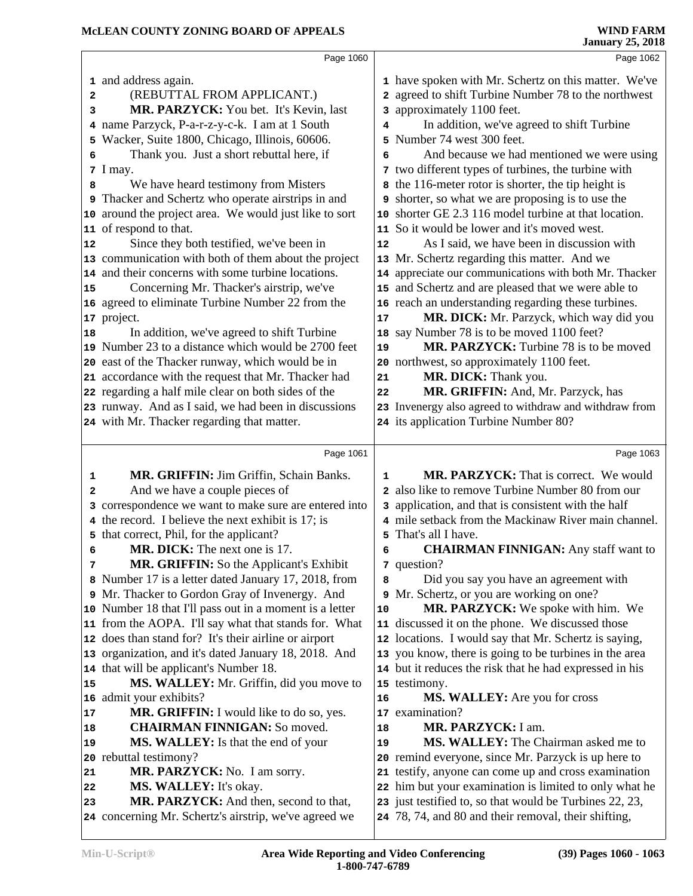Page 1060

1 and address again.
2 (REBUTTAL FROM APPLICANT.)
3 **MR. PARZYCK:** You bet. It's Kevin, last
4 name Parzyck, P-a-r-z-y-c-k. I am at 1 South
5 Wacker, Suite 1800, Chicago, Illinois, 60606.
6 Thank you. Just a short rebuttal here, if
7 I may.
8 We have heard testimony from Misters
9 Thacker and Schertz who operate airstrips in and
10 around the project area. We would just like to sort
11 of respond to that.
12 Since they both testified, we've been in
13 communication with both of them about the project
14 and their concerns with some turbine locations.
15 Concerning Mr. Thacker's airstrip, we've
16 agreed to eliminate Turbine Number 22 from the
17 project.
18 In addition, we've agreed to shift Turbine
19 Number 23 to a distance which would be 2700 feet
20 east of the Thacker runway, which would be in
21 accordance with the request that Mr. Thacker had
22 regarding a half mile clear on both sides of the
23 runway. And as I said, we had been in discussions
24 with Mr. Thacker regarding that matter.

Page 1061

1 **MR. GRIFFIN:** Jim Griffin, Schain Banks.
2 And we have a couple pieces of
3 correspondence we want to make sure are entered into
4 the record. I believe the next exhibit is 17; is
5 that correct, Phil, for the applicant?
6 **MR. DICK:** The next one is 17.
7 **MR. GRIFFIN:** So the Applicant's Exhibit
8 Number 17 is a letter dated January 17, 2018, from
9 Mr. Thacker to Gordon Gray of Invenergy. And
10 Number 18 that I'll pass out in a moment is a letter
11 from the AOPA. I'll say what that stands for. What
12 does than stand for? It's their airline or airport
13 organization, and it's dated January 18, 2018. And
14 that will be applicant's Number 18.
15 **MS. WALLEY:** Mr. Griffin, did you move to
16 admit your exhibits?
17 **MR. GRIFFIN:** I would like to do so, yes.
18 **CHAIRMAN FINNIGAN:** So moved.
19 **MS. WALLEY:** Is that the end of your
20 rebuttal testimony?
21 **MR. PARZYCK:** No. I am sorry.
22 **MS. WALLEY:** It's okay.
23 **MR. PARZYCK:** And then, second to that,
24 concerning Mr. Schertz's airstrip, we've agreed we

Page 1062

1 have spoken with Mr. Schertz on this matter. We've
2 agreed to shift Turbine Number 78 to the northwest
3 approximately 1100 feet.
4 In addition, we've agreed to shift Turbine
5 Number 74 west 300 feet.
6 And because we had mentioned we were using
7 two different types of turbines, the turbine with
8 the 116-meter rotor is shorter, the tip height is
9 shorter, so what we are proposing is to use the
10 shorter GE 2.3 116 model turbine at that location.
11 So it would be lower and it's moved west.
12 As I said, we have been in discussion with
13 Mr. Schertz regarding this matter. And we
14 appreciate our communications with both Mr. Thacker
15 and Schertz and are pleased that we were able to
16 reach an understanding regarding these turbines.
17 **MR. DICK:** Mr. Parzyck, which way did you
18 say Number 78 is to be moved 1100 feet?
19 **MR. PARZYCK:** Turbine 78 is to be moved
20 northwest, so approximately 1100 feet.
21 **MR. DICK:** Thank you.
22 **MR. GRIFFIN:** And, Mr. Parzyck, has
23 Invenergy also agreed to withdraw and withdraw from
24 its application Turbine Number 80?

Page 1063

1 **MR. PARZYCK:** That is correct. We would
2 also like to remove Turbine Number 80 from our
3 application, and that is consistent with the half
4 mile setback from the Mackinaw River main channel.
5 That's all I have.
6 **CHAIRMAN FINNIGAN:** Any staff want to
7 question?
8 Did you say you have an agreement with
9 Mr. Schertz, or you are working on one?
10 **MR. PARZYCK:** We spoke with him. We
11 discussed it on the phone. We discussed those
12 locations. I would say that Mr. Schertz is saying,
13 you know, there is going to be turbines in the area
14 but it reduces the risk that he had expressed in his
15 testimony.
16 **MS. WALLEY:** Are you for cross
17 examination?
18 **MR. PARZYCK:** I am.
19 **MS. WALLEY:** The Chairman asked me to
20 remind everyone, since Mr. Parzyck is up here to
21 testify, anyone can come up and cross examination
22 him but your examination is limited to only what he
23 just testified to, so that would be Turbines 22, 23,
24 78, 74, and 80 and their removal, their shifting,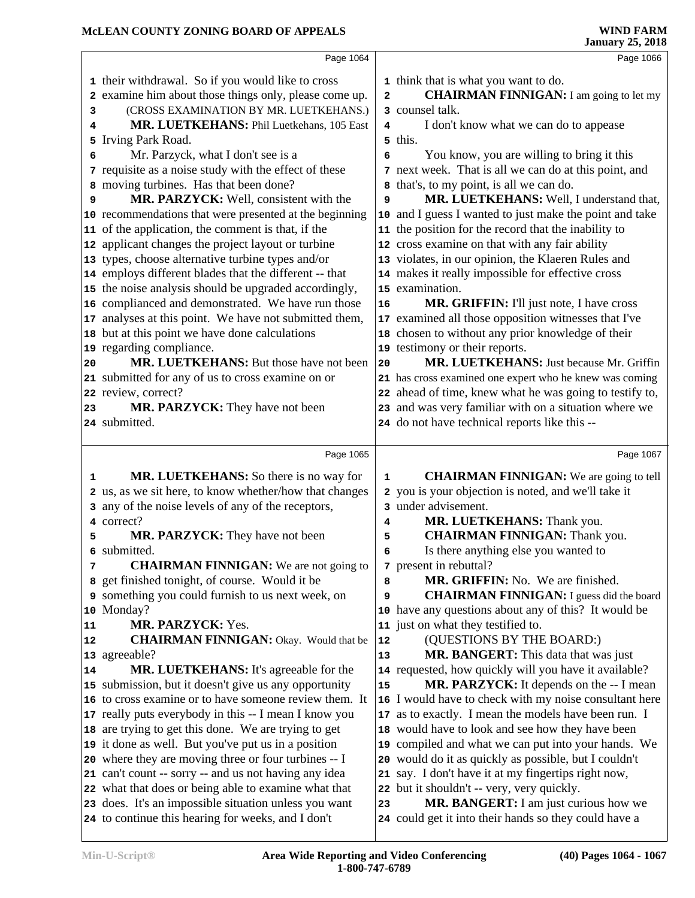their withdrawal. So if you would like to cross examine him about those things only, please come up.

(CROSS EXAMINATION BY MR. LUETKEHANS.)

**MR. LUETKEHANS:** Phil Luetkehans, 105 East Irving Park Road.

Mr. Parzyck, what I don't see is a requisite as a noise study with the effect of these moving turbines. Has that been done?

**MR. PARZYCK:** Well, consistent with the recommendations that were presented at the beginning of the application, the comment is that, if the applicant changes the project layout or turbine types, choose alternative turbine types and/or employs different blades that the different -- that the noise analysis should be upgraded accordingly, complianced and demonstrated. We have run those analyses at this point. We have not submitted them, but at this point we have done calculations regarding compliance.

**MR. LUETKEHANS:** But those have not been submitted for any of us to cross examine on or review, correct?

**MR. PARZYCK:** They have not been submitted.

**MR. LUETKEHANS:** So there is no way for us, as we sit here, to know whether/how that changes any of the noise levels of any of the receptors, correct?

**MR. PARZYCK:** They have not been submitted.

**CHAIRMAN FINNIGAN:** We are not going to get finished tonight, of course. Would it be something you could furnish to us next week, on Monday?

**MR. PARZYCK:** Yes.

**CHAIRMAN FINNIGAN:** Okay. Would that be agreeable?

**MR. LUETKEHANS:** It's agreeable for the submission, but it doesn't give us any opportunity to cross examine or to have someone review them. It really puts everybody in this -- I mean I know you are trying to get this done. We are trying to get it done as well. But you've put us in a position where they are moving three or four turbines -- I can't count -- sorry -- and us not having any idea what that does or being able to examine what that does. It's an impossible situation unless you want to continue this hearing for weeks, and I don't think that is what you want to do.

**CHAIRMAN FINNIGAN:** I am going to let my counsel talk.

I don't know what we can do to appease this.

You know, you are willing to bring it this next week. That is all we can do at this point, and that's, to my point, is all we can do.

**MR. LUETKEHANS:** Well, I understand that, and I guess I wanted to just make the point and take the position for the record that the inability to cross examine on that with any fair ability violates, in our opinion, the Klaeren Rules and makes it really impossible for effective cross examination.

**MR. GRIFFIN:** I'll just note, I have cross examined all those opposition witnesses that I've chosen to without any prior knowledge of their testimony or their reports.

**MR. LUETKEHANS:** Just because Mr. Griffin has cross examined one expert who he knew was coming ahead of time, knew what he was going to testify to, and was very familiar with on a situation where we do not have technical reports like this --

**CHAIRMAN FINNIGAN:** We are going to tell you is your objection is noted, and we'll take it under advisement.

**MR. LUETKEHANS:** Thank you.

**CHAIRMAN FINNIGAN:** Thank you.

Is there anything else you wanted to present in rebuttal?

**MR. GRIFFIN:** No. We are finished.

**CHAIRMAN FINNIGAN:** I guess did the board have any questions about any of this? It would be just on what they testified to.

(QUESTIONS BY THE BOARD:)

**MR. BANGERT:** This data that was just requested, how quickly will you have it available?

**MR. PARZYCK:** It depends on the -- I mean I would have to check with my noise consultant here as to exactly. I mean the models have been run. I would have to look and see how they have been compiled and what we can put into your hands. We would do it as quickly as possible, but I couldn't say. I don't have it at my fingertips right now, but it shouldn't -- very, very quickly.

**MR. BANGERT:** I am just curious how we could get it into their hands so they could have a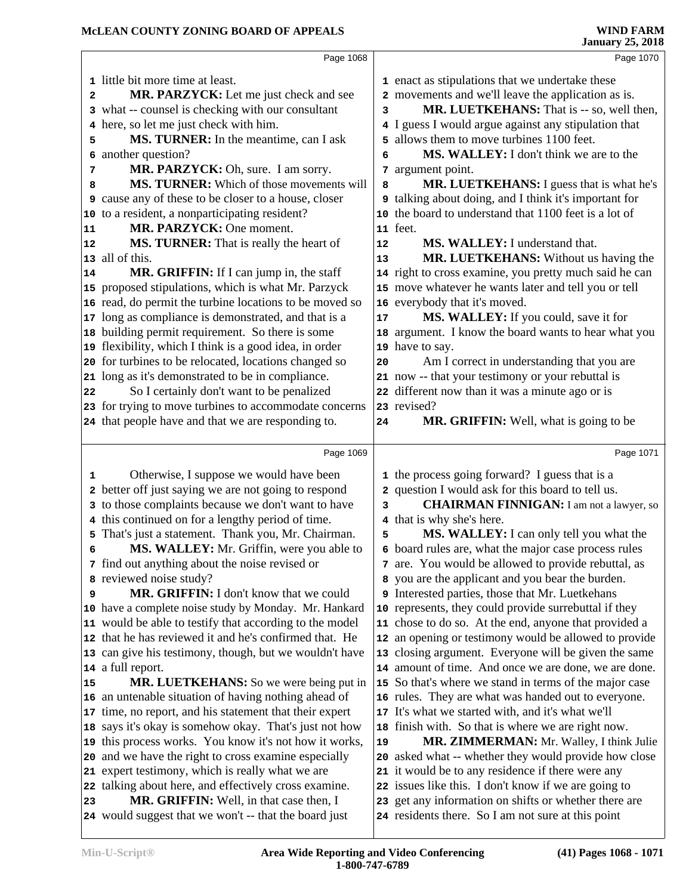Page 1068

little bit more time at least.

**MR. PARZYCK:** Let me just check and see what -- counsel is checking with our consultant here, so let me just check with him.

**MS. TURNER:** In the meantime, can I ask another question?

**MR. PARZYCK:** Oh, sure. I am sorry.

**MS. TURNER:** Which of those movements will cause any of these to be closer to a house, closer to a resident, a nonparticipating resident?

**MR. PARZYCK:** One moment.

**MS. TURNER:** That is really the heart of all of this.

**MR. GRIFFIN:** If I can jump in, the staff proposed stipulations, which is what Mr. Parzyck read, do permit the turbine locations to be moved so long as compliance is demonstrated, and that is a building permit requirement. So there is some flexibility, which I think is a good idea, in order for turbines to be relocated, locations changed so long as it's demonstrated to be in compliance.

So I certainly don't want to be penalized for trying to move turbines to accommodate concerns that people have and that we are responding to.

Page 1069

Otherwise, I suppose we would have been better off just saying we are not going to respond to those complaints because we don't want to have this continued on for a lengthy period of time. That's just a statement. Thank you, Mr. Chairman.

**MS. WALLEY:** Mr. Griffin, were you able to find out anything about the noise revised or reviewed noise study?

**MR. GRIFFIN:** I don't know that we could have a complete noise study by Monday. Mr. Hankard would be able to testify that according to the model that he has reviewed it and he's confirmed that. He can give his testimony, though, but we wouldn't have a full report.

**MR. LUETKEHANS:** So we were being put in an untenable situation of having nothing ahead of time, no report, and his statement that their expert says it's okay is somehow okay. That's just not how this process works. You know it's not how it works, and we have the right to cross examine especially expert testimony, which is really what we are talking about here, and effectively cross examine.

**MR. GRIFFIN:** Well, in that case then, I would suggest that we won't -- that the board just

Page 1070

enact as stipulations that we undertake these movements and we'll leave the application as is.

**MR. LUETKEHANS:** That is -- so, well then, I guess I would argue against any stipulation that allows them to move turbines 1100 feet.

**MS. WALLEY:** I don't think we are to the argument point.

**MR. LUETKEHANS:** I guess that is what he's talking about doing, and I think it's important for the board to understand that 1100 feet is a lot of feet.

**MS. WALLEY:** I understand that.

**MR. LUETKEHANS:** Without us having the right to cross examine, you pretty much said he can move whatever he wants later and tell you or tell everybody that it's moved.

**MS. WALLEY:** If you could, save it for argument. I know the board wants to hear what you have to say.

Am I correct in understanding that you are now -- that your testimony or your rebuttal is different now than it was a minute ago or is revised?

**MR. GRIFFIN:** Well, what is going to be

Page 1071

the process going forward? I guess that is a question I would ask for this board to tell us.

**CHAIRMAN FINNIGAN:** I am not a lawyer, so that is why she's here.

**MS. WALLEY:** I can only tell you what the board rules are, what the major case process rules are. You would be allowed to provide rebuttal, as you are the applicant and you bear the burden. Interested parties, those that Mr. Luetkehans represents, they could provide surrebuttal if they chose to do so. At the end, anyone that provided a an opening or testimony would be allowed to provide closing argument. Everyone will be given the same amount of time. And once we are done, we are done. So that's where we stand in terms of the major case rules. They are what was handed out to everyone. It's what we started with, and it's what we'll finish with. So that is where we are right now.

**MR. ZIMMERMAN:** Mr. Walley, I think Julie asked what -- whether they would provide how close it would be to any residence if there were any issues like this. I don't know if we are going to get any information on shifts or whether there are residents there. So I am not sure at this point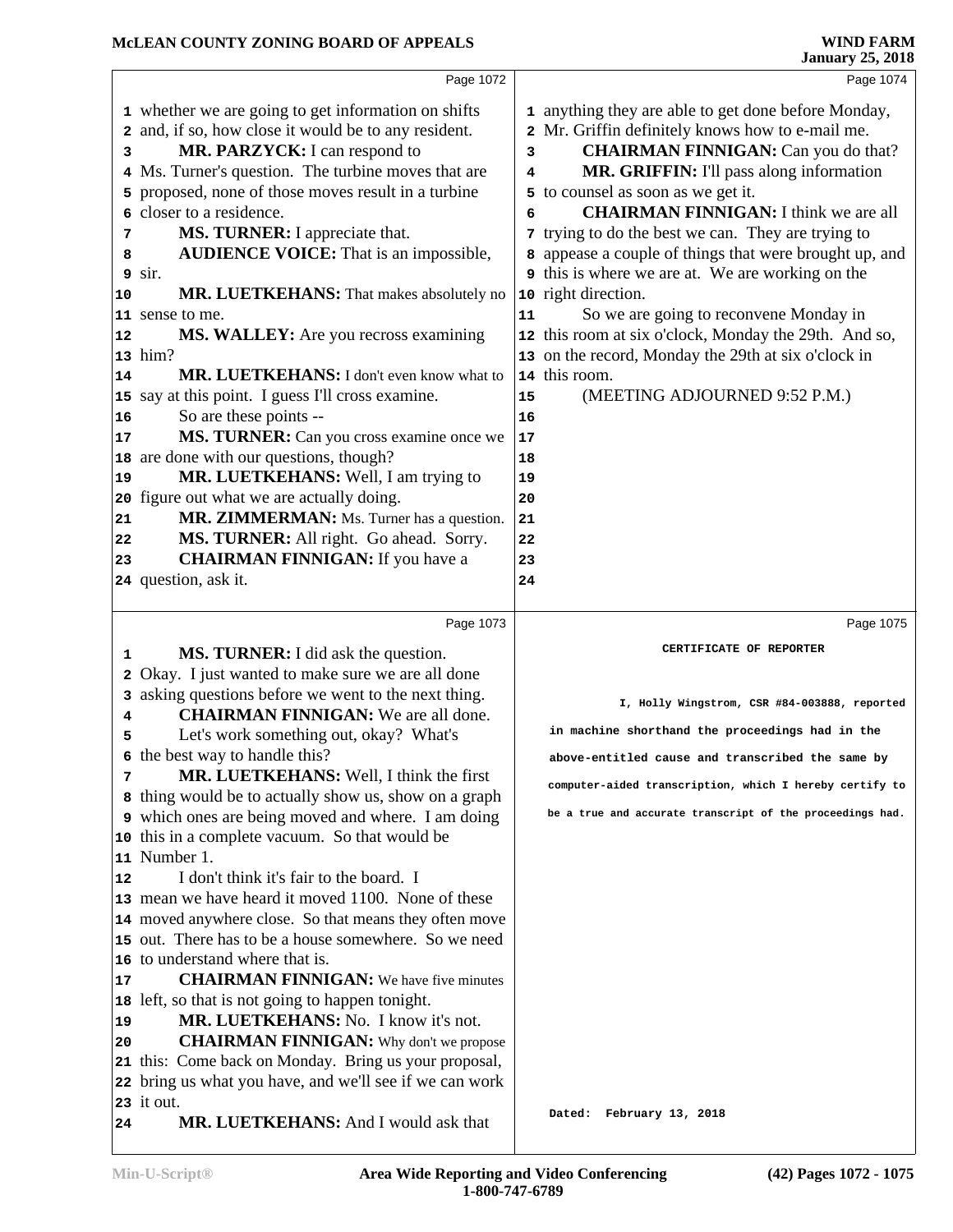Page 1072

1 whether we are going to get information on shifts
2 and, if so, how close it would be to any resident.
3 **MR. PARZYCK:** I can respond to
4 Ms. Turner's question. The turbine moves that are
5 proposed, none of those moves result in a turbine
6 closer to a residence.
7 **MS. TURNER:** I appreciate that.
8 **AUDIENCE VOICE:** That is an impossible,
9 sir.
10 **MR. LUETKEHANS:** That makes absolutely no
11 sense to me.
12 **MS. WALLEY:** Are you recross examining
13 him?
14 **MR. LUETKEHANS:** I don't even know what to
15 say at this point. I guess I'll cross examine.
16 So are these points --
17 **MS. TURNER:** Can you cross examine once we
18 are done with our questions, though?
19 **MR. LUETKEHANS:** Well, I am trying to
20 figure out what we are actually doing.
21 **MR. ZIMMERMAN:** Ms. Turner has a question.
22 **MS. TURNER:** All right. Go ahead. Sorry.
23 **CHAIRMAN FINNIGAN:** If you have a
24 question, ask it.

Page 1073

1 **MS. TURNER:** I did ask the question.
2 Okay. I just wanted to make sure we are all done
3 asking questions before we went to the next thing.
4 **CHAIRMAN FINNIGAN:** We are all done.
5 Let's work something out, okay? What's
6 the best way to handle this?
7 **MR. LUETKEHANS:** Well, I think the first
8 thing would be to actually show us, show on a graph
9 which ones are being moved and where. I am doing
10 this in a complete vacuum. So that would be
11 Number 1.
12 I don't think it's fair to the board. I
13 mean we have heard it moved 1100. None of these
14 moved anywhere close. So that means they often move
15 out. There has to be a house somewhere. So we need
16 to understand where that is.
17 **CHAIRMAN FINNIGAN:** We have five minutes
18 left, so that is not going to happen tonight.
19 **MR. LUETKEHANS:** No. I know it's not.
20 **CHAIRMAN FINNIGAN:** Why don't we propose
21 this: Come back on Monday. Bring us your proposal,
22 bring us what you have, and we'll see if we can work
23 it out.
24 **MR. LUETKEHANS:** And I would ask that

Page 1074

1 anything they are able to get done before Monday,
2 Mr. Griffin definitely knows how to e-mail me.
3 **CHAIRMAN FINNIGAN:** Can you do that?
4 **MR. GRIFFIN:** I'll pass along information
5 to counsel as soon as we get it.
6 **CHAIRMAN FINNIGAN:** I think we are all
7 trying to do the best we can. They are trying to
8 appease a couple of things that were brought up, and
9 this is where we are at. We are working on the
10 right direction.
11 So we are going to reconvene Monday in
12 this room at six o'clock, Monday the 29th. And so,
13 on the record, Monday the 29th at six o'clock in
14 this room.
15 (MEETING ADJOURNED 9:52 P.M.)
16
17
18
19
20
21
22
23
24

Page 1075

CERTIFICATE OF REPORTER

I, Holly Wingstrom, CSR #84-003888, reported in machine shorthand the proceedings had in the above-entitled cause and transcribed the same by computer-aided transcription, which I hereby certify to be a true and accurate transcript of the proceedings had.

Dated: February 13, 2018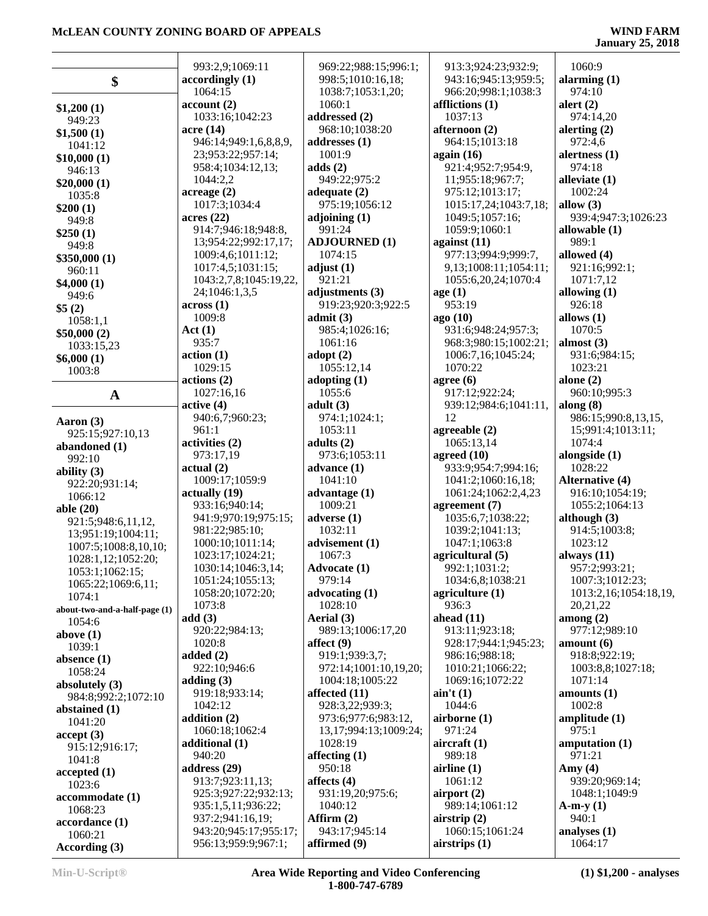## $

**$1,200 (1)**
949:23
**$1,500 (1)**
1041:12
**$10,000 (1)**
946:13
**$20,000 (1)**
1035:8
**$200 (1)**
949:8
**$250 (1)**
949:8
**$350,000 (1)**
960:11
**$4,000 (1)**
949:6
**$5 (2)**
1058:1,1
**$50,000 (2)**
1033:15,23
**$6,000 (1)**
1003:8

## A

**Aaron (3)**
925:15;927:10,13
**abandoned (1)**
992:10
**ability (3)**
922:20;931:14;
1066:12
**able (20)**
921:5;948:6,11,12,
13;951:19;1004:11;
1007:5;1008:8,10,10;
1028:1,12;1052:20;
1053:1;1062:15;
1065:22;1069:6,11;
1074:1
**about-two-and-a-half-page (1)**
1054:6
**above (1)**
1039:1
**absence (1)**
1058:24
**absolutely (3)**
984:8;992:2;1072:10
**abstained (1)**
1041:20
**accept (3)**
915:12;916:17;
1041:8
**accepted (1)**
1023:6
**accommodate (1)**
1068:23
**accordance (1)**
1060:21
**According (3)**
993:2,9;1069:11
**accordingly (1)**
1064:15
**account (2)**
1033:16;1042:23
**acre (14)**
946:14;949:1,6,8,8,9,
23;953:22;957:14;
958:4;1034:12,13;
1044:2,2
**acreage (2)**
1017:3;1034:4
**acres (22)**
914:7;946:18;948:8,
13;954:22;992:17,17;
1009:4,6;1011:12;
1017:4,5;1031:15;
1043:2,7,8;1045:19,22,
24;1046:1,3,5
**across (1)**
1009:8
**Act (1)**
935:7
**action (1)**
1029:15
**actions (2)**
1027:16,16
**active (4)**
940:6,7;960:23;
961:1
**activities (2)**
973:17,19
**actual (2)**
1009:17;1059:9
**actually (19)**
933:16;940:14;
941:9;970:19;975:15;
981:22;985:10;
1000:10;1011:14;
1023:17;1024:21;
1030:14;1046:3,14;
1051:24;1055:13;
1058:20;1072:20;
1073:8
**add (3)**
920:22;984:13;
1020:8
**added (2)**
922:10;946:6
**adding (3)**
919:18;933:14;
1042:12
**addition (2)**
1060:18;1062:4
**additional (1)**
940:20
**address (29)**
913:7;923:11,13;
925:3;927:22;932:13;
935:1,5,11;936:22;
937:2;941:16,19;
943:20;945:17;955:17;
956:13;959:9;967:1;
969:22;988:15;996:1;
998:5;1010:16,18;
1038:7;1053:1,20;
1060:1
**addressed (2)**
968:10;1038:20
**addresses (1)**
1001:9
**adds (2)**
949:22;975:2
**adequate (2)**
975:19;1056:12
**adjoining (1)**
991:24
**ADJOURNED (1)**
1074:15
**adjust (1)**
921:21
**adjustments (3)**
919:23;920:3;922:5
**admit (3)**
985:4;1026:16;
1061:16
**adopt (2)**
1055:12,14
**adopting (1)**
1055:6
**adult (3)**
974:1;1024:1;
1053:11
**adults (2)**
973:6;1053:11
**advance (1)**
1041:10
**advantage (1)**
1009:21
**adverse (1)**
1032:11
**advisement (1)**
1067:3
**Advocate (1)**
979:14
**advocating (1)**
1028:10
**Aerial (3)**
989:13;1006:17,20
**affect (9)**
919:1;939:3,7;
972:14;1001:10,19,20;
1004:18;1005:22
**affected (11)**
928:3,22;939:3;
973:6;977:6;983:12,
13,17;994:13;1009:24;
1028:19
**affecting (1)**
950:18
**affects (4)**
931:19,20;975:6;
1040:12
**Affirm (2)**
943:17;945:14
**affirmed (9)**
913:3;924:23;932:9;
943:16;945:13;959:5;
966:20;998:1;1038:3
**afflictions (1)**
1037:13
**afternoon (2)**
964:15;1013:18
**again (16)**
921:4;952:7;954:9,
11;955:18;967:7;
975:12;1013:17;
1015:17,24;1043:7,18;
1049:5;1057:16;
1059:9;1060:1
**against (11)**
977:13;994:9;999:7,
9,13;1008:11;1054:11;
1055:6,20,24;1070:4
**age (1)**
953:19
**ago (10)**
931:6;948:24;957:3;
968:3;980:15;1002:21;
1006:7,16;1045:24;
1070:22
**agree (6)**
917:12;922:24;
939:12;984:6;1041:11,
12
**agreeable (2)**
1065:13,14
**agreed (10)**
933:9;954:7;994:16;
1041:2;1060:16,18;
1061:24;1062:2,4,23
**agreement (7)**
1035:6,7;1038:22;
1039:2;1041:13;
1047:1;1063:8
**agricultural (5)**
992:1;1031:2;
1034:6,8;1038:21
**agriculture (1)**
936:3
**ahead (11)**
913:11;923:18;
928:17;944:1;945:23;
986:16;988:18;
1010:21;1066:22;
1069:16;1072:22
**ain't (1)**
1044:6
**airborne (1)**
971:24
**aircraft (1)**
989:18
**airline (1)**
1061:12
**airport (2)**
989:14;1061:12
**airstrip (2)**
1060:15;1061:24
**airstrips (1)**
1060:9
**alarming (1)**
974:10
**alert (2)**
974:14,20
**alerting (2)**
972:4,6
**alertness (1)**
974:18
**alleviate (1)**
1002:24
**allow (3)**
939:4;947:3;1026:23
**allowable (1)**
989:1
**allowed (4)**
921:16;992:1;
1071:7,12
**allowing (1)**
926:18
**allows (1)**
1070:5
**almost (3)**
931:6;984:15;
1023:21
**alone (2)**
960:10;995:3
**along (8)**
986:15;990:8,13,15,
15;991:4;1013:11;
1074:4
**alongside (1)**
1028:22
**Alternative (4)**
916:10;1054:19;
1055:2;1064:13
**although (3)**
914:5;1003:8;
1023:12
**always (11)**
957:2;993:21;
1007:3;1012:23;
1013:2,16;1054:18,19,
20,21,22
**among (2)**
977:12;989:10
**amount (6)**
918:8;922:19;
1003:8,8;1027:18;
1071:14
**amounts (1)**
1002:8
**amplitude (1)**
975:1
**amputation (1)**
971:21
**Amy (4)**
939:20;969:14;
1048:1;1049:9
**A-m-y (1)**
940:1
**analyses (1)**
1064:17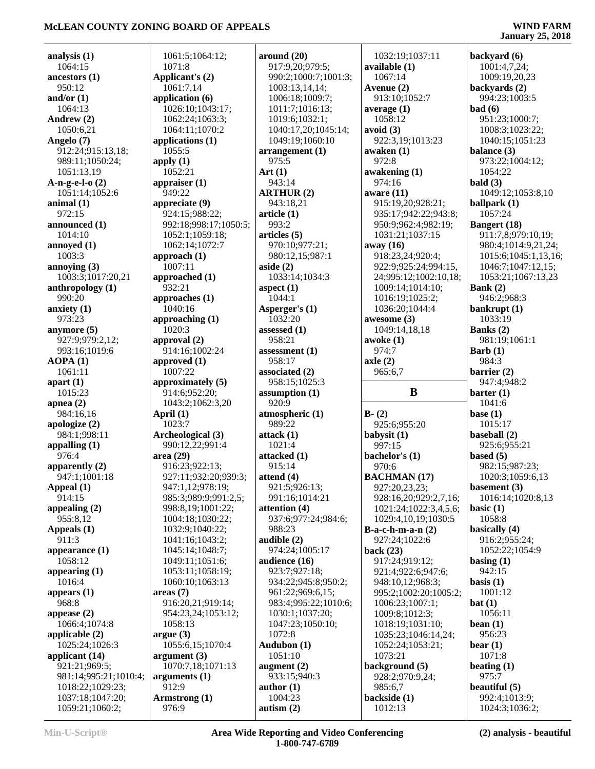**analysis (1)**
1064:15
**ancestors (1)**
950:12
**and/or (1)**
1064:13
**Andrew (2)**
1050:6,21
**Angelo (7)**
912:24;915:13,18;
989:11;1050:24;
1051:13,19
**A-n-g-e-l-o (2)**
1051:14;1052:6
**animal (1)**
972:15
**announced (1)**
1014:10
**annoyed (1)**
1003:3
**annoying (3)**
1003:3;1017:20,21
**anthropology (1)**
990:20
**anxiety (1)**
973:23
**anymore (5)**
927:9;979:2,12;
993:16;1019:6
**AOPA (1)**
1061:11
**apart (1)**
1015:23
**apnea (2)**
984:16,16
**apologize (2)**
984:1;998:11
**appalling (1)**
976:4
**apparently (2)**
947:1;1001:18
**Appeal (1)**
914:15
**appealing (2)**
955:8,12
**Appeals (1)**
911:3
**appearance (1)**
1058:12
**appearing (1)**
1016:4
**appears (1)**
968:8
**appease (2)**
1066:4;1074:8
**applicable (2)**
1025:24;1026:3
**applicant (14)**
921:21;969:5;
981:14;995:21;1010:4;
1018:22;1029:23;
1037:18;1047:20;
1059:21;1060:2;
1061:5;1064:12;
1071:8
**Applicant's (2)**
1061:7,14
**application (6)**
1026:10;1043:17;
1062:24;1063:3;
1064:11;1070:2
**applications (1)**
1055:5
**apply (1)**
1052:21
**appraiser (1)**
949:22
**appreciate (9)**
924:15;988:22;
992:18;998:17;1050:5;
1052:1;1059:18;
1062:14;1072:7
**approach (1)**
1007:11
**approached (1)**
932:21
**approaches (1)**
1040:16
**approaching (1)**
1020:3
**approval (2)**
914:16;1002:24
**approved (1)**
1007:22
**approximately (5)**
914:6;952:20;
1043:2;1062:3,20
**April (1)**
1023:7
**Archeological (3)**
990:12,22;991:4
**area (29)**
916:23;922:13;
927:11;932:20;939:3;
947:1,12;978:19;
985:3;989:9;991:2,5;
998:8,19;1001:22;
1004:18;1030:22;
1032:9;1040:22;
1041:16;1043:2;
1045:14;1048:7;
1049:11;1051:6;
1053:11;1058:19;
1060:10;1063:13
**areas (7)**
916:20,21;919:14;
954:23,24;1053:12;
1058:13
**argue (3)**
1055:6,15;1070:4
**argument (3)**
1070:7,18;1071:13
**arguments (1)**
912:9
**Armstrong (1)**
976:9
**around (20)**
917:9,20;979:5;
990:2;1000:7;1001:3;
1003:13,14,14;
1006:18;1009:7;
1011:7;1016:13;
1019:6;1032:1;
1040:17,20;1045:14;
1049:19;1060:10
**arrangement (1)**
975:5
**Art (1)**
943:14
**ARTHUR (2)**
943:18,21
**article (1)**
993:2
**articles (5)**
970:10;977:21;
980:12,15;987:1
**aside (2)**
1033:14;1034:3
**aspect (1)**
1044:1
**Asperger's (1)**
1032:20
**assessed (1)**
958:21
**assessment (1)**
958:17
**associated (2)**
958:15;1025:3
**assumption (1)**
920:9
**atmospheric (1)**
989:22
**attack (1)**
1021:4
**attacked (1)**
915:14
**attend (4)**
921:5;926:13;
991:16;1014:21
**attention (4)**
937:6;977:24;984:6;
988:23
**audible (2)**
974:24;1005:17
**audience (16)**
923:7;927:18;
934:22;945:8;950:2;
961:22;969:6,15;
983:4;995:22;1010:6;
1030:1;1037:20;
1047:23;1050:10;
1072:8
**Audubon (1)**
1051:10
**augment (2)**
933:15;940:3
**author (1)**
1004:23
**autism (2)**
1032:19;1037:11
**available (1)**
1067:14
**Avenue (2)**
913:10;1052:7
**average (1)**
1058:12
**avoid (3)**
922:3,19;1013:23
**awaken (1)**
972:8
**awakening (1)**
974:16
**aware (11)**
915:19,20;928:21;
935:17;942:22;943:8;
950:9;962:4;982:19;
1031:21;1037:15
**away (16)**
918:23,24;920:4;
922:9;925:24;994:15,
24;995:12;1002:10,18;
1009:14;1014:10;
1016:19;1025:2;
1036:20;1044:4
**awesome (3)**
1049:14,18,18
**awoke (1)**
974:7
**axle (2)**
965:6,7

## B

**B- (2)**
925:6;955:20
**babysit (1)**
997:15
**bachelor's (1)**
970:6
**BACHMAN (17)**
927:20,23,23;
928:16,20;929:2,7,16;
1021:24;1022:3,4,5,6;
1029:4,10,19;1030:5
**B-a-c-h-m-a-n (2)**
927:24;1022:6
**back (23)**
917:24;919:12;
921:4;922:6;947:6;
948:10,12;968:3;
995:2;1002:20;1005:2;
1006:23;1007:1;
1009:8;1012:3;
1018:19;1031:10;
1035:23;1046:14,24;
1052:24;1053:21;
1073:21
**background (5)**
928:2;970:9,24;
985:6,7
**backside (1)**
1012:13
**backyard (6)**
1001:4,7,24;
1009:19,20,23
**backyards (2)**
994:23;1003:5
**bad (6)**
951:23;1000:7;
1008:3;1023:22;
1040:15;1051:23
**balance (3)**
973:22;1004:12;
1054:22
**bald (3)**
1049:12;1053:8,10
**ballpark (1)**
1057:24
**Bangert (18)**
911:7,8;979:10,19;
980:4;1014:9,21,24;
1015:6;1045:1,13,16;
1046:7;1047:12,15;
1053:21;1067:13,23
**Bank (2)**
946:2;968:3
**bankrupt (1)**
1033:19
**Banks (2)**
981:19;1061:1
**Barb (1)**
984:3
**barrier (2)**
947:4;948:2
**barter (1)**
1041:6
**base (1)**
1015:17
**baseball (2)**
925:6;955:21
**based (5)**
982:15;987:23;
1020:3;1059:6,13
**basement (3)**
1016:14;1020:8,13
**basic (1)**
1058:8
**basically (4)**
916:2;955:24;
1052:22;1054:9
**basing (1)**
942:15
**basis (1)**
1001:12
**bat (1)**
1056:11
**bean (1)**
956:23
**bear (1)**
1071:8
**beating (1)**
975:7
**beautiful (5)**
992:4;1013:9;
1024:3;1036:2;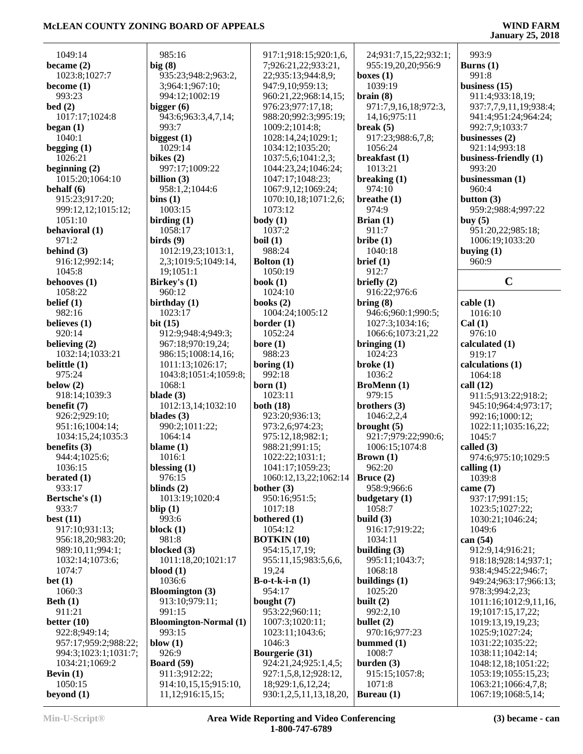1049:14
**became (2)**
1023:8;1027:7
**become (1)**
993:23
**bed (2)**
1017:17;1024:8
**began (1)**
1040:1
**begging (1)**
1026:21
**beginning (2)**
1015:20;1064:10
**behalf (6)**
915:23;917:20;
999:12,12;1015:12;
1051:10
**behavioral (1)**
971:2
**behind (3)**
916:12;992:14;
1045:8
**behooves (1)**
1058:22
**belief (1)**
982:16
**believes (1)**
920:14
**believing (2)**
1032:14;1033:21
**belittle (1)**
975:24
**below (2)**
918:14;1039:3
**benefit (7)**
926:2;929:10;
951:16;1004:14;
1034:15,24;1035:3
**benefits (3)**
944:4;1025:6;
1036:15
**berated (1)**
933:17
**Bertsche's (1)**
933:7
**best (11)**
917:10;931:13;
956:18,20;983:20;
989:10,11;994:1;
1032:14;1073:6;
1074:7
**bet (1)**
1060:3
**Beth (1)**
911:21
**better (10)**
922:8;949:14;
957:17;959:2;988:22;
994:3;1023:1;1031:7;
1034:21;1069:2
**Bevin (1)**
1050:15
**beyond (1)**
985:16
**big (8)**
935:23;948:2;963:2,
3;964:1;967:10;
994:12;1002:19
**bigger (6)**
943:6;963:3,4,7,14;
993:7
**biggest (1)**
1029:14
**bikes (2)**
997:17;1009:22
**billion (3)**
958:1,2;1044:6
**bins (1)**
1003:15
**birding (1)**
1058:17
**birds (9)**
1012:19,23;1013:1,
2,3;1019:5;1049:14,
19;1051:1
**Birkey's (1)**
960:12
**birthday (1)**
1023:17
**bit (15)**
912:9;948:4;949:3;
967:18;970:19,24;
986:15;1008:14,16;
1011:13;1026:17;
1043:8;1051:4;1059:8;
1068:1
**blade (3)**
1012:13,14;1032:10
**blades (3)**
990:2;1011:22;
1064:14
**blame (1)**
1016:1
**blessing (1)**
976:15
**blinds (2)**
1013:19;1020:4
**blip (1)**
993:6
**block (1)**
981:8
**blocked (3)**
1011:18,20;1021:17
**blood (1)**
1036:6
**Bloomington (3)**
913:10;979:11;
991:15
**Bloomington-Normal (1)**
993:15
**blow (1)**
926:9
**Board (59)**
911:3;912:22;
914:10,15,15;915:10,
11,12;916:15,15;
917:1;918:15;920:1,6,
7;926:21,22;933:21,
22;935:13;944:8,9;
947:9,10;959:13;
960:21,22;968:14,15;
976:23;977:17,18;
988:20;992:3;995:19;
1009:2;1014:8;
1028:14,24;1029:1;
1034:12;1035:20;
1037:5,6;1041:2,3;
1044:23,24;1046:24;
1047:17;1048:23;
1067:9,12;1069:24;
1070:10,18;1071:2,6;
1073:12
**body (1)**
1037:2
**boil (1)**
988:24
**Bolton (1)**
1050:19
**book (1)**
1024:10
**books (2)**
1004:24;1005:12
**border (1)**
1052:24
**bore (1)**
988:23
**boring (1)**
992:18
**born (1)**
1023:11
**both (18)**
923:20;936:13;
973:2,6;974:23;
975:12,18;982:1;
988:21;991:15;
1022:22;1031:1;
1041:17;1059:23;
1060:12,13,22;1062:14
**bother (3)**
950:16;951:5;
1017:18
**bothered (1)**
1054:12
**BOTKIN (10)**
954:15,17,19;
955:11,15;983:5,6,6,
19,24
**B-o-t-k-i-n (1)**
954:17
**bought (7)**
953:22;960:11;
1007:3;1020:11;
1023:11;1043:6;
1046:3
**Bourgerie (31)**
924:21,24;925:1,4,5;
927:1,5,8,12;928:12,
18;929:1,6,12,24;
930:1,2,5,11,13,18,20,
24;931:7,15,22;932:1;
955:19,20,20;956:9
**boxes (1)**
1039:19
**brain (8)**
971:7,9,16,18;972:3,
14,16;975:11
**break (5)**
917:23;988:6,7,8;
1056:24
**breakfast (1)**
1013:21
**breaking (1)**
974:10
**breathe (1)**
974:9
**Brian (1)**
911:7
**bribe (1)**
1040:18
**brief (1)**
912:7
**briefly (2)**
916:22;976:6
**bring (8)**
946:6;960:1;990:5;
1027:3;1034:16;
1066:6;1073:21,22
**bringing (1)**
1024:23
**broke (1)**
1036:2
**BroMenn (1)**
979:15
**brothers (3)**
1046:2,2,4
**brought (5)**
921:7;979:22;990:6;
1006:15;1074:8
**Brown (1)**
962:20
**Bruce (2)**
958:9;966:6
**budgetary (1)**
1058:7
**build (3)**
916:17;919:22;
1034:11
**building (3)**
995:11;1043:7;
1068:18
**buildings (1)**
1025:20
**built (2)**
992:2,10
**bullet (2)**
970:16;977:23
**bummed (1)**
1008:7
**burden (3)**
915:15;1057:8;
1071:8
**Bureau (1)**
993:9
**Burns (1)**
991:8
**business (15)**
911:4;933:18,19;
937:7,7,9,11,19;938:4;
941:4;951:24;964:24;
992:7,9;1033:7
**businesses (2)**
921:14;993:18
**business-friendly (1)**
993:20
**businessman (1)**
960:4
**button (3)**
959:2;988:4;997:22
**buy (5)**
951:20,22;985:18;
1006:19;1033:20
**buying (1)**
960:9

## C

**cable (1)**
1016:10
**Cal (1)**
976:10
**calculated (1)**
919:17
**calculations (1)**
1064:18
**call (12)**
911:5;913:22;918:2;
945:10;964:4;973:17;
992:16;1000:12;
1022:11;1035:16,22;
1045:7
**called (3)**
974:6;975:10;1029:5
**calling (1)**
1039:8
**came (7)**
937:17;991:15;
1023:5;1027:22;
1030:21;1046:24;
1049:6
**can (54)**
912:9,14;916:21;
918:18;928:14;937:1;
938:4;945:22;946:7;
949:24;963:17;966:13;
978:3;994:2,23;
1011:16;1012:9,11,16,
19;1017:15,17,22;
1019:13,19,19,23;
1025:9;1027:24;
1031:22;1035:22;
1038:11;1042:14;
1048:12,18;1051:22;
1053:19;1055:15,23;
1063:21;1066:4,7,8;
1067:19;1068:5,14;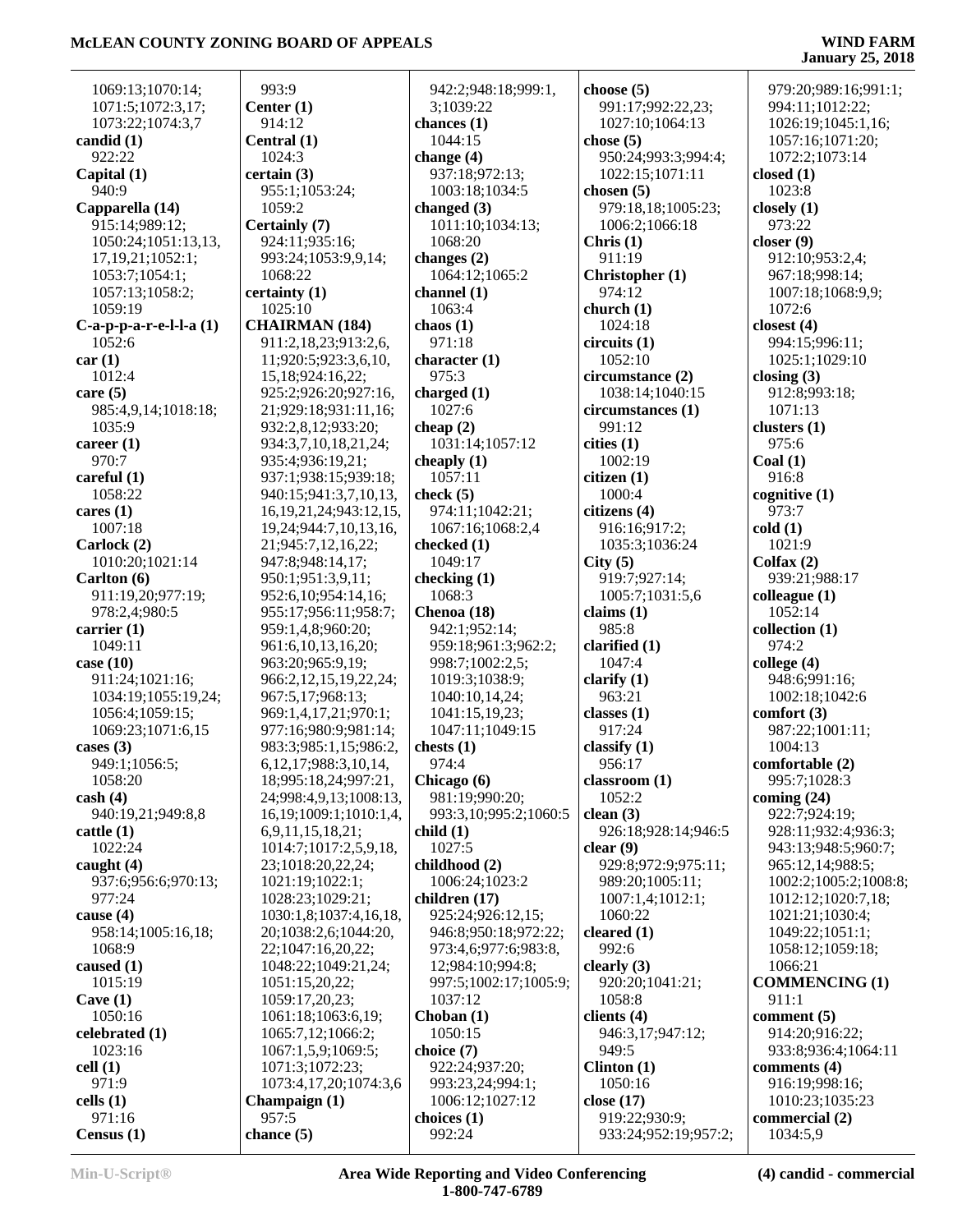1069:13;1070:14;
1071:5;1072:3,17;
1073:22;1074:3,7

**candid (1)**
922:22

**Capital (1)**
940:9

**Capparella (14)**
915:14;989:12;
1050:24;1051:13,13,
17,19,21;1052:1;
1053:7;1054:1;
1057:13;1058:2;
1059:19

**C-a-p-p-a-r-e-l-l-a (1)**
1052:6

**car (1)**
1012:4

**care (5)**
985:4,9,14;1018:18;
1035:9

**career (1)**
970:7

**careful (1)**
1058:22

**cares (1)**
1007:18

**Carlock (2)**
1010:20;1021:14

**Carlton (6)**
911:19,20;977:19;
978:2,4;980:5

**carrier (1)**
1049:11

**case (10)**
911:24;1021:16;
1034:19;1055:19,24;
1056:4;1059:15;
1069:23;1071:6,15

**cases (3)**
949:1;1056:5;
1058:20

**cash (4)**
940:19,21;949:8,8

**cattle (1)**
1022:24

**caught (4)**
937:6;956:6;970:13;
977:24

**cause (4)**
958:14;1005:16,18;
1068:9

**caused (1)**
1015:19

**Cave (1)**
1050:16

**celebrated (1)**
1023:16

**cell (1)**
971:9

**cells (1)**
971:16

**Census (1)**
993:9

**Center (1)**
914:12

**Central (1)**
1024:3

**certain (3)**
955:1;1053:24;
1059:2

**Certainly (7)**
924:11;935:16;
993:24;1053:9,9,14;
1068:22

**certainty (1)**
1025:10

**CHAIRMAN (184)**
911:2,18,23;913:2,6,
11;920:5;923:3,6,10,
15,18;924:16,22;
925:2;926:20;927:16,
21;929:18;931:11,16;
932:2,8,12;933:20;
934:3,7,10,18,21,24;
935:4;936:19,21;
937:1;938:15;939:18;
940:15;941:3,7,10,13,
16,19,21,24;943:12,15,
19,24;944:7,10,13,16,
21;945:7,12,16,22;
947:8;948:14,17;
950:1;951:3,9,11;
952:6,10;954:14,16;
955:17;956:11;958:7;
959:1,4,8;960:20;
961:6,10,13,16,20;
963:20;965:9,19;
966:2,12,15,19,22,24;
967:5,17;968:13;
969:1,4,17,21;970:1;
977:16;980:9;981:14;
983:3;985:1,15;986:2,
6,12,17;988:3,10,14,
18;995:18,24;997:21,
24;998:4,9,13;1008:13,
16,19;1009:1;1010:1,4,
6,9,11,15,18,21;
1014:7;1017:2,5,9,18,
23;1018:20,22,24;
1021:19;1022:1;
1028:23;1029:21;
1030:1,8;1037:4,16,18,
20;1038:2,6;1044:20,
22;1047:16,20,22;
1048:22;1049:21,24;
1051:15,20,22;
1059:17,20,23;
1061:18;1063:6,19;
1065:7,12;1066:2;
1067:1,5,9;1069:5;
1071:3;1072:23;
1073:4,17,20;1074:3,6

**Champaign (1)**
957:5

**chance (5)**
942:2;948:18;999:1,
3;1039:22

**chances (1)**
1044:15

**change (4)**
937:18;972:13;
1003:18;1034:5

**changed (3)**
1011:10;1034:13;
1068:20

**changes (2)**
1064:12;1065:2

**channel (1)**
1063:4

**chaos (1)**
971:18

**character (1)**
975:3

**charged (1)**
1027:6

**cheap (2)**
1031:14;1057:12

**cheaply (1)**
1057:11

**check (5)**
974:11;1042:21;
1067:16;1068:2,4

**checked (1)**
1049:17

**checking (1)**
1068:3

**Chenoa (18)**
942:1;952:14;
959:18;961:3;962:2;
998:7;1002:2,5;
1019:3;1038:9;
1040:10,14,24;
1041:15,19,23;
1047:11;1049:15

**chests (1)**
974:4

**Chicago (6)**
981:19;990:20;
993:3,10;995:2;1060:5

**child (1)**
1027:5

**childhood (2)**
1006:24;1023:2

**children (17)**
925:24;926:12,15;
946:8;950:18;972:22;
973:4,6;977:6;983:8,
12;984:10;994:8;
997:5;1002:17;1005:9;
1037:12

**Choban (1)**
1050:15

**choice (7)**
922:24;937:20;
993:23,24;994:1;
1006:12;1027:12

**choices (1)**
992:24

**choose (5)**
991:17;992:22,23;
1027:10;1064:13

**chose (5)**
950:24;993:3;994:4;
1022:15;1071:11

**chosen (5)**
979:18,18;1005:23;
1006:2;1066:18

**Chris (1)**
911:19

**Christopher (1)**
974:12

**church (1)**
1024:18

**circuits (1)**
1052:10

**circumstance (2)**
1038:14;1040:15

**circumstances (1)**
991:12

**cities (1)**
1002:19

**citizen (1)**
1000:4

**citizens (4)**
916:16;917:2;
1035:3;1036:24

**City (5)**
919:7;927:14;
1005:7;1031:5,6

**claims (1)**
985:8

**clarified (1)**
1047:4

**clarify (1)**
963:21

**classes (1)**
917:24

**classify (1)**
956:17

**classroom (1)**
1052:2

**clean (3)**
926:18;928:14;946:5

**clear (9)**
929:8;972:9;975:11;
989:20;1005:11;
1007:1,4;1012:1;
1060:22

**cleared (1)**
992:6

**clearly (3)**
920:20;1041:21;
1058:8

**clients (4)**
946:3,17;947:12;
949:5

**Clinton (1)**
1050:16

**close (17)**
919:22;930:9;
933:24;952:19;957:2;
979:20;989:16;991:1;
994:11;1012:22;
1026:19;1045:1,16;
1057:16;1071:20;
1072:2;1073:14

**closed (1)**
1023:8

**closely (1)**
973:22

**closer (9)**
912:10;953:2,4;
967:18;998:14;
1007:18;1068:9,9;
1072:6

**closest (4)**
994:15;996:11;
1025:1;1029:10

**closing (3)**
912:8;993:18;
1071:13

**clusters (1)**
975:6

**Coal (1)**
916:8

**cognitive (1)**
973:7

**cold (1)**
1021:9

**Colfax (2)**
939:21;988:17

**colleague (1)**
1052:14

**collection (1)**
974:2

**college (4)**
948:6;991:16;
1002:18;1042:6

**comfort (3)**
987:22;1001:11;
1004:13

**comfortable (2)**
995:7;1028:3

**coming (24)**
922:7;924:19;
928:11;932:4;936:3;
943:13;948:5;960:7;
965:12,14;988:5;
1002:2;1005:2;1008:8;
1012:12;1020:7,18;
1021:21;1030:4;
1049:22;1051:1;
1058:12;1059:18;
1066:21

**COMMENCING (1)**
911:1

**comment (5)**
914:20;916:22;
933:8;936:4;1064:11

**comments (4)**
916:19;998:16;
1010:23;1035:23

**commercial (2)**
1034:5,9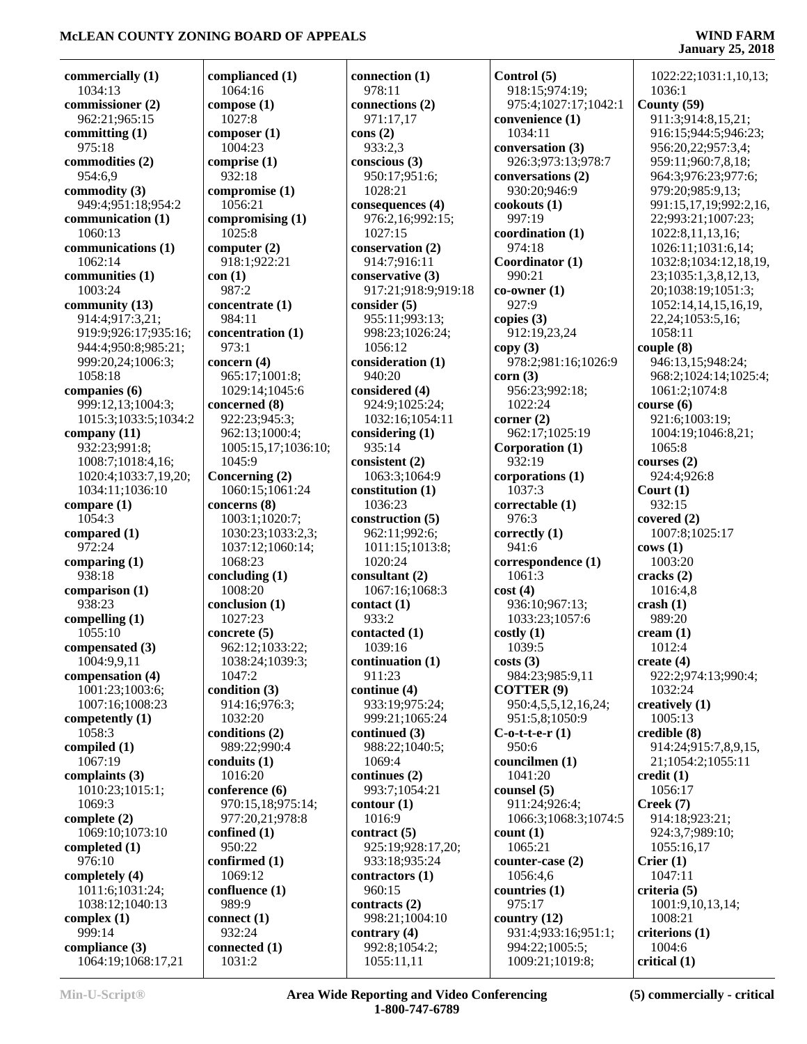**commercially (1)**
1034:13
**commissioner (2)**
962:21;965:15
**committing (1)**
975:18
**commodities (2)**
954:6,9
**commodity (3)**
949:4;951:18;954:2
**communication (1)**
1060:13
**communications (1)**
1062:14
**communities (1)**
1003:24
**community (13)**
914:4;917:3,21;
919:9;926:17;935:16;
944:4;950:8;985:21;
999:20,24;1006:3;
1058:18
**companies (6)**
999:12,13;1004:3;
1015:3;1033:5;1034:2
**company (11)**
932:23;991:8;
1008:7;1018:4,16;
1020:4;1033:7,19,20;
1034:11;1036:10
**compare (1)**
1054:3
**compared (1)**
972:24
**comparing (1)**
938:18
**comparison (1)**
938:23
**compelling (1)**
1055:10
**compensated (3)**
1004:9,9,11
**compensation (4)**
1001:23;1003:6;
1007:16;1008:23
**competently (1)**
1058:3
**compiled (1)**
1067:19
**complaints (3)**
1010:23;1015:1;
1069:3
**complete (2)**
1069:10;1073:10
**completed (1)**
976:10
**completely (4)**
1011:6;1031:24;
1038:12;1040:13
**complex (1)**
999:14
**compliance (3)**
1064:19;1068:17,21
**complianced (1)**
1064:16
**compose (1)**
1027:8
**composer (1)**
1004:23
**comprise (1)**
932:18
**compromise (1)**
1056:21
**compromising (1)**
1025:8
**computer (2)**
918:1;922:21
**con (1)**
987:2
**concentrate (1)**
984:11
**concentration (1)**
973:1
**concern (4)**
965:17;1001:8;
1029:14;1045:6
**concerned (8)**
922:23;945:3;
962:13;1000:4;
1005:15,17;1036:10;
1045:9
**Concerning (2)**
1060:15;1061:24
**concerns (8)**
1003:1;1020:7;
1030:23;1033:2,3;
1037:12;1060:14;
1068:23
**concluding (1)**
1008:20
**conclusion (1)**
1027:23
**concrete (5)**
962:12;1033:22;
1038:24;1039:3;
1047:2
**condition (3)**
914:16;976:3;
1032:20
**conditions (2)**
989:22;990:4
**conduits (1)**
1016:20
**conference (6)**
970:15,18;975:14;
977:20,21;978:8
**confined (1)**
950:22
**confirmed (1)**
1069:12
**confluence (1)**
989:9
**connect (1)**
932:24
**connected (1)**
1031:2
**connection (1)**
978:11
**connections (2)**
971:17,17
**cons (2)**
933:2,3
**conscious (3)**
950:17;951:6;
1028:21
**consequences (4)**
976:2,16;992:15;
1027:15
**conservation (2)**
914:7;916:11
**conservative (3)**
917:21;918:9;919:18
**consider (5)**
955:11;993:13;
998:23;1026:24;
1056:12
**consideration (1)**
940:20
**considered (4)**
924:9;1025:24;
1032:16;1054:11
**considering (1)**
935:14
**consistent (2)**
1063:3;1064:9
**constitution (1)**
1036:23
**construction (5)**
962:11;992:6;
1011:15;1013:8;
1020:24
**consultant (2)**
1067:16;1068:3
**contact (1)**
933:2
**contacted (1)**
1039:16
**continuation (1)**
911:23
**continue (4)**
933:19;975:24;
999:21;1065:24
**continued (3)**
988:22;1040:5;
1069:4
**continues (2)**
993:7;1054:21
**contour (1)**
1016:9
**contract (5)**
925:19;928:17,20;
933:18;935:24
**contractors (1)**
960:15
**contracts (2)**
998:21;1004:10
**contrary (4)**
992:8;1054:2;
1055:11,11
**Control (5)**
918:15;974:19;
975:4;1027:17;1042:1
**convenience (1)**
1034:11
**conversation (3)**
926:3;973:13;978:7
**conversations (2)**
930:20;946:9
**cookouts (1)**
997:19
**coordination (1)**
974:18
**Coordinator (1)**
990:21
**co-owner (1)**
927:9
**copies (3)**
912:19,23,24
**copy (3)**
978:2;981:16;1026:9
**corn (3)**
956:23;992:18;
1022:24
**corner (2)**
962:17;1025:19
**Corporation (1)**
932:19
**corporations (1)**
1037:3
**correctable (1)**
976:3
**correctly (1)**
941:6
**correspondence (1)**
1061:3
**cost (4)**
936:10;967:13;
1033:23;1057:6
**costly (1)**
1039:5
**costs (3)**
984:23;985:9,11
**COTTER (9)**
950:4,5,5,12,16,24;
951:5,8;1050:9
**C-o-t-t-e-r (1)**
950:6
**councilmen (1)**
1041:20
**counsel (5)**
911:24;926:4;
1066:3;1068:3;1074:5
**count (1)**
1065:21
**counter-case (2)**
1056:4,6
**countries (1)**
975:17
**country (12)**
931:4;933:16;951:1;
994:22;1005:5;
1009:21;1019:8;
1022:22;1031:1,10,13;
1036:1
**County (59)**
911:3;914:8,15,21;
916:15;944:5;946:23;
956:20,22;957:3,4;
959:11;960:7,8,18;
964:3;976:23;977:6;
979:20;985:9,13;
991:15,17,19;992:2,16,
22;993:21;1007:23;
1022:8,11,13,16;
1026:11;1031:6,14;
1032:8;1034:12,18,19,
23;1035:1,3,8,12,13,
20;1038:19;1051:3;
1052:14,14,15,16,19,
22,24;1053:5,16;
1058:11
**couple (8)**
946:13,15;948:24;
968:2;1024:14;1025:4;
1061:2;1074:8
**course (6)**
921:6;1003:19;
1004:19;1046:8,21;
1065:8
**courses (2)**
924:4;926:8
**Court (1)**
932:15
**covered (2)**
1007:8;1025:17
**cows (1)**
1003:20
**cracks (2)**
1016:4,8
**crash (1)**
989:20
**cream (1)**
1012:4
**create (4)**
922:2;974:13;990:4;
1032:24
**creatively (1)**
1005:13
**credible (8)**
914:24;915:7,8,9,15,
21;1054:2;1055:11
**credit (1)**
1056:17
**Creek (7)**
914:18;923:21;
924:3,7;989:10;
1055:16,17
**Crier (1)**
1047:11
**criteria (5)**
1001:9,10,13,14;
1008:21
**criterions (1)**
1004:6
**critical (1)**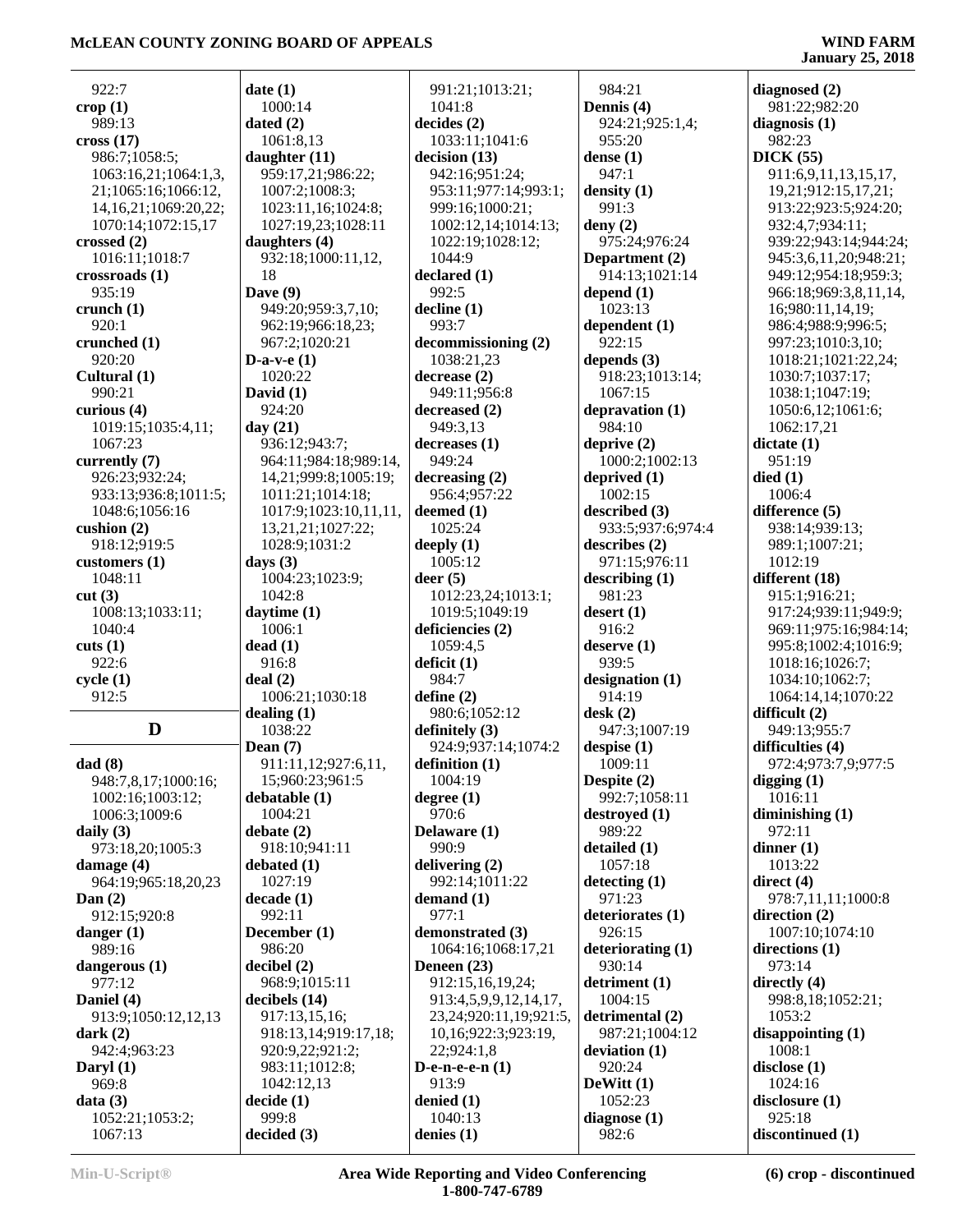922:7
**crop (1)**
989:13
**cross (17)**
986:7;1058:5;
1063:16,21;1064:1,3,
21;1065:16;1066:12,
14,16,21;1069:20,22;
1070:14;1072:15,17
**crossed (2)**
1016:11;1018:7
**crossroads (1)**
935:19
**crunch (1)**
920:1
**crunched (1)**
920:20
**Cultural (1)**
990:21
**curious (4)**
1019:15;1035:4,11;
1067:23
**currently (7)**
926:23;932:24;
933:13;936:8;1011:5;
1048:6;1056:16
**cushion (2)**
918:12;919:5
**customers (1)**
1048:11
**cut (3)**
1008:13;1033:11;
1040:4
**cuts (1)**
922:6
**cycle (1)**
912:5

## D

**dad (8)**
948:7,8,17;1000:16;
1002:16;1003:12;
1006:3;1009:6
**daily (3)**
973:18,20;1005:3
**damage (4)**
964:19;965:18,20,23
**Dan (2)**
912:15;920:8
**danger (1)**
989:16
**dangerous (1)**
977:12
**Daniel (4)**
913:9;1050:12,12,13
**dark (2)**
942:4;963:23
**Daryl (1)**
969:8
**data (3)**
1052:21;1053:2;
1067:13
**date (1)**
1000:14
**dated (2)**
1061:8,13
**daughter (11)**
959:17,21;986:22;
1007:2;1008:3;
1023:11,16;1024:8;
1027:19,23;1028:11
**daughters (4)**
932:18;1000:11,12,
18
**Dave (9)**
949:20;959:3,7,10;
962:19;966:18,23;
967:2;1020:21
**D-a-v-e (1)**
1020:22
**David (1)**
924:20
**day (21)**
936:12;943:7;
964:11;984:18;989:14,
14,21;999:8;1005:19;
1011:21;1014:18;
1017:9;1023:10,11,11,
13,21,21;1027:22;
1028:9;1031:2
**days (3)**
1004:23;1023:9;
1042:8
**daytime (1)**
1006:1
**dead (1)**
916:8
**deal (2)**
1006:21;1030:18
**dealing (1)**
1038:22
**Dean (7)**
911:11,12;927:6,11,
15;960:23;961:5
**debatable (1)**
1004:21
**debate (2)**
918:10;941:11
**debated (1)**
1027:19
**decade (1)**
992:11
**December (1)**
986:20
**decibel (2)**
968:9;1015:11
**decibels (14)**
917:13,15,16;
918:13,14;919:17,18;
920:9,22;921:2;
983:11;1012:8;
1042:12,13
**decide (1)**
999:8
**decided (3)**
991:21;1013:21;
1041:8
**decides (2)**
1033:11;1041:6
**decision (13)**
942:16;951:24;
953:11;977:14;993:1;
999:16;1000:21;
1002:12,14;1014:13;
1022:19;1028:12;
1044:9
**declared (1)**
992:5
**decline (1)**
993:7
**decommissioning (2)**
1038:21,23
**decrease (2)**
949:11;956:8
**decreased (2)**
949:3,13
**decreases (1)**
949:24
**decreasing (2)**
956:4;957:22
**deemed (1)**
1025:24
**deeply (1)**
1005:12
**deer (5)**
1012:23,24;1013:1;
1019:5;1049:19
**deficiencies (2)**
1059:4,5
**deficit (1)**
984:7
**define (2)**
980:6;1052:12
**definitely (3)**
924:9;937:14;1074:2
**definition (1)**
1004:19
**degree (1)**
970:6
**Delaware (1)**
990:9
**delivering (2)**
992:14;1011:22
**demand (1)**
977:1
**demonstrated (3)**
1064:16;1068:17,21
**Deneen (23)**
912:15,16,19,24;
913:4,5,9,9,12,14,17,
23,24;920:11,19;921:5,
10,16;922:3;923:19,
22;924:1,8
**D-e-n-e-e-n (1)**
913:9
**denied (1)**
1040:13
**denies (1)**
984:21
**Dennis (4)**
924:21;925:1,4;
955:20
**dense (1)**
947:1
**density (1)**
991:3
**deny (2)**
975:24;976:24
**Department (2)**
914:13;1021:14
**depend (1)**
1023:13
**dependent (1)**
922:15
**depends (3)**
918:23;1013:14;
1067:15
**depravation (1)**
984:10
**deprive (2)**
1000:2;1002:13
**deprived (1)**
1002:15
**described (3)**
933:5;937:6;974:4
**describes (2)**
971:15;976:11
**describing (1)**
981:23
**desert (1)**
916:2
**deserve (1)**
939:5
**designation (1)**
914:19
**desk (2)**
947:3;1007:19
**despise (1)**
1009:11
**Despite (2)**
992:7;1058:11
**destroyed (1)**
989:22
**detailed (1)**
1057:18
**detecting (1)**
971:23
**deteriorates (1)**
926:15
**deteriorating (1)**
930:14
**detriment (1)**
1004:15
**detrimental (2)**
987:21;1004:12
**deviation (1)**
920:24
**DeWitt (1)**
1052:23
**diagnose (1)**
982:6
**diagnosed (2)**
981:22;982:20
**diagnosis (1)**
982:23
**DICK (55)**
911:6,9,11,13,15,17,
19,21;912:15,17,21;
913:22;923:5;924:20;
932:4,7;934:11;
939:22;943:14;944:24;
945:3,6,11,20;948:21;
949:12;954:18;959:3;
966:18;969:3,8,11,14,
16;980:11,14,19;
986:4;988:9;996:5;
997:23;1010:3,10;
1018:21;1021:22,24;
1030:7;1037:17;
1038:1;1047:19;
1050:6,12;1061:6;
1062:17,21
**dictate (1)**
951:19
**died (1)**
1006:4
**difference (5)**
938:14;939:13;
989:1;1007:21;
1012:19
**different (18)**
915:1;916:21;
917:24;939:11;949:9;
969:11;975:16;984:14;
995:8;1002:4;1016:9;
1018:16;1026:7;
1034:10;1062:7;
1064:14,14;1070:22
**difficult (2)**
949:13;955:7
**difficulties (4)**
972:4;973:7,9;977:5
**digging (1)**
1016:11
**diminishing (1)**
972:11
**dinner (1)**
1013:22
**direct (4)**
978:7,11,11;1000:8
**direction (2)**
1007:10;1074:10
**directions (1)**
973:14
**directly (4)**
998:8,18;1052:21;
1053:2
**disappointing (1)**
1008:1
**disclose (1)**
1024:16
**disclosure (1)**
925:18
**discontinued (1)**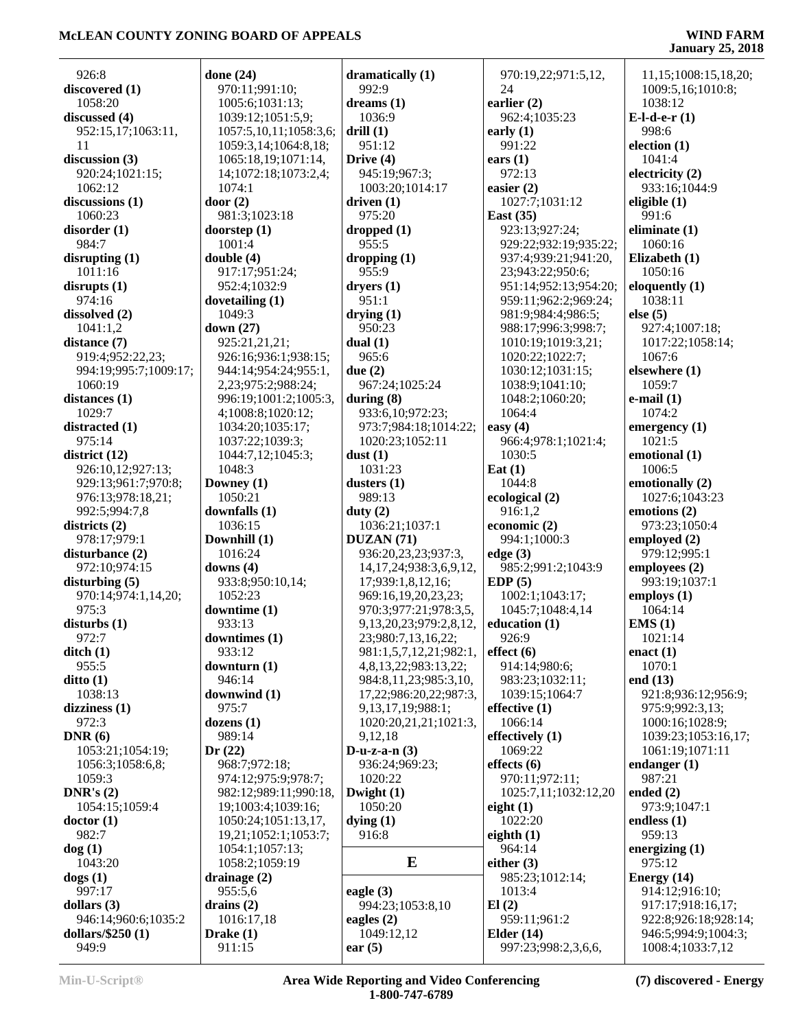926:8
**discovered (1)**
1058:20
**discussed (4)**
952:15,17;1063:11,
11
**discussion (3)**
920:24;1021:15;
1062:12
**discussions (1)**
1060:23
**disorder (1)**
984:7
**disrupting (1)**
1011:16
**disrupts (1)**
974:16
**dissolved (2)**
1041:1,2
**distance (7)**
919:4;952:22,23;
994:19;995:7;1009:17;
1060:19
**distances (1)**
1029:7
**distracted (1)**
975:14
**district (12)**
926:10,12;927:13;
929:13;961:7;970:8;
976:13;978:18,21;
992:5;994:7,8
**districts (2)**
978:17;979:1
**disturbance (2)**
972:10;974:15
**disturbing (5)**
970:14;971:1,14,20;
975:3
**disturbs (1)**
972:7
**ditch (1)**
955:5
**ditto (1)**
1038:13
**dizziness (1)**
972:3
**DNR (6)**
1053:21;1054:19;
1056:3;1058:6,8;
1059:3
**DNR's (2)**
1054:15;1059:4
**doctor (1)**
982:7
**dog (1)**
1043:20
**dogs (1)**
997:17
**dollars (3)**
946:14;960:6;1035:2
**dollars/$250 (1)**
949:9

**done (24)**
970:11;991:10;
1005:6;1031:13;
1039:12;1051:5,9;
1057:5,10,11;1058:3,6;
1059:3,14;1064:8,18;
1065:18,19;1071:14,
14;1072:18;1073:2,4;
1074:1
**door (2)**
981:3;1023:18
**doorstep (1)**
1001:4
**double (4)**
917:17;951:24;
952:4;1032:9
**dovetailing (1)**
1049:3
**down (27)**
925:21,21,21;
926:16;936:1;938:15;
944:14;954:24;955:1,
2,23;975:2;988:24;
996:19;1001:2;1005:3,
4;1008:8;1020:12;
1034:20;1035:17;
1037:22;1039:3;
1044:7,12;1045:3;
1048:3
**Downey (1)**
1050:21
**downfalls (1)**
1036:15
**Downhill (1)**
1016:24
**downs (4)**
933:8;950:10,14;
1052:23
**downtime (1)**
933:13
**downtimes (1)**
933:12
**downturn (1)**
946:14
**downwind (1)**
975:7
**dozens (1)**
989:14
**Dr (22)**
968:7;972:18;
974:12;975:9;978:7;
982:12;989:11;990:18,
19;1003:4;1039:16;
1050:24;1051:13,17,
19,21;1052:1;1053:7;
1054:1;1057:13;
1058:2;1059:19
**drainage (2)**
955:5,6
**drains (2)**
1016:17,18
**Drake (1)**
911:15

**dramatically (1)**
992:9
**dreams (1)**
1036:9
**drill (1)**
951:12
**Drive (4)**
945:19;967:3;
1003:20;1014:17
**driven (1)**
975:20
**dropped (1)**
955:5
**dropping (1)**
955:9
**dryers (1)**
951:1
**drying (1)**
950:23
**dual (1)**
965:6
**due (2)**
967:24;1025:24
**during (8)**
933:6,10;972:23;
973:7;984:18;1014:22;
1020:23;1052:11
**dust (1)**
1031:23
**dusters (1)**
989:13
**duty (2)**
1036:21;1037:1
**DUZAN (71)**
936:20,23,23;937:3,
14,17,24;938:3,6,9,12,
17;939:1,8,12,16;
969:16,19,20,23,23;
970:3;977:21;978:3,5,
9,13,20,23;979:2,8,12,
23;980:7,13,16,22;
981:1,5,7,12,21;982:1,
4,8,13,22;983:13,22;
984:8,11,23;985:3,10,
17,22;986:20,22;987:3,
9,13,17,19;988:1;
1020:20,21,21;1021:3,
9,12,18
**D-u-z-a-n (3)**
936:24;969:23;
1020:22
**Dwight (1)**
1050:20
**dying (1)**
916:8

## E

**eagle (3)**
994:23;1053:8,10
**eagles (2)**
1049:12,12
**ear (5)**

970:19,22;971:5,12,
24
**earlier (2)**
962:4;1035:23
**early (1)**
991:22
**ears (1)**
972:13
**easier (2)**
1027:7;1031:12
**East (35)**
923:13;927:24;
929:22;932:19;935:22;
937:4;939:21;941:20,
23;943:22;950:6;
951:14;952:13;954:20;
959:11;962:2;969:24;
981:9;984:4;986:5;
988:17;996:3;998:7;
1010:19;1019:3,21;
1020:22;1022:7;
1030:12;1031:15;
1038:9;1041:10;
1048:2;1060:20;
1064:4
**easy (4)**
966:4;978:1;1021:4;
1030:5
**Eat (1)**
1044:8
**ecological (2)**
916:1,2
**economic (2)**
994:1;1000:3
**edge (3)**
985:2;991:2;1043:9
**EDP (5)**
1002:1;1043:17;
1045:7;1048:4,14
**education (1)**
926:9
**effect (6)**
914:14;980:6;
983:23;1032:11;
1039:15;1064:7
**effective (1)**
1066:14
**effectively (1)**
1069:22
**effects (6)**
970:11;972:11;
1025:7,11;1032:12,20
**eight (1)**
1022:20
**eighth (1)**
964:14
**either (3)**
985:23;1012:14;
1013:4
**El (2)**
959:11;961:2
**Elder (14)**
997:23;998:2,3,6,6,

11,15;1008:15,18,20;
1009:5,16;1010:8;
1038:12
**E-l-d-e-r (1)**
998:6
**election (1)**
1041:4
**electricity (2)**
933:16;1044:9
**eligible (1)**
991:6
**eliminate (1)**
1060:16
**Elizabeth (1)**
1050:16
**eloquently (1)**
1038:11
**else (5)**
927:4;1007:18;
1017:22;1058:14;
1067:6
**elsewhere (1)**
1059:7
**e-mail (1)**
1074:2
**emergency (1)**
1021:5
**emotional (1)**
1006:5
**emotionally (2)**
1027:6;1043:23
**emotions (2)**
973:23;1050:4
**employed (2)**
979:12;995:1
**employees (2)**
993:19;1037:1
**employs (1)**
1064:14
**EMS (1)**
1021:14
**enact (1)**
1070:1
**end (13)**
921:8;936:12;956:9;
975:9;992:3,13;
1000:16;1028:9;
1039:23;1053:16,17;
1061:19;1071:11
**endanger (1)**
987:21
**ended (2)**
973:9;1047:1
**endless (1)**
959:13
**energizing (1)**
975:12
**Energy (14)**
914:12;916:10;
917:17;918:16,17;
922:8;926:18;928:14;
946:5;994:9;1004:3;
1008:4;1033:7,12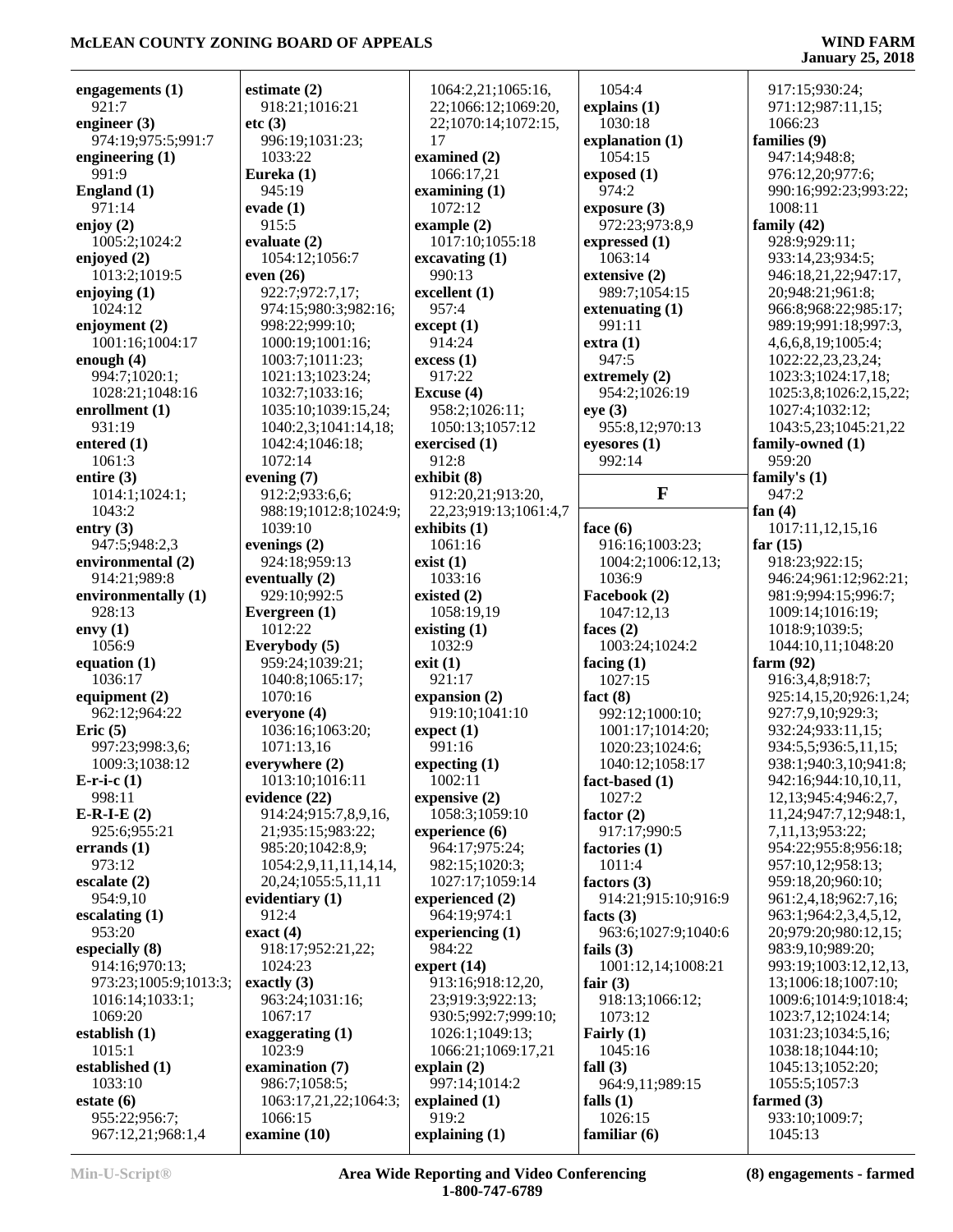**engagements (1)**
921:7
**engineer (3)**
974:19;975:5;991:7
**engineering (1)**
991:9
**England (1)**
971:14
**enjoy (2)**
1005:2;1024:2
**enjoyed (2)**
1013:2;1019:5
**enjoying (1)**
1024:12
**enjoyment (2)**
1001:16;1004:17
**enough (4)**
994:7;1020:1;
1028:21;1048:16
**enrollment (1)**
931:19
**entered (1)**
1061:3
**entire (3)**
1014:1;1024:1;
1043:2
**entry (3)**
947:5;948:2,3
**environmental (2)**
914:21;989:8
**environmentally (1)**
928:13
**envy (1)**
1056:9
**equation (1)**
1036:17
**equipment (2)**
962:12;964:22
**Eric (5)**
997:23;998:3,6;
1009:3;1038:12
**E-r-i-c (1)**
998:11
**E-R-I-E (2)**
925:6;955:21
**errands (1)**
973:12
**escalate (2)**
954:9,10
**escalating (1)**
953:20
**especially (8)**
914:16;970:13;
973:23;1005:9;1013:3;
1016:14;1033:1;
1069:20
**establish (1)**
1015:1
**established (1)**
1033:10
**estate (6)**
955:22;956:7;
967:12,21;968:1,4
**estimate (2)**
918:21;1016:21
**etc (3)**
996:19;1031:23;
1033:22
**Eureka (1)**
945:19
**evade (1)**
914:24
**evaluate (2)**
1054:12;1056:7
**even (26)**
922:7;972:7,17;
974:15;980:3;982:16;
998:22;999:10;
1000:19;1001:16;
1003:7;1011:23;
1021:13;1023:24;
1032:7;1033:16;
1035:10;1039:15,24;
1040:2,3;1041:14,18;
1042:4;1046:18;
1072:14
**evening (7)**
912:2;933:6,6;
988:19;1012:8;1024:9;
1039:10
**evenings (2)**
924:18;959:13
**eventually (2)**
929:10;992:5
**Evergreen (1)**
1012:22
**Everybody (5)**
959:24;1039:21;
1040:8;1065:17;
1070:16
**everyone (4)**
1036:16;1063:20;
1071:13,16
**everywhere (2)**
1013:10;1016:11
**evidence (22)**
914:24;915:7,8,9,16,
21;935:15;983:22;
985:20;1042:8,9;
1054:2,9,11,11,14,14,
20,24;1055:5,11,11
**evidentiary (1)**
912:4
**exact (4)**
918:17;952:21,22;
1024:23
**exactly (3)**
963:24;1031:16;
1067:17
**exaggerating (1)**
1023:9
**examination (7)**
986:7;1058:5;
1063:17,21,22;1064:3;
1066:15
**examine (10)**
1064:2,21;1065:16,
22;1066:12;1069:20,
22;1070:14;1072:15,
17
**examined (2)**
1066:17,21
**examining (1)**
1072:12
**example (2)**
1017:10;1055:18
**excavating (1)**
990:13
**excellent (1)**
957:4
**except (1)**
914:24
**excess (1)**
917:22
**Excuse (4)**
958:2;1026:11;
1050:13;1057:12
**exercised (1)**
912:8
**exhibit (8)**
912:20,21;913:20,
22,23;919:13;1061:4,7
**exhibits (1)**
1061:16
**exist (1)**
1033:16
**existed (2)**
1058:19,19
**existing (1)**
1032:9
**exit (1)**
921:17
**expansion (2)**
919:10;1041:10
**expect (1)**
991:16
**expecting (1)**
1002:11
**expensive (2)**
1058:3;1059:10
**experience (6)**
964:17;975:24;
982:15;1020:3;
1027:17;1059:14
**experienced (2)**
964:19;974:1
**experiencing (1)**
984:22
**expert (14)**
913:16;918:12,20,
23;919:3;922:13;
930:5;992:7;999:10;
1026:1;1049:13;
1066:21;1069:17,21
**explain (2)**
997:14;1014:2
**explained (1)**
919:2
**explaining (1)**
1054:4
**explains (1)**
1030:18
**explanation (1)**
1054:15
**exposed (1)**
974:2
**exposure (3)**
972:23;973:8,9
**expressed (1)**
1063:14
**extensive (2)**
989:7;1054:15
**extenuating (1)**
991:11
**extra (1)**
947:5
**extremely (2)**
954:2;1026:19
**eye (3)**
955:8,12;970:13
**eyesores (1)**
992:14

## F

**face (6)**
916:16;1003:23;
1004:2;1006:12,13;
1036:9
**Facebook (2)**
1047:12,13
**faces (2)**
1003:24;1024:2
**facing (1)**
1027:15
**fact (8)**
992:12;1000:10;
1001:17;1014:20;
1020:23;1024:6;
1040:12;1058:17
**fact-based (1)**
1027:2
**factor (2)**
917:17;990:5
**factories (1)**
1011:4
**factors (3)**
914:21;915:10;916:9
**facts (3)**
963:6;1027:9;1040:6
**fails (3)**
1001:12,14;1008:21
**fair (3)**
918:13;1066:12;
1073:12
**Fairly (1)**
1045:16
**fall (3)**
964:9,11;989:15
**falls (1)**
1026:15
**familiar (6)**
917:15;930:24;
971:12;987:11,15;
1066:23
**families (9)**
947:14;948:8;
976:12,20;977:6;
990:16;992:23;993:22;
1008:11
**family (42)**
928:9;929:11;
933:14,23;934:5;
946:18,21,22;947:17,
20;948:21;961:8;
966:8;968:22;985:17;
989:19;991:18;997:3,
4,6,6,8,19;1005:4;
1022:22,23,23,24;
1023:3;1024:17,18;
1025:3,8;1026:2,15,22;
1027:4;1032:12;
1043:5,23;1045:21,22
**family-owned (1)**
959:20
**family's (1)**
947:2
**fan (4)**
1017:11,12,15,16
**far (15)**
918:23;922:15;
946:24;961:12;962:21;
981:9;994:15;996:7;
1009:14;1016:19;
1018:9;1039:5;
1044:10,11;1048:20
**farm (92)**
916:3,4,8;918:7;
925:14,15,20;926:1,24;
927:7,9,10;929:3;
932:24;933:11,15;
934:5,5;936:5,11,15;
938:1;940:3,10;941:8;
942:16;944:10,10,11,
12,13;945:4;946:2,7,
11,24;947:7,12;948:1,
7,11,13;953:22;
954:22;955:8;956:18;
957:10,12;958:13;
959:18,20;960:10;
961:2,4,18;962:7,16;
963:1;964:2,3,4,5,12,
20;979:20;980:12,15;
983:9,10;989:20;
993:19;1003:12,12,13,
13;1006:18;1007:10;
1009:6;1014:9;1018:4;
1023:7,12;1024:14;
1031:23;1034:5,16;
1038:18;1044:10;
1045:13;1052:20;
1055:5;1057:3
**farmed (3)**
933:10;1009:7;
1045:13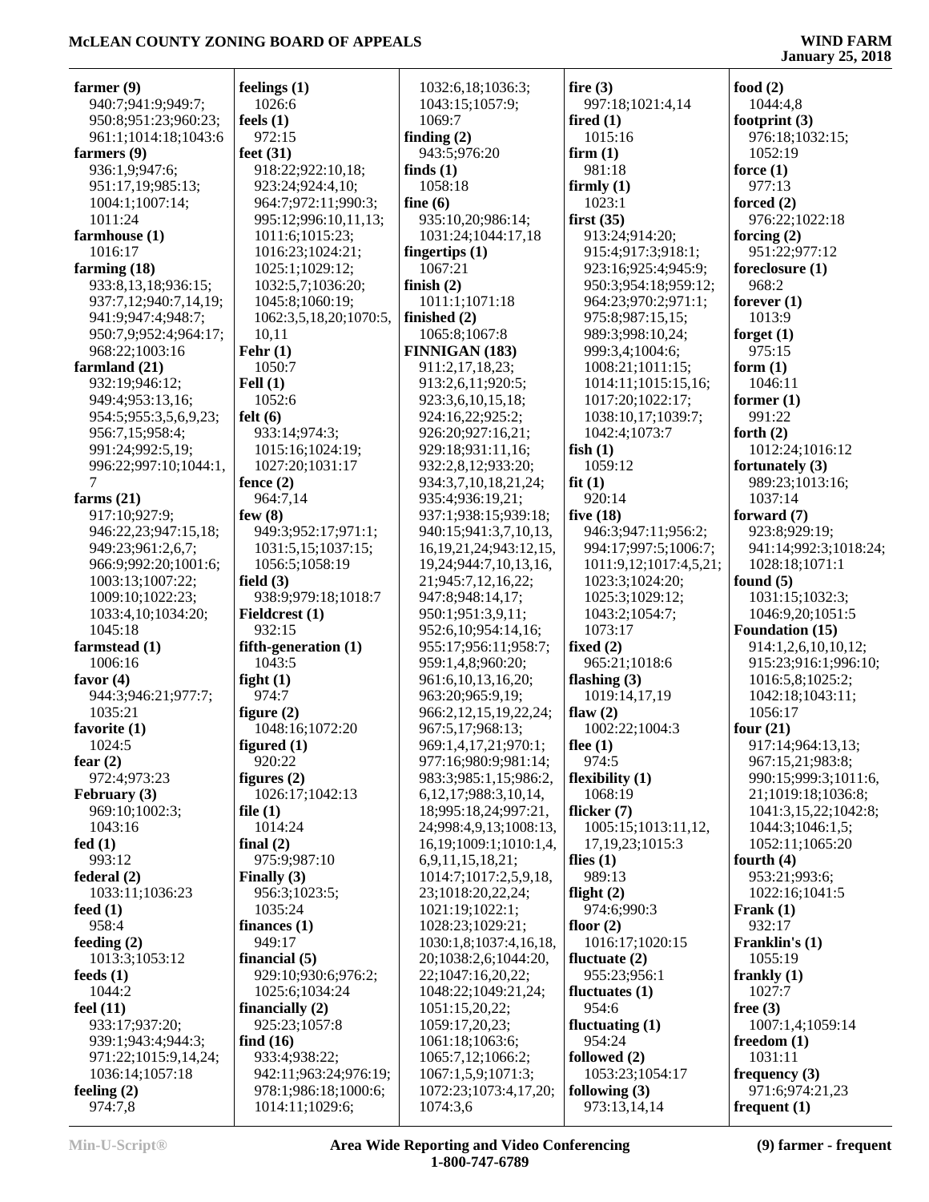**farmer (9)**
940:7;941:9;949:7;950:8;951:23;960:23;961:1;1014:18;1043:6

**farmers (9)**
936:1,9;947:6;951:17,19;985:13;1004:1;1007:14;1011:24

**farmhouse (1)**
1016:17

**farming (18)**
933:8,13,18;936:15;937:7,12;940:7,14,19;941:9;947:4;948:7;950:7,9;952:4;964:17;968:22;1003:16

**farmland (21)**
932:19;946:12;949:4;953:13,16;954:5;955:3,5,6,9,23;956:7,15;958:4;991:24;992:5,19;996:22;997:10;1044:1,7

**farms (21)**
917:10;927:9;946:22,23;947:15,18;949:23;961:2,6,7;966:9;992:20;1001:6;1003:13;1007:22;1009:10;1022:23;1033:4,10;1034:20;1045:18

**farmstead (1)**
1006:16

**favor (4)**
944:3;946:21;977:7;1035:21

**favorite (1)**
1024:5

**fear (2)**
972:4;973:23

**February (3)**
969:10;1002:3;1043:16

**fed (1)**
993:12

**federal (2)**
1033:11;1036:23

**feed (1)**
958:4

**feeding (2)**
1013:3;1053:12

**feeds (1)**
1044:2

**feel (11)**
933:17;937:20;939:1;943:4;944:3;971:22;1015:9,14,24;1036:14;1057:18

**feeling (2)**
974:7,8

**feelings (1)**
1026:6

**feels (1)**
972:15

**feet (31)**
918:22;922:10,18;923:24;924:4,10;964:7;972:11;990:3;995:12;996:10,11,13;1011:6;1015:23;1016:23;1024:21;1025:1;1029:12;1032:5,7;1036:20;1045:8;1060:19;1062:3,5,18,20;1070:5,10,11

**Fehr (1)**
1050:7

**Fell (1)**
1052:6

**felt (6)**
933:14;974:3;1015:16;1024:19;1027:20;1031:17

**fence (2)**
964:7,14

**few (8)**
949:3;952:17;971:1;1031:5,15;1037:15;1056:5;1058:19

**field (3)**
938:9;979:18;1018:7

**Fieldcrest (1)**
932:15

**fifth-generation (1)**
1043:5

**fight (1)**
974:7

**figure (2)**
1048:16;1072:20

**figured (1)**
920:22

**figures (2)**
1026:17;1042:13

**file (1)**
1014:24

**final (2)**
975:9;987:10

**Finally (3)**
956:3;1023:5;1035:24

**finances (1)**
949:17

**financial (5)**
929:10;930:6;976:2;1025:6;1034:24

**financially (2)**
925:23;1057:8

**find (16)**
933:4;938:22;942:11;963:24;976:19;978:1;986:18;1000:6;1014:11;1029:6;1032:6,18;1036:3;1043:15;1057:9;1069:7

**finding (2)**
943:5;976:20

**finds (1)**
1058:18

**fine (6)**
935:10,20;986:14;1031:24;1044:17,18

**fingertips (1)**
1067:21

**finish (2)**
1011:1;1071:18

**finished (2)**
1065:8;1067:8

**FINNIGAN (183)**
911:2,17,18,23;913:2,6,11;920:5;923:3,6,10,15,18;924:16,22;925:2;926:20;927:16,21;929:18;931:11,16;932:2,8,12;933:20;934:3,7,10,18,21,24;935:4;936:19,21;937:1;938:15;939:18;940:15;941:3,7,10,13,16,19,21,24;943:12,15,19,24;944:7,10,13,16,21;945:7,12,16,22;947:8;948:14,17;950:1;951:3,9,11;952:6,10;954:14,16;955:17;956:11;958:7;959:1,4,8;960:20;961:6,10,13,16,20;963:20;965:9,19;966:2,12,15,19,22,24;967:5,17;968:13;969:1,4,17,21;970:1;977:16;980:9;981:14;983:3;985:1,15;986:2,6,12,17;988:3,10,14,18;995:18,24;997:21,24;998:4,9,13;1008:13,16,19;1009:1;1010:1,4,6,9,11,15,18,21;1014:7;1017:2,5,9,18,23;1018:20,22,24;1021:19;1022:1;1028:23;1029:21;1030:1,8;1037:4,16,18,20;1038:2,6;1044:20,22;1047:16,20,22;1048:22;1049:21,24;1051:15,20,22;1059:17,20,23;1061:18;1063:6;1065:7,12;1066:2;1067:1,5,9;1071:3;1072:23;1073:4,17,20;1074:3,6

**fire (3)**
997:18;1021:4,14

**fired (1)**
1015:16

**firm (1)**
981:18

**firmly (1)**
1023:1

**first (35)**
913:24;914:20;915:4;917:3;918:1;923:16;925:4;945:9;950:3;954:18;959:12;964:23;970:2;971:1;975:8;987:15,15;989:3;998:10,24;999:3,4;1004:6;1008:21;1011:15;1014:11;1015:15,16;1017:20;1022:17;1038:10,17;1039:7;1042:4;1073:7

**fish (1)**
1059:12

**fit (1)**
920:14

**five (18)**
946:3;947:11;956:2;994:17;997:5;1006:7;1011:9,12;1017:4,5,21;1023:3;1024:20;1025:3;1029:12;1043:2;1054:7;1073:17

**fixed (2)**
965:21;1018:6

**flashing (3)**
1019:14,17,19

**flaw (2)**
1002:22;1004:3

**flee (1)**
974:5

**flexibility (1)**
1068:19

**flicker (7)**
1005:15;1013:11,12,17,19,23;1015:3

**flies (1)**
989:13

**flight (2)**
974:6;990:3

**floor (2)**
1016:17;1020:15

**fluctuate (2)**
955:23;956:1

**fluctuates (1)**
954:6

**fluctuating (1)**
954:24

**followed (2)**
1053:23;1054:17

**following (3)**
973:13,14,14

**food (2)**
1044:4,8

**footprint (3)**
976:18;1032:15;1052:19

**force (1)**
977:13

**forced (2)**
976:22;1022:18

**forcing (2)**
951:22;977:12

**foreclosure (1)**
968:2

**forever (1)**
1013:9

**forget (1)**
975:15

**form (1)**
1046:11

**former (1)**
991:22

**forth (2)**
1012:24;1016:12

**fortunately (3)**
989:23;1013:16;1037:14

**forward (7)**
923:8;929:19;941:14;992:3;1018:24;1028:18;1071:1

**found (5)**
1031:15;1032:3;1046:9,20;1051:5

**Foundation (15)**
914:1,2,6,10,10,12;915:23;916:1;996:10;1016:5,8;1025:2;1042:18;1043:11;1056:17

**four (21)**
917:14;964:13,13;967:15,21;983:8;990:15;999:3;1011:6,21;1019:18;1036:8;1041:3,15,22;1042:8;1044:3;1046:1,5;1052:11;1065:20

**fourth (4)**
953:21;993:6;1022:16;1041:5

**Frank (1)**
932:17

**Franklin's (1)**
1055:19

**frankly (1)**
1027:7

**free (3)**
1007:1,4;1059:14

**freedom (1)**
1031:11

**frequency (3)**
971:6;974:21,23

**frequent (1)**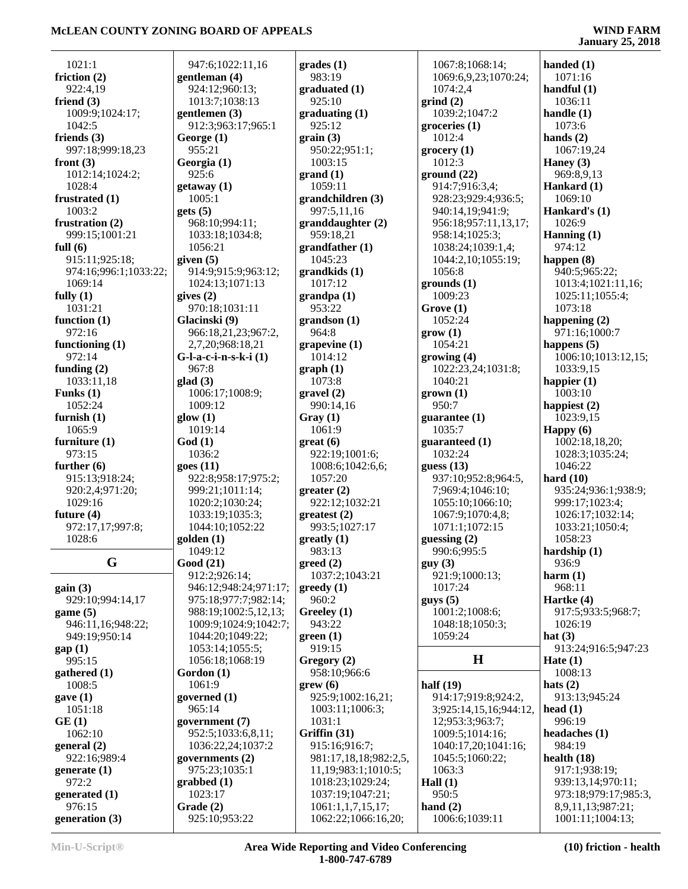1021:1
**friction (2)**
922:4,19
**friend (3)**
1009:9;1024:17;
1042:5
**friends (3)**
997:18;999:18,23
**front (3)**
1012:14;1024:2;
1028:4
**frustrated (1)**
1003:2
**frustration (2)**
999:15;1001:21
**full (6)**
915:11;925:18;
974:16;996:1;1033:22;
1069:14
**fully (1)**
1031:21
**function (1)**
972:16
**functioning (1)**
972:14
**funding (2)**
1033:11,18
**Funks (1)**
1052:24
**furnish (1)**
1065:9
**furniture (1)**
973:15
**further (6)**
915:13;918:24;
920:2,4;971:20;
1029:16
**future (4)**
972:17,17;997:8;
1028:6

## G

**gain (3)**
929:10;994:14,17
**game (5)**
946:11,16;948:22;
949:19;950:14
**gap (1)**
995:15
**gathered (1)**
1008:5
**gave (1)**
1051:18
**GE (1)**
1062:10
**general (2)**
922:16;989:4
**generate (1)**
972:2
**generated (1)**
976:15
**generation (3)**
947:6;1022:11,16
**gentleman (4)**
924:12;960:13;
1013:7;1038:13
**gentlemen (3)**
912:3;963:17;965:1
**George (1)**
955:21
**Georgia (1)**
925:6
**getaway (1)**
1005:1
**gets (5)**
968:10;994:11;
1033:18;1034:8;
1056:21
**given (5)**
914:9;915:9;963:12;
1024:13;1071:13
**gives (2)**
970:18;1031:11
**Glacinski (9)**
966:18,21,23;967:2,
2,7,20;968:18,21
**G-l-a-c-i-n-s-k-i (1)**
967:8
**glad (3)**
1006:17;1008:9;
1009:12
**glow (1)**
1019:14
**God (1)**
1036:2
**goes (11)**
922:8;958:17;975:2;
999:21;1011:14;
1020:2;1030:24;
1033:19;1035:3;
1044:10;1052:22
**golden (1)**
1049:12
**Good (21)**
912:2;926:14;
946:12;948:24;971:17;
975:18;977:7;982:14;
988:19;1002:5,12,13;
1009:9;1024:9;1042:7;
1044:20;1049:22;
1053:14;1055:5;
1056:18;1068:19
**Gordon (1)**
1061:9
**governed (1)**
965:14
**government (7)**
952:5;1033:6,8,11;
1036:22,24;1037:2
**governments (2)**
975:23;1035:1
**grabbed (1)**
1023:17
**Grade (2)**
925:10;953:22
**grades (1)**
983:19
**graduated (1)**
925:10
**graduating (1)**
925:12
**grain (3)**
950:22;951:1;
1003:15
**grand (1)**
1059:11
**grandchildren (3)**
997:5,11,16
**granddaughter (2)**
959:18,21
**grandfather (1)**
1045:23
**grandkids (1)**
1017:12
**grandpa (1)**
953:22
**grandson (1)**
964:8
**grapevine (1)**
1014:12
**graph (1)**
1073:8
**gravel (2)**
990:14,16
**Gray (1)**
1061:9
**great (6)**
922:19;1001:6;
1008:6;1042:6,6;
1057:20
**greater (2)**
922:12;1032:21
**greatest (2)**
993:5;1027:17
**greatly (1)**
983:13
**greed (2)**
1037:2;1043:21
**greedy (1)**
960:2
**Greeley (1)**
943:22
**green (1)**
919:15
**Gregory (2)**
958:10;966:6
**grew (6)**
925:9;1002:16,21;
1003:11;1006:3;
1031:1
**Griffin (31)**
915:16;916:7;
981:17,18,18;982:2,5,
11,19;983:1;1010:5;
1018:23;1029:24;
1037:19;1047:21;
1061:1,1,7,15,17;
1062:22;1066:16,20;
1067:8;1068:14;
1069:6,9,23;1070:24;
1074:2,4
**grind (2)**
1039:2;1047:2
**groceries (1)**
1012:4
**grocery (1)**
1012:3
**ground (22)**
914:7;916:3,4;
928:23;929:4;936:5;
940:14,19;941:9;
956:18;957:11,13,17;
958:14;1025:3;
1038:24;1039:1,4;
1044:2,10;1055:19;
1056:8
**grounds (1)**
1009:23
**Grove (1)**
1052:24
**grow (1)**
1054:21
**growing (4)**
1022:23,24;1031:8;
1040:21
**grown (1)**
950:7
**guarantee (1)**
1035:7
**guaranteed (1)**
1032:24
**guess (13)**
937:10;952:8;964:5,
7;969:4;1046:10;
1055:10;1066:10;
1067:9;1070:4,8;
1071:1;1072:15
**guessing (2)**
990:6;995:5
**guy (3)**
921:9;1000:13;
1017:24
**guys (5)**
1001:2;1008:6;
1048:18;1050:3;
1059:24

## H

**half (19)**
914:17;919:8;924:2,
3;925:14,15,16;944:12,
12;953:3;963:7;
1009:5;1014:16;
1040:17,20;1041:16;
1045:5;1060:22;
1063:3
**Hall (1)**
950:5
**hand (2)**
1006:6;1039:11
**handed (1)**
1071:16
**handful (1)**
1036:11
**handle (1)**
1073:6
**hands (2)**
1067:19,24
**Haney (3)**
969:8,9,13
**Hankard (1)**
1069:10
**Hankard's (1)**
1026:9
**Hanning (1)**
974:12
**happen (8)**
940:5;965:22;
1013:4;1021:11,16;
1025:11;1055:4;
1073:18
**happening (2)**
971:16;1000:7
**happens (5)**
1006:10;1013:12,15;
1033:9,15
**happier (1)**
1003:10
**happiest (2)**
1023:9,15
**Happy (6)**
1002:18,18,20;
1028:3;1035:24;
1046:22
**hard (10)**
935:24;936:1;938:9;
999:17;1023:4;
1026:17;1032:14;
1033:21;1050:4;
1058:23
**hardship (1)**
936:9
**harm (1)**
968:11
**Hartke (4)**
917:5;933:5;968:7;
1026:19
**hat (3)**
913:24;916:5;947:23
**Hate (1)**
1008:13
**hats (2)**
913:13;945:24
**head (1)**
996:19
**headaches (1)**
984:19
**health (18)**
917:1;938:19;
939:13,14;970:11;
973:18;979:17;985:3,
8,9,11,13;987:21;
1001:11;1004:13;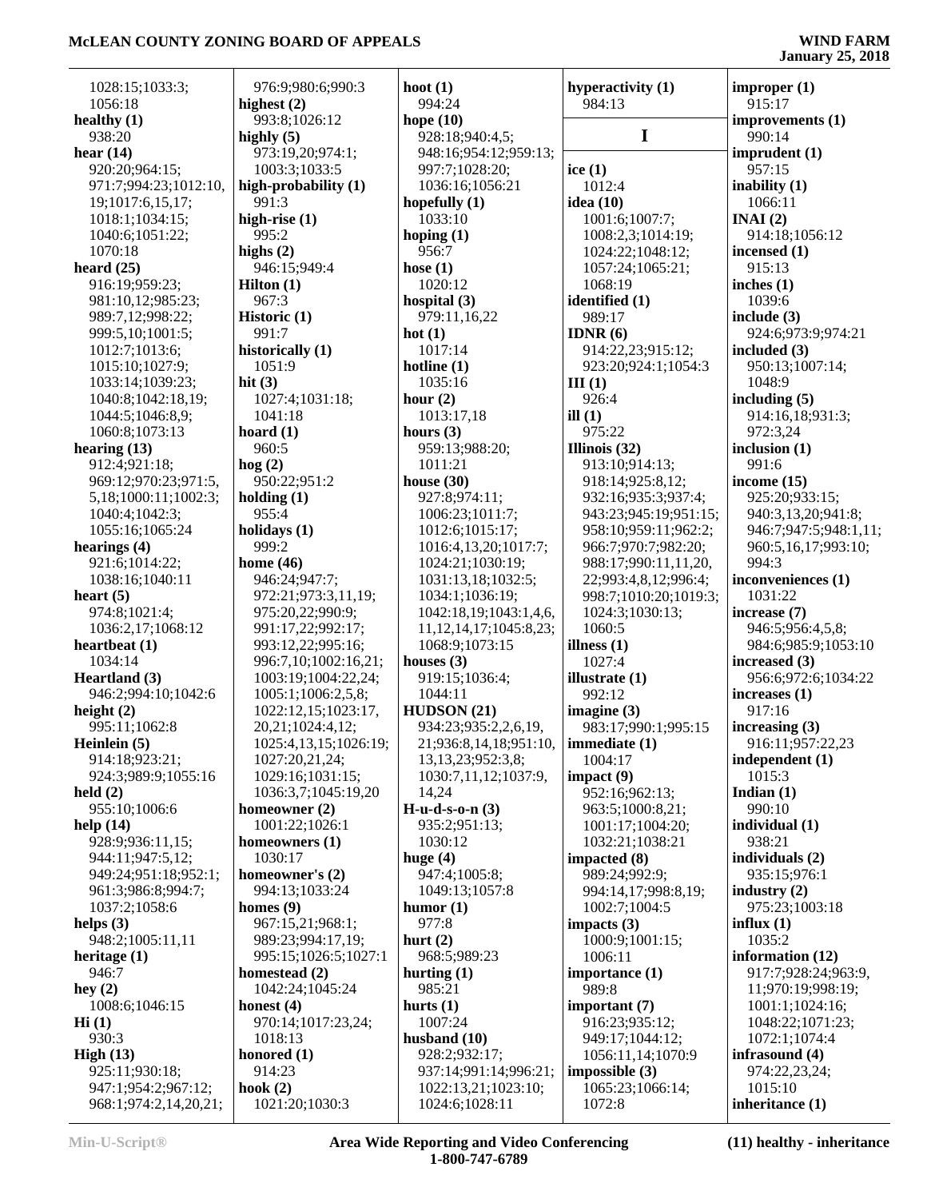1028:15;1033:3;
1056:18
**healthy (1)**
938:20
**hear (14)**
920:20;964:15;
971:7;994:23;1012:10,
19;1017:6,15,17;
1018:1;1034:15;
1040:6;1051:22;
1070:18
**heard (25)**
916:19;959:23;
981:10,12;985:23;
989:7,12;998:22;
999:5,10;1001:5;
1012:7;1013:6;
1015:10;1027:9;
1033:14;1039:23;
1040:8;1042:18,19;
1044:5;1046:8,9;
1060:8;1073:13
**hearing (13)**
912:4;921:18;
969:12;970:23;971:5,
5,18;1000:11;1002:3;
1040:4;1042:3;
1055:16;1065:24
**hearings (4)**
921:6;1014:22;
1038:16;1040:11
**heart (5)**
974:8;1021:4;
1036:2,17;1068:12
**heartbeat (1)**
1034:14
**Heartland (3)**
946:2;994:10;1042:6
**height (2)**
995:11;1062:8
**Heinlein (5)**
914:18;923:21;
924:3;989:9;1055:16
**held (2)**
955:10;1006:6
**help (14)**
928:9;936:11,15;
944:11;947:5,12;
949:24;951:18;952:1;
961:3;986:8;994:7;
1037:2;1058:6
**helps (3)**
948:2;1005:11,11
**heritage (1)**
946:7
**hey (2)**
1008:6;1046:15
**Hi (1)**
930:3
**High (13)**
925:11;930:18;
947:1;954:2;967:12;
968:1;974:2,14,20,21;
976:9;980:6;990:3
**highest (2)**
993:8;1026:12
**highly (5)**
973:19,20;974:1;
1003:3;1033:5
**high-probability (1)**
991:3
**high-rise (1)**
995:2
**highs (2)**
946:15;949:4
**Hilton (1)**
967:3
**Historic (1)**
991:7
**historically (1)**
1051:9
**hit (3)**
1027:4;1031:18;
1041:18
**hoard (1)**
960:5
**hog (2)**
950:22;951:2
**holding (1)**
955:4
**holidays (1)**
999:2
**home (46)**
946:24;947:7;
972:21;973:3,11,19;
975:20,22;990:9;
991:17,22;992:17;
993:12,22;995:16;
996:7,10;1002:16,21;
1003:19;1004:22,24;
1005:1;1006:2,5,8;
1022:12,15;1023:17,
20,21;1024:4,12;
1025:4,13,15;1026:19;
1027:20,21,24;
1029:16;1031:15;
1036:3,7;1045:19,20
**homeowner (2)**
1001:22;1026:1
**homeowners (1)**
1030:17
**homeowner's (2)**
994:13;1033:24
**homes (9)**
967:15,21;968:1;
989:23;994:17,19;
995:15;1026:5;1027:1
**homestead (2)**
1042:24;1045:24
**honest (4)**
970:14;1017:23,24;
1018:13
**honored (1)**
914:23
**hook (2)**
1021:20;1030:3
**hoot (1)**
994:24
**hope (10)**
928:18;940:4,5;
948:16;954:12;959:13;
997:7;1028:20;
1036:16;1056:21
**hopefully (1)**
1033:10
**hoping (1)**
956:7
**hose (1)**
1020:12
**hospital (3)**
979:11,16,22
**hot (1)**
1017:14
**hotline (1)**
1035:16
**hour (2)**
1013:17,18
**hours (3)**
959:13;988:20;
1011:21
**house (30)**
927:8;974:11;
1006:23;1011:7;
1012:6;1015:17;
1016:4,13,20;1017:7;
1024:21;1030:19;
1031:13,18;1032:5;
1034:1;1036:19;
1042:18,19;1043:1,4,6,
11,12,14,17;1045:8,23;
1068:9;1073:15
**houses (3)**
919:15;1036:4;
1044:11
**HUDSON (21)**
934:23;935:2,2,6,19,
21;936:8,14,18;951:10,
13,13,23;952:3,8;
1030:7,11,12;1037:9,
14,24
**H-u-d-s-o-n (3)**
935:2;951:13;
1030:12
**huge (4)**
947:4;1005:8;
1049:13;1057:8
**humor (1)**
977:8
**hurt (2)**
968:5;989:23
**hurting (1)**
985:21
**hurts (1)**
1007:24
**husband (10)**
928:2;932:17;
937:14;991:14;996:21;
1022:13,21;1023:10;
1024:6;1028:11
**hyperactivity (1)**
984:13

## I

**ice (1)**
1012:4
**idea (10)**
1001:6;1007:7;
1008:2,3;1014:19;
1024:22;1048:12;
1057:24;1065:21;
1068:19
**identified (1)**
989:17
**IDNR (6)**
914:22,23;915:12;
923:20;924:1;1054:3
**III (1)**
926:4
**ill (1)**
975:22
**Illinois (32)**
913:10;914:13;
918:14;925:8,12;
932:16;935:3;937:4;
943:23;945:19;951:15;
958:10;959:11;962:2;
966:7;970:7;982:20;
988:17;990:11,11,20,
22;993:4,8,12;996:4;
998:7;1010:20;1019:3;
1024:3;1030:13;
1060:5
**illness (1)**
1027:4
**illustrate (1)**
992:12
**imagine (3)**
983:17;990:1;995:15
**immediate (1)**
1004:17
**impact (9)**
952:16;962:13;
963:5;1000:8,21;
1001:17;1004:20;
1032:21;1038:21
**impacted (8)**
989:24;992:9;
994:14,17;998:8,19;
1002:7;1004:5
**impacts (3)**
1000:9;1001:15;
1006:11
**importance (1)**
989:8
**important (7)**
916:23;935:12;
949:17;1044:12;
1056:11,14;1070:9
**impossible (3)**
1065:23;1066:14;
1072:8
**improper (1)**
915:17
**improvements (1)**
990:14
**imprudent (1)**
957:15
**inability (1)**
1066:11
**INAI (2)**
914:18;1056:12
**incensed (1)**
915:13
**inches (1)**
1039:6
**include (3)**
924:6;973:9;974:21
**included (3)**
950:13;1007:14;
1048:9
**including (5)**
914:16,18;931:3;
972:3,24
**inclusion (1)**
991:6
**income (15)**
925:20;933:15;
940:3,13,20;941:8;
946:7;947:5;948:1,11;
960:5,16,17;993:10;
994:3
**inconveniences (1)**
1031:22
**increase (7)**
946:5;956:4,5,8;
984:6;985:9;1053:10
**increased (3)**
956:6;972:6;1034:22
**increases (1)**
917:16
**increasing (3)**
916:11;957:22,23
**independent (1)**
1015:3
**Indian (1)**
990:10
**individual (1)**
938:21
**individuals (2)**
935:15;976:1
**industry (2)**
975:23;1003:18
**influx (1)**
1035:2
**information (12)**
917:7;928:24;963:9,
11;970:19;998:19;
1001:1;1024:16;
1048:22;1071:23;
1072:1;1074:4
**infrasound (4)**
974:22,23,24;
1015:10
**inheritance (1)**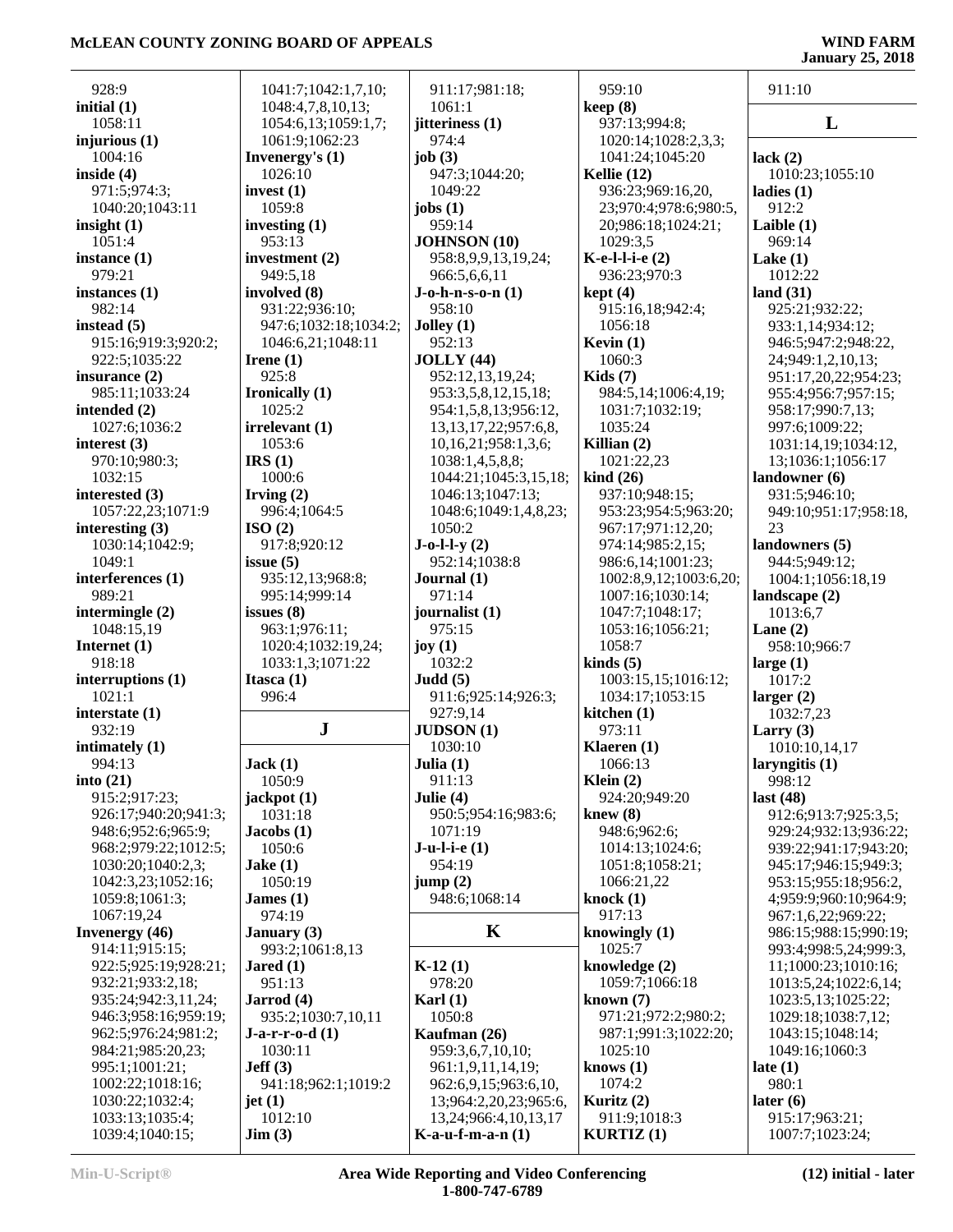928:9
**initial (1)**
1058:11
**injurious (1)**
1004:16
**inside (4)**
971:5;974:3;
1040:20;1043:11
**insight (1)**
1051:4
**instance (1)**
979:21
**instances (1)**
982:14
**instead (5)**
915:16;919:3;920:2;
922:5;1035:22
**insurance (2)**
985:11;1033:24
**intended (2)**
1027:6;1036:2
**interest (3)**
970:10;980:3;
1032:15
**interested (3)**
1057:22,23;1071:9
**interesting (3)**
1030:14;1042:9;
1049:1
**interferences (1)**
989:21
**intermingle (2)**
1048:15,19
**Internet (1)**
918:18
**interruptions (1)**
1021:1
**interstate (1)**
932:19
**intimately (1)**
994:13
**into (21)**
915:2;917:23;
926:17;940:20;941:3;
948:6;952:6;965:9;
968:2;979:22;1012:5;
1030:20;1040:2,3;
1042:3,23;1052:16;
1059:8;1061:3;
1067:19,24
**Invenergy (46)**
914:11;915:15;
922:5;925:19;928:21;
932:21;933:2,18;
935:24;942:3,11,24;
946:3;958:16;959:19;
962:5;976:24;981:2;
984:21;985:20,23;
995:1;1001:21;
1002:22;1018:16;
1030:22;1032:4;
1033:13;1035:4;
1039:4;1040:15;
1041:7;1042:1,7,10;
1048:4,7,8,10,13;
1054:6,13;1059:1,7;
1061:9;1062:23
**Invenergy's (1)**
1026:10
**invest (1)**
1059:8
**investing (1)**
953:13
**investment (2)**
949:5,18
**involved (8)**
931:22;936:10;
947:6;1032:18;1034:2;
1046:6,21;1048:11
**Irene (1)**
925:8
**Ironically (1)**
1025:2
**irrelevant (1)**
1053:6
**IRS (1)**
1000:6
**Irving (2)**
996:4;1064:5
**ISO (2)**
917:8;920:12
**issue (5)**
935:12,13;968:8;
995:14;999:14
**issues (8)**
963:1;976:11;
1020:4;1032:19,24;
1033:1,3;1071:22
**Itasca (1)**
996:4

## J

**Jack (1)**
1050:9
**jackpot (1)**
1031:18
**Jacobs (1)**
1050:6
**Jake (1)**
1050:19
**James (1)**
974:19
**January (3)**
993:2;1061:8,13
**Jared (1)**
951:13
**Jarrod (4)**
935:2;1030:7,10,11
**J-a-r-r-o-d (1)**
1030:11
**Jeff (3)**
941:18;962:1;1019:2
**jet (1)**
1012:10
**Jim (3)**
911:17;981:18;
1061:1
**jitteriness (1)**
974:4
**job (3)**
947:3;1044:20;
1049:22
**jobs (1)**
959:14
**JOHNSON (10)**
958:8,9,9,13,19,24;
966:5,6,6,11
**J-o-h-n-s-o-n (1)**
958:10
**Jolley (1)**
952:13
**JOLLY (44)**
952:12,13,19,24;
953:3,5,8,12,15,18;
954:1,5,8,13;956:12,
13,13,17,22;957:6,8,
10,16,21;958:1,3,6;
1038:1,4,5,8,8;
1044:21;1045:3,15,18;
1046:13;1047:13;
1048:6;1049:1,4,8,23;
1050:2
**J-o-l-l-y (2)**
952:14;1038:8
**Journal (1)**
971:14
**journalist (1)**
975:15
**joy (1)**
1032:2
**Judd (5)**
911:6;925:14;926:3;
927:9,14
**JUDSON (1)**
1030:10
**Julia (1)**
911:13
**Julie (4)**
950:5;954:16;983:6;
1071:19
**J-u-l-i-e (1)**
954:19
**jump (2)**
948:6;1068:14

## K

**K-12 (1)**
978:20
**Karl (1)**
1050:8
**Kaufman (26)**
959:3,6,7,10,10;
961:1,9,11,14,19;
962:6,9,15;963:6,10,
13;964:2,20,23;965:6,
13,24;966:4,10,13,17
**K-a-u-f-m-a-n (1)**
959:10
**keep (8)**
937:13;994:8;
1020:14;1028:2,3,3;
1041:24;1045:20
**Kellie (12)**
936:23;969:16,20,
23;970:4;978:6;980:5,
20;986:18;1024:21;
1029:3,5
**K-e-l-l-i-e (2)**
936:23;970:3
**kept (4)**
915:16,18;942:4;
1056:18
**Kevin (1)**
1060:3
**Kids (7)**
984:5,14;1006:4,19;
1031:7;1032:19;
1035:24
**Killian (2)**
1021:22,23
**kind (26)**
937:10;948:15;
953:23;954:5;963:20;
967:17;971:12,20;
974:14;985:2,15;
986:6,14;1001:23;
1002:8,9,12;1003:6,20;
1007:16;1030:14;
1047:7;1048:17;
1053:16;1056:21;
1058:7
**kinds (5)**
1003:15,15;1016:12;
1034:17;1053:15
**kitchen (1)**
973:11
**Klaeren (1)**
1066:13
**Klein (2)**
924:20;949:20
**knew (8)**
948:6;962:6;
1014:13;1024:6;
1051:8;1058:21;
1066:21,22
**knock (1)**
917:13
**knowingly (1)**
1025:7
**knowledge (2)**
1059:7;1066:18
**known (7)**
971:21;972:2;980:2;
987:1;991:3;1022:20;
1025:10
**knows (1)**
1074:2
**Kuritz (2)**
911:9;1018:3
**KURTIZ (1)**
911:10

## L

**lack (2)**
1010:23;1055:10
**ladies (1)**
912:2
**Laible (1)**
969:14
**Lake (1)**
1012:22
**land (31)**
925:21;932:22;
933:1,14;934:12;
946:5;947:2;948:22,
24;949:1,2,10,13;
951:17,20,22;954:23;
955:4;956:7;957:15;
958:17;990:7,13;
997:6;1009:22;
1031:14,19;1034:12,
13;1036:1;1056:17
**landowner (6)**
931:5;946:10;
949:10;951:17;958:18,
23
**landowners (5)**
944:5;949:12;
1004:1;1056:18,19
**landscape (2)**
1013:6,7
**Lane (2)**
958:10;966:7
**large (1)**
1017:2
**larger (2)**
1032:7,23
**Larry (3)**
1010:10,14,17
**laryngitis (1)**
998:12
**last (48)**
912:6;913:7;925:3,5;
929:24;932:13;936:22;
939:22;941:17;943:20;
945:17;946:15;949:3;
953:15;955:18;956:2,
4;959:9;960:10;964:9;
967:1,6,22;969:22;
986:15;988:15;990:19;
993:4;998:5,24;999:3,
11;1000:23;1010:16;
1013:5,24;1022:6,14;
1023:5,13;1025:22;
1029:18;1038:7,12;
1043:15;1048:14;
1049:16;1060:3
**late (1)**
980:1
**later (6)**
915:17;963:21;
1007:7;1023:24;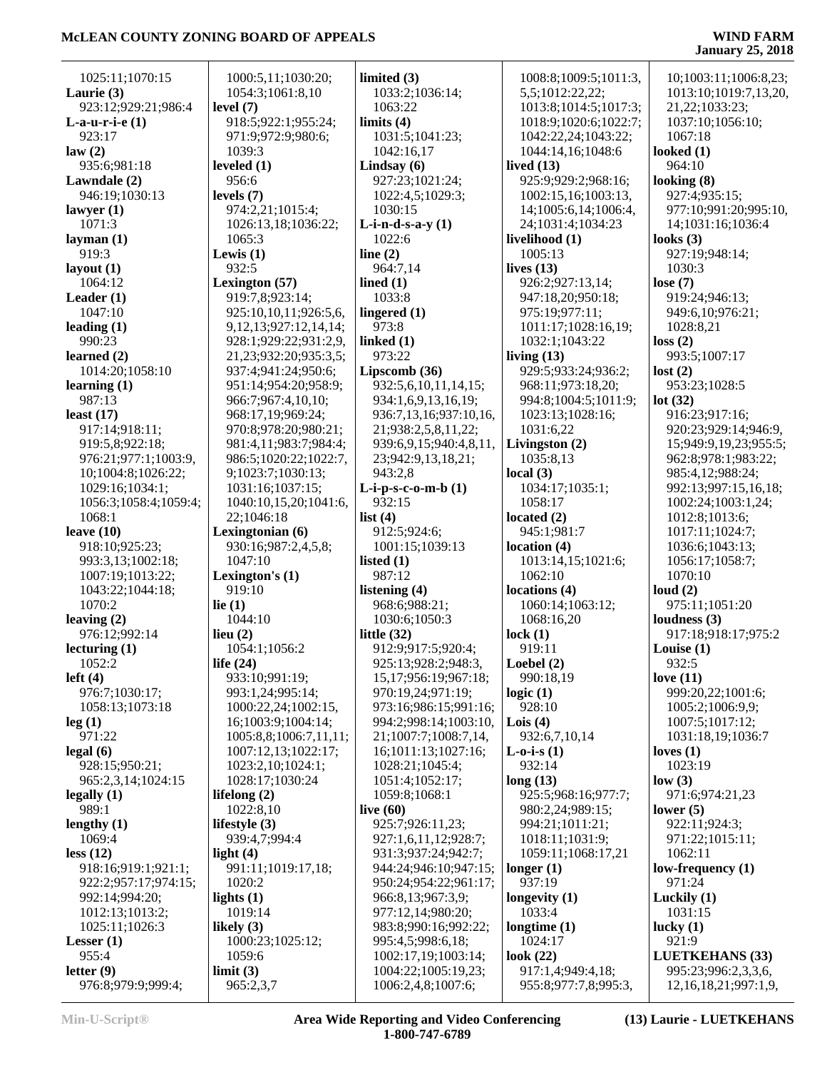1025:11;1070:15
**Laurie (3)**
923:12;929:21;986:4
**L-a-u-r-i-e (1)**
923:17
**law (2)**
935:6;981:18
**Lawndale (2)**
946:19;1030:13
**lawyer (1)**
1071:3
**layman (1)**
919:3
**layout (1)**
1064:12
**Leader (1)**
1047:10
**leading (1)**
990:23
**learned (2)**
1014:20;1058:10
**learning (1)**
987:13
**least (17)**
917:14;918:11;
919:5,8;922:18;
976:21;977:1;1003:9,
10;1004:8;1026:22;
1029:16;1034:1;
1056:3;1058:4;1059:4;
1068:1
**leave (10)**
918:10;925:23;
993:3,13;1002:18;
1007:19;1013:22;
1043:22;1044:18;
1070:2
**leaving (2)**
976:12;992:14
**lecturing (1)**
1052:2
**left (4)**
976:7;1030:17;
1058:13;1073:18
**leg (1)**
971:22
**legal (6)**
928:15;950:21;
965:2,3,14;1024:15
**legally (1)**
989:1
**lengthy (1)**
1069:4
**less (12)**
918:16;919:1;921:1;
922:2;957:17;974:15;
992:14;994:20;
1012:13;1013:2;
1025:11;1026:3
**Lesser (1)**
955:4
**letter (9)**
976:8;979:9;999:4;
1000:5,11;1030:20;
1054:3;1061:8,10
**level (7)**
918:5;922:1;955:24;
971:9;972:9;980:6;
1039:3
**leveled (1)**
956:6
**levels (7)**
974:2,21;1015:4;
1026:13,18;1036:22;
1065:3
**Lewis (1)**
932:5
**Lexington (57)**
919:7,8;923:14;
925:10,10,11;926:5,6,
9,12,13;927:12,14,14;
928:1;929:22;931:2,9,
21,23;932:20;935:3,5;
937:4;941:24;950:6;
951:14;954:20;958:9;
966:7;967:4,10,10;
968:17,19;969:24;
970:8;978:20;980:21;
981:4,11;983:7;984:4;
986:5;1020:22;1022:7,
9;1023:7;1030:13;
1031:16;1037:15;
1040:10,15,20;1041:6,
22;1046:18
**Lexingtonian (6)**
930:16;987:2,4,5,8;
1047:10
**Lexington's (1)**
919:10
**lie (1)**
1044:10
**lieu (2)**
1054:1;1056:2
**life (24)**
933:10;991:19;
993:1,24;995:14;
1000:22,24;1002:15,
16;1003:9;1004:14;
1005:8,8;1006:7,11,11;
1007:12,13;1022:17;
1023:2,10;1024:1;
1028:17;1030:24
**lifelong (2)**
1022:8,10
**lifestyle (3)**
939:4,7;994:4
**light (4)**
991:11;1019:17,18;
1020:2
**lights (1)**
1019:14
**likely (3)**
1000:23;1025:12;
1059:6
**limit (3)**
965:2,3,7
**limited (3)**
1033:2;1036:14;
1063:22
**limits (4)**
1031:5;1041:23;
1042:16,17
**Lindsay (6)**
927:23;1021:24;
1022:4,5;1029:3;
1030:15
**L-i-n-d-s-a-y (1)**
1022:6
**line (2)**
964:7,14
**lined (1)**
1033:8
**lingered (1)**
973:8
**linked (1)**
973:22
**Lipscomb (36)**
932:5,6,10,11,14,15;
934:1,6,9,13,16,19;
936:7,13,16;937:10,16,
21;938:2,5,8,11,22;
939:6,9,15;940:4,8,11,
23;942:9,13,18,21;
943:2,8
**L-i-p-s-c-o-m-b (1)**
932:15
**list (4)**
912:5;924:6;
1001:15;1039:13
**listed (1)**
987:12
**listening (4)**
968:6;988:21;
1030:6;1050:3
**little (32)**
912:9;917:5;920:4;
925:13;928:2;948:3,
15,17;956:19;967:18;
970:19,24;971:19;
973:16;986:15;991:16;
994:2;998:14;1003:10,
21;1007:7;1008:7,14,
16;1011:13;1027:16;
1028:21;1045:4;
1051:4;1052:17;
1059:8;1068:1
**live (60)**
925:7;926:11,23;
927:1,6,11,12;928:7;
931:3;937:24;942:7;
944:24;946:10;947:15;
950:24;954:22;961:17;
966:8,13;967:3,9;
977:12,14;980:20;
983:8;990:16;992:22;
995:4,5;998:6,18;
1002:17,19;1003:14;
1004:22;1005:19,23;
1006:2,4,8;1007:6;
1008:8;1009:5;1011:3,
5,5;1012:22,22;
1013:8;1014:5;1017:3;
1018:9;1020:6;1022:7;
1042:22,24;1043:22;
1044:14,16;1048:6
**lived (13)**
925:9;929:2;968:16;
1002:15,16;1003:13,
14;1005:6,14;1006:4,
24;1031:4;1034:23
**livelihood (1)**
1005:13
**lives (13)**
926:2;927:13,14;
947:18,20;950:18;
975:19;977:11;
1011:17;1028:16,19;
1032:1;1043:22
**living (13)**
929:5;933:24;936:2;
968:11;973:18,20;
994:8;1004:5;1011:9;
1023:13;1028:16;
1031:6,22
**Livingston (2)**
1035:8,13
**local (3)**
1034:17;1035:1;
1058:17
**located (2)**
945:1;981:7
**location (4)**
1013:14,15;1021:6;
1062:10
**locations (4)**
1060:14;1063:12;
1068:16,20
**lock (1)**
919:11
**Loebel (2)**
990:18,19
**logic (1)**
928:10
**Lois (4)**
932:6,7,10,14
**L-o-i-s (1)**
932:14
**long (13)**
925:5;968:16;977:7;
980:2,24;989:15;
994:21;1011:21;
1018:11;1031:9;
1059:11;1068:17,21
**longer (1)**
937:19
**longevity (1)**
1033:4
**longtime (1)**
1024:17
**look (22)**
917:1,4;949:4,18;
955:8;977:7,8;995:3,
10;1003:11;1006:8,23;
1013:10;1019:7,13,20,
21,22;1033:23;
1037:10;1056:10;
1067:18
**looked (1)**
964:10
**looking (8)**
927:4;935:15;
977:10;991:20;995:10,
14;1031:16;1036:4
**looks (3)**
927:19;948:14;
1030:3
**lose (7)**
919:24;946:13;
949:6,10;976:21;
1028:8,21
**loss (2)**
993:5;1007:17
**lost (2)**
953:23;1028:5
**lot (32)**
916:23;917:16;
920:23;929:14;946:9,
15;949:9,19,23;955:5;
962:8;978:1;983:22;
985:4,12;988:24;
992:13;997:15,16,18;
1002:24;1003:1,24;
1012:8;1013:6;
1017:11;1024:7;
1036:6;1043:13;
1056:17;1058:7;
1070:10
**loud (2)**
975:11;1051:20
**loudness (3)**
917:18;918:17;975:2
**Louise (1)**
932:5
**love (11)**
999:20,22;1001:6;
1005:2;1006:9,9;
1007:5;1017:12;
1031:18,19;1036:7
**loves (1)**
1023:19
**low (3)**
971:6;974:21,23
**lower (5)**
922:11;924:3;
971:22;1015:11;
1062:11
**low-frequency (1)**
971:24
**Luckily (1)**
1031:15
**lucky (1)**
921:9
**LUETKEHANS (33)**
995:23;996:2,3,3,6,
12,16,18,21;997:1,9,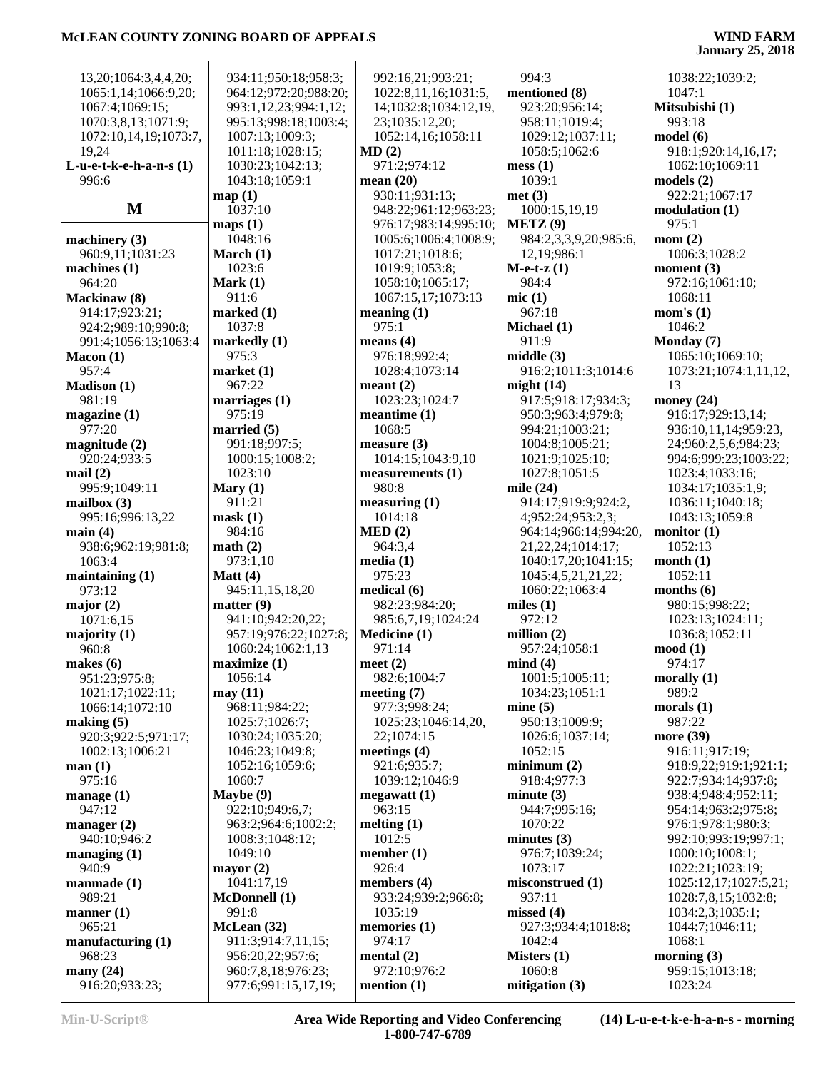13,20;1064:3,4,4,20;
1065:1,14;1066:9,20;
1067:4;1069:15;
1070:3,8,13;1071:9;
1072:10,14,19;1073:7,
19,24

**L-u-e-t-k-e-h-a-n-s (1)**
996:6

## M

**machinery (3)**
960:9,11;1031:23
**machines (1)**
964:20
**Mackinaw (8)**
914:17;923:21;
924:2;989:10;990:8;
991:4;1056:13;1063:4
**Macon (1)**
957:4
**Madison (1)**
981:19
**magazine (1)**
977:20
**magnitude (2)**
920:24;933:5
**mail (2)**
995:9;1049:11
**mailbox (3)**
995:16;996:13,22
**main (4)**
938:6;962:19;981:8;
1063:4
**maintaining (1)**
973:12
**major (2)**
1071:6,15
**majority (1)**
960:8
**makes (6)**
951:23;975:8;
1021:17;1022:11;
1066:14;1072:10
**making (5)**
920:3;922:5;971:17;
1002:13;1006:21
**man (1)**
975:16
**manage (1)**
947:12
**manager (2)**
940:10;946:2
**managing (1)**
940:9
**manmade (1)**
989:21
**manner (1)**
965:21
**manufacturing (1)**
968:23
**many (24)**
916:20;933:23;
934:11;950:18;958:3;
964:12;972:20;988:20;
993:1,12,23;994:1,12;
995:13;998:18;1003:4;
1007:13;1009:3;
1011:18;1028:15;
1030:23;1042:13;
1043:18;1059:1
**map (1)**
1037:10
**maps (1)**
1048:16
**March (1)**
1023:6
**Mark (1)**
911:6
**marked (1)**
1037:8
**markedly (1)**
975:3
**market (1)**
967:22
**marriages (1)**
975:19
**married (5)**
991:18;997:5;
1000:15;1008:2;
1023:10
**Mary (1)**
911:21
**mask (1)**
984:16
**math (2)**
973:1,10
**Matt (4)**
945:11,15,18,20
**matter (9)**
941:10;942:20,22;
957:19;976:22;1027:8;
1060:24;1062:1,13
**maximize (1)**
1056:14
**may (11)**
968:11;984:22;
1025:7;1026:7;
1030:24;1035:20;
1046:23;1049:8;
1052:16;1059:6;
1060:7
**Maybe (9)**
922:10;949:6,7;
963:2;964:6;1002:2;
1008:3;1048:12;
1049:10
**mayor (2)**
1041:17,19
**McDonnell (1)**
991:8
**McLean (32)**
911:3;914:7,11,15;
956:20,22;957:6;
960:7,8,18;976:23;
977:6;991:15,17,19;
992:16,21;993:21;
1022:8,11,16;1031:5,
14;1032:8;1034:12,19,
23;1035:12,20;
1052:14,16;1058:11
**MD (2)**
971:2;974:12
**mean (20)**
930:11;931:13;
948:22;961:12;963:23;
976:17;983:14;995:10;
1005:6;1006:4;1008:9;
1017:21;1018:6;
1019:9;1053:8;
1058:10;1065:17;
1067:15,17;1073:13
**meaning (1)**
975:1
**means (4)**
976:18;992:4;
1028:4;1073:14
**meant (2)**
1023:23;1024:7
**meantime (1)**
1068:5
**measure (3)**
1014:15;1043:9,10
**measurements (1)**
980:8
**measuring (1)**
1014:18
**MED (2)**
964:3,4
**media (1)**
975:23
**medical (6)**
982:23;984:20;
985:6,7,19;1024:24
**Medicine (1)**
971:14
**meet (2)**
982:6;1004:7
**meeting (7)**
977:3;998:24;
1025:23;1046:14,20,
22;1074:15
**meetings (4)**
921:6;935:7;
1039:12;1046:9
**megawatt (1)**
963:15
**melting (1)**
1012:5
**member (1)**
926:4
**members (4)**
933:24;939:2;966:8;
1035:19
**memories (1)**
974:17
**mental (2)**
972:10;976:2
**mention (1)**
994:3
**mentioned (8)**
923:20;956:14;
958:11;1019:4;
1029:12;1037:11;
1058:5;1062:6
**mess (1)**
1039:1
**met (3)**
1000:15,19,19
**METZ (9)**
984:2,3,3,9,20;985:6,
12,19;986:1
**M-e-t-z (1)**
984:4
**mic (1)**
967:18
**Michael (1)**
911:9
**middle (3)**
916:2;1011:3;1014:6
**might (14)**
917:5;918:17;934:3;
950:3;963:4;979:8;
994:21;1003:21;
1004:8;1005:21;
1021:9;1025:10;
1027:8;1051:5
**mile (24)**
914:17;919:9;924:2,
4;952:24;953:2,3;
964:14;966:14;994:20,
21,22,24;1014:17;
1040:17,20;1041:15;
1045:4,5,21,21,22;
1060:22;1063:4
**miles (1)**
972:12
**million (2)**
957:24;1058:1
**mind (4)**
1001:5;1005:11;
1034:23;1051:1
**mine (5)**
950:13;1009:9;
1026:6;1037:14;
1052:15
**minimum (2)**
918:4;977:3
**minute (3)**
944:7;995:16;
1070:22
**minutes (3)**
976:7;1039:24;
1073:17
**misconstrued (1)**
937:11
**missed (4)**
927:3;934:4;1018:8;
1042:4
**Misters (1)**
1060:8
**mitigation (3)**
1038:22;1039:2;
1047:1
**Mitsubishi (1)**
993:18
**model (6)**
918:1;920:14,16,17;
1062:10;1069:11
**models (2)**
922:21;1067:17
**modulation (1)**
975:1
**mom (2)**
1006:3;1028:2
**moment (3)**
972:16;1061:10;
1068:11
**mom's (1)**
1046:2
**Monday (7)**
1065:10;1069:10;
1073:21;1074:1,11,12,
13
**money (24)**
916:17;929:13,14;
936:10,11,14;959:23,
24;960:2,5,6;984:23;
994:6;999:23;1003:22;
1023:4;1033:16;
1034:17;1035:1,9;
1036:11;1040:18;
1043:13;1059:8
**monitor (1)**
1052:13
**month (1)**
1052:11
**months (6)**
980:15;998:22;
1023:13;1024:11;
1036:8;1052:11
**mood (1)**
974:17
**morally (1)**
989:2
**morals (1)**
987:22
**more (39)**
916:11;917:19;
918:9,22;919:1;921:1;
922:7;934:14;937:8;
938:4;948:4;952:11;
954:14;963:2;975:8;
976:1;978:1;980:3;
992:10;993:19;997:1;
1000:10;1008:1;
1022:21;1023:19;
1025:12,17;1027:5,21;
1028:7,8,15;1032:8;
1034:2,3;1035:1;
1044:7;1046:11;
1068:1
**morning (3)**
959:15;1013:18;
1023:24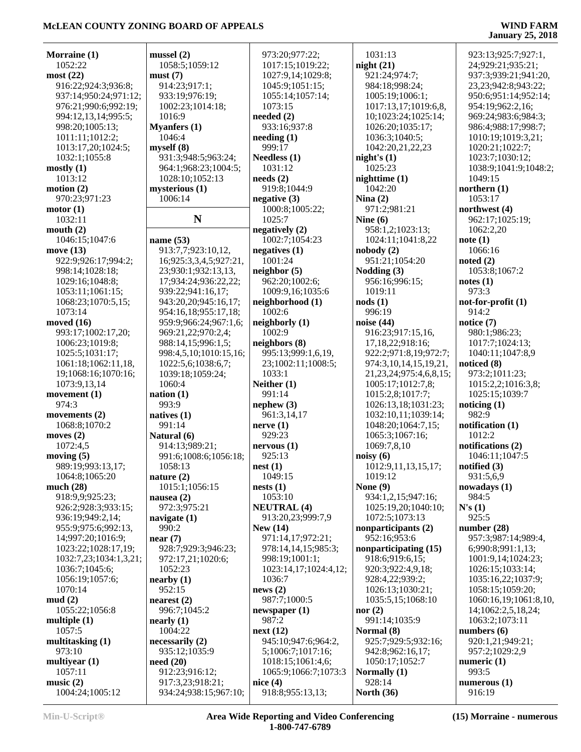**Morraine (1)**
1052:22
**most (22)**
916:22;924:3;936:8;937:14;950:24;971:12;976:21;990:6;992:19;994:12,13,14;995:5;998:20;1005:13;1011:11;1012:2;1013:17,20;1024:5;1032:1;1055:8
**mostly (1)**
1013:12
**motion (2)**
970:23;971:23
**motor (1)**
1032:11
**mouth (2)**
1046:15;1047:6
**move (13)**
922:9;926:17;994:2;998:14;1028:18;1029:16;1048:8;1053:11;1061:15;1068:23;1070:5,15;1073:14
**moved (16)**
993:17;1002:17,20;1006:23;1019:8;1025:5;1031:17;1061:18;1062:11,18,19;1068:16;1070:16;1073:9,13,14
**movement (1)**
974:3
**movements (2)**
1068:8;1070:2
**moves (2)**
1072:4,5
**moving (5)**
989:19;993:13,17;1064:8;1065:20
**much (28)**
918:9,9;925:23;926:2;928:3;933:15;936:19;949:2,14;955:9;975:6;992:13,14;997:20;1016:9;1023:22;1028:17,19;1032:7,23;1034:1,3,21;1036:7;1045:6;1056:19;1057:6;1070:14
**mud (2)**
1055:22;1056:8
**multiple (1)**
1057:5
**multitasking (1)**
973:10
**multiyear (1)**
1057:11
**music (2)**
1004:24;1005:12
**mussel (2)**
1058:5;1059:12
**must (7)**
914:23;917:1;933:19;976:19;1002:23;1014:18;1016:9
**Myanfers (1)**
1046:4
**myself (8)**
931:3;948:5;963:24;964:1;968:23;1004:5;1028:10;1052:13
**mysterious (1)**
1006:14

## N

**name (53)**
913:7,7;923:10,12,16;925:3,3,4,5;927:21,23;930:1;932:13,13,17;934:24;936:22,22;939:22;941:16,17;943:20,20;945:16,17;954:16,18;955:17,18;959:9;966:24;967:1,6;969:21,22;970:2,4;988:14,15;996:1,5;998:4,5,10;1010:15,16;1022:5,6;1038:6,7;1039:18;1059:24;1060:4
**nation (1)**
993:9
**natives (1)**
991:14
**Natural (6)**
914:13;989:21;991:6;1008:6;1056:18;1058:13
**nature (2)**
1015:1;1056:15
**nausea (2)**
972:3;975:21
**navigate (1)**
990:2
**near (7)**
928:7;929:3;946:23;972:17,21;1020:6;1052:23
**nearby (1)**
952:15
**nearest (2)**
996:7;1045:2
**nearly (1)**
1004:22
**necessarily (2)**
935:12;1035:9
**need (20)**
912:23;916:12;917:3,23;918:21;934:24;938:15;967:10;973:20;977:22;1017:15;1019:22;1027:9,14;1029:8;1045:9;1051:15;1055:14;1057:14;1073:15
**needed (2)**
933:16;937:8
**needing (1)**
999:17
**Needless (1)**
1031:12
**needs (2)**
919:8;1044:9
**negative (3)**
1000:8;1005:22;1025:7
**negatively (2)**
1002:7;1054:23
**negatives (1)**
1001:24
**neighbor (5)**
962:20;1002:6;1009:9,16;1035:6
**neighborhood (1)**
1002:6
**neighborly (1)**
1002:9
**neighbors (8)**
995:13;999:1,6,19,23;1002:11;1008:5;1033:1
**Neither (1)**
991:14
**nephew (3)**
961:3,14,17
**nerve (1)**
929:23
**nervous (1)**
925:13
**nest (1)**
1049:15
**nests (1)**
1053:10
**NEUTRAL (4)**
913:20,23;999:7,9
**New (14)**
971:14,17;972:21;978:14,14,15;985:3;998:19;1001:1;1023:14,17;1024:4,12;1036:7
**news (2)**
987:7;1000:5
**newspaper (1)**
987:2
**next (12)**
945:10;947:6;964:2,5;1006:7;1017:16;1018:15;1061:4,6;1065:9;1066:7;1073:3
**nice (4)**
918:8;955:13,13;1031:13
**night (21)**
921:24;974:7;984:18;998:24;1005:19;1006:1;1017:13,17;1019:6,8,10;1023:24;1025:14;1026:20;1035:17;1036:3;1040:5;1042:20,21,22,23
**night's (1)**
1025:23
**nighttime (1)**
1042:20
**Nina (2)**
971:2;981:21
**Nine (6)**
958:1,2;1023:13;1024:11;1041:8,22
**nobody (2)**
951:21;1054:20
**Nodding (3)**
956:16;996:15;1019:11
**nods (1)**
996:19
**noise (44)**
916:23;917:15,16,17,18,22;918:16;922:2;971:8,19;972:7;974:3,10,14,15,19,21,21,23,24;975:4,6,8,15;1005:17;1012:7,8;1015:2,8;1017:7;1026:13,18;1031:23;1032:10,11;1039:14;1048:20;1064:7,15;1065:3;1067:16;1069:7,8,10
**noisy (6)**
1012:9,11,13,15,17;1019:12
**None (9)**
934:1,2,15;947:16;1025:19,20;1040:10;1072:5;1073:13
**nonparticipants (2)**
952:16;953:6
**nonparticipating (15)**
918:6;919:6,15;920:3;922:4,9,18;928:4,22;939:2;1026:13;1030:21;1035:5,15;1068:10
**nor (2)**
991:14;1035:9
**Normal (8)**
925:7;929:5;932:16;942:8;962:16,17;1050:17;1052:7
**Normally (1)**
928:14
**North (36)**
923:13;925:7;927:1,24;929:21;935:21;937:3;939:21;941:20,23,23;942:8;943:22;950:6;951:14;952:14;954:19;962:2,16;969:24;983:6;984:3;986:4;988:17;998:7;1010:19;1019:3,21;1020:21;1022:7;1023:7;1030:12;1038:9;1041:9;1048:2;1049:15
**northern (1)**
1053:17
**northwest (4)**
962:17;1025:19;1062:2,20
**note (1)**
1066:16
**noted (2)**
1053:8;1067:2
**notes (1)**
973:3
**not-for-profit (1)**
914:2
**notice (7)**
980:1;986:23;1017:7;1024:13;1040:11;1047:8,9
**noticed (8)**
973:2;1011:23;1015:2,2;1016:3,8;1025:15;1039:7
**noticing (1)**
982:9
**notification (1)**
1012:2
**notifications (2)**
1046:11;1047:5
**notified (3)**
931:5,6,9
**nowadays (1)**
984:5
**N's (1)**
925:5
**number (28)**
957:3;987:14;989:4,6;990:8;991:1,13;1001:9,14;1024:23;1026:15;1033:14;1035:16,22;1037:9;1058:15;1059:20;1060:16,19;1061:8,10,14;1062:2,5,18,24;1063:2;1073:11
**numbers (6)**
920:1,21;949:21;957:2;1029:2,9
**numeric (1)**
993:5
**numerous (1)**
916:19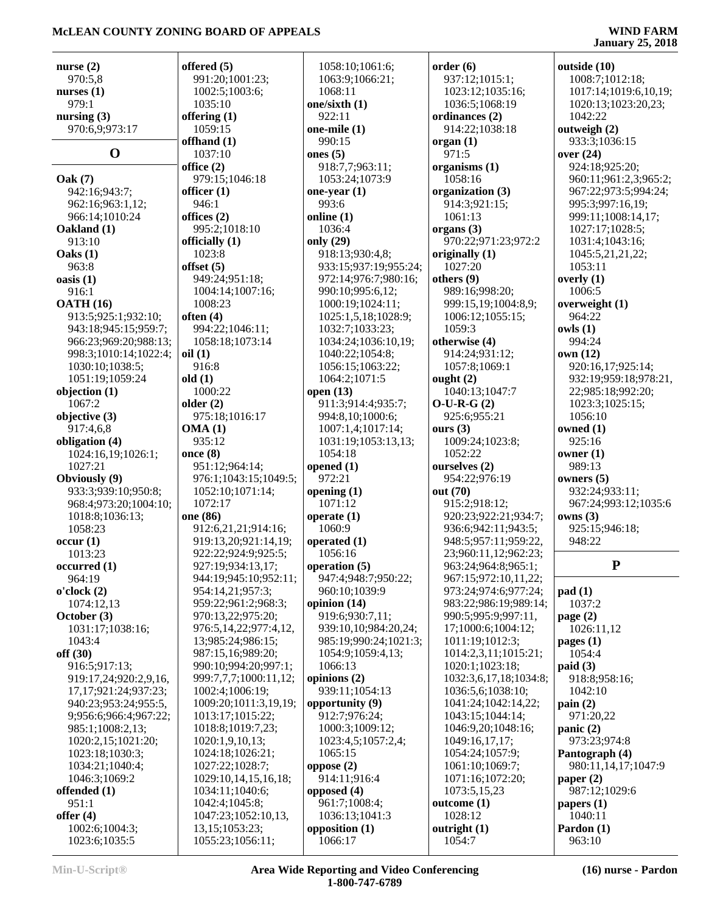**nurse (2)**
970:5,8
**nurses (1)**
979:1
**nursing (3)**
970:6,9;973:17

## O

**Oak (7)**
942:16;943:7;
962:16;963:1,12;
966:14;1010:24
**Oakland (1)**
913:10
**Oaks (1)**
963:8
**oasis (1)**
916:1
**OATH (16)**
913:5;925:1;932:10;
943:18;945:15;959:7;
966:23;969:20;988:13;
998:3;1010:14;1022:4;
1030:10;1038:5;
1051:19;1059:24
**objection (1)**
1067:2
**objective (3)**
917:4,6,8
**obligation (4)**
1024:16,19;1026:1;
1027:21
**Obviously (9)**
933:3;939:10;950:8;
968:4;973:20;1004:10;
1018:8;1036:13;
1058:23
**occur (1)**
1013:23
**occurred (1)**
964:19
**o'clock (2)**
1074:12,13
**October (3)**
1031:17;1038:16;
1043:4
**off (30)**
916:5;917:13;
919:17,24;920:2,9,16,
17,17;921:24;937:23;
940:23;953:24;955:5,
9;956:6;966:4;967:22;
985:1;1008:2,13;
1020:2,15;1021:20;
1023:18;1030:3;
1034:21;1040:4;
1046:3;1069:2
**offended (1)**
951:1
**offer (4)**
1002:6;1004:3;
1023:6;1035:5
**offered (5)**
991:20;1001:23;
1002:5;1003:6;
1035:10
**offering (1)**
1059:15
**offhand (1)**
1037:10
**office (2)**
979:15;1046:18
**officer (1)**
946:1
**offices (2)**
995:2;1018:10
**officially (1)**
1023:8
**offset (5)**
949:24;951:18;
1004:14;1007:16;
1008:23
**often (4)**
994:22;1046:11;
1058:18;1073:14
**oil (1)**
916:8
**old (1)**
1000:22
**older (2)**
975:18;1016:17
**OMA (1)**
935:12
**once (8)**
951:12;964:14;
976:1;1043:15;1049:5;
1052:10;1071:14;
1072:17
**one (86)**
912:6,21,21;914:16;
919:13,20;921:14,19;
922:22;924:9;925:5;
927:19;934:13,17;
944:19;945:10;952:11;
954:14,21;957:3;
959:22;961:2;968:3;
970:13,22;975:20;
976:5,14,22;977:4,12,
13;985:24;986:15;
987:15,16;989:20;
990:10;994:20;997:1;
999:7,7,7;1000:11,12;
1002:4;1006:19;
1009:20;1011:3,19,19;
1013:17;1015:22;
1018:8;1019:7,23;
1020:1,9,10,13;
1024:18;1026:21;
1027:22;1028:7;
1029:10,14,15,16,18;
1034:11;1040:6;
1042:4;1045:8;
1047:23;1052:10,13,
13,15;1053:23;
1055:23;1056:11;
1058:10;1061:6;
1063:9;1066:21;
1068:11
**one/sixth (1)**
922:11
**one-mile (1)**
990:15
**ones (5)**
918:7,7;963:11;
1053:24;1073:9
**one-year (1)**
993:6
**online (1)**
1036:4
**only (29)**
918:13;930:4,8;
933:15;937:19;955:24;
972:14;976:7;980:16;
990:10;995:6,12;
1000:19;1024:11;
1025:1,5,18;1028:9;
1032:7;1033:23;
1034:24;1036:10,19;
1040:22;1054:8;
1056:15;1063:22;
1064:2;1071:5
**open (13)**
911:3;914:4;935:7;
994:8,10;1000:6;
1007:1,4;1017:14;
1031:19;1053:13,13;
1054:18
**opened (1)**
972:21
**opening (1)**
1071:12
**operate (1)**
1060:9
**operated (1)**
1056:16
**operation (5)**
947:4;948:7;950:22;
960:10;1039:9
**opinion (14)**
919:6;930:7,11;
939:10,10;984:20,24;
985:19;990:24;1021:3;
1054:9;1059:4,13;
1066:13
**opinions (2)**
939:11;1054:13
**opportunity (9)**
912:7;976:24;
1000:3;1009:12;
1023:4,5;1057:2,4;
1065:15
**oppose (2)**
914:11;916:4
**opposed (4)**
961:7;1008:4;
1036:13;1041:3
**opposition (1)**
1066:17
**order (6)**
937:12;1015:1;
1023:12;1035:16;
1036:5;1068:19
**ordinances (2)**
914:22;1038:18
**organ (1)**
971:5
**organisms (1)**
1058:16
**organization (3)**
914:3;921:15;
1061:13
**organs (3)**
970:22;971:23;972:2
**originally (1)**
1027:20
**others (9)**
989:16;998:20;
999:15,19;1004:8,9;
1006:12;1055:15;
1059:3
**otherwise (4)**
914:24;931:12;
1057:8;1069:1
**ought (2)**
1040:13;1047:7
**O-U-R-G (2)**
925:6;955:21
**ours (3)**
1009:24;1023:8;
1052:22
**ourselves (2)**
954:22;976:19
**out (70)**
915:2;918:12;
920:23;922:21;934:7;
936:6;942:11;943:5;
948:5;957:11;959:22,
23;960:11,12;962:23;
963:24;964:8;965:1;
967:15;972:10,11,22;
973:24;974:6;977:24;
983:22;986:19;989:14;
990:5;995:9;997:11,
17;1000:6;1004:12;
1011:19;1012:3;
1014:2,3,11;1015:21;
1020:1;1023:18;
1032:3,6,17,18;1034:8;
1036:5,6;1038:10;
1041:24;1042:14,22;
1043:15;1044:14;
1046:9,20;1048:16;
1049:16,17,17;
1054:24;1057:9;
1061:10;1069:7;
1071:16;1072:20;
1073:5,15,23
**outcome (1)**
1028:12
**outright (1)**
1054:7
**outside (10)**
1008:7;1012:18;
1017:14;1019:6,10,19;
1020:13;1023:20,23;
1042:22
**outweigh (2)**
933:3;1036:15
**over (24)**
924:18;925:20;
960:11;961:2,3;965:2;
967:22;973:5;994:24;
995:3;997:16,19;
999:11;1008:14,17;
1027:17;1028:5;
1031:4;1043:16;
1045:5,21,21,22;
1053:11
**overly (1)**
1006:5
**overweight (1)**
964:22
**owls (1)**
994:24
**own (12)**
920:16,17;925:14;
932:19;959:18;978:21,
22;985:18;992:20;
1023:3;1025:15;
1056:10
**owned (1)**
925:16
**owner (1)**
989:13
**owners (5)**
932:24;933:11;
967:24;993:12;1035:6
**owns (3)**
925:15;946:18;
948:22

## P

**pad (1)**
1037:2
**page (2)**
1026:11,12
**pages (1)**
1054:4
**paid (3)**
918:8;958:16;
1042:10
**pain (2)**
971:20,22
**panic (2)**
973:23;974:8
**Pantograph (4)**
980:11,14,17;1047:9
**paper (2)**
987:12;1029:6
**papers (1)**
1040:11
**Pardon (1)**
963:10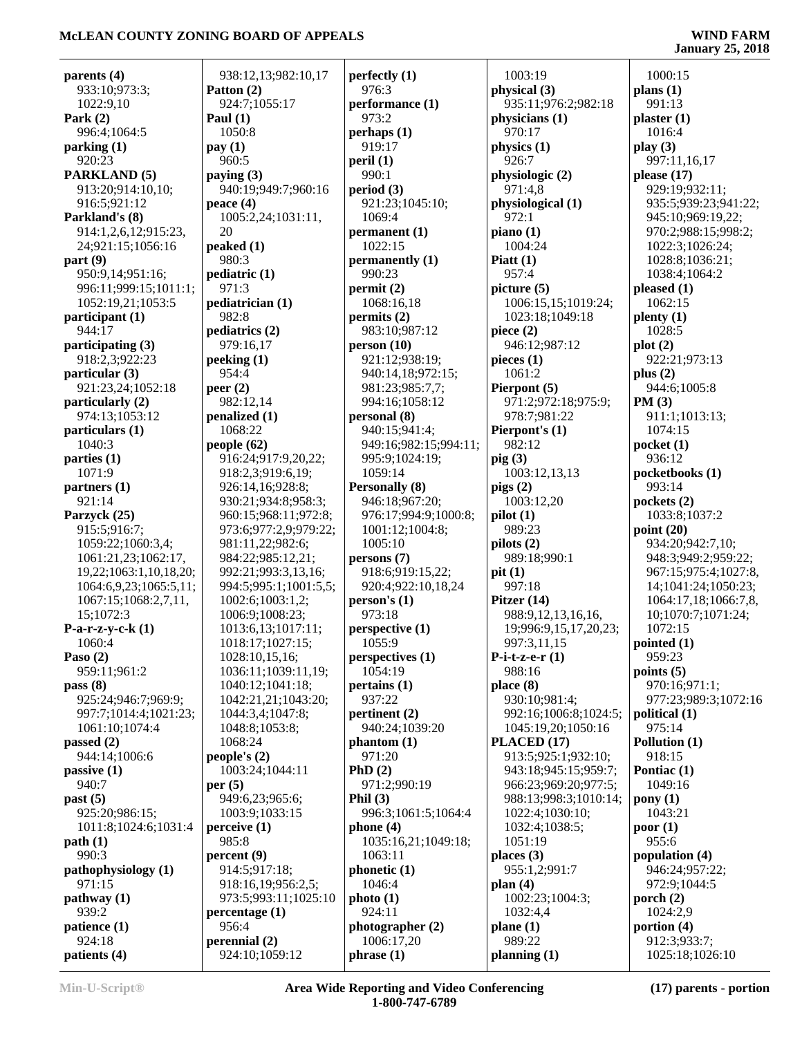**parents (4)**
933:10;973:3;
1022:9,10
**Park (2)**
996:4;1064:5
**parking (1)**
920:23
**PARKLAND (5)**
913:20;914:10,10;
916:5;921:12
**Parkland's (8)**
914:1,2,6,12;915:23,
24;921:15;1056:16
**part (9)**
950:9,14;951:16;
996:11;999:15;1011:1;
1052:19,21;1053:5
**participant (1)**
944:17
**participating (3)**
918:2,3;922:23
**particular (3)**
921:23,24;1052:18
**particularly (2)**
974:13;1053:12
**particulars (1)**
1040:3
**parties (1)**
1071:9
**partners (1)**
921:14
**Parzyck (25)**
915:5;916:7;
1059:22;1060:3,4;
1061:21,23;1062:17,
19,22;1063:1,10,18,20;
1064:6,9,23;1065:5,11;
1067:15;1068:2,7,11,
15;1072:3
**P-a-r-z-y-c-k (1)**
1060:4
**Paso (2)**
959:11;961:2
**pass (8)**
925:24;946:7;969:9;
997:7;1014:4;1021:23;
1061:10;1074:4
**passed (2)**
944:14;1006:6
**passive (1)**
940:7
**past (5)**
925:20;986:15;
1011:8;1024:6;1031:4
**path (1)**
990:3
**pathophysiology (1)**
971:15
**pathway (1)**
939:2
**patience (1)**
924:18
**patients (4)**
938:12,13;982:10,17
**Patton (2)**
924:7;1055:17
**Paul (1)**
1050:8
**pay (1)**
960:5
**paying (3)**
940:19;949:7;960:16
**peace (4)**
1005:2,24;1031:11,
20
**peaked (1)**
980:3
**pediatric (1)**
971:3
**pediatrician (1)**
982:8
**pediatrics (2)**
979:16,17
**peeking (1)**
954:4
**peer (2)**
982:12,14
**penalized (1)**
1068:22
**people (62)**
916:24;917:9,20,22;
918:2,3;919:6,19;
926:14,16;928:8;
930:21;934:8;958:3;
960:15;968:11;972:8;
973:6;977:2,9;979:22;
981:11,22;982:6;
984:22;985:12,21;
992:21;993:3,13,16;
994:5;995:1;1001:5,5;
1002:6;1003:1,2;
1006:9;1008:23;
1013:6,13;1017:11;
1018:17;1027:15;
1028:10,15,16;
1036:11;1039:11,19;
1040:12;1041:18;
1042:21,21;1043:20;
1044:3,4;1047:8;
1048:8;1053:8;
1068:24
**people's (2)**
1003:24;1044:11
**per (5)**
949:6,23;965:6;
1003:9;1033:15
**perceive (1)**
985:8
**percent (9)**
914:5;917:18;
918:16,19;956:2,5;
973:5;993:11;1025:10
**percentage (1)**
956:4
**perennial (2)**
924:10;1059:12
**perfectly (1)**
976:3
**performance (1)**
973:2
**perhaps (1)**
919:17
**peril (1)**
990:1
**period (3)**
921:23;1045:10;
1069:4
**permanent (1)**
1022:15
**permanently (1)**
990:23
**permit (2)**
1068:16,18
**permits (2)**
983:10;987:12
**person (10)**
921:12;938:19;
940:14,18;972:15;
981:23;985:7,7;
994:16;1058:12
**personal (8)**
940:15;941:4;
949:16;982:15;994:11;
995:9;1024:19;
1059:14
**Personally (8)**
946:18;967:20;
976:17;994:9;1000:8;
1001:12;1004:8;
1005:10
**persons (7)**
918:6;919:15,22;
920:4;922:10,18,24
**person's (1)**
973:18
**perspective (1)**
1055:9
**perspectives (1)**
1054:19
**pertains (1)**
937:22
**pertinent (2)**
940:24;1039:20
**phantom (1)**
971:20
**PhD (2)**
971:2;990:19
**Phil (3)**
996:3;1061:5;1064:4
**phone (4)**
1035:16,21;1049:18;
1063:11
**phonetic (1)**
1046:4
**photo (1)**
924:11
**photographer (2)**
1006:17,20
**phrase (1)**
1003:19
**physical (3)**
935:11;976:2;982:18
**physicians (1)**
970:17
**physics (1)**
926:7
**physiologic (2)**
971:4,8
**physiological (1)**
972:1
**piano (1)**
1004:24
**Piatt (1)**
957:4
**picture (5)**
1006:15,15;1019:24;
1023:18;1049:18
**piece (2)**
946:12;987:12
**pieces (1)**
1061:2
**Pierpont (5)**
971:2;972:18;975:9;
978:7;981:22
**Pierpont's (1)**
982:12
**pig (3)**
1003:12,13,13
**pigs (2)**
1003:12,20
**pilot (1)**
989:23
**pilots (2)**
989:18;990:1
**pit (1)**
997:18
**Pitzer (14)**
988:9,12,13,16,16,
19;996:9,15,17,20,23;
997:3,11,15
**P-i-t-z-e-r (1)**
988:16
**place (8)**
930:10;981:4;
992:16;1006:8;1024:5;
1045:19,20;1050:16
**PLACED (17)**
913:5;925:1;932:10;
943:18;945:15;959:7;
966:23;969:20;977:5;
988:13;998:3;1010:14;
1022:4;1030:10;
1032:4;1038:5;
1051:19
**places (3)**
955:1,2;991:7
**plan (4)**
1002:23;1004:3;
1032:4,4
**plane (1)**
989:22
**planning (1)**
1000:15
**plans (1)**
991:13
**plaster (1)**
1016:4
**play (3)**
997:11,16,17
**please (17)**
929:19;932:11;
935:5;939:23;941:22;
945:10;969:19,22;
970:2;988:15;998:2;
1022:3;1026:24;
1028:8;1036:21;
1038:4;1064:2
**pleased (1)**
1062:15
**plenty (1)**
1028:5
**plot (2)**
922:21;973:13
**plus (2)**
944:6;1005:8
**PM (3)**
911:1;1013:13;
1074:15
**pocket (1)**
936:12
**pocketbooks (1)**
993:14
**pockets (2)**
1033:8;1037:2
**point (20)**
934:20;942:7,10;
948:3;949:2;959:22;
967:15;975:4;1027:8,
14;1041:24;1050:23;
1064:17,18;1066:7,8,
10;1070:7;1071:24;
1072:15
**pointed (1)**
959:23
**points (5)**
970:16;971:1;
977:23;989:3;1072:16
**political (1)**
975:14
**Pollution (1)**
918:15
**Pontiac (1)**
1049:16
**pony (1)**
1043:21
**poor (1)**
955:6
**population (4)**
946:24;957:22;
972:9;1044:5
**porch (2)**
1024:2,9
**portion (4)**
912:3;933:7;
1025:18;1026:10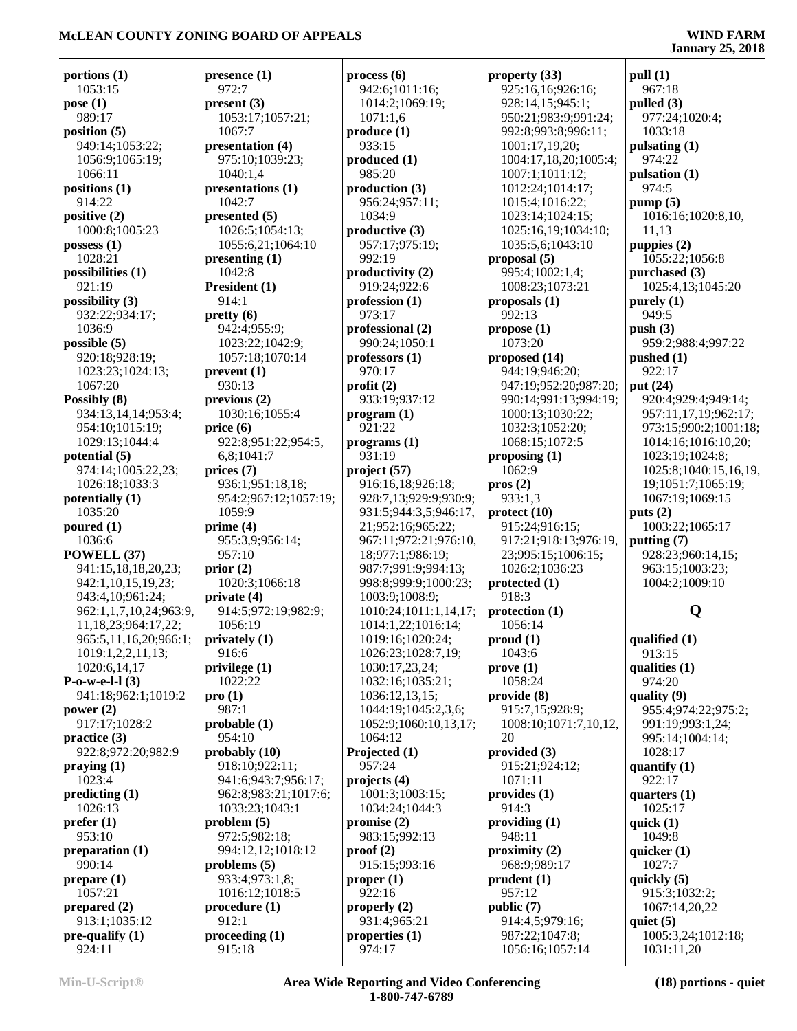**portions (1)**
1053:15
**pose (1)**
989:17
**position (5)**
949:14;1053:22;
1056:9;1065:19;
1066:11
**positions (1)**
914:22
**positive (2)**
1000:8;1005:23
**possess (1)**
1028:21
**possibilities (1)**
921:19
**possibility (3)**
932:22;934:17;
1036:9
**possible (5)**
920:18;928:19;
1023:23;1024:13;
1067:20
**Possibly (8)**
934:13,14,14;953:4;
954:10;1015:19;
1029:13;1044:4
**potential (5)**
974:14;1005:22,23;
1026:18;1033:3
**potentially (1)**
1035:20
**poured (1)**
1036:6
**POWELL (37)**
941:15,18,18,20,23;
942:1,10,15,19,23;
943:4,10;961:24;
962:1,1,7,10,24;963:9,
11,18,23;964:17,22;
965:5,11,16,20;966:1;
1019:1,2,2,11,13;
1020:6,14,17
**P-o-w-e-l-l (3)**
941:18;962:1;1019:2
**power (2)**
917:17;1028:2
**practice (3)**
922:8;972:20;982:9
**praying (1)**
1023:4
**predicting (1)**
1026:13
**prefer (1)**
953:10
**preparation (1)**
990:14
**prepare (1)**
1057:21
**prepared (2)**
913:1;1035:12
**pre-qualify (1)**
924:11
**presence (1)**
972:7
**present (3)**
1053:17;1057:21;
1067:7
**presentation (4)**
975:10;1039:23;
1040:1,4
**presentations (1)**
1042:7
**presented (5)**
1026:5;1054:13;
1055:6,21;1064:10
**presenting (1)**
1042:8
**President (1)**
914:1
**pretty (6)**
942:4;955:9;
1023:22;1042:9;
1057:18;1070:14
**prevent (1)**
930:13
**previous (2)**
1030:16;1055:4
**price (6)**
922:8;951:22;954:5,
6,8;1041:7
**prices (7)**
936:1;951:18,18;
954:2;967:12;1057:19;
1059:9
**prime (4)**
955:3,9;956:14;
957:10
**prior (2)**
1020:3;1066:18
**private (4)**
914:5;972:19;982:9;
1056:19
**privately (1)**
916:6
**privilege (1)**
1022:22
**pro (1)**
987:1
**probable (1)**
954:10
**probably (10)**
918:10;922:11;
941:6;943:7;956:17;
962:8;983:21;1017:6;
1033:23;1043:1
**problem (5)**
972:5;982:18;
994:12,12;1018:12
**problems (5)**
933:4;973:1,8;
1016:12;1018:5
**procedure (1)**
912:1
**proceeding (1)**
915:18
**process (6)**
942:6;1011:16;
1014:2;1069:19;
1071:1,6
**produce (1)**
933:15
**produced (1)**
985:20
**production (3)**
956:24;957:11;
1034:9
**productive (3)**
957:17;975:19;
992:19
**productivity (2)**
919:24;922:6
**profession (1)**
973:17
**professional (2)**
990:24;1050:1
**professors (1)**
970:17
**profit (2)**
933:19;937:12
**program (1)**
921:22
**programs (1)**
931:19
**project (57)**
916:16,18;926:18;
928:7,13;929:9;930:9;
931:5;944:3,5;946:17,
21;952:16;965:22;
967:11;972:21;976:10,
18;977:1;986:19;
987:7;991:9;994:13;
998:8;999:9;1000:23;
1003:9;1008:9;
1010:24;1011:1,14,17;
1014:1,22;1016:14;
1019:16;1020:24;
1026:23;1028:7,19;
1030:17,23,24;
1032:16;1035:21;
1036:12,13,15;
1044:19;1045:2,3,6;
1052:9;1060:10,13,17;
1064:12
**Projected (1)**
957:24
**projects (4)**
1001:3;1003:15;
1034:24;1044:3
**promise (2)**
983:15;992:13
**proof (2)**
915:15;993:16
**proper (1)**
922:16
**properly (2)**
931:4;965:21
**properties (1)**
974:17
**property (33)**
925:16,16;926:16;
928:14,15;945:1;
950:21;983:9;991:24;
992:8;993:8;996:11;
1001:17,19,20;
1004:17,18,20;1005:4;
1007:1;1011:12;
1012:24;1014:17;
1015:4;1016:22;
1023:14;1024:15;
1025:16,19;1034:10;
1035:5,6;1043:10
**proposal (5)**
995:4;1002:1,4;
1008:23;1073:21
**proposals (1)**
992:13
**propose (1)**
1073:20
**proposed (14)**
944:19;946:20;
947:19;952:20;987:20;
990:14;991:13;994:19;
1000:13;1030:22;
1032:3;1052:20;
1068:15;1072:5
**proposing (1)**
1062:9
**pros (2)**
933:1,3
**protect (10)**
915:24;916:15;
917:21;918:13;976:19,
23;995:15;1006:15;
1026:2;1036:23
**protected (1)**
918:3
**protection (1)**
1056:14
**proud (1)**
1043:6
**prove (1)**
1058:24
**provide (8)**
915:7,15;928:9;
1008:10;1071:7,10,12,
20
**provided (3)**
915:21;924:12;
1071:11
**provides (1)**
914:3
**providing (1)**
948:11
**proximity (2)**
968:9;989:17
**prudent (1)**
957:12
**public (7)**
914:4,5;979:16;
987:22;1047:8;
1056:16;1057:14
**pull (1)**
967:18
**pulled (3)**
977:24;1020:4;
1033:18
**pulsating (1)**
974:22
**pulsation (1)**
974:5
**pump (5)**
1016:16;1020:8,10,
11,13
**puppies (2)**
1055:22;1056:8
**purchased (3)**
1025:4,13;1045:20
**purely (1)**
949:5
**push (3)**
959:2;988:4;997:22
**pushed (1)**
922:17
**put (24)**
920:4;929:4;949:14;
957:11,17,19;962:17;
973:15;990:2;1001:18;
1014:16;1016:10,20;
1023:19;1024:8;
1025:8;1040:15,16,19,
19;1051:7;1065:19;
1067:19;1069:15
**puts (2)**
1003:22;1065:17
**putting (7)**
928:23;960:14,15;
963:15;1003:23;
1004:2;1009:10

## Q

**qualified (1)**
913:15
**qualities (1)**
974:20
**quality (9)**
955:4;974:22;975:2;
991:19;993:1,24;
995:14;1004:14;
1028:17
**quantify (1)**
922:17
**quarters (1)**
1025:17
**quick (1)**
1049:8
**quicker (1)**
1027:7
**quickly (5)**
915:3;1032:2;
1067:14,20,22
**quiet (5)**
1005:3,24;1012:18;
1031:11,20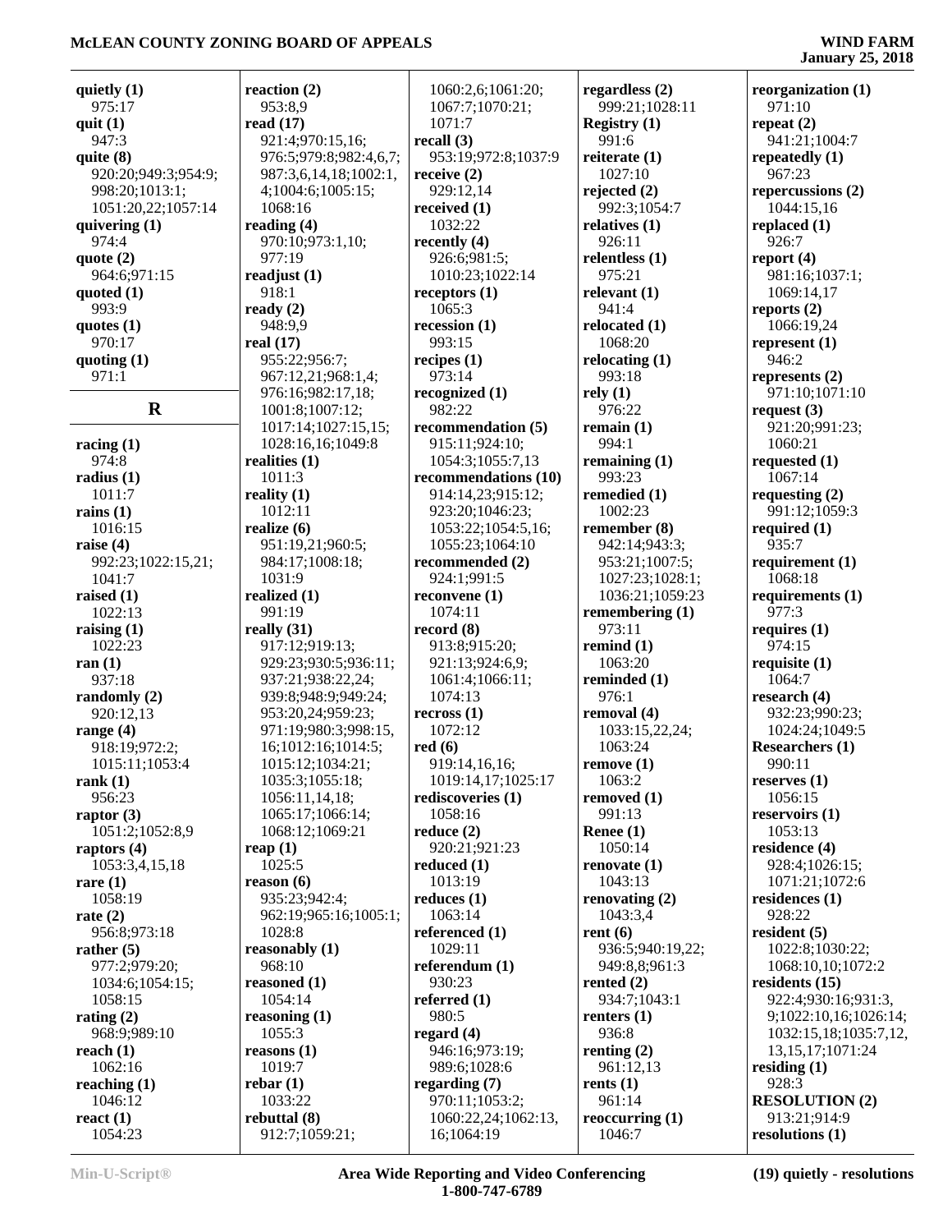**quietly (1)**
975:17
**quit (1)**
947:3
**quite (8)**
920:20;949:3;954:9;
998:20;1013:1;
1051:20,22;1057:14
**quivering (1)**
974:4
**quote (2)**
964:6;971:15
**quoted (1)**
993:9
**quotes (1)**
970:17
**quoting (1)**
971:1

## R

**racing (1)**
974:8
**radius (1)**
1011:7
**rains (1)**
1016:15
**raise (4)**
992:23;1022:15,21;
1041:7
**raised (1)**
1022:13
**raising (1)**
1022:23
**ran (1)**
937:18
**randomly (2)**
920:12,13
**range (4)**
918:19;972:2;
1015:11;1053:4
**rank (1)**
956:23
**raptor (3)**
1051:2;1052:8,9
**raptors (4)**
1053:3,4,15,18
**rare (1)**
1058:19
**rate (2)**
956:8;973:18
**rather (5)**
977:2;979:20;
1034:6;1054:15;
1058:15
**rating (2)**
968:9;989:10
**reach (1)**
1062:16
**reaching (1)**
1046:12
**react (1)**
1054:23
**reaction (2)**
953:8,9
**read (17)**
921:4;970:15,16;
976:5;979:8;982:4,6,7;
987:3,6,14,18;1002:1,
4;1004:6;1005:15;
1068:16
**reading (4)**
970:10;973:1,10;
977:19
**readjust (1)**
918:1
**ready (2)**
948:9,9
**real (17)**
955:22;956:7;
967:12,21;968:1,4;
976:16;982:17,18;
1001:8;1007:12;
1017:14;1027:15,15;
1028:16,16;1049:8
**realities (1)**
1011:3
**reality (1)**
1012:11
**realize (6)**
951:19,21;960:5;
984:17;1008:18;
1031:9
**realized (1)**
991:19
**really (31)**
917:12;919:13;
929:23;930:5;936:11;
937:21;938:22,24;
939:8;948:9;949:24;
953:20,24;959:23;
971:19;980:3;998:15,
16;1012:16;1014:5;
1015:12;1034:21;
1035:3;1055:18;
1056:11,14,18;
1065:17;1066:14;
1068:12;1069:21
**reap (1)**
1025:5
**reason (6)**
935:23;942:4;
962:19;965:16;1005:1;
1028:8
**reasonably (1)**
968:10
**reasoned (1)**
1054:14
**reasoning (1)**
1055:3
**reasons (1)**
1019:7
**rebar (1)**
1033:22
**rebuttal (8)**
912:7;1059:21;
1060:2,6;1061:20;
1067:7;1070:21;
1071:7
**recall (3)**
953:19;972:8;1037:9
**receive (2)**
929:12,14
**received (1)**
1032:22
**recently (4)**
926:6;981:5;
1010:23;1022:14
**receptors (1)**
1065:3
**recession (1)**
993:15
**recipes (1)**
973:14
**recognized (1)**
982:22
**recommendation (5)**
915:11;924:10;
1054:3;1055:7,13
**recommendations (10)**
914:14,23;915:12;
923:20;1046:23;
1053:22;1054:5,16;
1055:23;1064:10
**recommended (2)**
924:1;991:5
**reconvene (1)**
1074:11
**record (8)**
913:8;915:20;
921:13;924:6,9;
1061:4;1066:11;
1074:13
**recross (1)**
1072:12
**red (6)**
919:14,16,16;
1019:14,17;1025:17
**rediscoveries (1)**
1058:16
**reduce (2)**
920:21;921:23
**reduced (1)**
1013:19
**reduces (1)**
1063:14
**referenced (1)**
1029:11
**referendum (1)**
930:23
**referred (1)**
980:5
**regard (4)**
946:16;973:19;
989:6;1028:6
**regarding (7)**
970:11;1053:2;
1060:22,24;1062:13,
16;1064:19
**regardless (2)**
999:21;1028:11
**Registry (1)**
991:6
**reiterate (1)**
1027:10
**rejected (2)**
992:3;1054:7
**relatives (1)**
926:11
**relentless (1)**
975:21
**relevant (1)**
941:4
**relocated (1)**
1068:20
**relocating (1)**
993:18
**rely (1)**
976:22
**remain (1)**
994:1
**remaining (1)**
993:23
**remedied (1)**
1002:23
**remember (8)**
942:14;943:3;
953:21;1007:5;
1027:23;1028:1;
1036:21;1059:23
**remembering (1)**
973:11
**remind (1)**
1063:20
**reminded (1)**
976:1
**removal (4)**
1033:15,22,24;
1063:24
**remove (1)**
1063:2
**removed (1)**
991:13
**Renee (1)**
1050:14
**renovate (1)**
1043:13
**renovating (2)**
1043:3,4
**rent (6)**
936:5;940:19,22;
949:8,8;961:3
**rented (2)**
934:7;1043:1
**renters (1)**
936:8
**renting (2)**
961:12,13
**rents (1)**
961:14
**reoccurring (1)**
1046:7
**reorganization (1)**
971:10
**repeat (2)**
941:21;1004:7
**repeatedly (1)**
967:23
**repercussions (2)**
1044:15,16
**replaced (1)**
926:7
**report (4)**
981:16;1037:1;
1069:14,17
**reports (2)**
1066:19,24
**represent (1)**
946:2
**represents (2)**
971:10;1071:10
**request (3)**
921:20;991:23;
1060:21
**requested (1)**
1067:14
**requesting (2)**
991:12;1059:3
**required (1)**
935:7
**requirement (1)**
1068:18
**requirements (1)**
977:3
**requires (1)**
974:15
**requisite (1)**
1064:7
**research (4)**
932:23;990:23;
1024:24;1049:5
**Researchers (1)**
990:11
**reserves (1)**
1056:15
**reservoirs (1)**
1053:13
**residence (4)**
928:4;1026:15;
1071:21;1072:6
**residences (1)**
928:22
**resident (5)**
1022:8;1030:22;
1068:10,10;1072:2
**residents (15)**
922:4;930:16;931:3,
9;1022:10,16,16;1026:14;
1032:15,18;1035:7,12,
13,15,17;1071:24
**residing (1)**
928:3
**RESOLUTION (2)**
913:21;914:9
**resolutions (1)**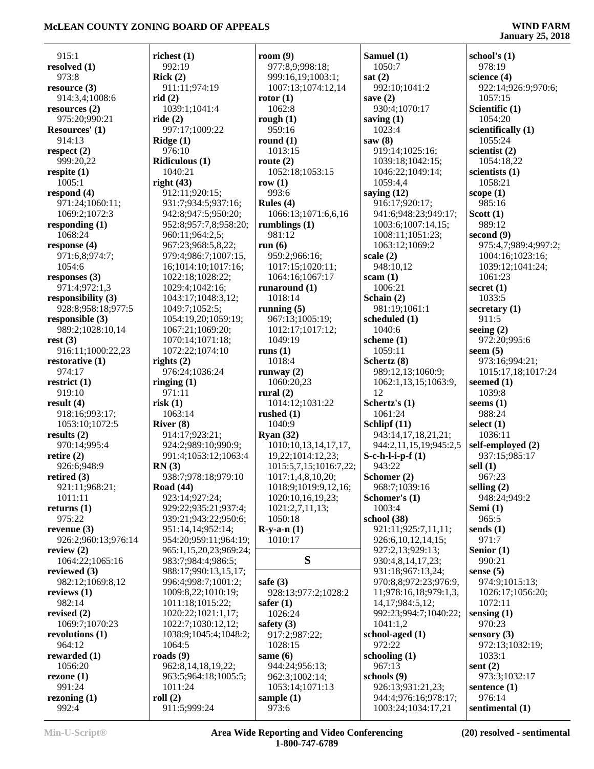915:1
**resolved (1)**
973:8
**resource (3)**
914:3,4;1008:6
**resources (2)**
975:20;990:21
**Resources' (1)**
914:13
**respect (2)**
999:20,22
**respite (1)**
1005:1
**respond (4)**
971:24;1060:11;
1069:2;1072:3
**responding (1)**
1068:24
**response (4)**
971:6,8;974:7;
1054:6
**responses (3)**
971:4;972:1,3
**responsibility (3)**
928:8;958:18;977:5
**responsible (3)**
989:2;1028:10,14
**rest (3)**
916:11;1000:22,23
**restorative (1)**
974:17
**restrict (1)**
919:10
**result (4)**
918:16;993:17;
1053:10;1072:5
**results (2)**
970:14;995:4
**retire (2)**
926:6;948:9
**retired (3)**
921:11;968:21;
1011:11
**returns (1)**
975:22
**revenue (3)**
926:2;960:13;976:14
**review (2)**
1064:22;1065:16
**reviewed (3)**
982:12;1069:8,12
**reviews (1)**
982:14
**revised (2)**
1069:7;1070:23
**revolutions (1)**
964:12
**rewarded (1)**
1056:20
**rezone (1)**
991:24
**rezoning (1)**
992:4

**richest (1)**
992:19
**Rick (2)**
911:11;974:19
**rid (2)**
1039:1;1041:4
**ride (2)**
997:17;1009:22
**Ridge (1)**
976:10
**Ridiculous (1)**
1040:21
**right (43)**
912:11;920:15;
931:7;934:5;937:16;
942:8;947:5;950:20;
952:8;957:7,8;958:20;
960:11;964:2,5;
967:23;968:5,8,22;
979:4;986:7;1007:15,
16;1014:10;1017:16;
1022:18;1028:22;
1029:4;1042:16;
1043:17;1048:3,12;
1049:7;1052:5;
1054:19,20;1059:19;
1067:21;1069:20;
1070:14;1071:18;
1072:22;1074:10
**rights (2)**
976:24;1036:24
**ringing (1)**
971:11
**risk (1)**
1063:14
**River (8)**
914:17;923:21;
924:2;989:10;990:9;
991:4;1053:12;1063:4
**RN (3)**
938:7;978:18;979:10
**Road (44)**
923:14;927:24;
929:22;935:21;937:4;
939:21;943:22;950:6;
951:14,14;952:14;
954:20;959:11;964:19;
965:1,15,20,23;969:24;
983:7;984:4;986:5;
988:17;990:13,15,17;
996:4;998:7;1001:2;
1009:8,22;1010:19;
1011:18;1015:22;
1020:22;1021:1,17;
1022:7;1030:12,12;
1038:9;1045:4;1048:2;
1064:5
**roads (9)**
962:8,14,18,19,22;
963:5;964:18;1005:5;
1011:24
**roll (2)**
911:5;999:24

**room (9)**
977:8,9;998:18;
999:16,19;1003:1;
1007:13;1074:12,14
**rotor (1)**
1062:8
**rough (1)**
959:16
**round (1)**
1013:15
**route (2)**
1052:18;1053:15
**row (1)**
993:6
**Rules (4)**
1066:13;1071:6,6,16
**rumblings (1)**
981:12
**run (6)**
959:2;966:16;
1017:15;1020:11;
1064:16;1067:17
**runaround (1)**
1018:14
**running (5)**
967:13;1005:19;
1012:17;1017:12;
1049:19
**runs (1)**
1018:4
**runway (2)**
1060:20,23
**rural (2)**
1014:12;1031:22
**rushed (1)**
1040:9
**Ryan (32)**
1010:10,13,14,17,17,
19,22;1014:12,23;
1015:5,7,15;1016:7,22;
1017:1,4,8,10,20;
1018:9;1019:9,12,16;
1020:10,16,19,23;
1021:2,7,11,13;
1050:18
**R-y-a-n (1)**
1010:17

## S

**safe (3)**
928:13;977:2;1028:2
**safer (1)**
1026:24
**safety (3)**
917:2;987:22;
1028:15
**same (6)**
944:24;956:13;
962:3;1002:14;
1053:14;1071:13
**sample (1)**
973:6

**Samuel (1)**
1050:7
**sat (2)**
992:10;1041:2
**save (2)**
930:4;1070:17
**saving (1)**
1023:4
**saw (8)**
919:14;1025:16;
1039:18;1042:15;
1046:22;1049:14;
1059:4,4
**saying (12)**
916:17;920:17;
941:6;948:23;949:17;
1003:6;1007:14,15;
1008:11;1051:23;
1063:12;1069:2
**scale (2)**
948:10,12
**scam (1)**
1006:21
**Schain (2)**
981:19;1061:1
**scheduled (1)**
1040:6
**scheme (1)**
1059:11
**Schertz (8)**
989:12,13;1060:9;
1062:1,13,15;1063:9,
12
**Schertz's (1)**
1061:24
**Schlipf (11)**
943:14,17,18,21,21;
944:2,11,15,19;945:2,5
**S-c-h-l-i-p-f (1)**
943:22
**Schomer (2)**
968:7;1039:16
**Schomer's (1)**
1003:4
**school (38)**
921:11;925:7,11,11;
926:6,10,12,14,15;
927:2,13;929:13;
930:4,8,14,17,23;
931:18;967:13,24;
970:8,8;972:23;976:9,
11;978:16,18;979:1,3,
14,17;984:5,12;
992:23;994:7;1040:22;
1041:1,2
**school-aged (1)**
972:22
**schooling (1)**
967:13
**schools (9)**
926:13;931:21,23;
944:4;976:16;978:17;
1003:24;1034:17,21

**school's (1)**
978:19
**science (4)**
922:14;926:9;970:6;
1057:15
**Scientific (1)**
1054:20
**scientifically (1)**
1055:24
**scientist (2)**
1054:18,22
**scientists (1)**
1058:21
**scope (1)**
985:16
**Scott (1)**
989:12
**second (9)**
975:4,7;989:4;997:2;
1004:16;1023:16;
1039:12;1041:24;
1061:23
**secret (1)**
1033:5
**secretary (1)**
911:5
**seeing (2)**
972:20;995:6
**seem (5)**
973:16;994:21;
1015:17,18;1017:24
**seemed (1)**
1039:8
**seems (1)**
988:24
**select (1)**
1036:11
**self-employed (2)**
937:15;985:17
**sell (1)**
967:23
**selling (2)**
948:24;949:2
**Semi (1)**
965:5
**sends (1)**
971:7
**Senior (1)**
990:21
**sense (5)**
974:9;1015:13;
1026:17;1056:20;
1072:11
**sensing (1)**
970:23
**sensory (3)**
972:13;1032:19;
1033:1
**sent (2)**
973:3;1032:17
**sentence (1)**
976:14
**sentimental (1)**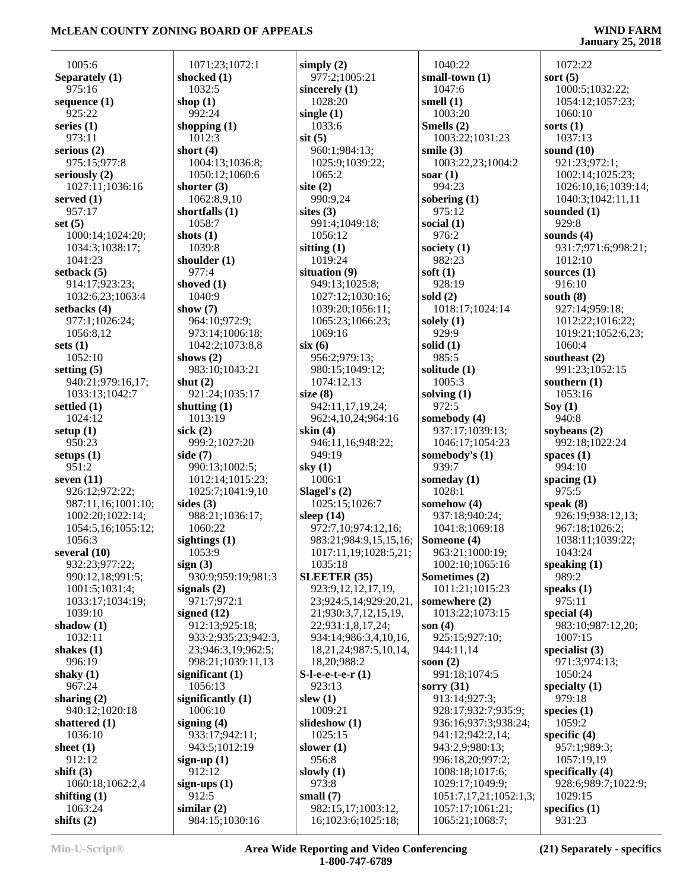1005:6
**Separately (1)**
975:16
**sequence (1)**
925:22
**series (1)**
973:11
**serious (2)**
975:15;977:8
**seriously (2)**
1027:11;1036:16
**served (1)**
957:17
**set (5)**
1000:14;1024:20;
1034:3;1038:17;
1041:23
**setback (5)**
914:17;923:23;
1032:6,23;1063:4
**setbacks (4)**
977:1;1026:24;
1056:8,12
**sets (1)**
1052:10
**setting (5)**
940:21;979:16,17;
1033:13;1042:7
**settled (1)**
1024:12
**setup (1)**
950:23
**setups (1)**
951:2
**seven (11)**
926:12;972:22;
987:11,16;1001:10;
1002:20;1022:14;
1054:5,16;1055:12;
1056:3
**several (10)**
932:23;977:22;
990:12,18;991:5;
1001:5;1031:4;
1033:17;1034:19;
1039:10
**shadow (1)**
1032:11
**shakes (1)**
996:19
**shaky (1)**
967:24
**sharing (2)**
940:12;1020:18
**shattered (1)**
1036:10
**sheet (1)**
912:12
**shift (3)**
1060:18;1062:2,4
**shifting (1)**
1063:24
**shifts (2)**
1071:23;1072:1
**shocked (1)**
1032:5
**shop (1)**
992:24
**shopping (1)**
1012:3
**short (4)**
1004:13;1036:8;
1050:12;1060:6
**shorter (3)**
1062:8,9,10
**shortfalls (1)**
1058:7
**shots (1)**
1039:8
**shoulder (1)**
977:4
**shoved (1)**
1040:9
**show (7)**
964:10;972:9;
973:14;1006:18;
1042:2;1073:8,8
**shows (2)**
983:10;1043:21
**shut (2)**
921:24;1035:17
**shutting (1)**
1013:19
**sick (2)**
999:2;1027:20
**side (7)**
990:13;1002:5;
1012:14;1015:23;
1025:7;1041:9,10
**sides (3)**
988:21;1036:17;
1060:22
**sightings (1)**
1053:9
**sign (3)**
930:9;959:19;981:3
**signals (2)**
971:7;972:1
**signed (12)**
912:13;925:18;
933:2;935:23;942:3,
23;946:3,19;962:5;
998:21;1039:11,13
**significant (1)**
1056:13
**significantly (1)**
1006:10
**signing (4)**
933:17;942:11;
943:5;1012:19
**sign-up (1)**
912:12
**sign-ups (1)**
912:5
**similar (2)**
984:15;1030:16
**simply (2)**
977:2;1005:21
**sincerely (1)**
1028:20
**single (1)**
1033:6
**sit (5)**
960:1;984:13;
1025:9;1039:22;
1065:2
**site (2)**
990:9,24
**sites (3)**
991:4;1049:18;
1056:12
**sitting (1)**
1019:24
**situation (9)**
949:13;1025:8;
1027:12;1030:16;
1039:20;1056:11;
1065:23;1066:23;
1069:16
**six (6)**
956:2;979:13;
980:15;1049:12;
1074:12,13
**size (8)**
942:11,17,19,24;
962:4,10,24;964:16
**skin (4)**
946:11,16;948:22;
949:19
**sky (1)**
1006:1
**Slagel's (2)**
1025:15;1026:7
**sleep (14)**
972:7,10;974:12,16;
983:21;984:9,15,15,16;
1017:11,19;1028:5,21;
1035:18
**SLEETER (35)**
923:9,12,12,17,19,
23;924:5,14;929:20,21,
21;930:3,7,12,15,19,
22;931:1,8,17,24;
934:14;986:3,4,10,16,
18,21,24;987:5,10,14,
18,20;988:2
**S-l-e-e-t-e-r (1)**
923:13
**slew (1)**
1009:21
**slideshow (1)**
1025:15
**slower (1)**
956:8
**slowly (1)**
973:8
**small (7)**
982:15,17;1003:12,
16;1023:6;1025:18;
1040:22
**small-town (1)**
1047:6
**smell (1)**
1003:20
**Smells (2)**
1003:22;1031:23
**smile (3)**
1003:22,23;1004:2
**soar (1)**
994:23
**sobering (1)**
975:12
**social (1)**
976:2
**society (1)**
982:23
**soft (1)**
928:19
**sold (2)**
1018:17;1024:14
**solely (1)**
929:9
**solid (1)**
985:5
**solitude (1)**
1005:3
**solving (1)**
972:5
**somebody (4)**
937:17;1039:13;
1046:17;1054:23
**somebody's (1)**
939:7
**someday (1)**
1028:1
**somehow (4)**
937:18;940:24;
1041:8;1069:18
**Someone (4)**
963:21;1000:19;
1002:10;1065:16
**Sometimes (2)**
1011:21;1015:23
**somewhere (2)**
1013:22;1073:15
**son (4)**
925:15;927:10;
944:11,14
**soon (2)**
991:18;1074:5
**sorry (31)**
913:14;927:3;
928:17;932:7;935:9;
936:16;937:3;938:24;
941:12;942:2,14;
943:2,9;980:13;
996:18,20;997:2;
1008:18;1017:6;
1029:17;1049:9;
1051:7,17,21;1052:1,3;
1057:17;1061:21;
1065:21;1068:7;
1072:22
**sort (5)**
1000:5;1032:22;
1054:12;1057:23;
1060:10
**sorts (1)**
1037:13
**sound (10)**
921:23;972:1;
1002:14;1025:23;
1026:10,16;1039:14;
1040:3;1042:11,11
**sounded (1)**
929:8
**sounds (4)**
931:7;971:6;998:21;
1012:10
**sources (1)**
916:10
**south (8)**
927:14;959:18;
1012:22;1016:22;
1019:21;1052:6,23;
1060:4
**southeast (2)**
991:23;1052:15
**southern (1)**
1053:16
**Soy (1)**
940:8
**soybeans (2)**
992:18;1022:24
**spaces (1)**
994:10
**spacing (1)**
975:5
**speak (8)**
926:19;938:12,13;
967:18;1026:2;
1038:11;1039:22;
1043:24
**speaking (1)**
989:2
**speaks (1)**
975:11
**special (4)**
983:10;987:12,20;
1007:15
**specialist (3)**
971:3;974:13;
1050:24
**specialty (1)**
979:18
**species (1)**
1059:2
**specific (4)**
957:1;989:3;
1057:19,19
**specifically (4)**
928:6;989:7;1022:9;
1029:15
**specifics (1)**
931:23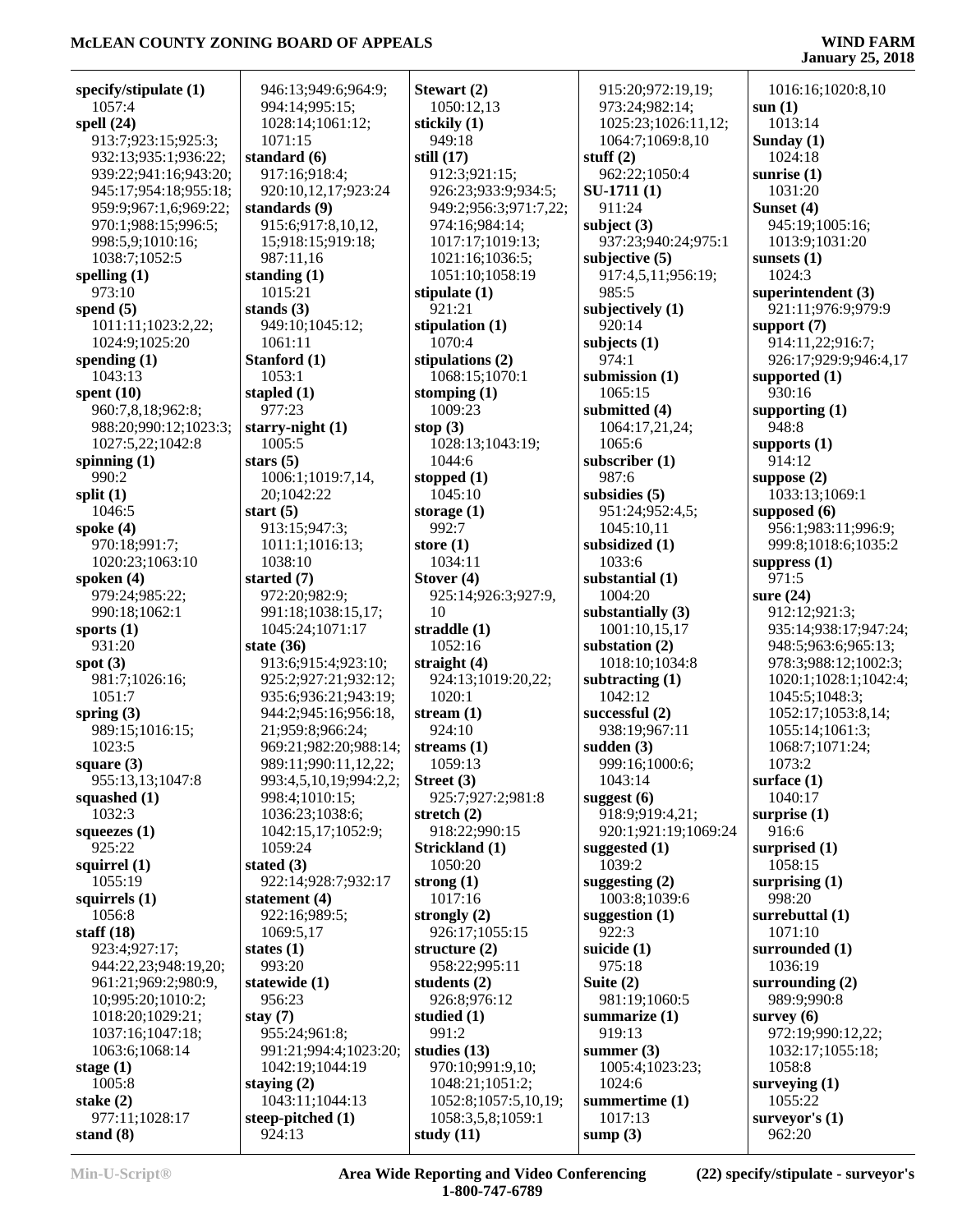**specify/stipulate (1)**
1057:4
**spell (24)**
913:7;923:15;925:3;
932:13;935:1;936:22;
939:22;941:16;943:20;
945:17;954:18;955:18;
959:9;967:1,6;969:22;
970:1;988:15;996:5;
998:5,9;1010:16;
1038:7;1052:5
**spelling (1)**
973:10
**spend (5)**
1011:11;1023:2,22;
1024:9;1025:20
**spending (1)**
1043:13
**spent (10)**
960:7,8,18;962:8;
988:20;990:12;1023:3;
1027:5,22;1042:8
**spinning (1)**
990:2
**split (1)**
1046:5
**spoke (4)**
970:18;991:7;
1020:23;1063:10
**spoken (4)**
979:24;985:22;
990:18;1062:1
**sports (1)**
931:20
**spot (3)**
981:7;1026:16;
1051:7
**spring (3)**
989:15;1016:15;
1023:5
**square (3)**
955:13,13;1047:8
**squashed (1)**
1032:3
**squeezes (1)**
925:22
**squirrel (1)**
1055:19
**squirrels (1)**
1056:8
**staff (18)**
923:4;927:17;
944:22,23;948:19,20;
961:21;969:2;980:9,
10;995:20;1010:2;
1018:20;1029:21;
1037:16;1047:18;
1063:6;1068:14
**stage (1)**
1005:8
**stake (2)**
977:11;1028:17
**stand (8)**
946:13;949:6;964:9;
994:14;995:15;
1028:14;1061:12;
1071:15
**standard (6)**
917:16;918:4;
920:10,12,17;923:24
**standards (9)**
915:6;917:8,10,12,
15;918:15;919:18;
987:11,16
**standing (1)**
1015:21
**stands (3)**
949:10;1045:12;
1061:11
**Stanford (1)**
1053:1
**stapled (1)**
977:23
**starry-night (1)**
1005:5
**stars (5)**
1006:1;1019:7,14,
20;1042:22
**start (5)**
913:15;947:3;
1011:1;1016:13;
1038:10
**started (7)**
972:20;982:9;
991:18;1038:15,17;
1045:24;1071:17
**state (36)**
913:6;915:4;923:10;
925:2;927:21;932:12;
935:6;936:21;943:19;
944:2;945:16;956:18,
21;959:8;966:24;
969:21;982:20;988:14;
989:11;990:11,12,22;
993:4,5,10,19;994:2,2;
998:4;1010:15;
1036:23;1038:6;
1042:15,17;1052:9;
1059:24
**stated (3)**
922:14;928:7;932:17
**statement (4)**
922:16;989:5;
1069:5,17
**states (1)**
993:20
**statewide (1)**
956:23
**stay (7)**
955:24;961:8;
991:21;994:4;1023:20;
1042:19;1044:19
**staying (2)**
1043:11;1044:13
**steep-pitched (1)**
924:13
**Stewart (2)**
1050:12,13
**stickily (1)**
949:18
**still (17)**
912:3;921:15;
926:23;933:9;934:5;
949:2;956:3;971:7,22;
974:16;984:14;
1017:17;1019:13;
1021:16;1036:5;
1051:10;1058:19
**stipulate (1)**
921:21
**stipulation (1)**
1070:4
**stipulations (2)**
1068:15;1070:1
**stomping (1)**
1009:23
**stop (3)**
1028:13;1043:19;
1044:6
**stopped (1)**
1045:10
**storage (1)**
992:7
**store (1)**
1034:11
**Stover (4)**
925:14;926:3;927:9,
10
**straddle (1)**
1052:16
**straight (4)**
924:13;1019:20,22;
1020:1
**stream (1)**
924:10
**streams (1)**
1059:13
**Street (3)**
925:7;927:2;981:8
**stretch (2)**
918:22;990:15
**Strickland (1)**
1050:20
**strong (1)**
1017:16
**strongly (2)**
926:17;1055:15
**structure (2)**
958:22;995:11
**students (2)**
926:8;976:12
**studied (1)**
991:2
**studies (13)**
970:10;991:9,10;
1048:21;1051:2;
1052:8;1057:5,10,19;
1058:3,5,8;1059:1
**study (11)**
915:20;972:19,19;
973:24;982:14;
1025:23;1026:11,12;
1064:7;1069:8,10
**stuff (2)**
962:22;1050:4
**SU-1711 (1)**
911:24
**subject (3)**
937:23;940:24;975:1
**subjective (5)**
917:4,5,11;956:19;
985:5
**subjectively (1)**
920:14
**subjects (1)**
974:1
**submission (1)**
1065:15
**submitted (4)**
1064:17,21,24;
1065:6
**subscriber (1)**
987:6
**subsidies (5)**
951:24;952:4,5;
1045:10,11
**subsidized (1)**
1033:6
**substantial (1)**
1004:20
**substantially (3)**
1001:10,15,17
**substation (2)**
1018:10;1034:8
**subtracting (1)**
1042:12
**successful (2)**
938:19;967:11
**sudden (3)**
999:16;1000:6;
1043:14
**suggest (6)**
918:9;919:4,21;
920:1;921:19;1069:24
**suggested (1)**
1039:2
**suggesting (2)**
1003:8;1039:6
**suggestion (1)**
922:3
**suicide (1)**
975:18
**Suite (2)**
981:19;1060:5
**summarize (1)**
919:13
**summer (3)**
1005:4;1023:23;
1024:6
**summertime (1)**
1017:13
**sump (3)**
1016:16;1020:8,10
**sun (1)**
1013:14
**Sunday (1)**
1024:18
**sunrise (1)**
1031:20
**Sunset (4)**
945:19;1005:16;
1013:9;1031:20
**sunsets (1)**
1024:3
**superintendent (3)**
921:11;976:9;979:9
**support (7)**
914:11,22;916:7;
926:17;929:9;946:4,17
**supported (1)**
930:16
**supporting (1)**
948:8
**supports (1)**
914:12
**suppose (2)**
1033:13;1069:1
**supposed (6)**
956:1;983:11;996:9;
999:8;1018:6;1035:2
**suppress (1)**
971:5
**sure (24)**
912:12;921:3;
935:14;938:17;947:24;
948:5;963:6;965:13;
978:3;988:12;1002:3;
1020:1;1028:1;1042:4;
1045:5;1048:3;
1052:17;1053:8,14;
1055:14;1061:3;
1068:7;1071:24;
1073:2
**surface (1)**
1040:17
**surprise (1)**
916:6
**surprised (1)**
1058:15
**surprising (1)**
998:20
**surrebuttal (1)**
1071:10
**surrounded (1)**
1036:19
**surrounding (2)**
989:9;990:8
**survey (6)**
972:19;990:12,22;
1032:17;1055:18;
1058:8
**surveying (1)**
1055:22
**surveyor's (1)**
962:20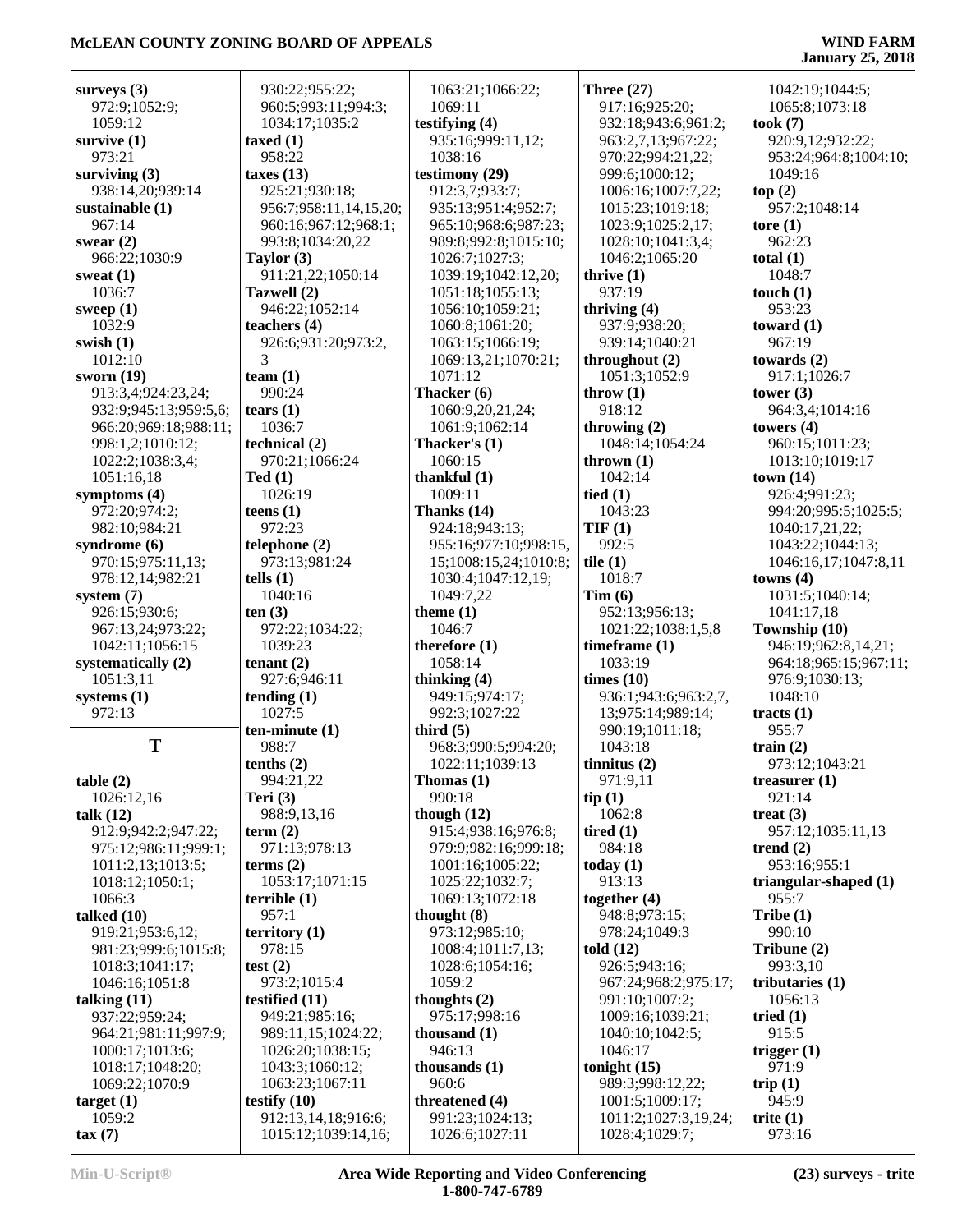**surveys (3)**
972:9;1052:9;
1059:12
**survive (1)**
973:21
**surviving (3)**
938:14,20;939:14
**sustainable (1)**
967:14
**swear (2)**
966:22;1030:9
**sweat (1)**
1036:7
**sweep (1)**
1032:9
**swish (1)**
1012:10
**sworn (19)**
913:3,4;924:23,24;
932:9;945:13;959:5,6;
966:20;969:18;988:11;
998:1,2;1010:12;
1022:2;1038:3,4;
1051:16,18
**symptoms (4)**
972:20;974:2;
982:10;984:21
**syndrome (6)**
970:15;975:11,13;
978:12,14;982:21
**system (7)**
926:15;930:6;
967:13,24;973:22;
1042:11;1056:15
**systematically (2)**
1051:3,11
**systems (1)**
972:13

## T

**table (2)**
1026:12,16
**talk (12)**
912:9;942:2;947:22;
975:12;986:11;999:1;
1011:2,13;1013:5;
1018:12;1050:1;
1066:3
**talked (10)**
919:21;953:6,12;
981:23;999:6;1015:8;
1018:3;1041:17;
1046:16;1051:8
**talking (11)**
937:22;959:24;
964:21;981:11;997:9;
1000:17;1013:6;
1018:17;1048:20;
1069:22;1070:9
**target (1)**
1059:2
**tax (7)**
930:22;955:22;
960:5;993:11;994:3;
1034:17;1035:2
**taxed (1)**
958:22
**taxes (13)**
925:21;930:18;
956:7;958:11,14,15,20;
960:16;967:12;968:1;
993:8;1034:20,22
**Taylor (3)**
911:21,22;1050:14
**Tazwell (2)**
946:22;1052:14
**teachers (4)**
926:6;931:20;973:2,
3
**team (1)**
990:24
**tears (1)**
1036:7
**technical (2)**
970:21;1066:24
**Ted (1)**
1026:19
**teens (1)**
972:23
**telephone (2)**
973:13;981:24
**tells (1)**
1040:16
**ten (3)**
972:22;1034:22;
1039:23
**tenant (2)**
927:6;946:11
**tending (1)**
1027:5
**ten-minute (1)**
988:7
**tenths (2)**
994:21,22
**Teri (3)**
988:9,13,16
**term (2)**
971:13;978:13
**terms (2)**
1053:17;1071:15
**terrible (1)**
957:1
**territory (1)**
978:15
**test (2)**
973:2;1015:4
**testified (11)**
949:21;985:16;
989:11,15;1024:22;
1026:20;1038:15;
1043:3;1060:12;
1063:23;1067:11
**testify (10)**
912:13,14,18;916:6;
1015:12;1039:14,16;
1063:21;1066:22;
1069:11
**testifying (4)**
935:16;999:11,12;
1038:16
**testimony (29)**
912:3,7;933:7;
935:13;951:4;952:7;
965:10;968:6;987:23;
989:8;992:8;1015:10;
1026:7;1027:3;
1039:19;1042:12,20;
1051:18;1055:13;
1056:10;1059:21;
1060:8;1061:20;
1063:15;1066:19;
1069:13,21;1070:21;
1071:12
**Thacker (6)**
1060:9,20,21,24;
1061:9;1062:14
**Thacker's (1)**
1060:15
**thankful (1)**
1009:11
**Thanks (14)**
924:18;943:13;
955:16;977:10;998:15,
15;1008:15,24;1010:8;
1030:4;1047:12,19;
1049:7,22
**theme (1)**
1046:7
**therefore (1)**
1058:14
**thinking (4)**
949:15;974:17;
992:3;1027:22
**third (5)**
968:3;990:5;994:20;
1022:11;1039:13
**Thomas (1)**
990:18
**though (12)**
915:4;938:16;976:8;
979:9;982:16;999:18;
1001:16;1005:22;
1025:22;1032:7;
1069:13;1072:18
**thought (8)**
973:12;985:10;
1008:4;1011:7,13;
1028:6;1054:16;
1059:2
**thoughts (2)**
975:17;998:16
**thousand (1)**
946:13
**thousands (1)**
960:6
**threatened (4)**
991:23;1024:13;
1026:6;1027:11
**Three (27)**
917:16;925:20;
932:18;943:6;961:2;
963:2,7,13;967:22;
970:22;994:21,22;
999:6;1000:12;
1006:16;1007:7,22;
1015:23;1019:18;
1023:9;1025:2,17;
1028:10;1041:3,4;
1046:2;1065:20
**thrive (1)**
937:19
**thriving (4)**
937:9;938:20;
939:14;1040:21
**throughout (2)**
1051:3;1052:9
**throw (1)**
918:12
**throwing (2)**
1048:14;1054:24
**thrown (1)**
1042:14
**tied (1)**
1043:23
**TIF (1)**
992:5
**tile (1)**
1018:7
**Tim (6)**
952:13;956:13;
1021:22;1038:1,5,8
**timeframe (1)**
1033:19
**times (10)**
936:1;943:6;963:2,7,
13;975:14;989:14;
990:19;1011:18;
1043:18
**tinnitus (2)**
971:9,11
**tip (1)**
1062:8
**tired (1)**
984:18
**today (1)**
913:13
**together (4)**
948:8;973:15;
978:24;1049:3
**told (12)**
926:5;943:16;
967:24;968:2;975:17;
991:10;1007:2;
1009:16;1039:21;
1040:10;1042:5;
1046:17
**tonight (15)**
989:3;998:12,22;
1001:5;1009:17;
1011:2;1027:3,19,24;
1028:4;1029:7;
1042:19;1044:5;
1065:8;1073:18
**took (7)**
920:9,12;932:22;
953:24;964:8;1004:10;
1049:16
**top (2)**
957:2;1048:14
**tore (1)**
962:23
**total (1)**
1048:7
**touch (1)**
953:23
**toward (1)**
967:19
**towards (2)**
917:1;1026:7
**tower (3)**
964:3,4;1014:16
**towers (4)**
960:15;1011:23;
1013:10;1019:17
**town (14)**
926:4;991:23;
994:20;995:5;1025:5;
1040:17,21,22;
1043:22;1044:13;
1046:16,17;1047:8,11
**towns (4)**
1031:5;1040:14;
1041:17,18
**Township (10)**
946:19;962:8,14,21;
964:18;965:15;967:11;
976:9;1030:13;
1048:10
**tracts (1)**
955:7
**train (2)**
973:12;1043:21
**treasurer (1)**
921:14
**treat (3)**
957:12;1035:11,13
**trend (2)**
953:16;955:1
**triangular-shaped (1)**
955:7
**Tribe (1)**
990:10
**Tribune (2)**
993:3,10
**tributaries (1)**
1056:13
**tried (1)**
915:5
**trigger (1)**
971:9
**trip (1)**
945:9
**trite (1)**
973:16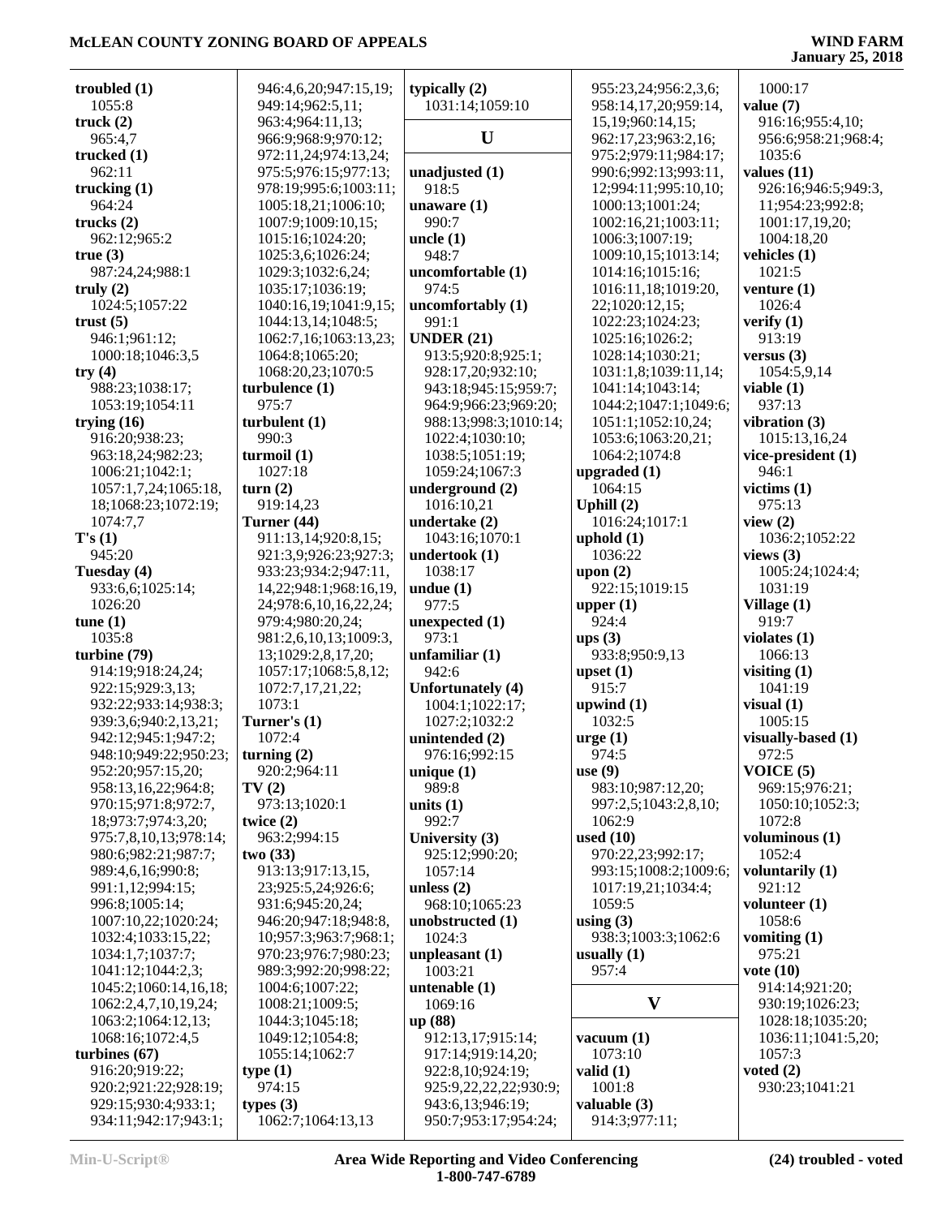**troubled (1)**
1055:8
**truck (2)**
965:4,7
**trucked (1)**
962:11
**trucking (1)**
964:24
**trucks (2)**
962:12;965:2
**true (3)**
987:24,24;988:1
**truly (2)**
1024:5;1057:22
**trust (5)**
946:1;961:12;
1000:18;1046:3,5
**try (4)**
988:23;1038:17;
1053:19;1054:11
**trying (16)**
916:20;938:23;
963:18,24;982:23;
1006:21;1042:1;
1057:1,7,24;1065:18,
18;1068:23;1072:19;
1074:7,7
**T's (1)**
945:20
**Tuesday (4)**
933:6,6;1025:14;
1026:20
**tune (1)**
1035:8
**turbine (79)**
914:19;918:24,24;
922:15;929:3,13;
932:22;933:14;938:3;
939:3,6;940:2,13,21;
942:12;945:1;947:2;
948:10;949:22;950:23;
952:20;957:15,20;
958:13,16,22;964:8;
970:15;971:8;972:7,
18;973:7;974:3,20;
975:7,8,10,13;978:14;
980:6;982:21;987:7;
989:4,6,16;990:8;
991:1,12;994:15;
996:8;1005:14;
1007:10,22;1020:24;
1032:4;1033:15,22;
1034:1,7;1037:7;
1041:12;1044:2,3;
1045:2;1060:14,16,18;
1062:2,4,7,10,19,24;
1063:2;1064:12,13;
1068:16;1072:4,5
**turbines (67)**
916:20;919:22;
920:2;921:22;928:19;
929:15;930:4;933:1;
934:11;942:17;943:1;
946:4,6,20;947:15,19;
949:14;962:5,11;
963:4;964:11,13;
966:9;968:9;970:12;
972:11,24;974:13,24;
975:5;976:15;977:13;
978:19;995:6;1003:11;
1005:18,21;1006:10;
1007:9;1009:10,15;
1015:16;1024:20;
1025:3,6;1026:24;
1029:3;1032:6,24;
1035:17;1036:19;
1040:16,19;1041:9,15;
1044:13,14;1048:5;
1062:7,16;1063:13,23;
1064:8;1065:20;
1068:20,23;1070:5
**turbulence (1)**
975:7
**turbulent (1)**
990:3
**turmoil (1)**
1027:18
**turn (2)**
919:14,23
**Turner (44)**
911:13,14;920:8,15;
921:3,9;926:23;927:3;
933:23;934:2;947:11,
14,22;948:1;968:16,19,
24;978:6,10,16,22,24;
979:4;980:20,24;
981:2,6,10,13;1009:3,
13;1029:2,8,17,20;
1057:17;1068:5,8,12;
1072:7,17,21,22;
1073:1
**Turner's (1)**
1072:4
**turning (2)**
920:2;964:11
**TV (2)**
973:13;1020:1
**twice (2)**
963:2;994:15
**two (33)**
913:13;917:13,15,
23;925:5,24;926:6;
931:6;945:20,24;
946:20;947:18;948:8,
10;957:3;963:7;968:1;
970:23;976:7;980:23;
989:3;992:20;998:22;
1004:6;1007:22;
1008:21;1009:5;
1044:3;1045:18;
1049:12;1054:8;
1055:14;1062:7
**type (1)**
974:15
**types (3)**
1062:7;1064:13,13
**typically (2)**
1031:14;1059:10

## U

**unadjusted (1)**
918:5
**unaware (1)**
990:7
**uncle (1)**
948:7
**uncomfortable (1)**
974:5
**uncomfortably (1)**
991:1
**UNDER (21)**
913:5;920:8;925:1;
928:17,20;932:10;
943:18;945:15;959:7;
964:9;966:23;969:20;
988:13;998:3;1010:14;
1022:4;1030:10;
1038:5;1051:19;
1059:24;1067:3
**underground (2)**
1016:10,21
**undertake (2)**
1043:16;1070:1
**undertook (1)**
1038:17
**undue (1)**
977:5
**unexpected (1)**
973:1
**unfamiliar (1)**
942:6
**Unfortunately (4)**
1004:1;1022:17;
1027:2;1032:2
**unintended (2)**
976:16;992:15
**unique (1)**
989:8
**units (1)**
992:7
**University (3)**
925:12;990:20;
1057:14
**unless (2)**
968:10;1065:23
**unobstructed (1)**
1024:3
**unpleasant (1)**
1003:21
**untenable (1)**
1069:16
**up (88)**
912:13,17;915:14;
917:14;919:14,20;
922:8,10;924:19;
925:9,22,22,22;930:9;
943:6,13;946:19;
950:7;953:17;954:24;
955:23,24;956:2,3,6;
958:14,17,20;959:14,
15,19;960:14,15;
962:17,23;963:2,16;
975:2;979:11;984:17;
990:6;992:13;993:11,
12;994:11;995:10,10;
1000:13;1001:24;
1002:16,21;1003:11;
1006:3;1007:19;
1009:10,15;1013:14;
1014:16;1015:16;
1016:11,18;1019:20,
22;1020:12,15;
1022:23;1024:23;
1025:16;1026:2;
1028:14;1030:21;
1031:1,8;1039:11,14;
1041:14;1043:14;
1044:2;1047:1;1049:6;
1051:1;1052:10,24;
1053:6;1063:20,21;
1064:2;1074:8
**upgraded (1)**
1064:15
**Uphill (2)**
1016:24;1017:1
**uphold (1)**
1036:22
**upon (2)**
922:15;1019:15
**upper (1)**
924:4
**ups (3)**
933:8;950:9,13
**upset (1)**
915:7
**upwind (1)**
1032:5
**urge (1)**
974:5
**use (9)**
983:10;987:12,20;
997:2,5;1043:2,8,10;
1062:9
**used (10)**
970:22,23;992:17;
993:15;1008:2;1009:6;
1017:19,21;1034:4;
1059:5
**using (3)**
938:3;1003:3;1062:6
**usually (1)**
957:4

## V

**vacuum (1)**
1073:10
**valid (1)**
1001:8
**valuable (3)**
914:3;977:11;
1000:17
**value (7)**
916:16;955:4,10;
956:6;958:21;968:4;
1035:6
**values (11)**
926:16;946:5;949:3,
11;954:23;992:8;
1001:17,19,20;
1004:18,20
**vehicles (1)**
1021:5
**venture (1)**
1026:4
**verify (1)**
913:19
**versus (3)**
1054:5,9,14
**viable (1)**
937:13
**vibration (3)**
1015:13,16,24
**vice-president (1)**
946:1
**victims (1)**
975:13
**view (2)**
1036:2;1052:22
**views (3)**
1005:24;1024:4;
1031:19
**Village (1)**
919:7
**violates (1)**
1066:13
**visiting (1)**
1041:19
**visual (1)**
1005:15
**visually-based (1)**
972:5
**VOICE (5)**
969:15;976:21;
1050:10;1052:3;
1072:8
**voluminous (1)**
1052:4
**voluntarily (1)**
921:12
**volunteer (1)**
1058:6
**vomiting (1)**
975:21
**vote (10)**
914:14;921:20;
930:19;1026:23;
1028:18;1035:20;
1036:11;1041:5,20;
1057:3
**voted (2)**
930:23;1041:21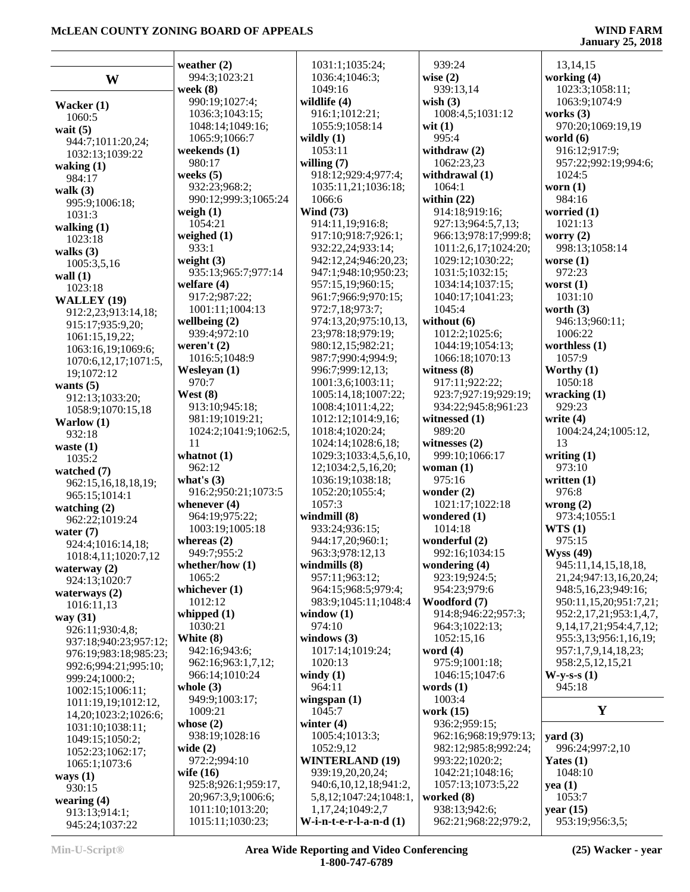## W

**Wacker (1)**
1060:5

**wait (5)**
944:7;1011:20,24;
1032:13;1039:22

**waking (1)**
984:17

**walk (3)**
995:9;1006:18;
1031:3

**walking (1)**
1023:18

**walks (3)**
1005:3,5,16

**wall (1)**
1023:18

**WALLEY (19)**
912:2,23;913:14,18;
915:17;935:9,20;
1061:15,19,22;
1063:16,19;1069:6;
1070:6,12,17;1071:5,
19;1072:12

**wants (5)**
912:13;1033:20;
1058:9;1070:15,18

**Warlow (1)**
932:18

**waste (1)**
1035:2

**watched (7)**
962:15,16,18,18,19;
965:15;1014:1

**watching (2)**
962:22;1019:24

**water (7)**
924:4;1016:14,18;
1018:4,11;1020:7,12

**waterway (2)**
924:13;1020:7

**waterways (2)**
1016:11,13

**way (31)**
926:11;930:4,8;
937:18;940:23;957:12;
976:19;983:18;985:23;
992:6;994:21;995:10;
999:24;1000:2;
1002:15;1006:11;
1011:19,19;1012:12,
14,20;1023:2;1026:6;
1031:10;1038:11;
1049:15;1050:2;
1052:23;1062:17;
1065:1;1073:6

**ways (1)**
930:15

**wearing (4)**
913:13;914:1;
945:24;1037:22

**weather (2)**
994:3;1023:21

**week (8)**
990:19;1027:4;
1036:3;1043:15;
1048:14;1049:16;
1065:9;1066:7

**weekends (1)**
980:17

**weeks (5)**
932:23;968:2;
990:12;999:3;1065:24

**weigh (1)**
1054:21

**weighed (1)**
933:1

**weight (3)**
935:13;965:7;977:14

**welfare (4)**
917:2;987:22;
1001:11;1004:13

**wellbeing (2)**
939:4;972:10

**weren't (2)**
1016:5;1048:9

**Wesleyan (1)**
970:7

**West (8)**
913:10;945:18;
981:19;1019:21;
1024:2;1041:9;1062:5,
11

**whatnot (1)**
962:12

**what's (3)**
916:2;950:21;1073:5

**whenever (4)**
964:19;975:22;
1003:19;1005:18

**whereas (2)**
949:7;955:2

**whether/how (1)**
1065:2

**whichever (1)**
1012:12

**whipped (1)**
1030:21

**White (8)**
942:16;943:6;
962:16;963:1,7,12;
966:14;1010:24

**whole (3)**
949:9;1003:17;
1009:21

**whose (2)**
938:19;1028:16

**wide (2)**
972:2;994:10

**wife (16)**
925:8;926:1;959:17,
20;967:3,9;1006:6;
1011:10;1013:20;
1015:11;1030:23;
1031:1;1035:24;
1036:4;1046:3;
1049:16

**wildlife (4)**
916:1;1012:21;
1055:9;1058:14

**wildly (1)**
1053:11

**willing (7)**
918:12;929:4;977:4;
1035:11,21;1036:18;
1066:6

**Wind (73)**
914:11,19;916:8;
917:10;918:7;926:1;
932:22,24;933:14;
942:12,24;946:20,23;
947:1;948:10;950:23;
957:15,19;960:15;
961:7;966:9;970:15;
972:7,18;973:7;
974:13,20;975:10,13,
23;978:18;979:19;
980:12,15;982:21;
987:7;990:4;994:9;
996:7;999:12,13;
1001:3,6;1003:11;
1005:14,18;1007:22;
1008:4;1011:4,22;
1012:12;1014:9,16;
1018:4;1020:24;
1024:14;1028:6,18;
1029:3;1033:4,5,6,10,
12;1034:2,5,16,20;
1036:19;1038:18;
1052:20;1055:4;
1057:3

**windmill (8)**
933:24;936:15;
944:17,20;960:1;
963:3;978:12,13

**windmills (8)**
957:11;963:12;
964:15;968:5;979:4;
983:9;1045:11;1048:4

**window (1)**
974:10

**windows (3)**
1017:14;1019:24;
1020:13

**windy (1)**
964:11

**wingspan (1)**
1045:7

**winter (4)**
1005:4;1013:3;
1052:9,12

**WINTERLAND (19)**
939:19,20,20,24;
940:6,10,12,18;941:2,
5,8,12;1047:24;1048:1,
1,17,24;1049:2,7

**W-i-n-t-e-r-l-a-n-d (1)**
939:24

**wise (2)**
939:13,14

**wish (3)**
1008:4,5;1031:12

**wit (1)**
995:4

**withdraw (2)**
1062:23,23

**withdrawal (1)**
1064:1

**within (22)**
914:18;919:16;
927:13;964:5,7,13;
966:13;978:17;999:8;
1011:2,6,17;1024:20;
1029:12;1030:22;
1031:5;1032:15;
1034:14;1037:15;
1040:17;1041:23;
1045:4

**without (6)**
1012:2;1025:6;
1044:19;1054:13;
1066:18;1070:13

**witness (8)**
917:11;922:22;
923:7;927:19;929:19;
934:22;945:8;961:23

**witnessed (1)**
989:20

**witnesses (2)**
999:10;1066:17

**woman (1)**
975:16

**wonder (2)**
1021:17;1022:18

**wondered (1)**
1014:18

**wonderful (2)**
992:16;1034:15

**wondering (4)**
923:19;924:5;
954:23;979:6

**Woodford (7)**
914:8;946:22;957:3;
964:3;1022:13;
1052:15,16

**word (4)**
975:9;1001:18;
1046:15;1047:6

**words (1)**
1003:4

**work (15)**
936:2;959:15;
962:16;968:19;979:13;
982:12;985:8;992:24;
993:22;1020:2;
1042:21;1048:16;
1057:13;1073:5,22

**worked (8)**
938:13;942:6;
962:21;968:22;979:2,
13,14,15

**working (4)**
1023:3;1058:11;
1063:9;1074:9

**works (3)**
970:20;1069:19,19

**world (6)**
916:12;917:9;
957:22;992:19;994:6;
1024:5

**worn (1)**
984:16

**worried (1)**
1021:13

**worry (2)**
998:13;1058:14

**worse (1)**
972:23

**worst (1)**
1031:10

**worth (3)**
946:13;960:11;
1006:22

**worthless (1)**
1057:9

**Worthy (1)**
1050:18

**wracking (1)**
929:23

**write (4)**
1004:24,24;1005:12,
13

**writing (1)**
973:10

**written (1)**
976:8

**wrong (2)**
973:4;1055:1

**WTS (1)**
975:15

**Wyss (49)**
945:11,14,15,18,18,
21,24;947:13,16,20,24;
948:5,16,23;949:16;
950:11,15,20;951:7,21;
952:2,17,21;953:1,4,7,
9,14,17,21;954:4,7,12;
955:3,13;956:1,16,19;
957:1,7,9,14,18,23;
958:2,5,12,15,21

**W-y-s-s (1)**
945:18

## Y

**yard (3)**
996:24;997:2,10

**Yates (1)**
1048:10

**yea (1)**
1053:7

**year (15)**
953:19;956:3,5;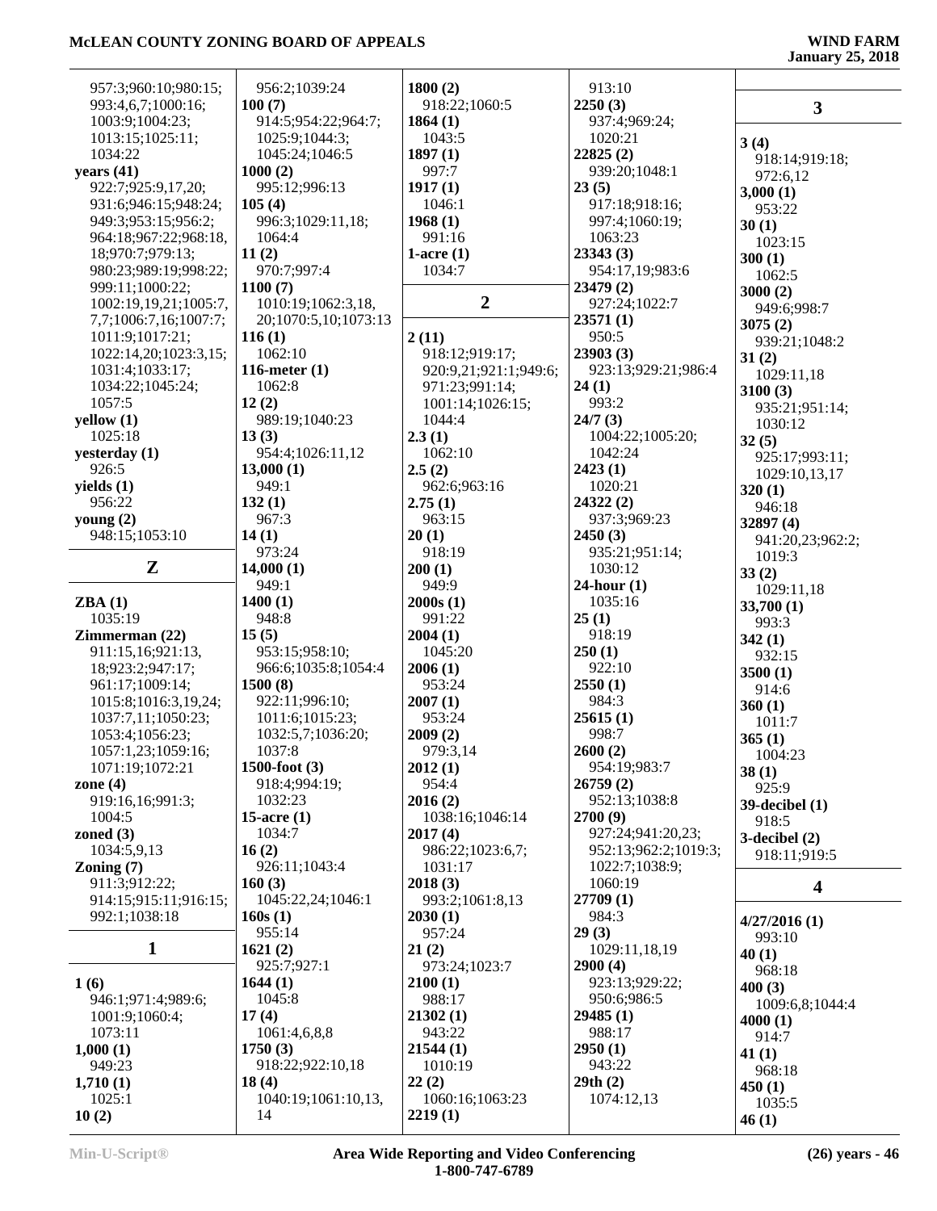957:3;960:10;980:15;
993:4,6,7;1000:16;
1003:9;1004:23;
1013:15;1025:11;
1034:22

**years (41)**
922:7;925:9,17,20;
931:6;946:15;948:24;
949:3;953:15;956:2;
964:18;967:22;968:18,
18;970:7;979:13;
980:23;989:19;998:22;
999:11;1000:22;
1002:19,19,21;1005:7,
7,7;1006:7,16;1007:7;
1011:9;1017:21;
1022:14,20;1023:3,15;
1031:4;1033:17;
1034:22;1045:24;
1057:5

**yellow (1)**
1025:18

**yesterday (1)**
926:5

**yields (1)**
956:22

**young (2)**
948:15;1053:10

## Z

**ZBA (1)**
1035:19

**Zimmerman (22)**
911:15,16;921:13,
18;923:2;947:17;
961:17;1009:14;
1015:8;1016:3,19,24;
1037:7,11;1050:23;
1053:4;1056:23;
1057:1,23;1059:16;
1071:19;1072:21

**zone (4)**
919:16,16;991:3;
1004:5

**zoned (3)**
1034:5,9,13

**Zoning (7)**
911:3;912:22;
914:15;915:11;916:15;
992:1;1038:18

## 1

**1 (6)**
946:1;971:4;989:6;
1001:9;1060:4;
1073:11

**1,000 (1)**
949:23

**1,710 (1)**
1025:1

**10 (2)**
956:2;1039:24

**100 (7)**
914:5;954:22;964:7;
1025:9;1044:3;
1045:24;1046:5

**1000 (2)**
995:12;996:13

**105 (4)**
996:3;1029:11,18;
1064:4

**11 (2)**
970:7;997:4

**1100 (7)**
1010:19;1062:3,18,
20;1070:5,10;1073:13

**116 (1)**
1062:10

**116-meter (1)**
1062:8

**12 (2)**
989:19;1040:23

**13 (3)**
954:4;1026:11,12

**13,000 (1)**
949:1

**132 (1)**
967:3

**14 (1)**
973:24

**14,000 (1)**
949:1

**1400 (1)**
948:8

**15 (5)**
953:15;958:10;
966:6;1035:8;1054:4

**1500 (8)**
922:11;996:10;
1011:6;1015:23;
1032:5,7;1036:20;
1037:8

**1500-foot (3)**
918:4;994:19;
1032:23

**15-acre (1)**
1034:7

**16 (2)**
926:11;1043:4

**160 (3)**
1045:22,24;1046:1

**160s (1)**
955:14

**1621 (2)**
925:7;927:1

**1644 (1)**
1045:8

**17 (4)**
1061:4,6,8,8

**1750 (3)**
918:22;922:10,18

**18 (4)**
1040:19;1061:10,13,
14

**1800 (2)**
918:22;1060:5

**1864 (1)**
1043:5

**1897 (1)**
997:7

**1917 (1)**
1046:1

**1968 (1)**
991:16

**1-acre (1)**
1034:7

## 2

**2 (11)**
918:12;919:17;
920:9,21;921:1;949:6;
971:23;991:14;
1001:14;1026:15;
1044:4

**2.3 (1)**
1062:10

**2.5 (2)**
962:6;963:16

**2.75 (1)**
963:15

**20 (1)**
918:19

**200 (1)**
949:9

**2000s (1)**
991:22

**2004 (1)**
1045:20

**2006 (1)**
953:24

**2007 (1)**
953:24

**2009 (2)**
979:3,14

**2012 (1)**
954:4

**2016 (2)**
1038:16;1046:14

**2017 (4)**
986:22;1023:6,7;
1031:17

**2018 (3)**
993:2;1061:8,13

**2030 (1)**
957:24

**21 (2)**
973:24;1023:7

**2100 (1)**
988:17

**21302 (1)**
943:22

**21544 (1)**
1010:19

**22 (2)**
1060:16;1063:23

**2219 (1)**
913:10

**2250 (3)**
937:4;969:24;
1020:21

**22825 (2)**
939:20;1048:1

**23 (5)**
917:18;918:16;
997:4;1060:19;
1063:23

**23343 (3)**
954:17,19;983:6

**23479 (2)**
927:24;1022:7

**23571 (1)**
950:5

**23903 (3)**
923:13;929:21;986:4

**24 (1)**
993:2

**24/7 (3)**
1004:22;1005:20;
1042:24

**2423 (1)**
1020:21

**24322 (2)**
937:3;969:23

**2450 (3)**
935:21;951:14;
1030:12

**24-hour (1)**
1035:16

**25 (1)**
918:19

**250 (1)**
922:10

**2550 (1)**
984:3

**25615 (1)**
998:7

**2600 (2)**
954:19;983:7

**26759 (2)**
952:13;1038:8

**2700 (9)**
927:24;941:20,23;
952:13;962:2;1019:3;
1022:7;1038:9;
1060:19

**27709 (1)**
984:3

**29 (3)**
1029:11,18,19

**2900 (4)**
923:13;929:22;
950:6;986:5

**29485 (1)**
988:17

**2950 (1)**
943:22

**29th (2)**
1074:12,13

## 3

**3 (4)**
918:14;919:18;
972:6,12

**3,000 (1)**
953:22

**30 (1)**
1023:15

**300 (1)**
1062:5

**3000 (2)**
949:6;998:7

**3075 (2)**
939:21;1048:2

**31 (2)**
1029:11,18

**3100 (3)**
935:21;951:14;
1030:12

**32 (5)**
925:17;993:11;
1029:10,13,17

**320 (1)**
946:18

**32897 (4)**
941:20,23;962:2;
1019:3

**33 (2)**
1029:11,18

**33,700 (1)**
993:3

**342 (1)**
932:15

**3500 (1)**
914:6

**360 (1)**
1011:7

**365 (1)**
1004:23

**38 (1)**
925:9

**39-decibel (1)**
918:5

**3-decibel (2)**
918:11;919:5

## 4

**4/27/2016 (1)**
993:10

**40 (1)**
968:18

**400 (3)**
1009:6,8;1044:4

**4000 (1)**
914:7

**41 (1)**
968:18

**450 (1)**
1035:5

**46 (1)**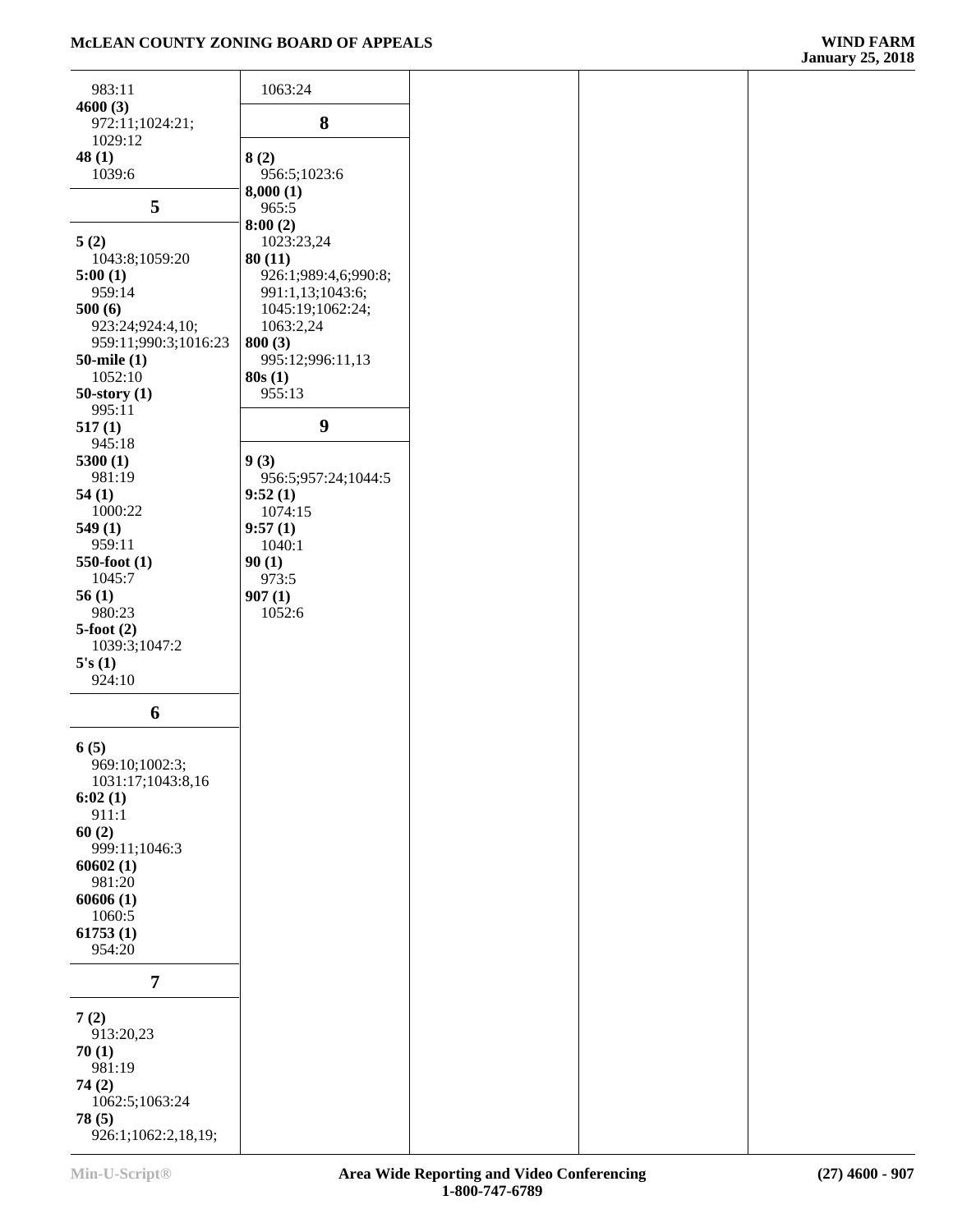983:11

**4600 (3)**
972:11;1024:21;
1029:12

**48 (1)**
1039:6

## 5

**5 (2)**
1043:8;1059:20

**5:00 (1)**
959:14

**500 (6)**
923:24;924:4,10;
959:11;990:3;1016:23

**50-mile (1)**
1052:10

**50-story (1)**
995:11

**517 (1)**
945:18

**5300 (1)**
981:19

**54 (1)**
1000:22

**549 (1)**
959:11

**550-foot (1)**
1045:7

**56 (1)**
980:23

**5-foot (2)**
1039:3;1047:2

**5's (1)**
924:10

## 6

**6 (5)**
969:10;1002:3;
1031:17;1043:8,16

**6:02 (1)**
911:1

**60 (2)**
999:11;1046:3

**60602 (1)**
981:20

**60606 (1)**
1060:5

**61753 (1)**
954:20

## 7

**7 (2)**
913:20,23

**70 (1)**
981:19

**74 (2)**
1062:5;1063:24

**78 (5)**
926:1;1062:2,18,19;
1063:24

## 8

**8 (2)**
956:5;1023:6

**8,000 (1)**
965:5

**8:00 (2)**
1023:23,24

**80 (11)**
926:1;989:4,6;990:8;
991:1,13;1043:6;
1045:19;1062:24;
1063:2,24

**800 (3)**
995:12;996:11,13

**80s (1)**
955:13

## 9

**9 (3)**
956:5;957:24;1044:5

**9:52 (1)**
1074:15

**9:57 (1)**
1040:1

**90 (1)**
973:5

**907 (1)**
1052:6